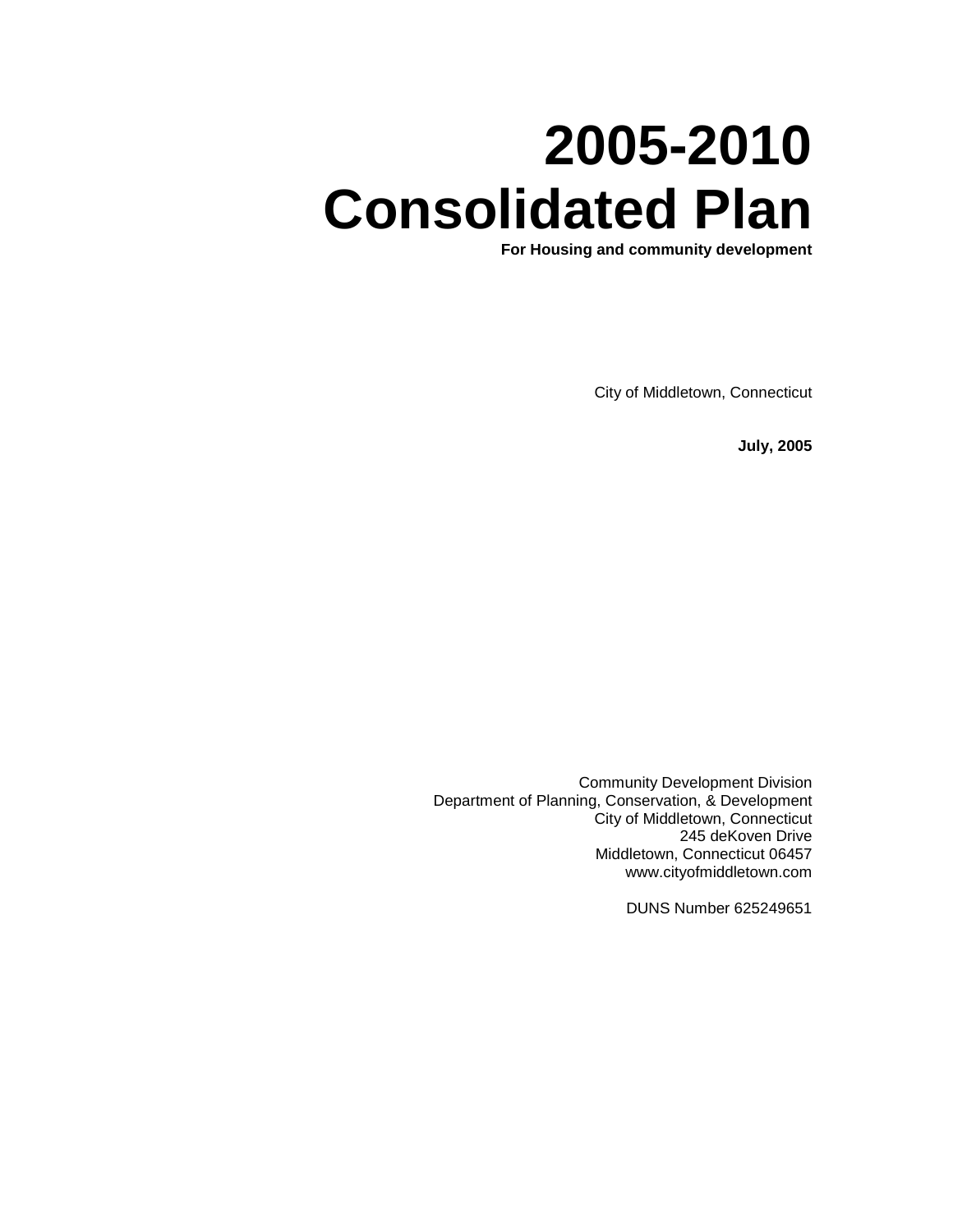# 2005-2010 Consolidated Plan

**For Housing and community development**

City of Middletown, Connecticut

**July, 2005**

Community Development Division
Department of Planning, Conservation, & Development
City of Middletown, Connecticut
245 deKoven Drive
Middletown, Connecticut 06457
www.cityofmiddletown.com

DUNS Number 625249651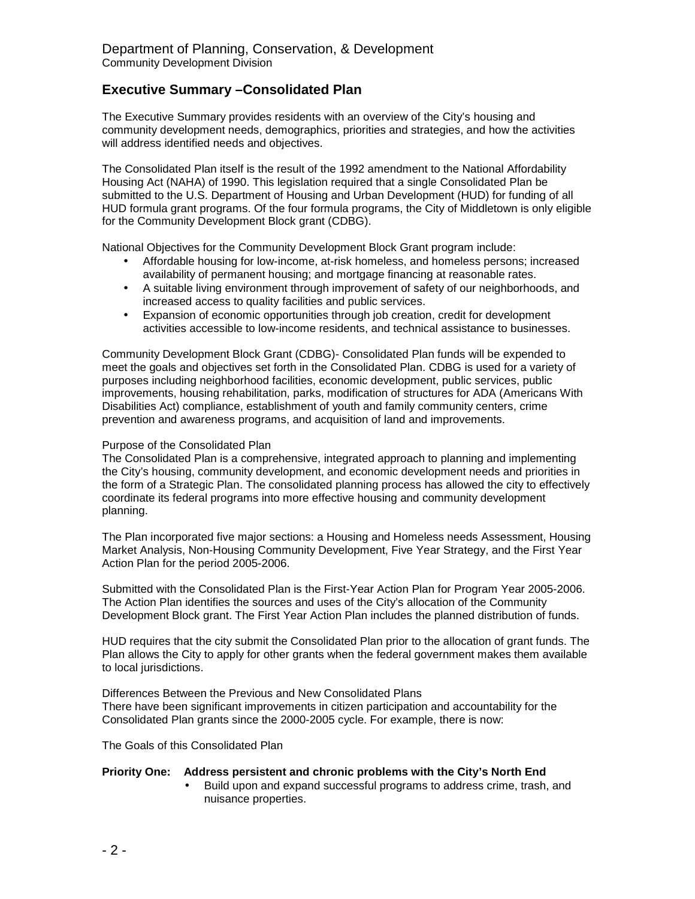Department of Planning, Conservation, & Development
Community Development Division

## Executive Summary –Consolidated Plan

The Executive Summary provides residents with an overview of the City's housing and community development needs, demographics, priorities and strategies, and how the activities will address identified needs and objectives.

The Consolidated Plan itself is the result of the 1992 amendment to the National Affordability Housing Act (NAHA) of 1990. This legislation required that a single Consolidated Plan be submitted to the U.S. Department of Housing and Urban Development (HUD) for funding of all HUD formula grant programs. Of the four formula programs, the City of Middletown is only eligible for the Community Development Block grant (CDBG).

National Objectives for the Community Development Block Grant program include:

- Affordable housing for low-income, at-risk homeless, and homeless persons; increased availability of permanent housing; and mortgage financing at reasonable rates.
- A suitable living environment through improvement of safety of our neighborhoods, and increased access to quality facilities and public services.
- Expansion of economic opportunities through job creation, credit for development activities accessible to low-income residents, and technical assistance to businesses.

Community Development Block Grant (CDBG)- Consolidated Plan funds will be expended to meet the goals and objectives set forth in the Consolidated Plan. CDBG is used for a variety of purposes including neighborhood facilities, economic development, public services, public improvements, housing rehabilitation, parks, modification of structures for ADA (Americans With Disabilities Act) compliance, establishment of youth and family community centers, crime prevention and awareness programs, and acquisition of land and improvements.

Purpose of the Consolidated Plan
The Consolidated Plan is a comprehensive, integrated approach to planning and implementing the City's housing, community development, and economic development needs and priorities in the form of a Strategic Plan. The consolidated planning process has allowed the city to effectively coordinate its federal programs into more effective housing and community development planning.

The Plan incorporated five major sections: a Housing and Homeless needs Assessment, Housing Market Analysis, Non-Housing Community Development, Five Year Strategy, and the First Year Action Plan for the period 2005-2006.

Submitted with the Consolidated Plan is the First-Year Action Plan for Program Year 2005-2006. The Action Plan identifies the sources and uses of the City's allocation of the Community Development Block grant. The First Year Action Plan includes the planned distribution of funds.

HUD requires that the city submit the Consolidated Plan prior to the allocation of grant funds. The Plan allows the City to apply for other grants when the federal government makes them available to local jurisdictions.

Differences Between the Previous and New Consolidated Plans
There have been significant improvements in citizen participation and accountability for the Consolidated Plan grants since the 2000-2005 cycle. For example, there is now:

The Goals of this Consolidated Plan

**Priority One: Address persistent and chronic problems with the City's North End**

- Build upon and expand successful programs to address crime, trash, and nuisance properties.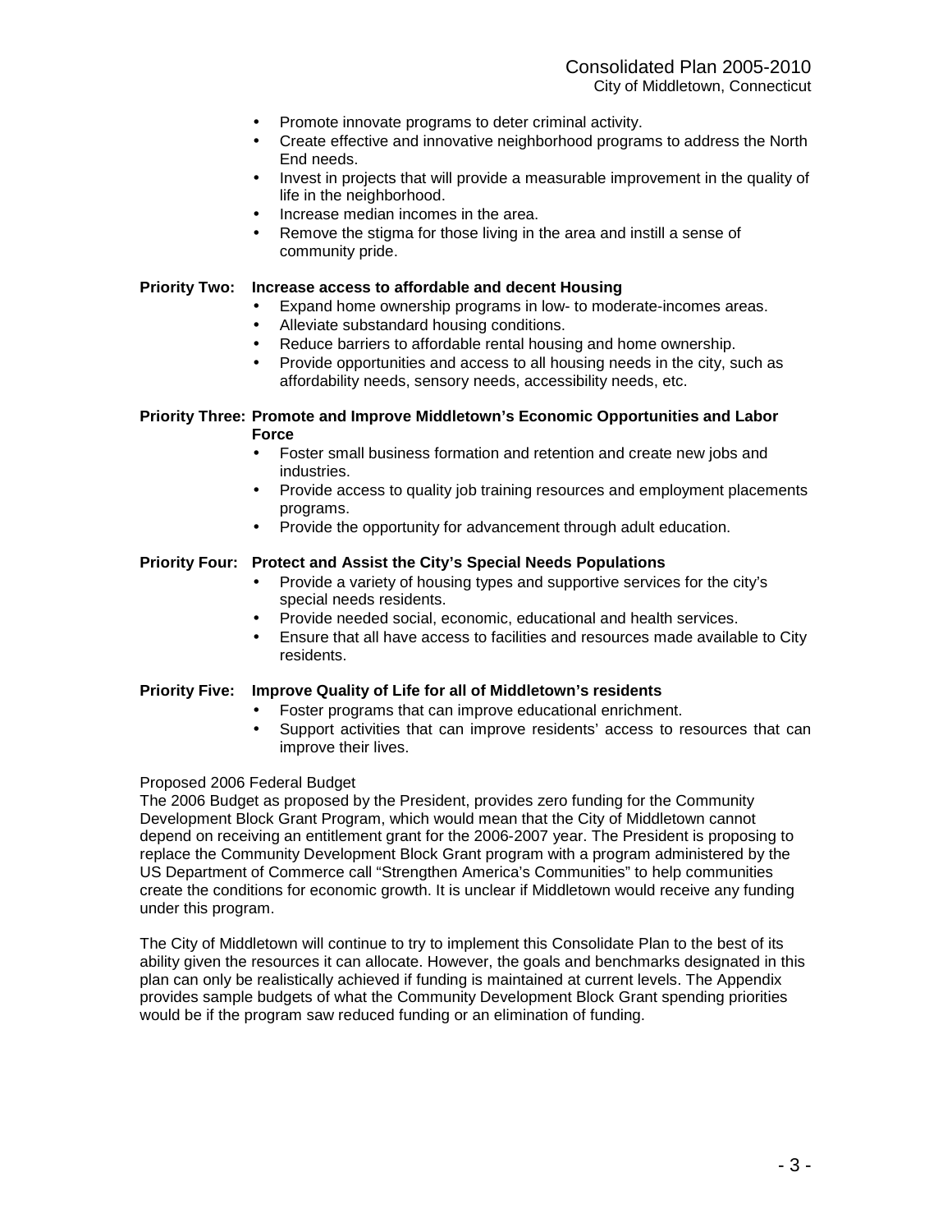- Promote innovate programs to deter criminal activity.
- Create effective and innovative neighborhood programs to address the North End needs.
- Invest in projects that will provide a measurable improvement in the quality of life in the neighborhood.
- Increase median incomes in the area.
- Remove the stigma for those living in the area and instill a sense of community pride.

**Priority Two: Increase access to affordable and decent Housing**

- Expand home ownership programs in low- to moderate-incomes areas.
- Alleviate substandard housing conditions.
- Reduce barriers to affordable rental housing and home ownership.
- Provide opportunities and access to all housing needs in the city, such as affordability needs, sensory needs, accessibility needs, etc.

**Priority Three: Promote and Improve Middletown's Economic Opportunities and Labor Force**

- Foster small business formation and retention and create new jobs and industries.
- Provide access to quality job training resources and employment placements programs.
- Provide the opportunity for advancement through adult education.

**Priority Four: Protect and Assist the City's Special Needs Populations**

- Provide a variety of housing types and supportive services for the city's special needs residents.
- Provide needed social, economic, educational and health services.
- Ensure that all have access to facilities and resources made available to City residents.

**Priority Five: Improve Quality of Life for all of Middletown's residents**

- Foster programs that can improve educational enrichment.
- Support activities that can improve residents' access to resources that can improve their lives.

Proposed 2006 Federal Budget

The 2006 Budget as proposed by the President, provides zero funding for the Community Development Block Grant Program, which would mean that the City of Middletown cannot depend on receiving an entitlement grant for the 2006-2007 year. The President is proposing to replace the Community Development Block Grant program with a program administered by the US Department of Commerce call "Strengthen America's Communities" to help communities create the conditions for economic growth. It is unclear if Middletown would receive any funding under this program.

The City of Middletown will continue to try to implement this Consolidate Plan to the best of its ability given the resources it can allocate. However, the goals and benchmarks designated in this plan can only be realistically achieved if funding is maintained at current levels. The Appendix provides sample budgets of what the Community Development Block Grant spending priorities would be if the program saw reduced funding or an elimination of funding.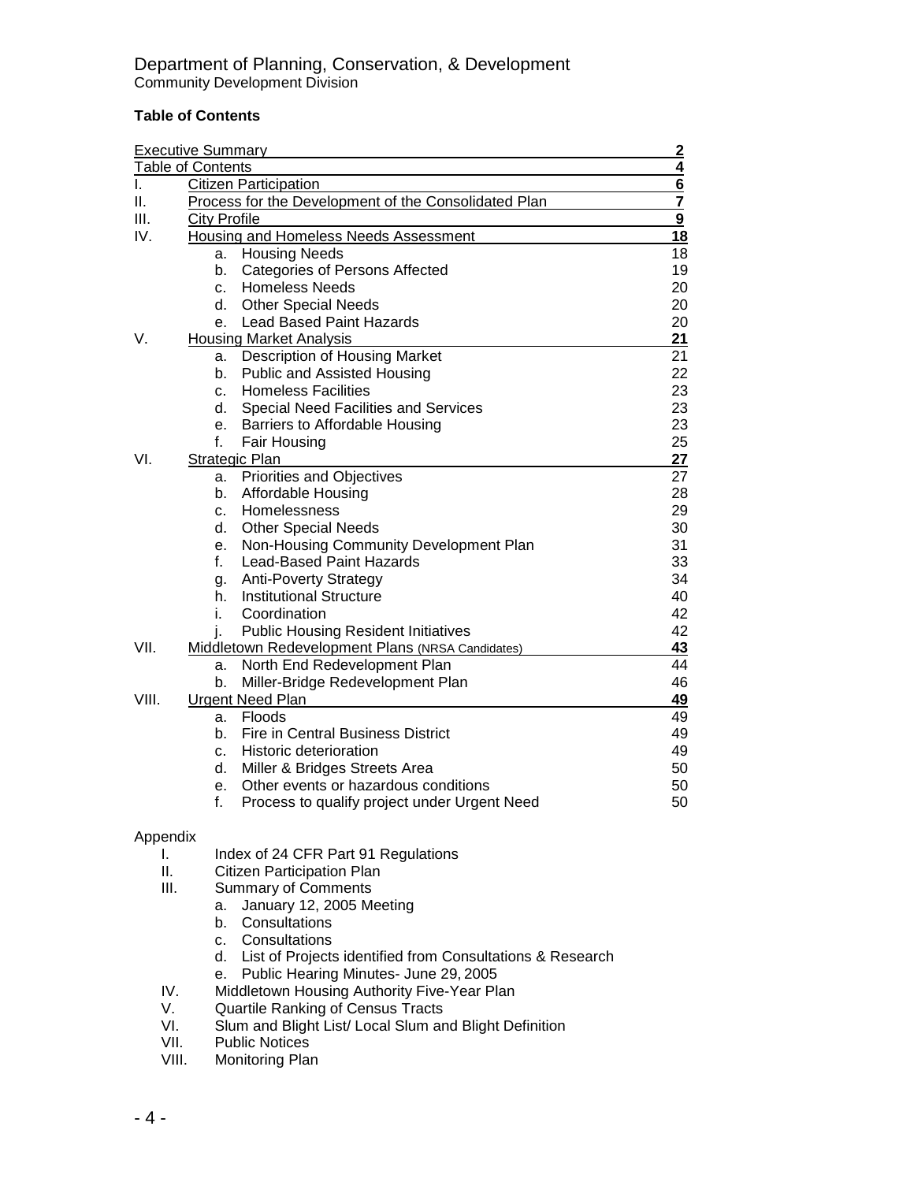Department of Planning, Conservation, & Development
Community Development Division

**Table of Contents**

| | | |
|---|---|---|
| Executive Summary | | **2** |
| Table of Contents | | **4** |
| I. | Citizen Participation | **6** |
| II. | Process for the Development of the Consolidated Plan | **7** |
| III. | City Profile | **9** |
| IV. | Housing and Homeless Needs Assessment | **18** |
| | a. Housing Needs | 18 |
| | b. Categories of Persons Affected | 19 |
| | c. Homeless Needs | 20 |
| | d. Other Special Needs | 20 |
| | e. Lead Based Paint Hazards | 20 |
| V. | Housing Market Analysis | **21** |
| | a. Description of Housing Market | 21 |
| | b. Public and Assisted Housing | 22 |
| | c. Homeless Facilities | 23 |
| | d. Special Need Facilities and Services | 23 |
| | e. Barriers to Affordable Housing | 23 |
| | f. Fair Housing | 25 |
| VI. | Strategic Plan | **27** |
| | a. Priorities and Objectives | 27 |
| | b. Affordable Housing | 28 |
| | c. Homelessness | 29 |
| | d. Other Special Needs | 30 |
| | e. Non-Housing Community Development Plan | 31 |
| | f. Lead-Based Paint Hazards | 33 |
| | g. Anti-Poverty Strategy | 34 |
| | h. Institutional Structure | 40 |
| | i. Coordination | 42 |
| | j. Public Housing Resident Initiatives | 42 |
| VII. | Middletown Redevelopment Plans (NRSA Candidates) | **43** |
| | a. North End Redevelopment Plan | 44 |
| | b. Miller-Bridge Redevelopment Plan | 46 |
| VIII. | Urgent Need Plan | **49** |
| | a. Floods | 49 |
| | b. Fire in Central Business District | 49 |
| | c. Historic deterioration | 49 |
| | d. Miller & Bridges Streets Area | 50 |
| | e. Other events or hazardous conditions | 50 |
| | f. Process to qualify project under Urgent Need | 50 |

Appendix

- I. Index of 24 CFR Part 91 Regulations
- II. Citizen Participation Plan
- III. Summary of Comments
  - a. January 12, 2005 Meeting
  - b. Consultations
  - c. Consultations
  - d. List of Projects identified from Consultations & Research
  - e. Public Hearing Minutes- June 29, 2005
- IV. Middletown Housing Authority Five-Year Plan
- V. Quartile Ranking of Census Tracts
- VI. Slum and Blight List/ Local Slum and Blight Definition
- VII. Public Notices
- VIII. Monitoring Plan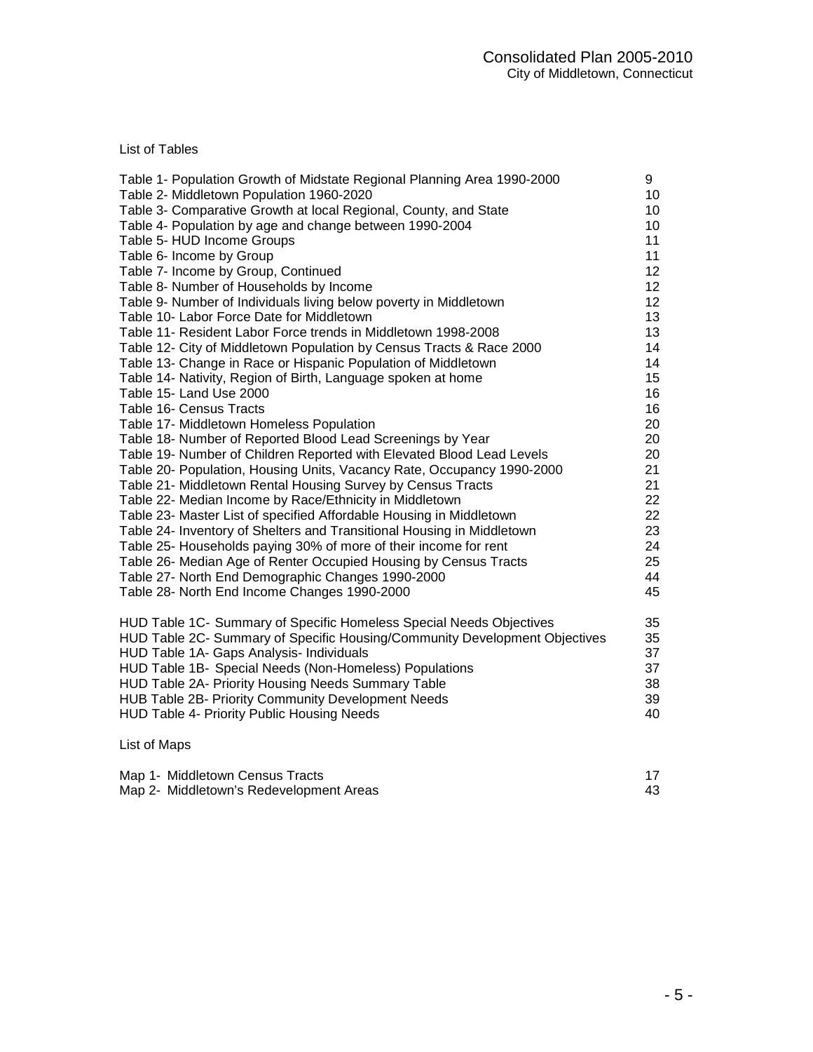List of Tables

| | |
|---|---|
| Table 1- Population Growth of Midstate Regional Planning Area 1990-2000 | 9 |
| Table 2- Middletown Population 1960-2020 | 10 |
| Table 3- Comparative Growth at local Regional, County, and State | 10 |
| Table 4- Population by age and change between 1990-2004 | 10 |
| Table 5- HUD Income Groups | 11 |
| Table 6- Income by Group | 11 |
| Table 7- Income by Group, Continued | 12 |
| Table 8- Number of Households by Income | 12 |
| Table 9- Number of Individuals living below poverty in Middletown | 12 |
| Table 10- Labor Force Date for Middletown | 13 |
| Table 11- Resident Labor Force trends in Middletown 1998-2008 | 13 |
| Table 12- City of Middletown Population by Census Tracts & Race 2000 | 14 |
| Table 13- Change in Race or Hispanic Population of Middletown | 14 |
| Table 14- Nativity, Region of Birth, Language spoken at home | 15 |
| Table 15- Land Use 2000 | 16 |
| Table 16- Census Tracts | 16 |
| Table 17- Middletown Homeless Population | 20 |
| Table 18- Number of Reported Blood Lead Screenings by Year | 20 |
| Table 19- Number of Children Reported with Elevated Blood Lead Levels | 20 |
| Table 20- Population, Housing Units, Vacancy Rate, Occupancy 1990-2000 | 21 |
| Table 21- Middletown Rental Housing Survey by Census Tracts | 21 |
| Table 22- Median Income by Race/Ethnicity in Middletown | 22 |
| Table 23- Master List of specified Affordable Housing in Middletown | 22 |
| Table 24- Inventory of Shelters and Transitional Housing in Middletown | 23 |
| Table 25- Households paying 30% of more of their income for rent | 24 |
| Table 26- Median Age of Renter Occupied Housing by Census Tracts | 25 |
| Table 27- North End Demographic Changes 1990-2000 | 44 |
| Table 28- North End Income Changes 1990-2000 | 45 |
| | |
| HUD Table 1C- Summary of Specific Homeless Special Needs Objectives | 35 |
| HUD Table 2C- Summary of Specific Housing/Community Development Objectives | 35 |
| HUD Table 1A- Gaps Analysis- Individuals | 37 |
| HUD Table 1B- Special Needs (Non-Homeless) Populations | 37 |
| HUD Table 2A- Priority Housing Needs Summary Table | 38 |
| HUB Table 2B- Priority Community Development Needs | 39 |
| HUD Table 4- Priority Public Housing Needs | 40 |

List of Maps

| | |
|---|---|
| Map 1- Middletown Census Tracts | 17 |
| Map 2- Middletown's Redevelopment Areas | 43 |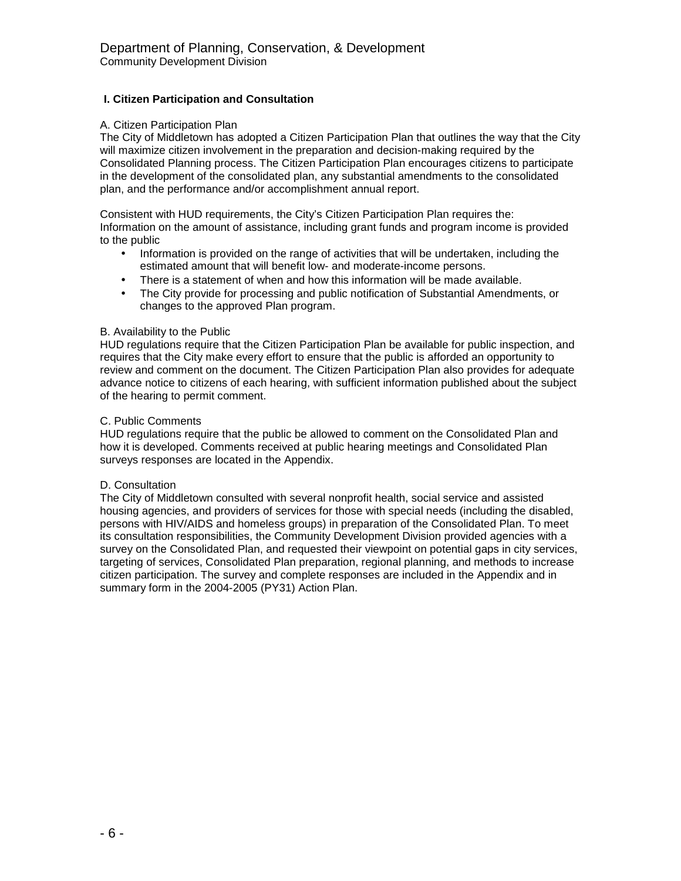## I. Citizen Participation and Consultation

A. Citizen Participation Plan
The City of Middletown has adopted a Citizen Participation Plan that outlines the way that the City will maximize citizen involvement in the preparation and decision-making required by the Consolidated Planning process. The Citizen Participation Plan encourages citizens to participate in the development of the consolidated plan, any substantial amendments to the consolidated plan, and the performance and/or accomplishment annual report.

Consistent with HUD requirements, the City's Citizen Participation Plan requires the:
Information on the amount of assistance, including grant funds and program income is provided to the public

- Information is provided on the range of activities that will be undertaken, including the estimated amount that will benefit low- and moderate-income persons.
- There is a statement of when and how this information will be made available.
- The City provide for processing and public notification of Substantial Amendments, or changes to the approved Plan program.

B. Availability to the Public
HUD regulations require that the Citizen Participation Plan be available for public inspection, and requires that the City make every effort to ensure that the public is afforded an opportunity to review and comment on the document. The Citizen Participation Plan also provides for adequate advance notice to citizens of each hearing, with sufficient information published about the subject of the hearing to permit comment.

C. Public Comments
HUD regulations require that the public be allowed to comment on the Consolidated Plan and how it is developed. Comments received at public hearing meetings and Consolidated Plan surveys responses are located in the Appendix.

D. Consultation
The City of Middletown consulted with several nonprofit health, social service and assisted housing agencies, and providers of services for those with special needs (including the disabled, persons with HIV/AIDS and homeless groups) in preparation of the Consolidated Plan. To meet its consultation responsibilities, the Community Development Division provided agencies with a survey on the Consolidated Plan, and requested their viewpoint on potential gaps in city services, targeting of services, Consolidated Plan preparation, regional planning, and methods to increase citizen participation. The survey and complete responses are included in the Appendix and in summary form in the 2004-2005 (PY31) Action Plan.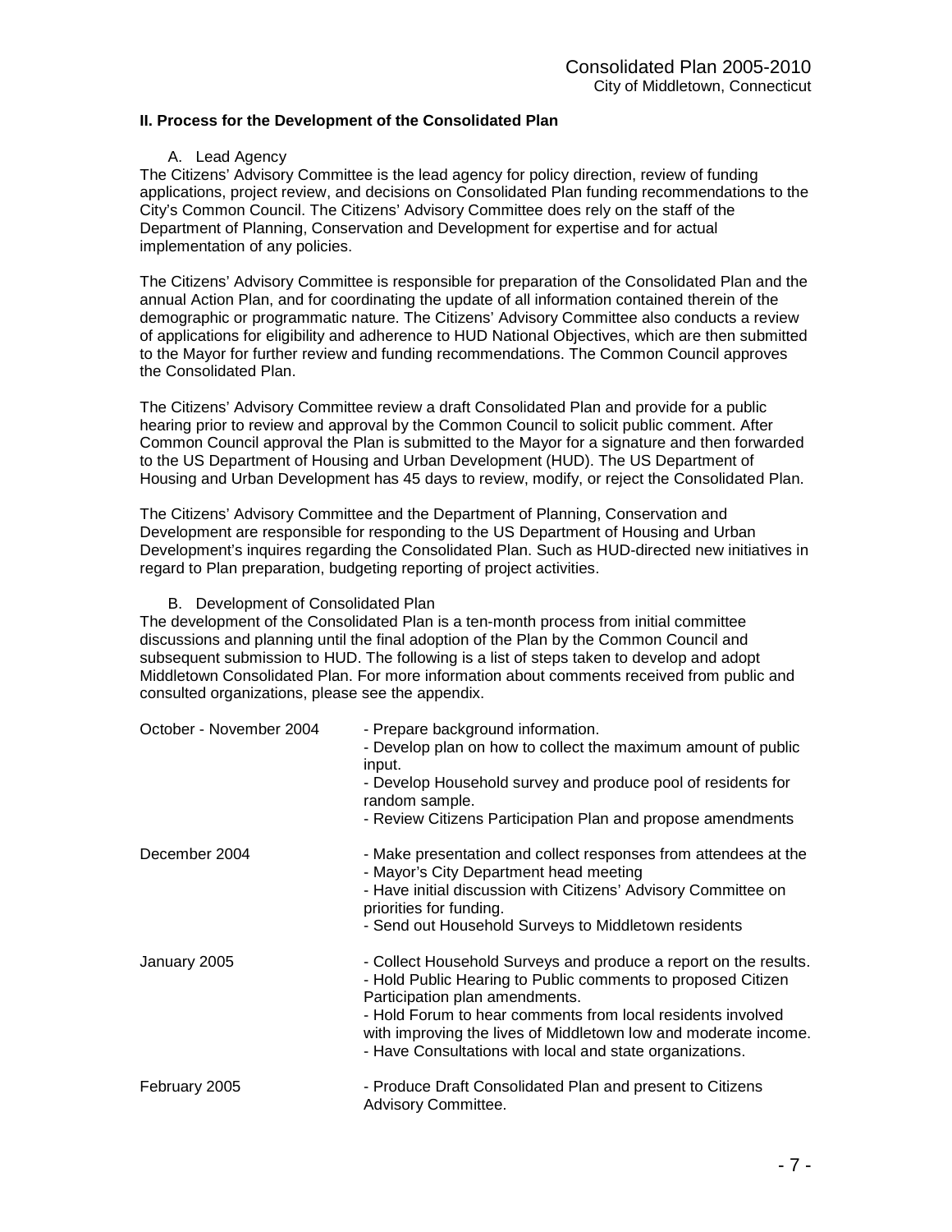## II. Process for the Development of the Consolidated Plan

### A. Lead Agency

The Citizens' Advisory Committee is the lead agency for policy direction, review of funding applications, project review, and decisions on Consolidated Plan funding recommendations to the City's Common Council. The Citizens' Advisory Committee does rely on the staff of the Department of Planning, Conservation and Development for expertise and for actual implementation of any policies.

The Citizens' Advisory Committee is responsible for preparation of the Consolidated Plan and the annual Action Plan, and for coordinating the update of all information contained therein of the demographic or programmatic nature. The Citizens' Advisory Committee also conducts a review of applications for eligibility and adherence to HUD National Objectives, which are then submitted to the Mayor for further review and funding recommendations. The Common Council approves the Consolidated Plan.

The Citizens' Advisory Committee review a draft Consolidated Plan and provide for a public hearing prior to review and approval by the Common Council to solicit public comment. After Common Council approval the Plan is submitted to the Mayor for a signature and then forwarded to the US Department of Housing and Urban Development (HUD). The US Department of Housing and Urban Development has 45 days to review, modify, or reject the Consolidated Plan.

The Citizens' Advisory Committee and the Department of Planning, Conservation and Development are responsible for responding to the US Department of Housing and Urban Development's inquires regarding the Consolidated Plan. Such as HUD-directed new initiatives in regard to Plan preparation, budgeting reporting of project activities.

### B. Development of Consolidated Plan

The development of the Consolidated Plan is a ten-month process from initial committee discussions and planning until the final adoption of the Plan by the Common Council and subsequent submission to HUD. The following is a list of steps taken to develop and adopt Middletown Consolidated Plan. For more information about comments received from public and consulted organizations, please see the appendix.

| | |
|---|---|
| October - November 2004 | - Prepare background information.<br>- Develop plan on how to collect the maximum amount of public input.<br>- Develop Household survey and produce pool of residents for random sample.<br>- Review Citizens Participation Plan and propose amendments |
| December 2004 | - Make presentation and collect responses from attendees at the<br>- Mayor's City Department head meeting<br>- Have initial discussion with Citizens' Advisory Committee on priorities for funding.<br>- Send out Household Surveys to Middletown residents |
| January 2005 | - Collect Household Surveys and produce a report on the results.<br>- Hold Public Hearing to Public comments to proposed Citizen Participation plan amendments.<br>- Hold Forum to hear comments from local residents involved with improving the lives of Middletown low and moderate income.<br>- Have Consultations with local and state organizations. |
| February 2005 | - Produce Draft Consolidated Plan and present to Citizens Advisory Committee. |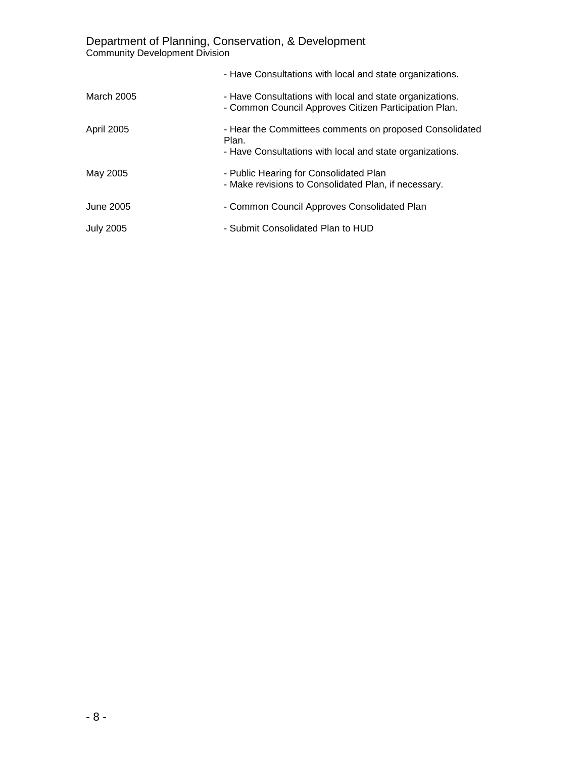| | |
|---|---|
| | - Have Consultations with local and state organizations. |
| March 2005 | - Have Consultations with local and state organizations.<br>- Common Council Approves Citizen Participation Plan. |
| April 2005 | - Hear the Committees comments on proposed Consolidated Plan.<br>- Have Consultations with local and state organizations. |
| May 2005 | - Public Hearing for Consolidated Plan<br>- Make revisions to Consolidated Plan, if necessary. |
| June 2005 | - Common Council Approves Consolidated Plan |
| July 2005 | - Submit Consolidated Plan to HUD |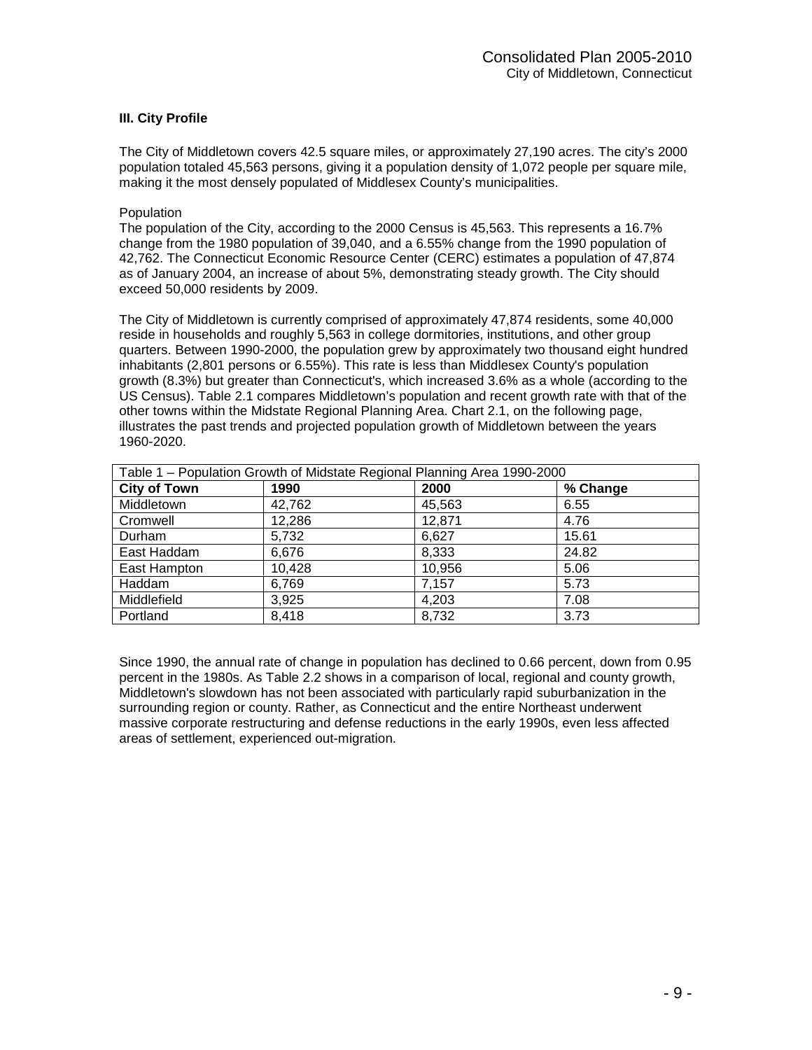### III. City Profile

The City of Middletown covers 42.5 square miles, or approximately 27,190 acres. The city's 2000 population totaled 45,563 persons, giving it a population density of 1,072 people per square mile, making it the most densely populated of Middlesex County's municipalities.

Population

The population of the City, according to the 2000 Census is 45,563. This represents a 16.7% change from the 1980 population of 39,040, and a 6.55% change from the 1990 population of 42,762. The Connecticut Economic Resource Center (CERC) estimates a population of 47,874 as of January 2004, an increase of about 5%, demonstrating steady growth. The City should exceed 50,000 residents by 2009.

The City of Middletown is currently comprised of approximately 47,874 residents, some 40,000 reside in households and roughly 5,563 in college dormitories, institutions, and other group quarters. Between 1990-2000, the population grew by approximately two thousand eight hundred inhabitants (2,801 persons or 6.55%). This rate is less than Middlesex County's population growth (8.3%) but greater than Connecticut's, which increased 3.6% as a whole (according to the US Census). Table 2.1 compares Middletown's population and recent growth rate with that of the other towns within the Midstate Regional Planning Area. Chart 2.1, on the following page, illustrates the past trends and projected population growth of Middletown between the years 1960-2020.

Table 1 – Population Growth of Midstate Regional Planning Area 1990-2000

| City of Town | 1990 | 2000 | % Change |
|---|---|---|---|
| Middletown | 42,762 | 45,563 | 6.55 |
| Cromwell | 12,286 | 12,871 | 4.76 |
| Durham | 5,732 | 6,627 | 15.61 |
| East Haddam | 6,676 | 8,333 | 24.82 |
| East Hampton | 10,428 | 10,956 | 5.06 |
| Haddam | 6,769 | 7,157 | 5.73 |
| Middlefield | 3,925 | 4,203 | 7.08 |
| Portland | 8,418 | 8,732 | 3.73 |

Since 1990, the annual rate of change in population has declined to 0.66 percent, down from 0.95 percent in the 1980s. As Table 2.2 shows in a comparison of local, regional and county growth, Middletown's slowdown has not been associated with particularly rapid suburbanization in the surrounding region or county. Rather, as Connecticut and the entire Northeast underwent massive corporate restructuring and defense reductions in the early 1990s, even less affected areas of settlement, experienced out-migration.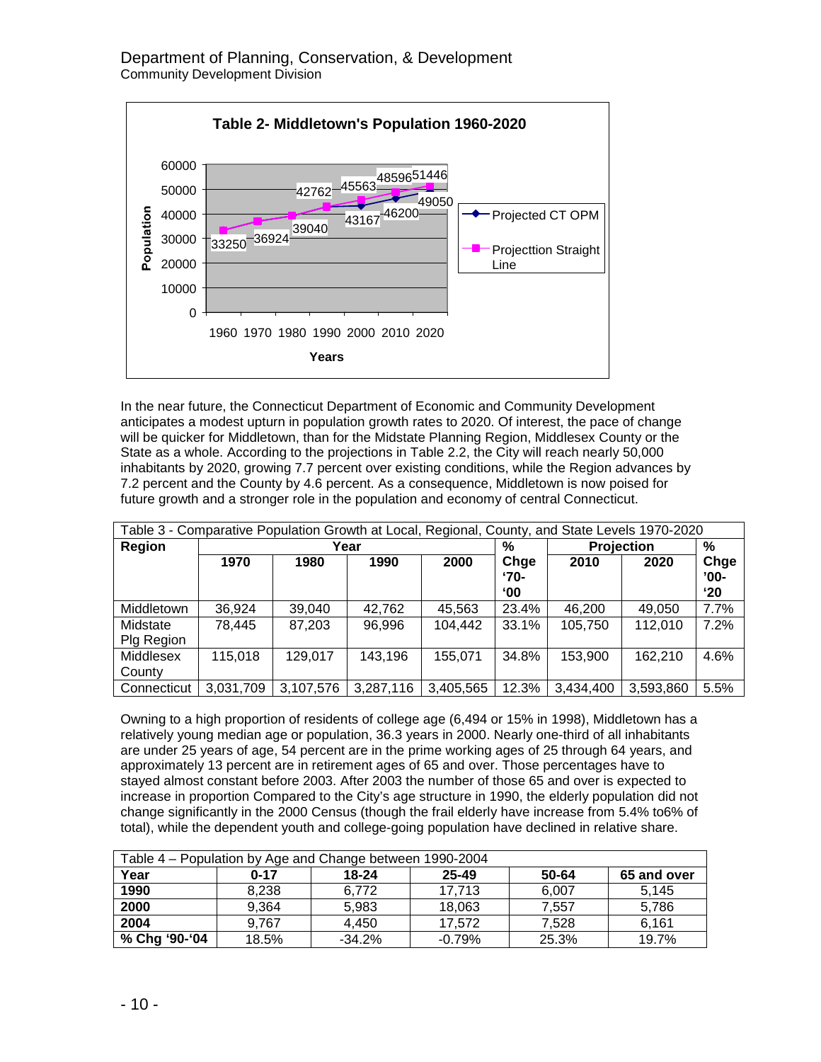Table 2- Middletown's Population 1960-2020

In the near future, the Connecticut Department of Economic and Community Development anticipates a modest upturn in population growth rates to 2020. Of interest, the pace of change will be quicker for Middletown, than for the Midstate Planning Region, Middlesex County or the State as a whole. According to the projections in Table 2.2, the City will reach nearly 50,000 inhabitants by 2020, growing 7.7 percent over existing conditions, while the Region advances by 7.2 percent and the County by 4.6 percent. As a consequence, Middletown is now poised for future growth and a stronger role in the population and economy of central Connecticut.

Table 3 - Comparative Population Growth at Local, Regional, County, and State Levels 1970-2020

| Region | Year | | | | % | Projection | | % |
|---|---|---|---|---|---|---|---|---|
| | 1970 | 1980 | 1990 | 2000 | Chge '70-'00 | 2010 | 2020 | Chge '00-'20 |
| Middletown | 36,924 | 39,040 | 42,762 | 45,563 | 23.4% | 46,200 | 49,050 | 7.7% |
| Midstate Plg Region | 78,445 | 87,203 | 96,996 | 104,442 | 33.1% | 105,750 | 112,010 | 7.2% |
| Middlesex County | 115,018 | 129,017 | 143,196 | 155,071 | 34.8% | 153,900 | 162,210 | 4.6% |
| Connecticut | 3,031,709 | 3,107,576 | 3,287,116 | 3,405,565 | 12.3% | 3,434,400 | 3,593,860 | 5.5% |

Owning to a high proportion of residents of college age (6,494 or 15% in 1998), Middletown has a relatively young median age or population, 36.3 years in 2000. Nearly one-third of all inhabitants are under 25 years of age, 54 percent are in the prime working ages of 25 through 64 years, and approximately 13 percent are in retirement ages of 65 and over. Those percentages have to stayed almost constant before 2003. After 2003 the number of those 65 and over is expected to increase in proportion Compared to the City's age structure in 1990, the elderly population did not change significantly in the 2000 Census (though the frail elderly have increase from 5.4% to6% of total), while the dependent youth and college-going population have declined in relative share.

Table 4 – Population by Age and Change between 1990-2004

| Year | 0-17 | 18-24 | 25-49 | 50-64 | 65 and over |
|---|---|---|---|---|---|
| 1990 | 8,238 | 6,772 | 17,713 | 6,007 | 5,145 |
| 2000 | 9,364 | 5,983 | 18,063 | 7,557 | 5,786 |
| 2004 | 9,767 | 4,450 | 17,572 | 7,528 | 6,161 |
| % Chg '90-'04 | 18.5% | -34.2% | -0.79% | 25.3% | 19.7% |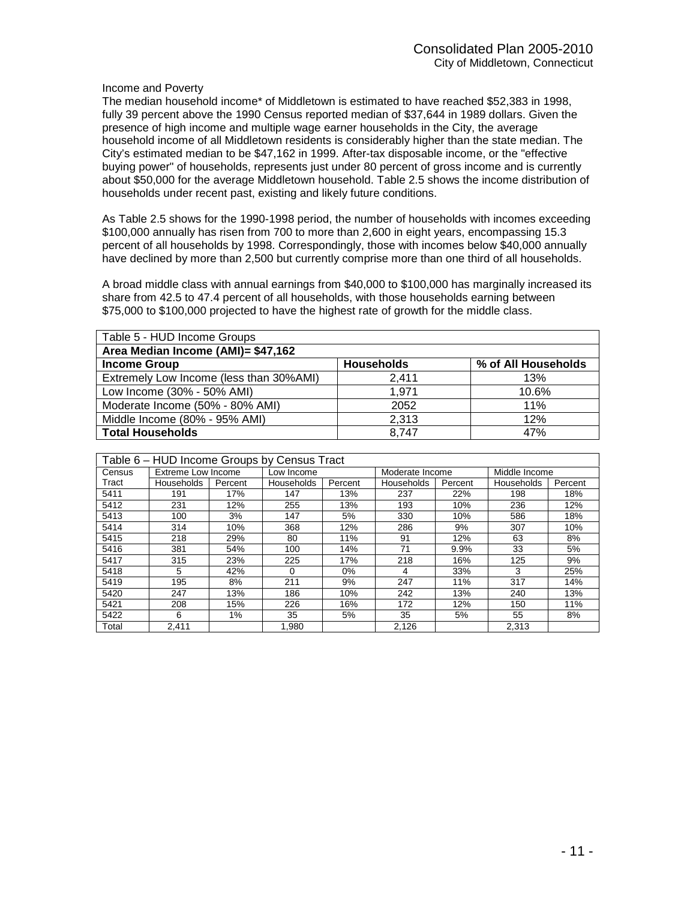Income and Poverty

The median household income* of Middletown is estimated to have reached $52,383 in 1998, fully 39 percent above the 1990 Census reported median of $37,644 in 1989 dollars. Given the presence of high income and multiple wage earner households in the City, the average household income of all Middletown residents is considerably higher than the state median. The City's estimated median to be $47,162 in 1999. After-tax disposable income, or the "effective buying power" of households, represents just under 80 percent of gross income and is currently about $50,000 for the average Middletown household. Table 2.5 shows the income distribution of households under recent past, existing and likely future conditions.

As Table 2.5 shows for the 1990-1998 period, the number of households with incomes exceeding $100,000 annually has risen from 700 to more than 2,600 in eight years, encompassing 15.3 percent of all households by 1998. Correspondingly, those with incomes below $40,000 annually have declined by more than 2,500 but currently comprise more than one third of all households.

A broad middle class with annual earnings from $40,000 to $100,000 has marginally increased its share from 42.5 to 47.4 percent of all households, with those households earning between $75,000 to $100,000 projected to have the highest rate of growth for the middle class.

Table 5 - HUD Income Groups

**Area Median Income (AMI)= $47,162**

| **Income Group** | **Households** | **% of All Households** |
|---|---|---|
| Extremely Low Income (less than 30%AMI) | 2,411 | 13% |
| Low Income (30% - 50% AMI) | 1,971 | 10.6% |
| Moderate Income (50% - 80% AMI) | 2052 | 11% |
| Middle Income (80% - 95% AMI) | 2,313 | 12% |
| **Total Households** | 8,747 | 47% |

Table 6 – HUD Income Groups by Census Tract

| Census | Extreme Low Income | | Low Income | | Moderate Income | | Middle Income | |
|---|---|---|---|---|---|---|---|---|
| Tract | Households | Percent | Households | Percent | Households | Percent | Households | Percent |
| 5411 | 191 | 17% | 147 | 13% | 237 | 22% | 198 | 18% |
| 5412 | 231 | 12% | 255 | 13% | 193 | 10% | 236 | 12% |
| 5413 | 100 | 3% | 147 | 5% | 330 | 10% | 586 | 18% |
| 5414 | 314 | 10% | 368 | 12% | 286 | 9% | 307 | 10% |
| 5415 | 218 | 29% | 80 | 11% | 91 | 12% | 63 | 8% |
| 5416 | 381 | 54% | 100 | 14% | 71 | 9.9% | 33 | 5% |
| 5417 | 315 | 23% | 225 | 17% | 218 | 16% | 125 | 9% |
| 5418 | 5 | 42% | 0 | 0% | 4 | 33% | 3 | 25% |
| 5419 | 195 | 8% | 211 | 9% | 247 | 11% | 317 | 14% |
| 5420 | 247 | 13% | 186 | 10% | 242 | 13% | 240 | 13% |
| 5421 | 208 | 15% | 226 | 16% | 172 | 12% | 150 | 11% |
| 5422 | 6 | 1% | 35 | 5% | 35 | 5% | 55 | 8% |
| Total | 2,411 | | 1,980 | | 2,126 | | 2,313 | |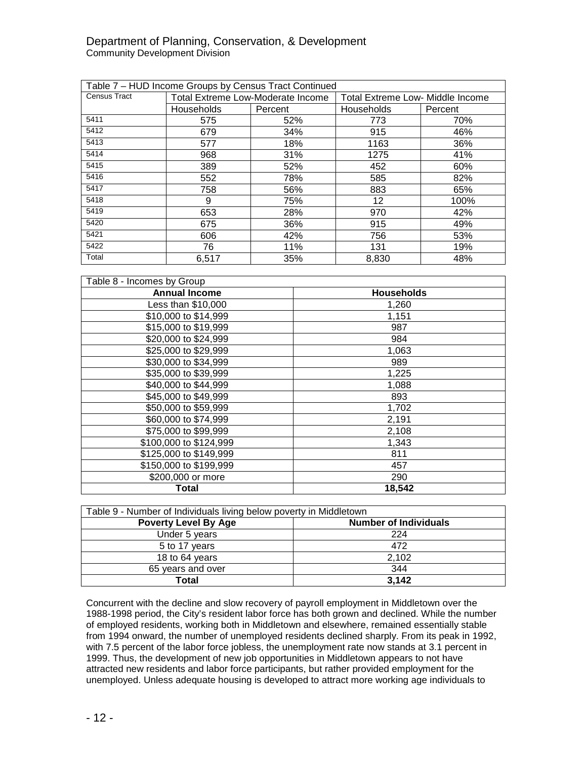Department of Planning, Conservation, & Development
Community Development Division

| Table 7 – HUD Income Groups by Census Tract Continued | | | | |
|---|---|---|---|---|
| Census Tract | Total Extreme Low-Moderate Income | | Total Extreme Low- Middle Income | |
| | Households | Percent | Households | Percent |
| 5411 | 575 | 52% | 773 | 70% |
| 5412 | 679 | 34% | 915 | 46% |
| 5413 | 577 | 18% | 1163 | 36% |
| 5414 | 968 | 31% | 1275 | 41% |
| 5415 | 389 | 52% | 452 | 60% |
| 5416 | 552 | 78% | 585 | 82% |
| 5417 | 758 | 56% | 883 | 65% |
| 5418 | 9 | 75% | 12 | 100% |
| 5419 | 653 | 28% | 970 | 42% |
| 5420 | 675 | 36% | 915 | 49% |
| 5421 | 606 | 42% | 756 | 53% |
| 5422 | 76 | 11% | 131 | 19% |
| Total | 6,517 | 35% | 8,830 | 48% |

| Table 8 - Incomes by Group | |
|---|---|
| **Annual Income** | **Households** |
| Less than $10,000 | 1,260 |
| $10,000 to $14,999 | 1,151 |
| $15,000 to $19,999 | 987 |
| $20,000 to $24,999 | 984 |
| $25,000 to $29,999 | 1,063 |
| $30,000 to $34,999 | 989 |
| $35,000 to $39,999 | 1,225 |
| $40,000 to $44,999 | 1,088 |
| $45,000 to $49,999 | 893 |
| $50,000 to $59,999 | 1,702 |
| $60,000 to $74,999 | 2,191 |
| $75,000 to $99,999 | 2,108 |
| $100,000 to $124,999 | 1,343 |
| $125,000 to $149,999 | 811 |
| $150,000 to $199,999 | 457 |
| $200,000 or more | 290 |
| **Total** | **18,542** |

| Table 9 - Number of Individuals living below poverty in Middletown | |
|---|---|
| **Poverty Level By Age** | **Number of Individuals** |
| Under 5 years | 224 |
| 5 to 17 years | 472 |
| 18 to 64 years | 2,102 |
| 65 years and over | 344 |
| **Total** | **3,142** |

Concurrent with the decline and slow recovery of payroll employment in Middletown over the 1988-1998 period, the City's resident labor force has both grown and declined. While the number of employed residents, working both in Middletown and elsewhere, remained essentially stable from 1994 onward, the number of unemployed residents declined sharply. From its peak in 1992, with 7.5 percent of the labor force jobless, the unemployment rate now stands at 3.1 percent in 1999. Thus, the development of new job opportunities in Middletown appears to not have attracted new residents and labor force participants, but rather provided employment for the unemployed. Unless adequate housing is developed to attract more working age individuals to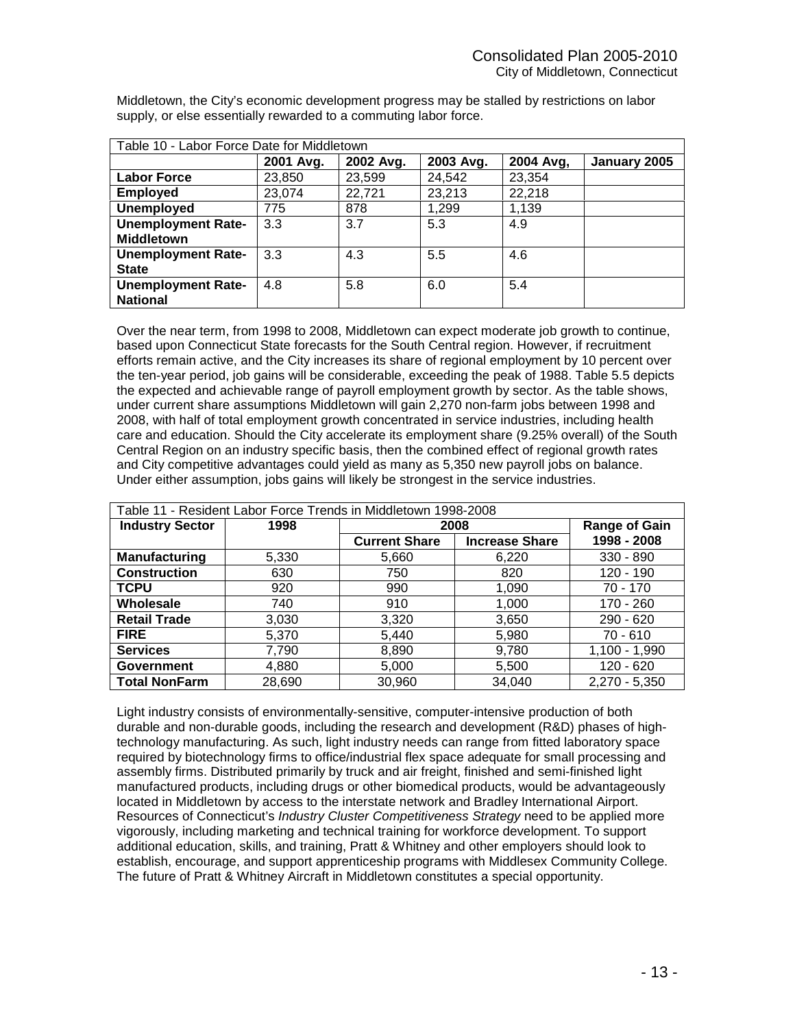Middletown, the City's economic development progress may be stalled by restrictions on labor supply, or else essentially rewarded to a commuting labor force.

| Table 10 - Labor Force Date for Middletown | | | | | |
|---|---|---|---|---|---|
| | **2001 Avg.** | **2002 Avg.** | **2003 Avg.** | **2004 Avg,** | **January 2005** |
| **Labor Force** | 23,850 | 23,599 | 24,542 | 23,354 | |
| **Employed** | 23,074 | 22,721 | 23,213 | 22,218 | |
| **Unemployed** | 775 | 878 | 1,299 | 1,139 | |
| **Unemployment Rate-Middletown** | 3.3 | 3.7 | 5.3 | 4.9 | |
| **Unemployment Rate-State** | 3.3 | 4.3 | 5.5 | 4.6 | |
| **Unemployment Rate-National** | 4.8 | 5.8 | 6.0 | 5.4 | |

Over the near term, from 1998 to 2008, Middletown can expect moderate job growth to continue, based upon Connecticut State forecasts for the South Central region. However, if recruitment efforts remain active, and the City increases its share of regional employment by 10 percent over the ten-year period, job gains will be considerable, exceeding the peak of 1988. Table 5.5 depicts the expected and achievable range of payroll employment growth by sector. As the table shows, under current share assumptions Middletown will gain 2,270 non-farm jobs between 1998 and 2008, with half of total employment growth concentrated in service industries, including health care and education. Should the City accelerate its employment share (9.25% overall) of the South Central Region on an industry specific basis, then the combined effect of regional growth rates and City competitive advantages could yield as many as 5,350 new payroll jobs on balance. Under either assumption, jobs gains will likely be strongest in the service industries.

| Table 11 - Resident Labor Force Trends in Middletown 1998-2008 | | | | |
|---|---|---|---|---|
| **Industry Sector** | **1998** | **2008** | | **Range of Gain** |
| | | **Current Share** | **Increase Share** | **1998 - 2008** |
| **Manufacturing** | 5,330 | 5,660 | 6,220 | 330 - 890 |
| **Construction** | 630 | 750 | 820 | 120 - 190 |
| **TCPU** | 920 | 990 | 1,090 | 70 - 170 |
| **Wholesale** | 740 | 910 | 1,000 | 170 - 260 |
| **Retail Trade** | 3,030 | 3,320 | 3,650 | 290 - 620 |
| **FIRE** | 5,370 | 5,440 | 5,980 | 70 - 610 |
| **Services** | 7,790 | 8,890 | 9,780 | 1,100 - 1,990 |
| **Government** | 4,880 | 5,000 | 5,500 | 120 - 620 |
| **Total NonFarm** | 28,690 | 30,960 | 34,040 | 2,270 - 5,350 |

Light industry consists of environmentally-sensitive, computer-intensive production of both durable and non-durable goods, including the research and development (R&D) phases of high-technology manufacturing. As such, light industry needs can range from fitted laboratory space required by biotechnology firms to office/industrial flex space adequate for small processing and assembly firms. Distributed primarily by truck and air freight, finished and semi-finished light manufactured products, including drugs or other biomedical products, would be advantageously located in Middletown by access to the interstate network and Bradley International Airport. Resources of Connecticut's *Industry Cluster Competitiveness Strategy* need to be applied more vigorously, including marketing and technical training for workforce development. To support additional education, skills, and training, Pratt & Whitney and other employers should look to establish, encourage, and support apprenticeship programs with Middlesex Community College. The future of Pratt & Whitney Aircraft in Middletown constitutes a special opportunity.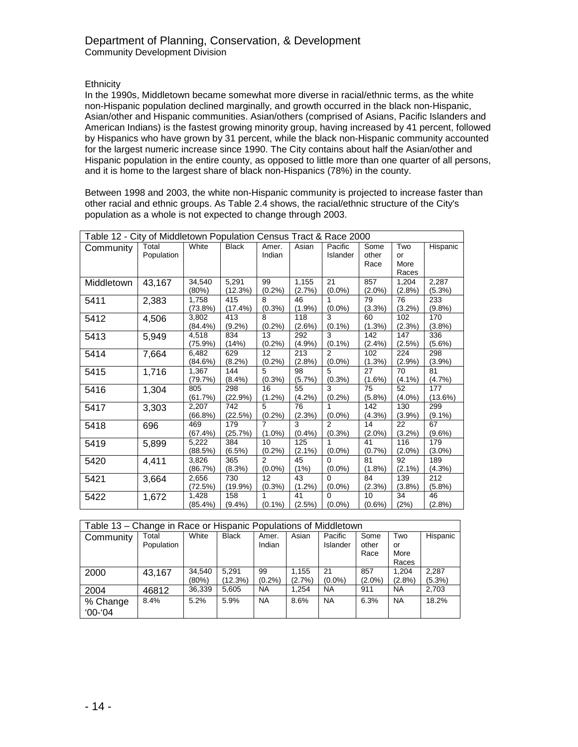Department of Planning, Conservation, & Development
Community Development Division

Ethnicity

In the 1990s, Middletown became somewhat more diverse in racial/ethnic terms, as the white non-Hispanic population declined marginally, and growth occurred in the black non-Hispanic, Asian/other and Hispanic communities. Asian/others (comprised of Asians, Pacific Islanders and American Indians) is the fastest growing minority group, having increased by 41 percent, followed by Hispanics who have grown by 31 percent, while the black non-Hispanic community accounted for the largest numeric increase since 1990. The City contains about half the Asian/other and Hispanic population in the entire county, as opposed to little more than one quarter of all persons, and it is home to the largest share of black non-Hispanics (78%) in the county.

Between 1998 and 2003, the white non-Hispanic community is projected to increase faster than other racial and ethnic groups. As Table 2.4 shows, the racial/ethnic structure of the City's population as a whole is not expected to change through 2003.

Table 12 - City of Middletown Population Census Tract & Race 2000

| Community | Total Population | White | Black | Amer. Indian | Asian | Pacific Islander | Some other Race | Two or More Races | Hispanic |
|---|---|---|---|---|---|---|---|---|---|
| Middletown | 43,167 | 34,540 (80%) | 5,291 (12.3%) | 99 (0.2%) | 1,155 (2.7%) | 21 (0.0%) | 857 (2.0%) | 1,204 (2.8%) | 2,287 (5.3%) |
| 5411 | 2,383 | 1,758 (73.8%) | 415 (17.4%) | 8 (0.3%) | 46 (1.9%) | 1 (0.0%) | 79 (3.3%) | 76 (3.2%) | 233 (9.8%) |
| 5412 | 4,506 | 3,802 (84.4%) | 413 (9.2%) | 8 (0.2%) | 118 (2.6%) | 3 (0.1%) | 60 (1.3%) | 102 (2.3%) | 170 (3.8%) |
| 5413 | 5,949 | 4,518 (75.9%) | 834 (14%) | 13 (0.2%) | 292 (4.9%) | 3 (0.1%) | 142 (2.4%) | 147 (2.5%) | 336 (5.6%) |
| 5414 | 7,664 | 6,482 (84.6%) | 629 (8.2%) | 12 (0.2%) | 213 (2.8%) | 2 (0.0%) | 102 (1.3%) | 224 (2.9%) | 298 (3.9%) |
| 5415 | 1,716 | 1,367 (79.7%) | 144 (8.4%) | 5 (0.3%) | 98 (5.7%) | 5 (0.3%) | 27 (1.6%) | 70 (4.1%) | 81 (4.7%) |
| 5416 | 1,304 | 805 (61.7%) | 298 (22.9%) | 16 (1.2%) | 55 (4.2%) | 3 (0.2%) | 75 (5.8%) | 52 (4.0%) | 177 (13.6%) |
| 5417 | 3,303 | 2,207 (66.8%) | 742 (22.5%) | 5 (0.2%) | 76 (2.3%) | 1 (0.0%) | 142 (4.3%) | 130 (3.9%) | 299 (9.1%) |
| 5418 | 696 | 469 (67.4%) | 179 (25.7%) | 7 (1.0%) | 3 (0.4%) | 2 (0.3%) | 14 (2.0%) | 22 (3.2%) | 67 (9.6%) |
| 5419 | 5,899 | 5,222 (88.5%) | 384 (6.5%) | 10 (0.2%) | 125 (2.1%) | 1 (0.0%) | 41 (0.7%) | 116 (2.0%) | 179 (3.0%) |
| 5420 | 4,411 | 3,826 (86.7%) | 365 (8.3%) | 2 (0.0%) | 45 (1%) | 0 (0.0%) | 81 (1.8%) | 92 (2.1%) | 189 (4.3%) |
| 5421 | 3,664 | 2,656 (72.5%) | 730 (19.9%) | 12 (0.3%) | 43 (1.2%) | 0 (0.0%) | 84 (2.3%) | 139 (3.8%) | 212 (5.8%) |
| 5422 | 1,672 | 1,428 (85.4%) | 158 (9.4%) | 1 (0.1%) | 41 (2.5%) | 0 (0.0%) | 10 (0.6%) | 34 (2%) | 46 (2.8%) |

Table 13 – Change in Race or Hispanic Populations of Middletown

| Community | Total Population | White | Black | Amer. Indian | Asian | Pacific Islander | Some other Race | Two or More Races | Hispanic |
|---|---|---|---|---|---|---|---|---|---|
| 2000 | 43,167 | 34,540 (80%) | 5,291 (12.3%) | 99 (0.2%) | 1,155 (2.7%) | 21 (0.0%) | 857 (2.0%) | 1,204 (2.8%) | 2,287 (5.3%) |
| 2004 | 46812 | 36,339 | 5,605 | NA | 1,254 | NA | 911 | NA | 2,703 |
| % Change '00-'04 | 8.4% | 5.2% | 5.9% | NA | 8.6% | NA | 6.3% | NA | 18.2% |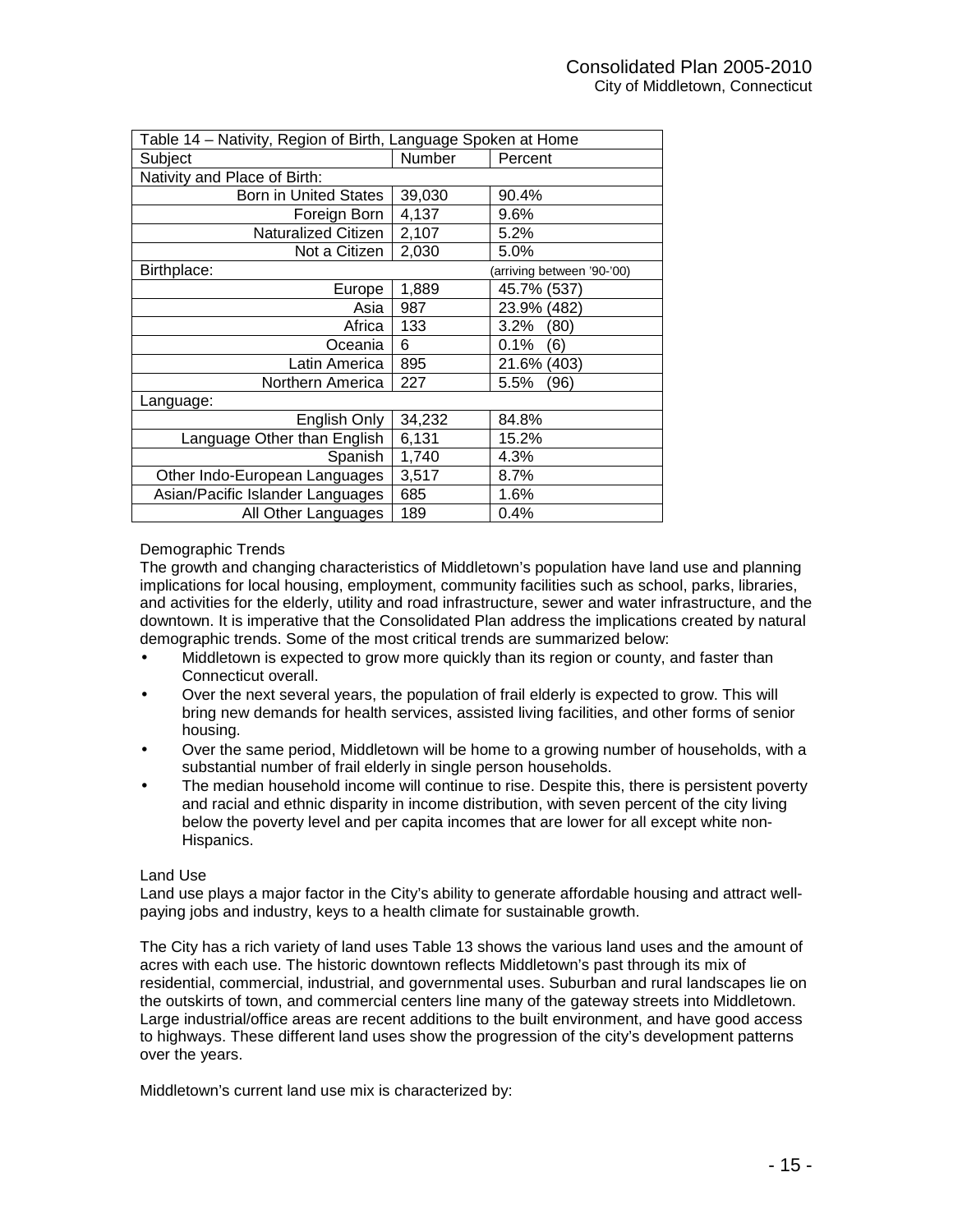| Table 14 – Nativity, Region of Birth, Language Spoken at Home | | |
|---|---|---|
| Subject | Number | Percent |
| Nativity and Place of Birth: | | |
| Born in United States | 39,030 | 90.4% |
| Foreign Born | 4,137 | 9.6% |
| Naturalized Citizen | 2,107 | 5.2% |
| Not a Citizen | 2,030 | 5.0% |
| Birthplace: | | (arriving between '90-'00) |
| Europe | 1,889 | 45.7% (537) |
| Asia | 987 | 23.9% (482) |
| Africa | 133 | 3.2% (80) |
| Oceania | 6 | 0.1% (6) |
| Latin America | 895 | 21.6% (403) |
| Northern America | 227 | 5.5% (96) |
| Language: | | |
| English Only | 34,232 | 84.8% |
| Language Other than English | 6,131 | 15.2% |
| Spanish | 1,740 | 4.3% |
| Other Indo-European Languages | 3,517 | 8.7% |
| Asian/Pacific Islander Languages | 685 | 1.6% |
| All Other Languages | 189 | 0.4% |

Demographic Trends

The growth and changing characteristics of Middletown's population have land use and planning implications for local housing, employment, community facilities such as school, parks, libraries, and activities for the elderly, utility and road infrastructure, sewer and water infrastructure, and the downtown. It is imperative that the Consolidated Plan address the implications created by natural demographic trends. Some of the most critical trends are summarized below:

- Middletown is expected to grow more quickly than its region or county, and faster than Connecticut overall.
- Over the next several years, the population of frail elderly is expected to grow. This will bring new demands for health services, assisted living facilities, and other forms of senior housing.
- Over the same period, Middletown will be home to a growing number of households, with a substantial number of frail elderly in single person households.
- The median household income will continue to rise. Despite this, there is persistent poverty and racial and ethnic disparity in income distribution, with seven percent of the city living below the poverty level and per capita incomes that are lower for all except white non-Hispanics.

Land Use

Land use plays a major factor in the City's ability to generate affordable housing and attract well-paying jobs and industry, keys to a health climate for sustainable growth.

The City has a rich variety of land uses Table 13 shows the various land uses and the amount of acres with each use. The historic downtown reflects Middletown's past through its mix of residential, commercial, industrial, and governmental uses. Suburban and rural landscapes lie on the outskirts of town, and commercial centers line many of the gateway streets into Middletown. Large industrial/office areas are recent additions to the built environment, and have good access to highways. These different land uses show the progression of the city's development patterns over the years.

Middletown's current land use mix is characterized by: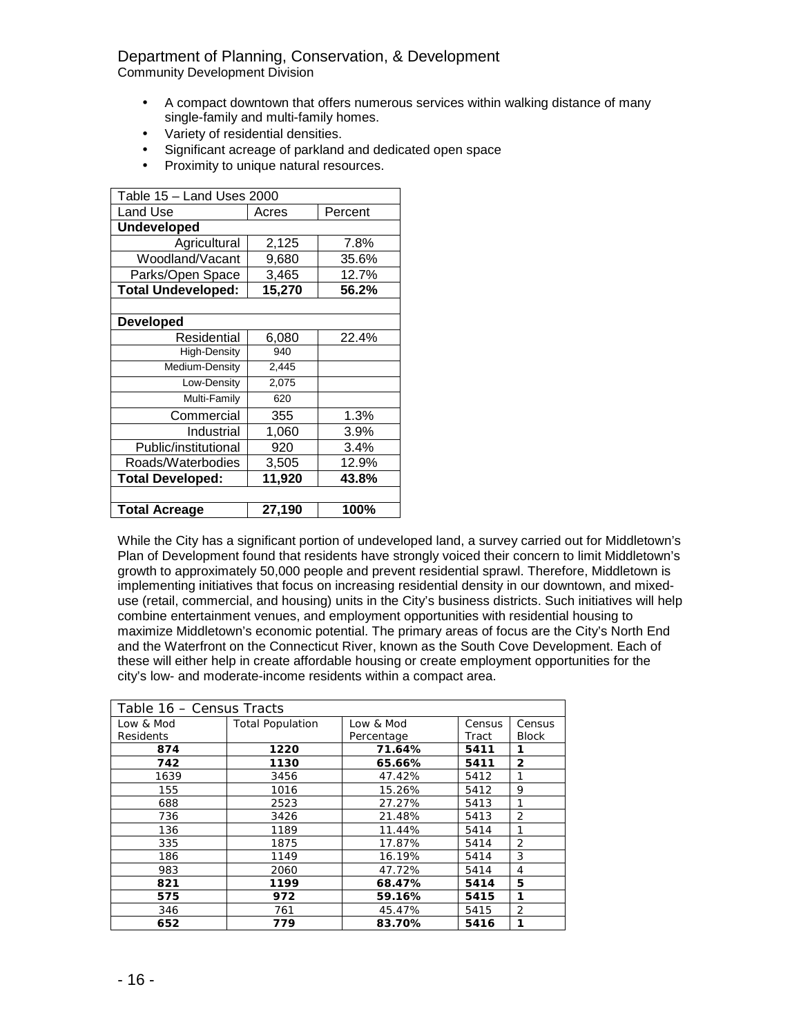Department of Planning, Conservation, & Development
Community Development Division

- A compact downtown that offers numerous services within walking distance of many single-family and multi-family homes.
- Variety of residential densities.
- Significant acreage of parkland and dedicated open space
- Proximity to unique natural resources.

| Table 15 – Land Uses 2000 | | |
|---|---|---|
| Land Use | Acres | Percent |
| **Undeveloped** | | |
| Agricultural | 2,125 | 7.8% |
| Woodland/Vacant | 9,680 | 35.6% |
| Parks/Open Space | 3,465 | 12.7% |
| **Total Undeveloped:** | **15,270** | **56.2%** |
| | | |
| **Developed** | | |
| Residential | 6,080 | 22.4% |
| High-Density | 940 | |
| Medium-Density | 2,445 | |
| Low-Density | 2,075 | |
| Multi-Family | 620 | |
| Commercial | 355 | 1.3% |
| Industrial | 1,060 | 3.9% |
| Public/institutional | 920 | 3.4% |
| Roads/Waterbodies | 3,505 | 12.9% |
| **Total Developed:** | **11,920** | **43.8%** |
| | | |
| **Total Acreage** | **27,190** | **100%** |

While the City has a significant portion of undeveloped land, a survey carried out for Middletown's Plan of Development found that residents have strongly voiced their concern to limit Middletown's growth to approximately 50,000 people and prevent residential sprawl. Therefore, Middletown is implementing initiatives that focus on increasing residential density in our downtown, and mixed-use (retail, commercial, and housing) units in the City's business districts. Such initiatives will help combine entertainment venues, and employment opportunities with residential housing to maximize Middletown's economic potential. The primary areas of focus are the City's North End and the Waterfront on the Connecticut River, known as the South Cove Development. Each of these will either help in create affordable housing or create employment opportunities for the city's low- and moderate-income residents within a compact area.

| Table 16 – Census Tracts | | | | |
|---|---|---|---|---|
| Low & Mod Residents | Total Population | Low & Mod Percentage | Census Tract | Census Block |
| **874** | **1220** | **71.64%** | **5411** | **1** |
| **742** | **1130** | **65.66%** | **5411** | **2** |
| 1639 | 3456 | 47.42% | 5412 | 1 |
| 155 | 1016 | 15.26% | 5412 | 9 |
| 688 | 2523 | 27.27% | 5413 | 1 |
| 736 | 3426 | 21.48% | 5413 | 2 |
| 136 | 1189 | 11.44% | 5414 | 1 |
| 335 | 1875 | 17.87% | 5414 | 2 |
| 186 | 1149 | 16.19% | 5414 | 3 |
| 983 | 2060 | 47.72% | 5414 | 4 |
| **821** | **1199** | **68.47%** | **5414** | **5** |
| **575** | **972** | **59.16%** | **5415** | **1** |
| 346 | 761 | 45.47% | 5415 | 2 |
| **652** | **779** | **83.70%** | **5416** | **1** |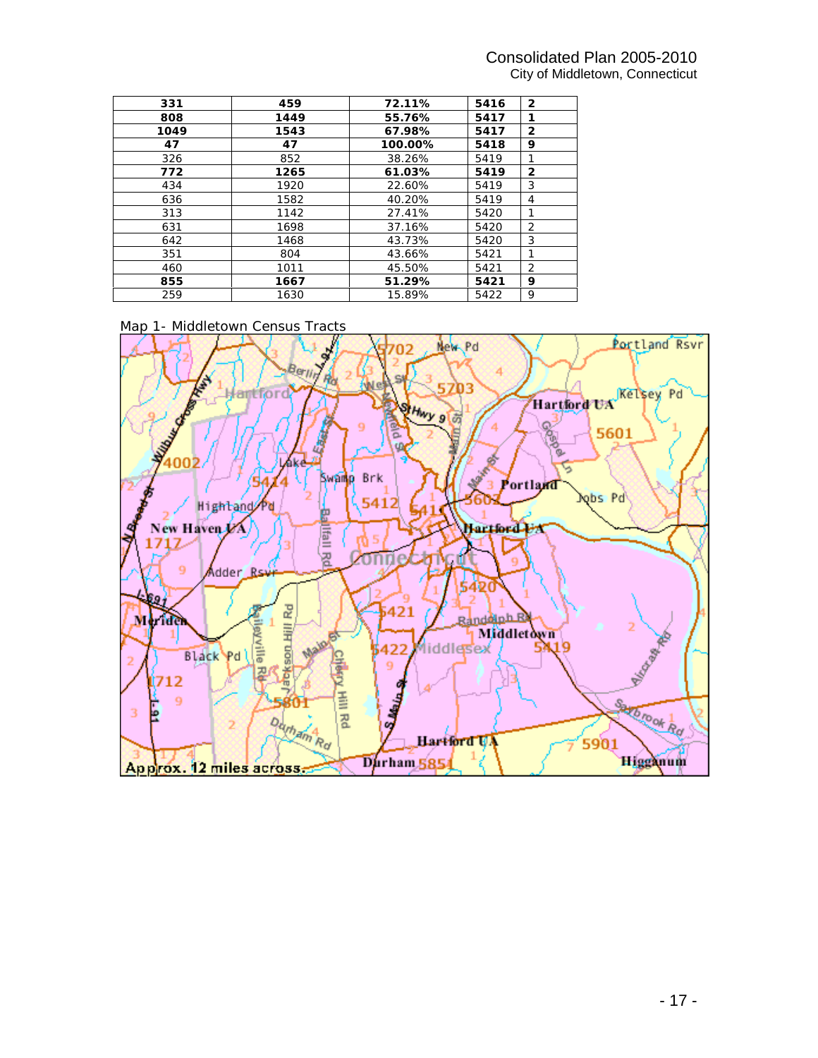| 331 | 459 | 72.11% | 5416 | 2 |
|---|---|---|---|---|
| 808 | 1449 | 55.76% | 5417 | 1 |
| 1049 | 1543 | 67.98% | 5417 | 2 |
| 47 | 47 | 100.00% | 5418 | 9 |
| 326 | 852 | 38.26% | 5419 | 1 |
| 772 | 1265 | 61.03% | 5419 | 2 |
| 434 | 1920 | 22.60% | 5419 | 3 |
| 636 | 1582 | 40.20% | 5419 | 4 |
| 313 | 1142 | 27.41% | 5420 | 1 |
| 631 | 1698 | 37.16% | 5420 | 2 |
| 642 | 1468 | 43.73% | 5420 | 3 |
| 351 | 804 | 43.66% | 5421 | 1 |
| 460 | 1011 | 45.50% | 5421 | 2 |
| 855 | 1667 | 51.29% | 5421 | 9 |
| 259 | 1630 | 15.89% | 5422 | 9 |

Map 1- Middletown Census Tracts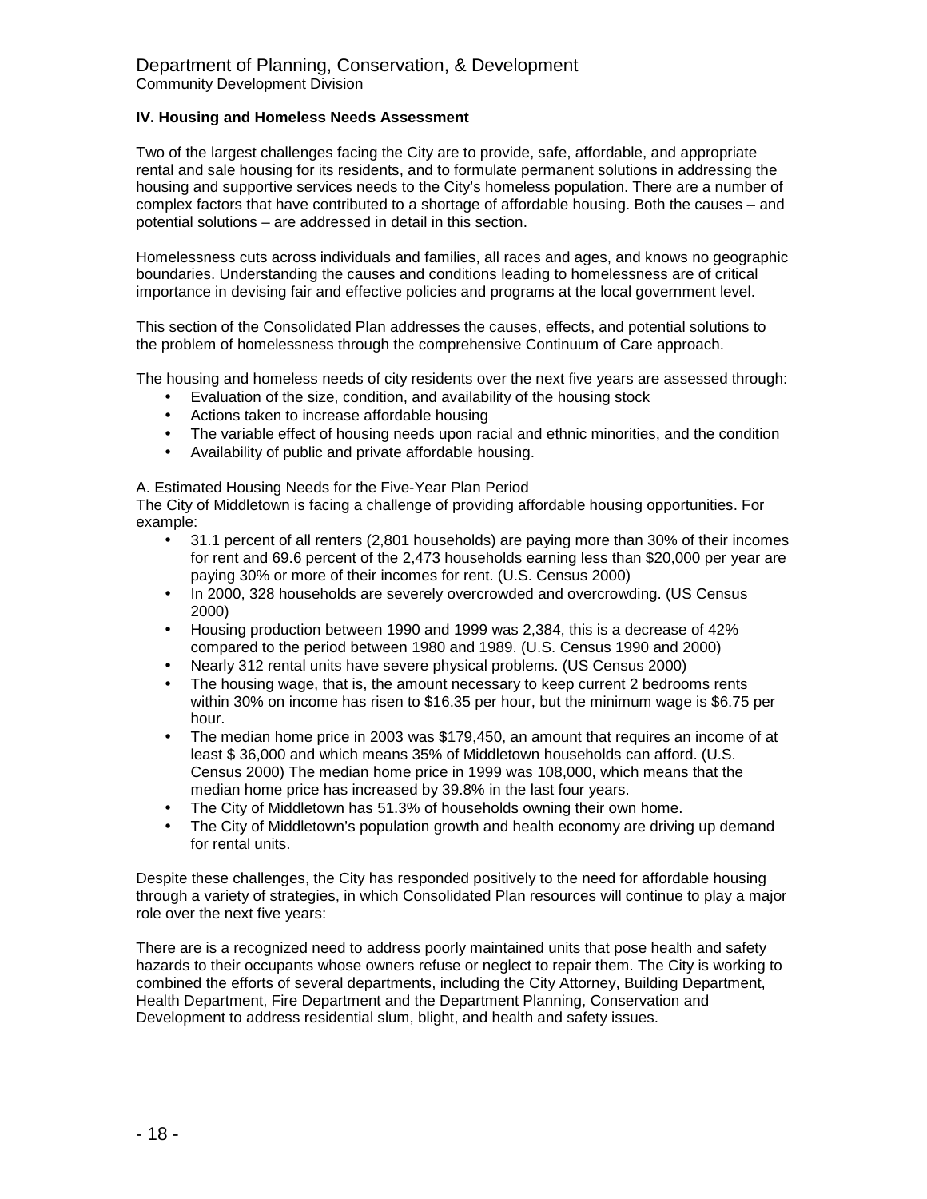Department of Planning, Conservation, & Development
Community Development Division

**IV. Housing and Homeless Needs Assessment**

Two of the largest challenges facing the City are to provide, safe, affordable, and appropriate rental and sale housing for its residents, and to formulate permanent solutions in addressing the housing and supportive services needs to the City's homeless population. There are a number of complex factors that have contributed to a shortage of affordable housing. Both the causes – and potential solutions – are addressed in detail in this section.

Homelessness cuts across individuals and families, all races and ages, and knows no geographic boundaries. Understanding the causes and conditions leading to homelessness are of critical importance in devising fair and effective policies and programs at the local government level.

This section of the Consolidated Plan addresses the causes, effects, and potential solutions to the problem of homelessness through the comprehensive Continuum of Care approach.

The housing and homeless needs of city residents over the next five years are assessed through:

- Evaluation of the size, condition, and availability of the housing stock
- Actions taken to increase affordable housing
- The variable effect of housing needs upon racial and ethnic minorities, and the condition
- Availability of public and private affordable housing.

A. Estimated Housing Needs for the Five-Year Plan Period
The City of Middletown is facing a challenge of providing affordable housing opportunities. For example:

- 31.1 percent of all renters (2,801 households) are paying more than 30% of their incomes for rent and 69.6 percent of the 2,473 households earning less than $20,000 per year are paying 30% or more of their incomes for rent. (U.S. Census 2000)
- In 2000, 328 households are severely overcrowded and overcrowding. (US Census 2000)
- Housing production between 1990 and 1999 was 2,384, this is a decrease of 42% compared to the period between 1980 and 1989. (U.S. Census 1990 and 2000)
- Nearly 312 rental units have severe physical problems. (US Census 2000)
- The housing wage, that is, the amount necessary to keep current 2 bedrooms rents within 30% on income has risen to $16.35 per hour, but the minimum wage is $6.75 per hour.
- The median home price in 2003 was $179,450, an amount that requires an income of at least $ 36,000 and which means 35% of Middletown households can afford. (U.S. Census 2000) The median home price in 1999 was 108,000, which means that the median home price has increased by 39.8% in the last four years.
- The City of Middletown has 51.3% of households owning their own home.
- The City of Middletown's population growth and health economy are driving up demand for rental units.

Despite these challenges, the City has responded positively to the need for affordable housing through a variety of strategies, in which Consolidated Plan resources will continue to play a major role over the next five years:

There are is a recognized need to address poorly maintained units that pose health and safety hazards to their occupants whose owners refuse or neglect to repair them. The City is working to combined the efforts of several departments, including the City Attorney, Building Department, Health Department, Fire Department and the Department Planning, Conservation and Development to address residential slum, blight, and health and safety issues.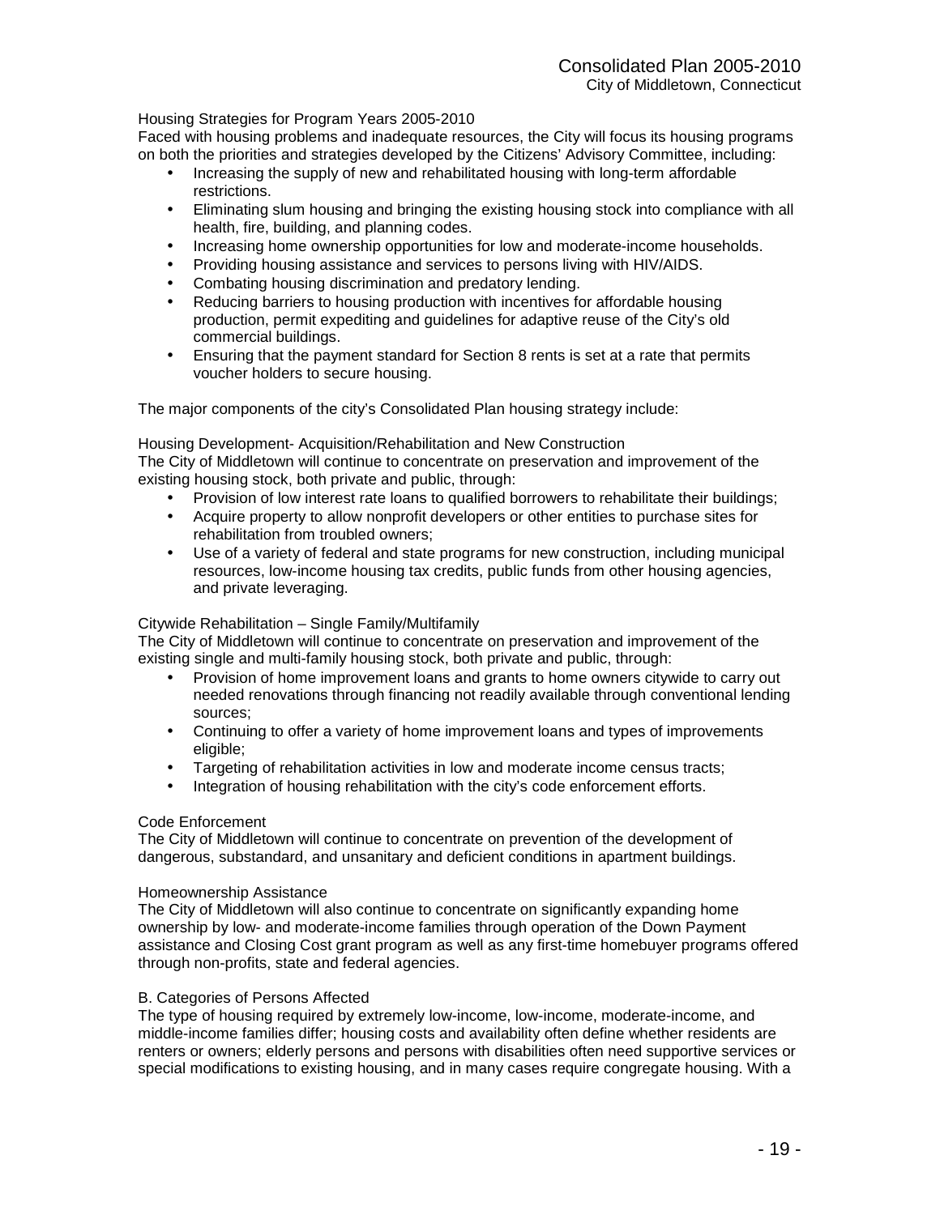## Housing Strategies for Program Years 2005-2010

Faced with housing problems and inadequate resources, the City will focus its housing programs on both the priorities and strategies developed by the Citizens' Advisory Committee, including:

- Increasing the supply of new and rehabilitated housing with long-term affordable restrictions.
- Eliminating slum housing and bringing the existing housing stock into compliance with all health, fire, building, and planning codes.
- Increasing home ownership opportunities for low and moderate-income households.
- Providing housing assistance and services to persons living with HIV/AIDS.
- Combating housing discrimination and predatory lending.
- Reducing barriers to housing production with incentives for affordable housing production, permit expediting and guidelines for adaptive reuse of the City's old commercial buildings.
- Ensuring that the payment standard for Section 8 rents is set at a rate that permits voucher holders to secure housing.

The major components of the city's Consolidated Plan housing strategy include:

### Housing Development- Acquisition/Rehabilitation and New Construction

The City of Middletown will continue to concentrate on preservation and improvement of the existing housing stock, both private and public, through:

- Provision of low interest rate loans to qualified borrowers to rehabilitate their buildings;
- Acquire property to allow nonprofit developers or other entities to purchase sites for rehabilitation from troubled owners;
- Use of a variety of federal and state programs for new construction, including municipal resources, low-income housing tax credits, public funds from other housing agencies, and private leveraging.

### Citywide Rehabilitation – Single Family/Multifamily

The City of Middletown will continue to concentrate on preservation and improvement of the existing single and multi-family housing stock, both private and public, through:

- Provision of home improvement loans and grants to home owners citywide to carry out needed renovations through financing not readily available through conventional lending sources;
- Continuing to offer a variety of home improvement loans and types of improvements eligible;
- Targeting of rehabilitation activities in low and moderate income census tracts;
- Integration of housing rehabilitation with the city's code enforcement efforts.

### Code Enforcement

The City of Middletown will continue to concentrate on prevention of the development of dangerous, substandard, and unsanitary and deficient conditions in apartment buildings.

### Homeownership Assistance

The City of Middletown will also continue to concentrate on significantly expanding home ownership by low- and moderate-income families through operation of the Down Payment assistance and Closing Cost grant program as well as any first-time homebuyer programs offered through non-profits, state and federal agencies.

## B. Categories of Persons Affected

The type of housing required by extremely low-income, low-income, moderate-income, and middle-income families differ; housing costs and availability often define whether residents are renters or owners; elderly persons and persons with disabilities often need supportive services or special modifications to existing housing, and in many cases require congregate housing. With a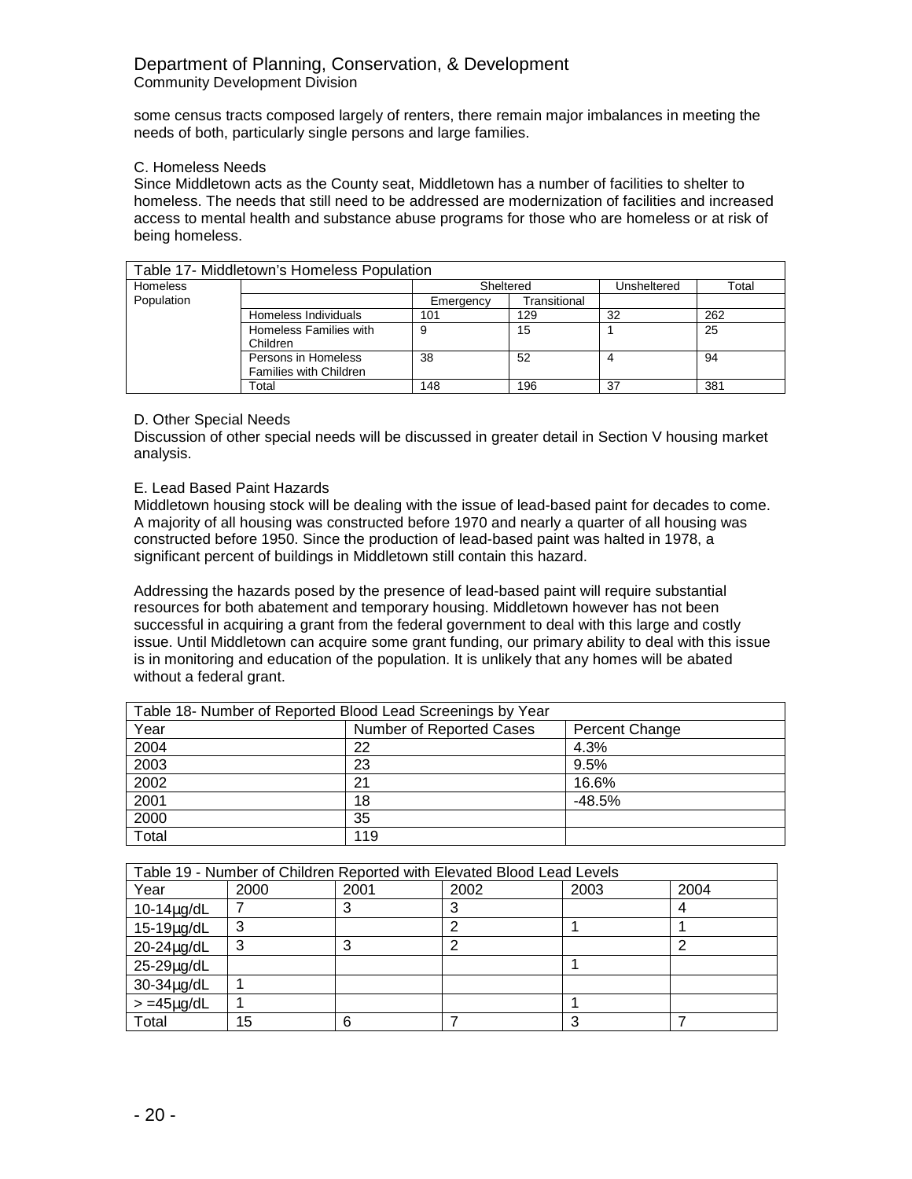some census tracts composed largely of renters, there remain major imbalances in meeting the needs of both, particularly single persons and large families.

C. Homeless Needs

Since Middletown acts as the County seat, Middletown has a number of facilities to shelter to homeless. The needs that still need to be addressed are modernization of facilities and increased access to mental health and substance abuse programs for those who are homeless or at risk of being homeless.

| Table 17- Middletown's Homeless Population | | | | | |
|---|---|---|---|---|---|
| Homeless Population | | Sheltered | | Unsheltered | Total |
| | | Emergency | Transitional | | |
| | Homeless Individuals | 101 | 129 | 32 | 262 |
| | Homeless Families with Children | 9 | 15 | 1 | 25 |
| | Persons in Homeless Families with Children | 38 | 52 | 4 | 94 |
| | Total | 148 | 196 | 37 | 381 |

D. Other Special Needs

Discussion of other special needs will be discussed in greater detail in Section V housing market analysis.

E. Lead Based Paint Hazards

Middletown housing stock will be dealing with the issue of lead-based paint for decades to come. A majority of all housing was constructed before 1970 and nearly a quarter of all housing was constructed before 1950. Since the production of lead-based paint was halted in 1978, a significant percent of buildings in Middletown still contain this hazard.

Addressing the hazards posed by the presence of lead-based paint will require substantial resources for both abatement and temporary housing. Middletown however has not been successful in acquiring a grant from the federal government to deal with this large and costly issue. Until Middletown can acquire some grant funding, our primary ability to deal with this issue is in monitoring and education of the population. It is unlikely that any homes will be abated without a federal grant.

| Table 18- Number of Reported Blood Lead Screenings by Year | | |
|---|---|---|
| Year | Number of Reported Cases | Percent Change |
| 2004 | 22 | 4.3% |
| 2003 | 23 | 9.5% |
| 2002 | 21 | 16.6% |
| 2001 | 18 | -48.5% |
| 2000 | 35 | |
| Total | 119 | |

| Table 19 - Number of Children Reported with Elevated Blood Lead Levels | | | | | |
|---|---|---|---|---|---|
| Year | 2000 | 2001 | 2002 | 2003 | 2004 |
| 10-14µg/dL | 7 | 3 | 3 | | 4 |
| 15-19µg/dL | 3 | | 2 | 1 | 1 |
| 20-24µg/dL | 3 | 3 | 2 | | 2 |
| 25-29µg/dL | | | | 1 | |
| 30-34µg/dL | 1 | | | | |
| > =45µg/dL | 1 | | | 1 | |
| Total | 15 | 6 | 7 | 3 | 7 |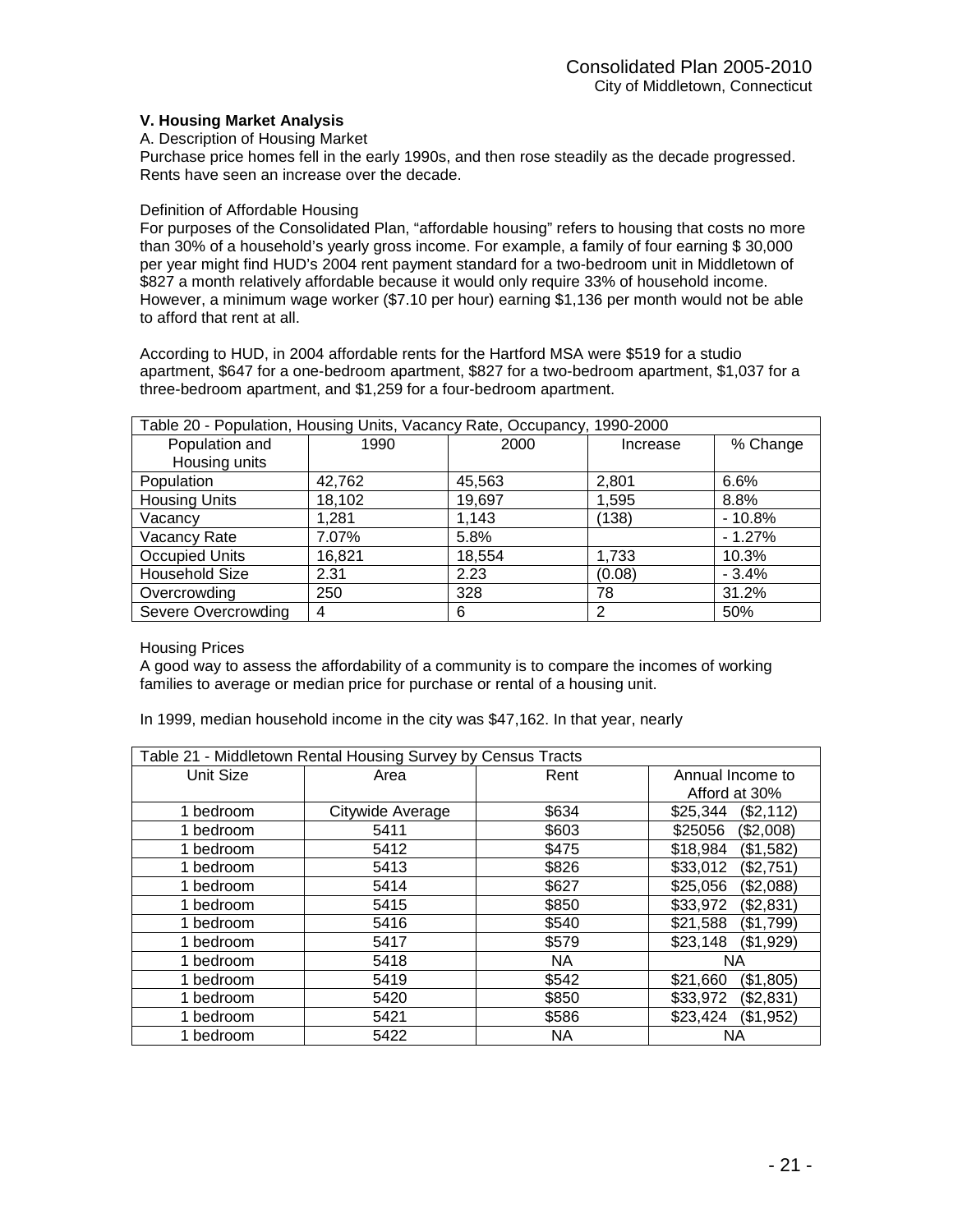### V. Housing Market Analysis

A. Description of Housing Market

Purchase price homes fell in the early 1990s, and then rose steadily as the decade progressed. Rents have seen an increase over the decade.

Definition of Affordable Housing

For purposes of the Consolidated Plan, "affordable housing" refers to housing that costs no more than 30% of a household's yearly gross income. For example, a family of four earning $ 30,000 per year might find HUD's 2004 rent payment standard for a two-bedroom unit in Middletown of $827 a month relatively affordable because it would only require 33% of household income. However, a minimum wage worker ($7.10 per hour) earning $1,136 per month would not be able to afford that rent at all.

According to HUD, in 2004 affordable rents for the Hartford MSA were $519 for a studio apartment, $647 for a one-bedroom apartment, $827 for a two-bedroom apartment, $1,037 for a three-bedroom apartment, and $1,259 for a four-bedroom apartment.

Table 20 - Population, Housing Units, Vacancy Rate, Occupancy, 1990-2000

| Population and Housing units | 1990 | 2000 | Increase | % Change |
|---|---|---|---|---|
| Population | 42,762 | 45,563 | 2,801 | 6.6% |
| Housing Units | 18,102 | 19,697 | 1,595 | 8.8% |
| Vacancy | 1,281 | 1,143 | (138) | - 10.8% |
| Vacancy Rate | 7.07% | 5.8% | | - 1.27% |
| Occupied Units | 16,821 | 18,554 | 1,733 | 10.3% |
| Household Size | 2.31 | 2.23 | (0.08) | - 3.4% |
| Overcrowding | 250 | 328 | 78 | 31.2% |
| Severe Overcrowding | 4 | 6 | 2 | 50% |

Housing Prices

A good way to assess the affordability of a community is to compare the incomes of working families to average or median price for purchase or rental of a housing unit.

In 1999, median household income in the city was $47,162. In that year, nearly

Table 21 - Middletown Rental Housing Survey by Census Tracts

| Unit Size | Area | Rent | Annual Income to Afford at 30% |
|---|---|---|---|
| 1 bedroom | Citywide Average | $634 | $25,344 ($2,112) |
| 1 bedroom | 5411 | $603 | $25056 ($2,008) |
| 1 bedroom | 5412 | $475 | $18,984 ($1,582) |
| 1 bedroom | 5413 | $826 | $33,012 ($2,751) |
| 1 bedroom | 5414 | $627 | $25,056 ($2,088) |
| 1 bedroom | 5415 | $850 | $33,972 ($2,831) |
| 1 bedroom | 5416 | $540 | $21,588 ($1,799) |
| 1 bedroom | 5417 | $579 | $23,148 ($1,929) |
| 1 bedroom | 5418 | NA | NA |
| 1 bedroom | 5419 | $542 | $21,660 ($1,805) |
| 1 bedroom | 5420 | $850 | $33,972 ($2,831) |
| 1 bedroom | 5421 | $586 | $23,424 ($1,952) |
| 1 bedroom | 5422 | NA | NA |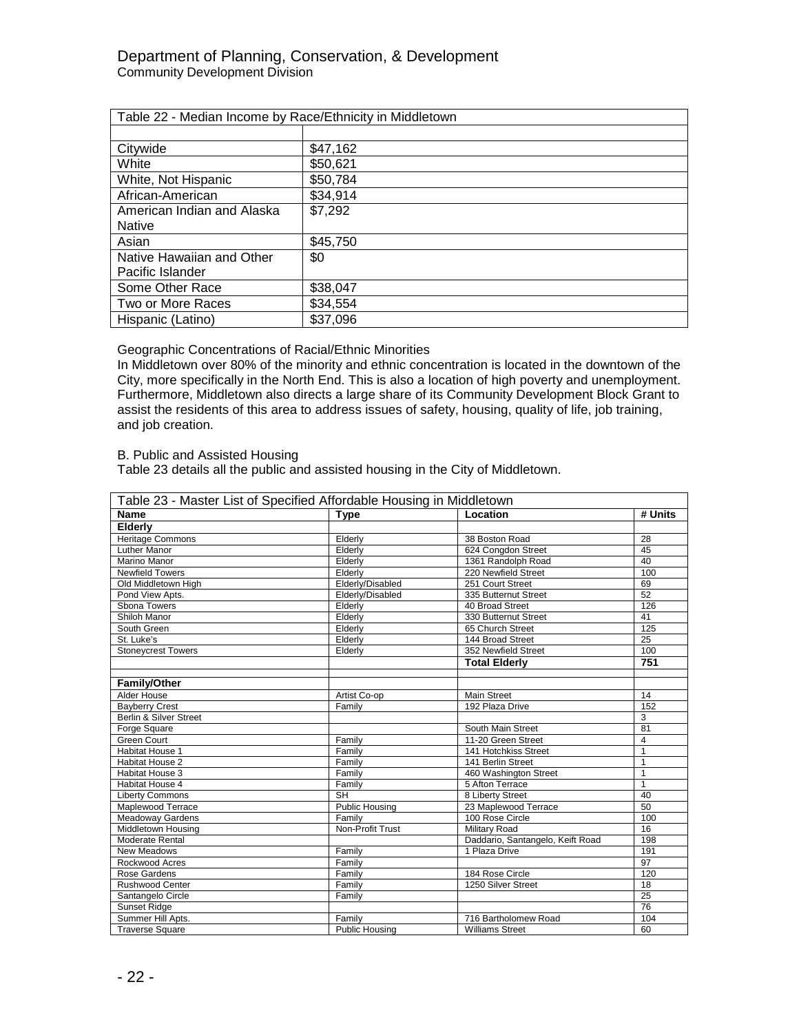Department of Planning, Conservation, & Development
Community Development Division

| Table 22 - Median Income by Race/Ethnicity in Middletown | |
|---|---|
| | |
| Citywide | $47,162 |
| White | $50,621 |
| White, Not Hispanic | $50,784 |
| African-American | $34,914 |
| American Indian and Alaska Native | $7,292 |
| Asian | $45,750 |
| Native Hawaiian and Other Pacific Islander | $0 |
| Some Other Race | $38,047 |
| Two or More Races | $34,554 |
| Hispanic (Latino) | $37,096 |

Geographic Concentrations of Racial/Ethnic Minorities
In Middletown over 80% of the minority and ethnic concentration is located in the downtown of the City, more specifically in the North End. This is also a location of high poverty and unemployment. Furthermore, Middletown also directs a large share of its Community Development Block Grant to assist the residents of this area to address issues of safety, housing, quality of life, job training, and job creation.

B. Public and Assisted Housing
Table 23 details all the public and assisted housing in the City of Middletown.

Table 23 - Master List of Specified Affordable Housing in Middletown

| Name | Type | Location | # Units |
|---|---|---|---|
| **Elderly** | | | |
| Heritage Commons | Elderly | 38 Boston Road | 28 |
| Luther Manor | Elderly | 624 Congdon Street | 45 |
| Marino Manor | Elderly | 1361 Randolph Road | 40 |
| Newfield Towers | Elderly | 220 Newfield Street | 100 |
| Old Middletown High | Elderly/Disabled | 251 Court Street | 69 |
| Pond View Apts. | Elderly/Disabled | 335 Butternut Street | 52 |
| Sbona Towers | Elderly | 40 Broad Street | 126 |
| Shiloh Manor | Elderly | 330 Butternut Street | 41 |
| South Green | Elderly | 65 Church Street | 125 |
| St. Luke's | Elderly | 144 Broad Street | 25 |
| Stoneycrest Towers | Elderly | 352 Newfield Street | 100 |
| | | **Total Elderly** | **751** |
| | | | |
| **Family/Other** | | | |
| Alder House | Artist Co-op | Main Street | 14 |
| Bayberry Crest | Family | 192 Plaza Drive | 152 |
| Berlin & Silver Street | | | 3 |
| Forge Square | | South Main Street | 81 |
| Green Court | Family | 11-20 Green Street | 4 |
| Habitat House 1 | Family | 141 Hotchkiss Street | 1 |
| Habitat House 2 | Family | 141 Berlin Street | 1 |
| Habitat House 3 | Family | 460 Washington Street | 1 |
| Habitat House 4 | Family | 5 Afton Terrace | 1 |
| Liberty Commons | SH | 8 Liberty Street | 40 |
| Maplewood Terrace | Public Housing | 23 Maplewood Terrace | 50 |
| Meadoway Gardens | Family | 100 Rose Circle | 100 |
| Middletown Housing | Non-Profit Trust | Military Road | 16 |
| Moderate Rental | | Daddario, Santangelo, Keift Road | 198 |
| New Meadows | Family | 1 Plaza Drive | 191 |
| Rockwood Acres | Family | | 97 |
| Rose Gardens | Family | 184 Rose Circle | 120 |
| Rushwood Center | Family | 1250 Silver Street | 18 |
| Santangelo Circle | Family | | 25 |
| Sunset Ridge | | | 76 |
| Summer Hill Apts. | Family | 716 Bartholomew Road | 104 |
| Traverse Square | Public Housing | Williams Street | 60 |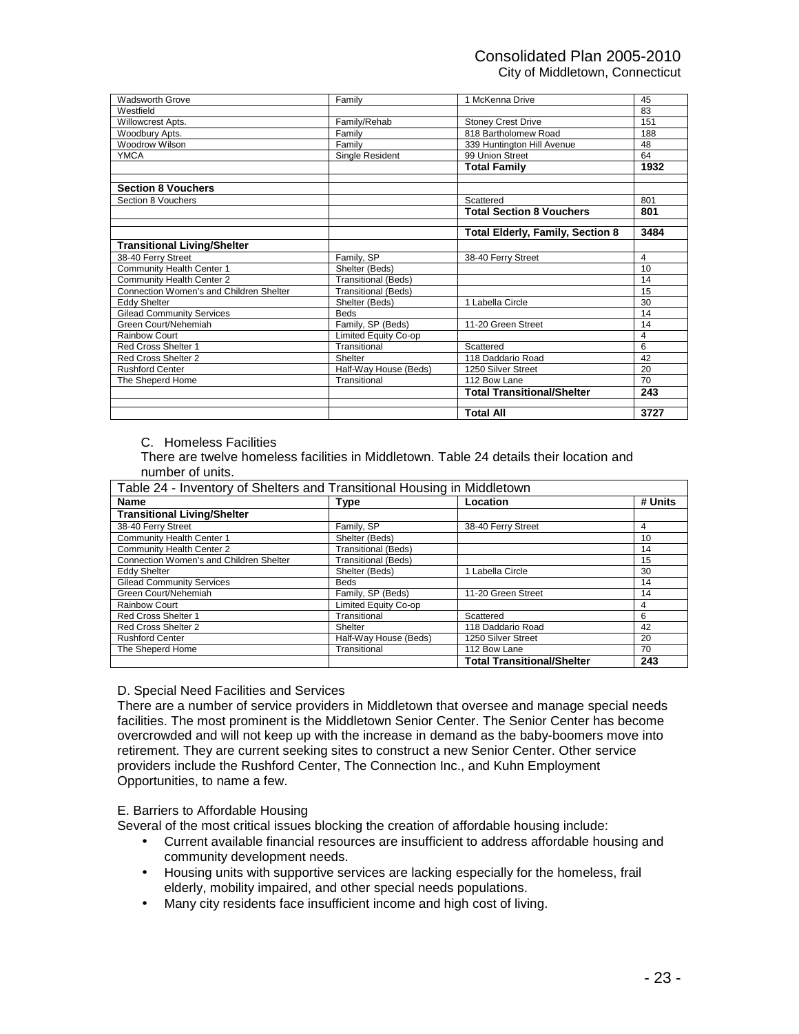| | | | |
|---|---|---|---|
| Wadsworth Grove | Family | 1 McKenna Drive | 45 |
| Westfield | | | 83 |
| Willowcrest Apts. | Family/Rehab | Stoney Crest Drive | 151 |
| Woodbury Apts. | Family | 818 Bartholomew Road | 188 |
| Woodrow Wilson | Family | 339 Huntington Hill Avenue | 48 |
| YMCA | Single Resident | 99 Union Street | 64 |
| | | **Total Family** | **1932** |
| | | | |
| **Section 8 Vouchers** | | | |
| Section 8 Vouchers | | Scattered | 801 |
| | | **Total Section 8 Vouchers** | **801** |
| | | | |
| | | **Total Elderly, Family, Section 8** | **3484** |
| **Transitional Living/Shelter** | | | |
| 38-40 Ferry Street | Family, SP | 38-40 Ferry Street | 4 |
| Community Health Center 1 | Shelter (Beds) | | 10 |
| Community Health Center 2 | Transitional (Beds) | | 14 |
| Connection Women's and Children Shelter | Transitional (Beds) | | 15 |
| Eddy Shelter | Shelter (Beds) | 1 Labella Circle | 30 |
| Gilead Community Services | Beds | | 14 |
| Green Court/Nehemiah | Family, SP (Beds) | 11-20 Green Street | 14 |
| Rainbow Court | Limited Equity Co-op | | 4 |
| Red Cross Shelter 1 | Transitional | Scattered | 6 |
| Red Cross Shelter 2 | Shelter | 118 Daddario Road | 42 |
| Rushford Center | Half-Way House (Beds) | 1250 Silver Street | 20 |
| The Sheperd Home | Transitional | 112 Bow Lane | 70 |
| | | **Total Transitional/Shelter** | **243** |
| | | | |
| | | **Total All** | **3727** |

C. Homeless Facilities

There are twelve homeless facilities in Middletown. Table 24 details their location and number of units.

Table 24 - Inventory of Shelters and Transitional Housing in Middletown

| **Name** | **Type** | **Location** | **# Units** |
|---|---|---|---|
| **Transitional Living/Shelter** | | | |
| 38-40 Ferry Street | Family, SP | 38-40 Ferry Street | 4 |
| Community Health Center 1 | Shelter (Beds) | | 10 |
| Community Health Center 2 | Transitional (Beds) | | 14 |
| Connection Women's and Children Shelter | Transitional (Beds) | | 15 |
| Eddy Shelter | Shelter (Beds) | 1 Labella Circle | 30 |
| Gilead Community Services | Beds | | 14 |
| Green Court/Nehemiah | Family, SP (Beds) | 11-20 Green Street | 14 |
| Rainbow Court | Limited Equity Co-op | | 4 |
| Red Cross Shelter 1 | Transitional | Scattered | 6 |
| Red Cross Shelter 2 | Shelter | 118 Daddario Road | 42 |
| Rushford Center | Half-Way House (Beds) | 1250 Silver Street | 20 |
| The Sheperd Home | Transitional | 112 Bow Lane | 70 |
| | | **Total Transitional/Shelter** | **243** |

D. Special Need Facilities and Services

There are a number of service providers in Middletown that oversee and manage special needs facilities. The most prominent is the Middletown Senior Center. The Senior Center has become overcrowded and will not keep up with the increase in demand as the baby-boomers move into retirement. They are current seeking sites to construct a new Senior Center. Other service providers include the Rushford Center, The Connection Inc., and Kuhn Employment Opportunities, to name a few.

E. Barriers to Affordable Housing

Several of the most critical issues blocking the creation of affordable housing include:

- Current available financial resources are insufficient to address affordable housing and community development needs.
- Housing units with supportive services are lacking especially for the homeless, frail elderly, mobility impaired, and other special needs populations.
- Many city residents face insufficient income and high cost of living.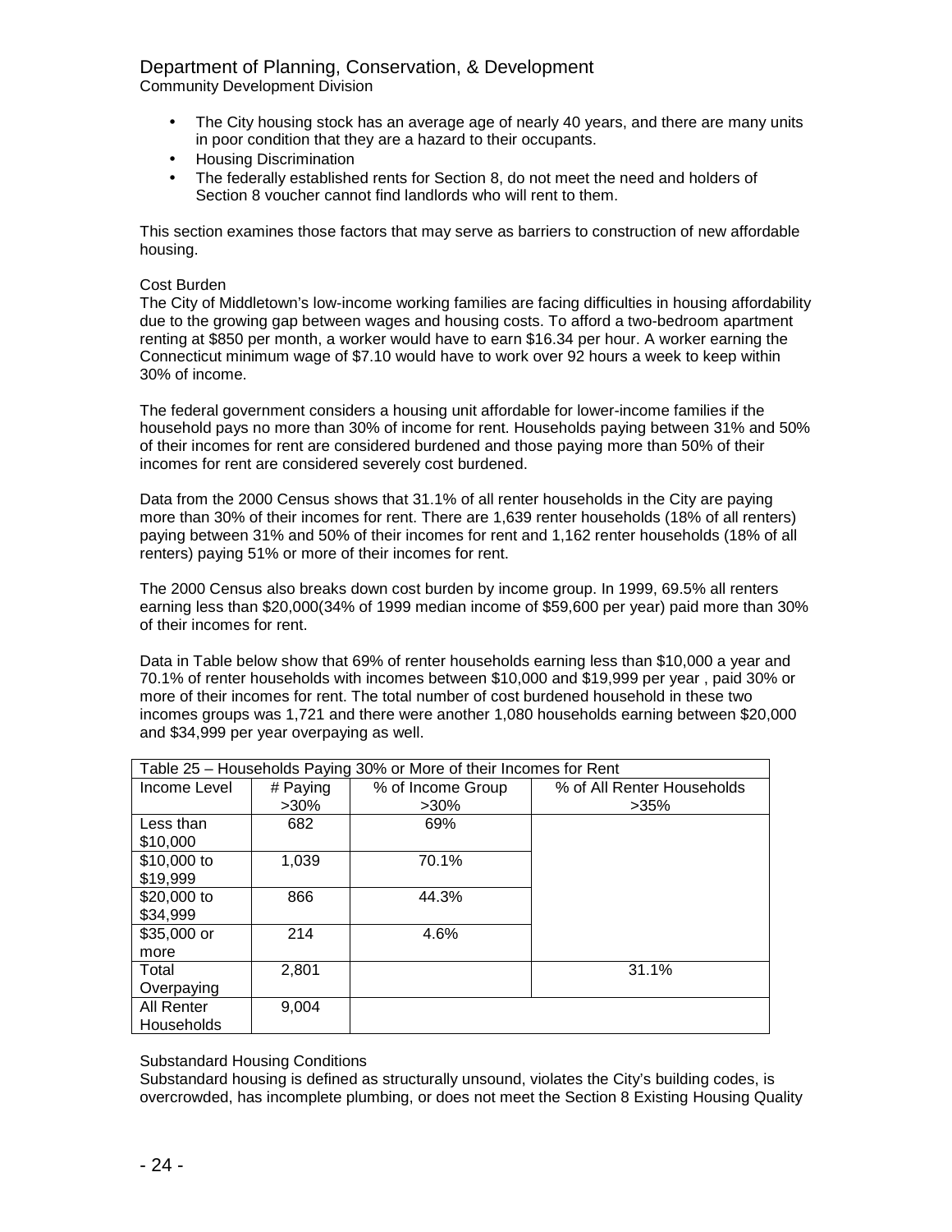- The City housing stock has an average age of nearly 40 years, and there are many units in poor condition that they are a hazard to their occupants.
- Housing Discrimination
- The federally established rents for Section 8, do not meet the need and holders of Section 8 voucher cannot find landlords who will rent to them.

This section examines those factors that may serve as barriers to construction of new affordable housing.

Cost Burden

The City of Middletown's low-income working families are facing difficulties in housing affordability due to the growing gap between wages and housing costs. To afford a two-bedroom apartment renting at $850 per month, a worker would have to earn $16.34 per hour. A worker earning the Connecticut minimum wage of $7.10 would have to work over 92 hours a week to keep within 30% of income.

The federal government considers a housing unit affordable for lower-income families if the household pays no more than 30% of income for rent. Households paying between 31% and 50% of their incomes for rent are considered burdened and those paying more than 50% of their incomes for rent are considered severely cost burdened.

Data from the 2000 Census shows that 31.1% of all renter households in the City are paying more than 30% of their incomes for rent. There are 1,639 renter households (18% of all renters) paying between 31% and 50% of their incomes for rent and 1,162 renter households (18% of all renters) paying 51% or more of their incomes for rent.

The 2000 Census also breaks down cost burden by income group. In 1999, 69.5% all renters earning less than $20,000(34% of 1999 median income of $59,600 per year) paid more than 30% of their incomes for rent.

Data in Table below show that 69% of renter households earning less than $10,000 a year and 70.1% of renter households with incomes between $10,000 and $19,999 per year , paid 30% or more of their incomes for rent. The total number of cost burdened household in these two incomes groups was 1,721 and there were another 1,080 households earning between $20,000 and $34,999 per year overpaying as well.

| Table 25 – Households Paying 30% or More of their Incomes for Rent | | | |
|---|---|---|---|
| Income Level | # Paying >30% | % of Income Group >30% | % of All Renter Households >35% |
| Less than $10,000 | 682 | 69% | |
| $10,000 to $19,999 | 1,039 | 70.1% | |
| $20,000 to $34,999 | 866 | 44.3% | |
| $35,000 or more | 214 | 4.6% | |
| Total Overpaying | 2,801 | | 31.1% |
| All Renter Households | 9,004 | | |

Substandard Housing Conditions

Substandard housing is defined as structurally unsound, violates the City's building codes, is overcrowded, has incomplete plumbing, or does not meet the Section 8 Existing Housing Quality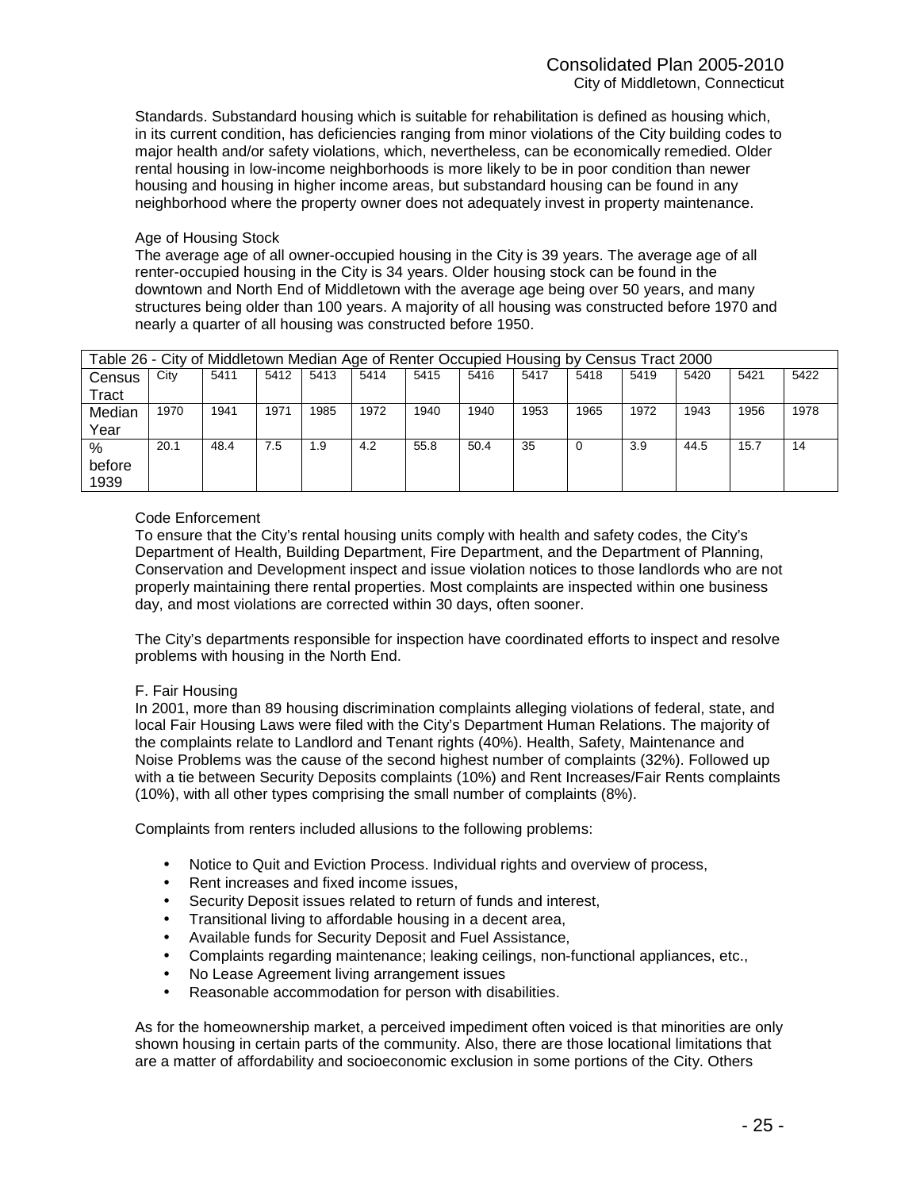Standards. Substandard housing which is suitable for rehabilitation is defined as housing which, in its current condition, has deficiencies ranging from minor violations of the City building codes to major health and/or safety violations, which, nevertheless, can be economically remedied. Older rental housing in low-income neighborhoods is more likely to be in poor condition than newer housing and housing in higher income areas, but substandard housing can be found in any neighborhood where the property owner does not adequately invest in property maintenance.

Age of Housing Stock

The average age of all owner-occupied housing in the City is 39 years. The average age of all renter-occupied housing in the City is 34 years. Older housing stock can be found in the downtown and North End of Middletown with the average age being over 50 years, and many structures being older than 100 years. A majority of all housing was constructed before 1970 and nearly a quarter of all housing was constructed before 1950.

Table 26 - City of Middletown Median Age of Renter Occupied Housing by Census Tract 2000

| Census Tract | City | 5411 | 5412 | 5413 | 5414 | 5415 | 5416 | 5417 | 5418 | 5419 | 5420 | 5421 | 5422 |
|---|---|---|---|---|---|---|---|---|---|---|---|---|---|
| Median Year | 1970 | 1941 | 1971 | 1985 | 1972 | 1940 | 1940 | 1953 | 1965 | 1972 | 1943 | 1956 | 1978 |
| % before 1939 | 20.1 | 48.4 | 7.5 | 1.9 | 4.2 | 55.8 | 50.4 | 35 | 0 | 3.9 | 44.5 | 15.7 | 14 |

Code Enforcement

To ensure that the City's rental housing units comply with health and safety codes, the City's Department of Health, Building Department, Fire Department, and the Department of Planning, Conservation and Development inspect and issue violation notices to those landlords who are not properly maintaining there rental properties. Most complaints are inspected within one business day, and most violations are corrected within 30 days, often sooner.

The City's departments responsible for inspection have coordinated efforts to inspect and resolve problems with housing in the North End.

F. Fair Housing

In 2001, more than 89 housing discrimination complaints alleging violations of federal, state, and local Fair Housing Laws were filed with the City's Department Human Relations. The majority of the complaints relate to Landlord and Tenant rights (40%). Health, Safety, Maintenance and Noise Problems was the cause of the second highest number of complaints (32%). Followed up with a tie between Security Deposits complaints (10%) and Rent Increases/Fair Rents complaints (10%), with all other types comprising the small number of complaints (8%).

Complaints from renters included allusions to the following problems:

- Notice to Quit and Eviction Process. Individual rights and overview of process,
- Rent increases and fixed income issues,
- Security Deposit issues related to return of funds and interest,
- Transitional living to affordable housing in a decent area,
- Available funds for Security Deposit and Fuel Assistance,
- Complaints regarding maintenance; leaking ceilings, non-functional appliances, etc.,
- No Lease Agreement living arrangement issues
- Reasonable accommodation for person with disabilities.

As for the homeownership market, a perceived impediment often voiced is that minorities are only shown housing in certain parts of the community. Also, there are those locational limitations that are a matter of affordability and socioeconomic exclusion in some portions of the City. Others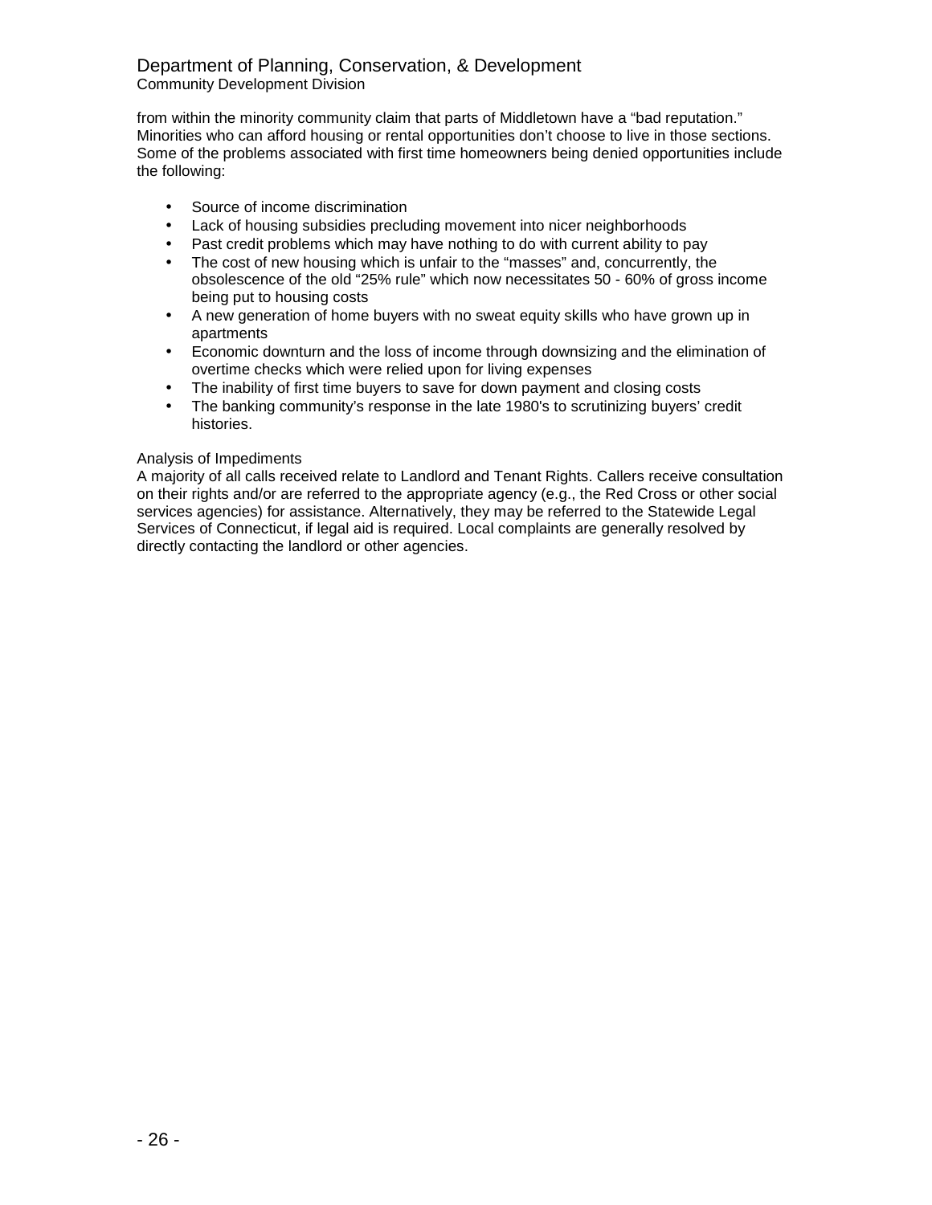from within the minority community claim that parts of Middletown have a “bad reputation.” Minorities who can afford housing or rental opportunities don’t choose to live in those sections. Some of the problems associated with first time homeowners being denied opportunities include the following:

- Source of income discrimination
- Lack of housing subsidies precluding movement into nicer neighborhoods
- Past credit problems which may have nothing to do with current ability to pay
- The cost of new housing which is unfair to the “masses” and, concurrently, the obsolescence of the old “25% rule” which now necessitates 50 - 60% of gross income being put to housing costs
- A new generation of home buyers with no sweat equity skills who have grown up in apartments
- Economic downturn and the loss of income through downsizing and the elimination of overtime checks which were relied upon for living expenses
- The inability of first time buyers to save for down payment and closing costs
- The banking community’s response in the late 1980's to scrutinizing buyers’ credit histories.

Analysis of Impediments

A majority of all calls received relate to Landlord and Tenant Rights. Callers receive consultation on their rights and/or are referred to the appropriate agency (e.g., the Red Cross or other social services agencies) for assistance. Alternatively, they may be referred to the Statewide Legal Services of Connecticut, if legal aid is required. Local complaints are generally resolved by directly contacting the landlord or other agencies.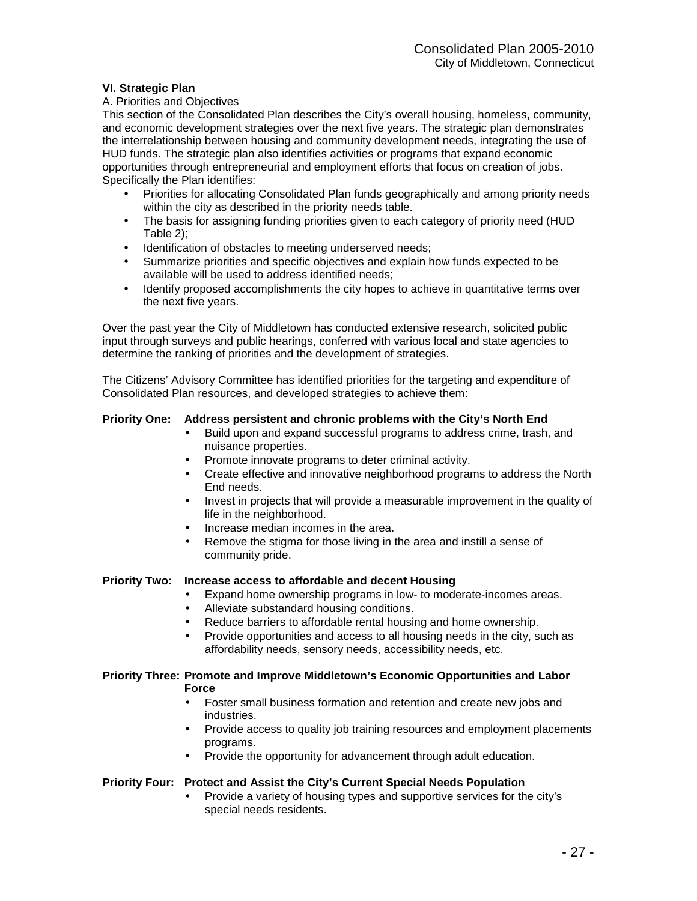**VI. Strategic Plan**

A. Priorities and Objectives

This section of the Consolidated Plan describes the City's overall housing, homeless, community, and economic development strategies over the next five years. The strategic plan demonstrates the interrelationship between housing and community development needs, integrating the use of HUD funds. The strategic plan also identifies activities or programs that expand economic opportunities through entrepreneurial and employment efforts that focus on creation of jobs. Specifically the Plan identifies:

- Priorities for allocating Consolidated Plan funds geographically and among priority needs within the city as described in the priority needs table.
- The basis for assigning funding priorities given to each category of priority need (HUD Table 2);
- Identification of obstacles to meeting underserved needs;
- Summarize priorities and specific objectives and explain how funds expected to be available will be used to address identified needs;
- Identify proposed accomplishments the city hopes to achieve in quantitative terms over the next five years.

Over the past year the City of Middletown has conducted extensive research, solicited public input through surveys and public hearings, conferred with various local and state agencies to determine the ranking of priorities and the development of strategies.

The Citizens' Advisory Committee has identified priorities for the targeting and expenditure of Consolidated Plan resources, and developed strategies to achieve them:

**Priority One: Address persistent and chronic problems with the City's North End**

- Build upon and expand successful programs to address crime, trash, and nuisance properties.
- Promote innovate programs to deter criminal activity.
- Create effective and innovative neighborhood programs to address the North End needs.
- Invest in projects that will provide a measurable improvement in the quality of life in the neighborhood.
- Increase median incomes in the area.
- Remove the stigma for those living in the area and instill a sense of community pride.

**Priority Two: Increase access to affordable and decent Housing**

- Expand home ownership programs in low- to moderate-incomes areas.
- Alleviate substandard housing conditions.
- Reduce barriers to affordable rental housing and home ownership.
- Provide opportunities and access to all housing needs in the city, such as affordability needs, sensory needs, accessibility needs, etc.

**Priority Three: Promote and Improve Middletown's Economic Opportunities and Labor Force**

- Foster small business formation and retention and create new jobs and industries.
- Provide access to quality job training resources and employment placements programs.
- Provide the opportunity for advancement through adult education.

**Priority Four: Protect and Assist the City's Current Special Needs Population**

- Provide a variety of housing types and supportive services for the city's special needs residents.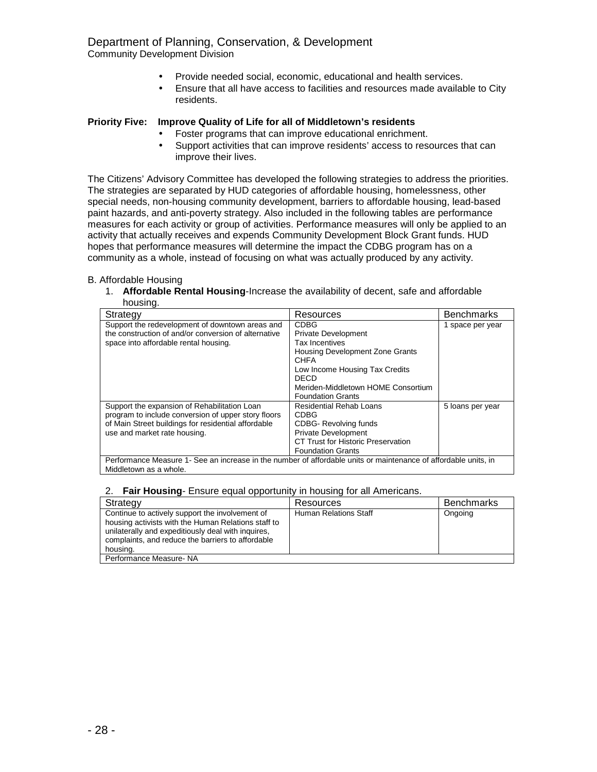- Provide needed social, economic, educational and health services.
- Ensure that all have access to facilities and resources made available to City residents.

**Priority Five: Improve Quality of Life for all of Middletown's residents**

- Foster programs that can improve educational enrichment.
- Support activities that can improve residents' access to resources that can improve their lives.

The Citizens' Advisory Committee has developed the following strategies to address the priorities. The strategies are separated by HUD categories of affordable housing, homelessness, other special needs, non-housing community development, barriers to affordable housing, lead-based paint hazards, and anti-poverty strategy. Also included in the following tables are performance measures for each activity or group of activities. Performance measures will only be applied to an activity that actually receives and expends Community Development Block Grant funds. HUD hopes that performance measures will determine the impact the CDBG program has on a community as a whole, instead of focusing on what was actually produced by any activity.

B. Affordable Housing

1. **Affordable Rental Housing**-Increase the availability of decent, safe and affordable housing.

| Strategy | Resources | Benchmarks |
|---|---|---|
| Support the redevelopment of downtown areas and the construction of and/or conversion of alternative space into affordable rental housing. | CDBG<br>Private Development<br>Tax Incentives<br>Housing Development Zone Grants<br>CHFA<br>Low Income Housing Tax Credits<br>DECD<br>Meriden-Middletown HOME Consortium<br>Foundation Grants | 1 space per year |
| Support the expansion of Rehabilitation Loan program to include conversion of upper story floors of Main Street buildings for residential affordable use and market rate housing. | Residential Rehab Loans<br>CDBG<br>CDBG- Revolving funds<br>Private Development<br>CT Trust for Historic Preservation<br>Foundation Grants | 5 loans per year |
| Performance Measure 1- See an increase in the number of affordable units or maintenance of affordable units, in Middletown as a whole. | | |

2. **Fair Housing**- Ensure equal opportunity in housing for all Americans.

| Strategy | Resources | Benchmarks |
|---|---|---|
| Continue to actively support the involvement of housing activists with the Human Relations staff to unilaterally and expeditiously deal with inquires, complaints, and reduce the barriers to affordable housing. | Human Relations Staff | Ongoing |
| Performance Measure- NA | | |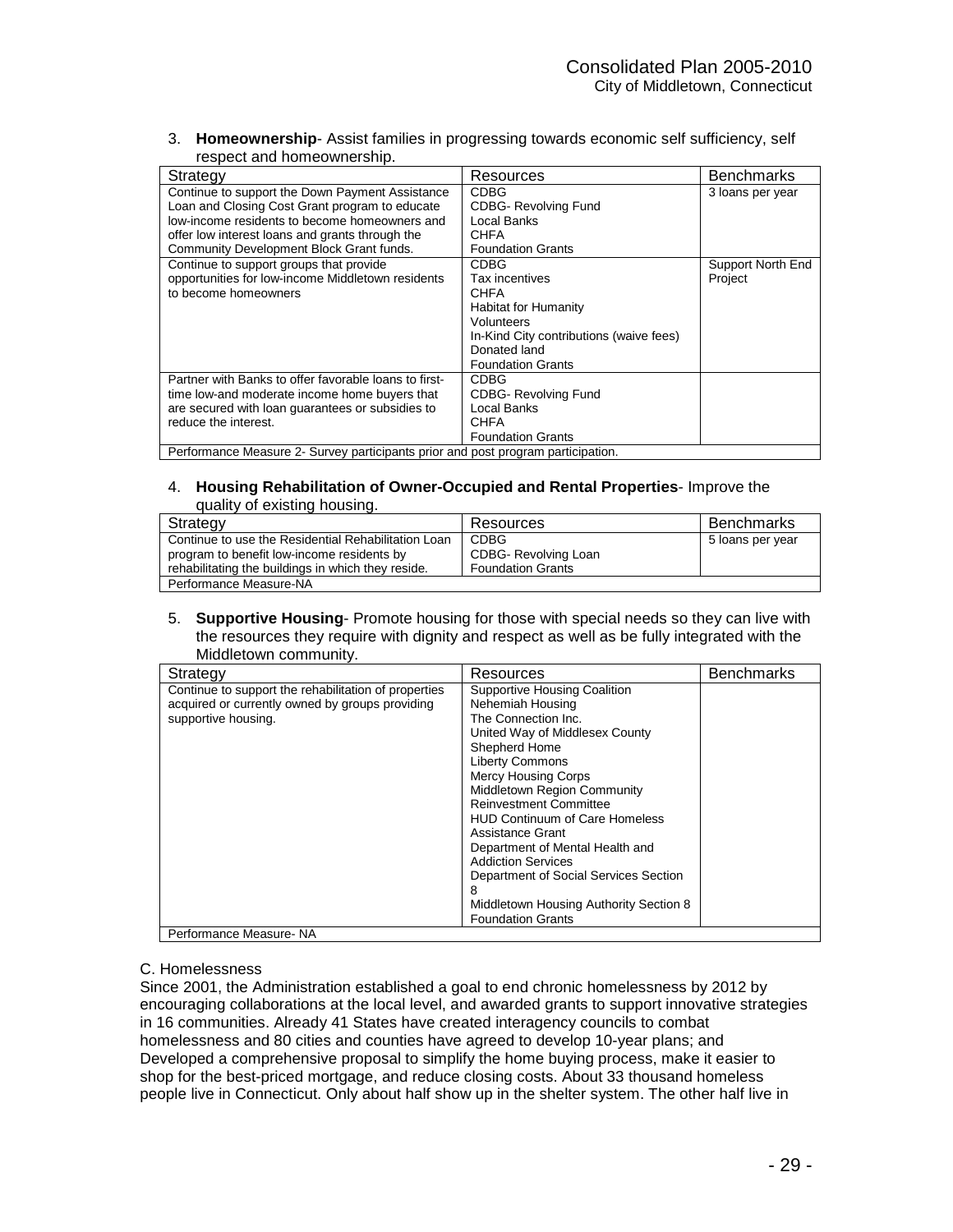3. **Homeownership**- Assist families in progressing towards economic self sufficiency, self respect and homeownership.

| Strategy | Resources | Benchmarks |
|---|---|---|
| Continue to support the Down Payment Assistance Loan and Closing Cost Grant program to educate low-income residents to become homeowners and offer low interest loans and grants through the Community Development Block Grant funds. | CDBG<br>CDBG- Revolving Fund<br>Local Banks<br>CHFA<br>Foundation Grants | 3 loans per year |
| Continue to support groups that provide opportunities for low-income Middletown residents to become homeowners | CDBG<br>Tax incentives<br>CHFA<br>Habitat for Humanity<br>Volunteers<br>In-Kind City contributions (waive fees)<br>Donated land<br>Foundation Grants | Support North End Project |
| Partner with Banks to offer favorable loans to first-time low-and moderate income home buyers that are secured with loan guarantees or subsidies to reduce the interest. | CDBG<br>CDBG- Revolving Fund<br>Local Banks<br>CHFA<br>Foundation Grants | |
| Performance Measure 2- Survey participants prior and post program participation. | | |

4. **Housing Rehabilitation of Owner-Occupied and Rental Properties**- Improve the quality of existing housing.

| Strategy | Resources | Benchmarks |
|---|---|---|
| Continue to use the Residential Rehabilitation Loan program to benefit low-income residents by rehabilitating the buildings in which they reside. | CDBG<br>CDBG- Revolving Loan<br>Foundation Grants | 5 loans per year |
| Performance Measure-NA | | |

5. **Supportive Housing**- Promote housing for those with special needs so they can live with the resources they require with dignity and respect as well as be fully integrated with the Middletown community.

| Strategy | Resources | Benchmarks |
|---|---|---|
| Continue to support the rehabilitation of properties acquired or currently owned by groups providing supportive housing. | Supportive Housing Coalition<br>Nehemiah Housing<br>The Connection Inc.<br>United Way of Middlesex County<br>Shepherd Home<br>Liberty Commons<br>Mercy Housing Corps<br>Middletown Region Community Reinvestment Committee<br>HUD Continuum of Care Homeless Assistance Grant<br>Department of Mental Health and Addiction Services<br>Department of Social Services Section 8<br>Middletown Housing Authority Section 8<br>Foundation Grants | |
| Performance Measure- NA | | |

C. Homelessness

Since 2001, the Administration established a goal to end chronic homelessness by 2012 by encouraging collaborations at the local level, and awarded grants to support innovative strategies in 16 communities. Already 41 States have created interagency councils to combat homelessness and 80 cities and counties have agreed to develop 10-year plans; and Developed a comprehensive proposal to simplify the home buying process, make it easier to shop for the best-priced mortgage, and reduce closing costs. About 33 thousand homeless people live in Connecticut. Only about half show up in the shelter system. The other half live in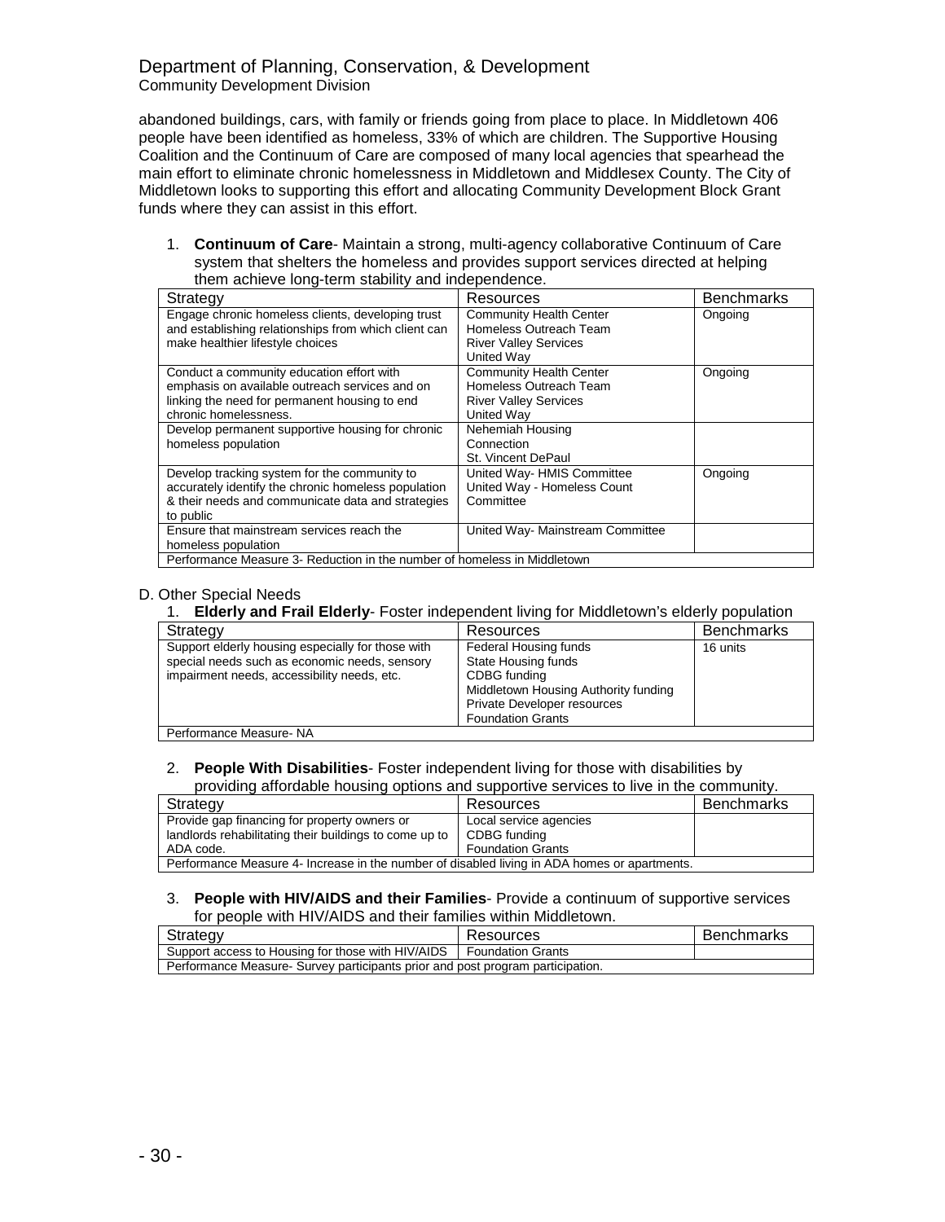abandoned buildings, cars, with family or friends going from place to place. In Middletown 406 people have been identified as homeless, 33% of which are children. The Supportive Housing Coalition and the Continuum of Care are composed of many local agencies that spearhead the main effort to eliminate chronic homelessness in Middletown and Middlesex County. The City of Middletown looks to supporting this effort and allocating Community Development Block Grant funds where they can assist in this effort.

1. **Continuum of Care**- Maintain a strong, multi-agency collaborative Continuum of Care system that shelters the homeless and provides support services directed at helping them achieve long-term stability and independence.

| Strategy | Resources | Benchmarks |
|---|---|---|
| Engage chronic homeless clients, developing trust and establishing relationships from which client can make healthier lifestyle choices | Community Health Center<br>Homeless Outreach Team<br>River Valley Services<br>United Way | Ongoing |
| Conduct a community education effort with emphasis on available outreach services and on linking the need for permanent housing to end chronic homelessness. | Community Health Center<br>Homeless Outreach Team<br>River Valley Services<br>United Way | Ongoing |
| Develop permanent supportive housing for chronic homeless population | Nehemiah Housing<br>Connection<br>St. Vincent DePaul | |
| Develop tracking system for the community to accurately identify the chronic homeless population & their needs and communicate data and strategies to public | United Way- HMIS Committee<br>United Way - Homeless Count Committee | Ongoing |
| Ensure that mainstream services reach the homeless population | United Way- Mainstream Committee | |
| Performance Measure 3- Reduction in the number of homeless in Middletown | | |

D. Other Special Needs

1. **Elderly and Frail Elderly**- Foster independent living for Middletown's elderly population

| Strategy | Resources | Benchmarks |
|---|---|---|
| Support elderly housing especially for those with special needs such as economic needs, sensory impairment needs, accessibility needs, etc. | Federal Housing funds<br>State Housing funds<br>CDBG funding<br>Middletown Housing Authority funding<br>Private Developer resources<br>Foundation Grants | 16 units |
| Performance Measure- NA | | |

2. **People With Disabilities**- Foster independent living for those with disabilities by providing affordable housing options and supportive services to live in the community.

| Strategy | Resources | Benchmarks |
|---|---|---|
| Provide gap financing for property owners or landlords rehabilitating their buildings to come up to ADA code. | Local service agencies<br>CDBG funding<br>Foundation Grants | |
| Performance Measure 4- Increase in the number of disabled living in ADA homes or apartments. | | |

3. **People with HIV/AIDS and their Families**- Provide a continuum of supportive services for people with HIV/AIDS and their families within Middletown.

| Strategy | Resources | Benchmarks |
|---|---|---|
| Support access to Housing for those with HIV/AIDS | Foundation Grants | |
| Performance Measure- Survey participants prior and post program participation. | | |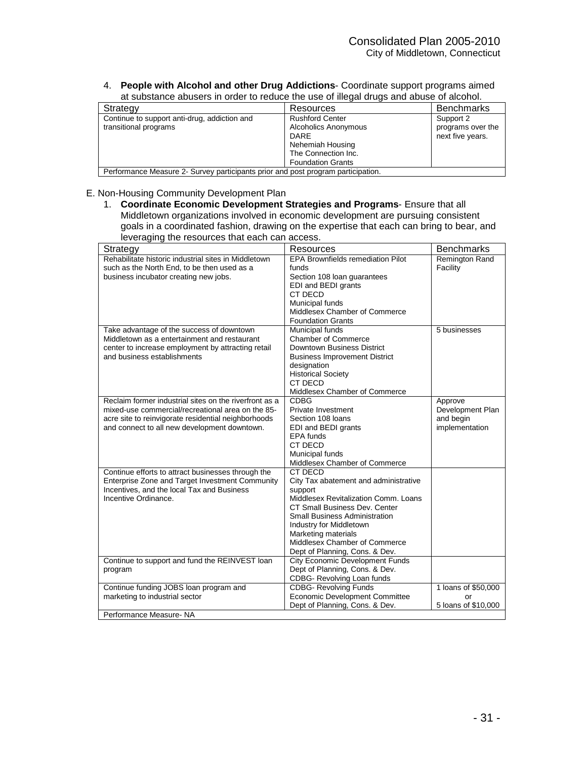4. **People with Alcohol and other Drug Addictions**- Coordinate support programs aimed at substance abusers in order to reduce the use of illegal drugs and abuse of alcohol.

| Strategy | Resources | Benchmarks |
|---|---|---|
| Continue to support anti-drug, addiction and transitional programs | Rushford Center<br>Alcoholics Anonymous<br>DARE<br>Nehemiah Housing<br>The Connection Inc.<br>Foundation Grants | Support 2 programs over the next five years. |
| Performance Measure 2- Survey participants prior and post program participation. | | |

E. Non-Housing Community Development Plan

1. **Coordinate Economic Development Strategies and Programs**- Ensure that all Middletown organizations involved in economic development are pursuing consistent goals in a coordinated fashion, drawing on the expertise that each can bring to bear, and leveraging the resources that each can access.

| Strategy | Resources | Benchmarks |
|---|---|---|
| Rehabilitate historic industrial sites in Middletown such as the North End, to be then used as a business incubator creating new jobs. | EPA Brownfields remediation Pilot funds<br>Section 108 loan guarantees<br>EDI and BEDI grants<br>CT DECD<br>Municipal funds<br>Middlesex Chamber of Commerce<br>Foundation Grants | Remington Rand Facility |
| Take advantage of the success of downtown Middletown as a entertainment and restaurant center to increase employment by attracting retail and business establishments | Municipal funds<br>Chamber of Commerce<br>Downtown Business District<br>Business Improvement District designation<br>Historical Society<br>CT DECD<br>Middlesex Chamber of Commerce | 5 businesses |
| Reclaim former industrial sites on the riverfront as a mixed-use commercial/recreational area on the 85-acre site to reinvigorate residential neighborhoods and connect to all new development downtown. | CDBG<br>Private Investment<br>Section 108 loans<br>EDI and BEDI grants<br>EPA funds<br>CT DECD<br>Municipal funds<br>Middlesex Chamber of Commerce | Approve Development Plan and begin implementation |
| Continue efforts to attract businesses through the Enterprise Zone and Target Investment Community Incentives, and the local Tax and Business Incentive Ordinance. | CT DECD<br>City Tax abatement and administrative support<br>Middlesex Revitalization Comm. Loans<br>CT Small Business Dev. Center<br>Small Business Administration<br>Industry for Middletown<br>Marketing materials<br>Middlesex Chamber of Commerce<br>Dept of Planning, Cons. & Dev. | |
| Continue to support and fund the REINVEST loan program | City Economic Development Funds<br>Dept of Planning, Cons. & Dev.<br>CDBG- Revolving Loan funds | |
| Continue funding JOBS loan program and marketing to industrial sector | CDBG- Revolving Funds<br>Economic Development Committee<br>Dept of Planning, Cons. & Dev. | 1 loans of $50,000 or 5 loans of $10,000 |
| Performance Measure- NA | | |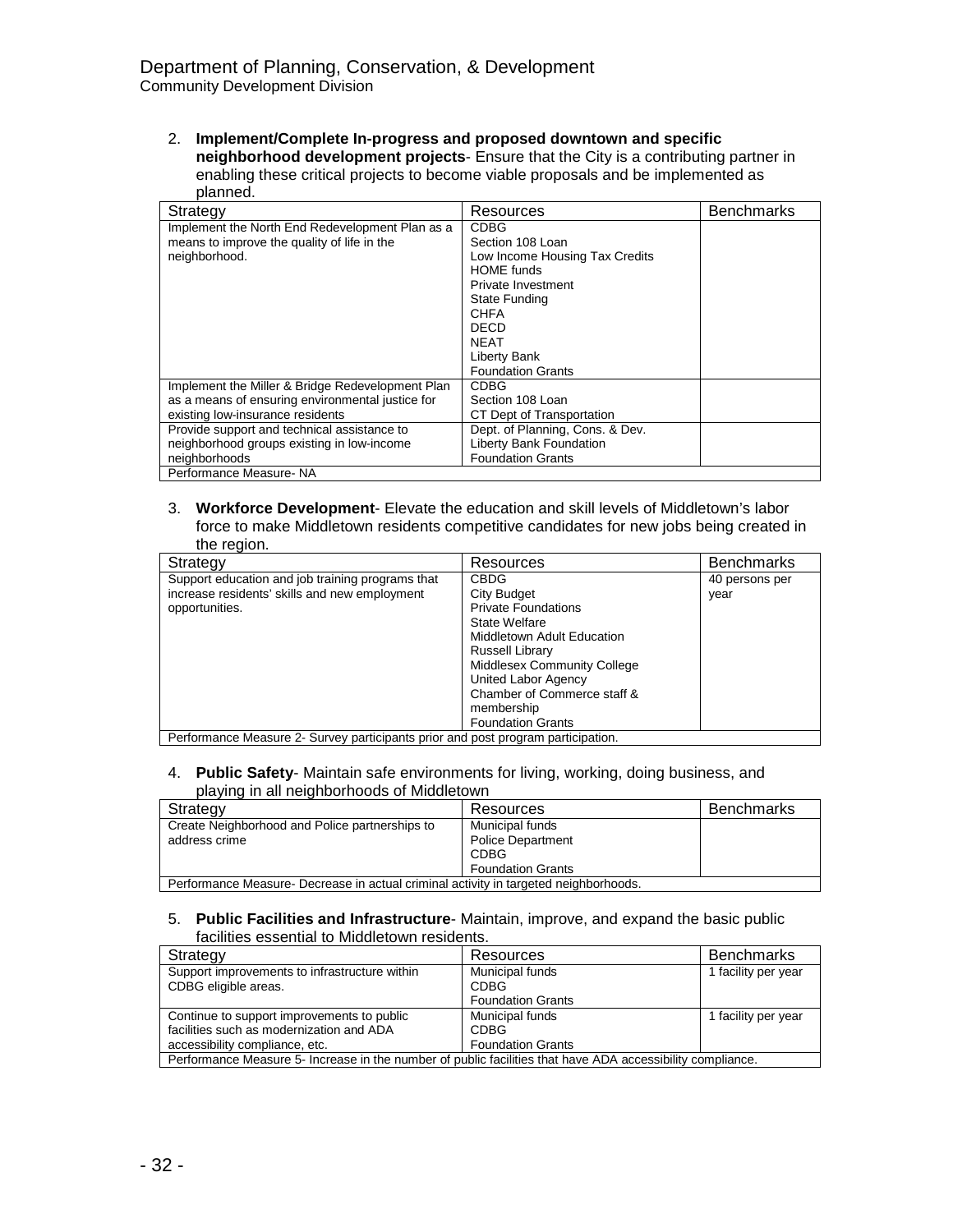Department of Planning, Conservation, & Development
Community Development Division

2. **Implement/Complete In-progress and proposed downtown and specific neighborhood development projects**- Ensure that the City is a contributing partner in enabling these critical projects to become viable proposals and be implemented as planned.

| Strategy | Resources | Benchmarks |
|---|---|---|
| Implement the North End Redevelopment Plan as a means to improve the quality of life in the neighborhood. | CDBG<br>Section 108 Loan<br>Low Income Housing Tax Credits<br>HOME funds<br>Private Investment<br>State Funding<br>CHFA<br>DECD<br>NEAT<br>Liberty Bank<br>Foundation Grants | |
| Implement the Miller & Bridge Redevelopment Plan as a means of ensuring environmental justice for existing low-insurance residents | CDBG<br>Section 108 Loan<br>CT Dept of Transportation | |
| Provide support and technical assistance to neighborhood groups existing in low-income neighborhoods | Dept. of Planning, Cons. & Dev.<br>Liberty Bank Foundation<br>Foundation Grants | |
| Performance Measure- NA | | |

3. **Workforce Development**- Elevate the education and skill levels of Middletown's labor force to make Middletown residents competitive candidates for new jobs being created in the region.

| Strategy | Resources | Benchmarks |
|---|---|---|
| Support education and job training programs that increase residents' skills and new employment opportunities. | CBDG<br>City Budget<br>Private Foundations<br>State Welfare<br>Middletown Adult Education<br>Russell Library<br>Middlesex Community College<br>United Labor Agency<br>Chamber of Commerce staff & membership<br>Foundation Grants | 40 persons per year |
| Performance Measure 2- Survey participants prior and post program participation. | | |

4. **Public Safety**- Maintain safe environments for living, working, doing business, and playing in all neighborhoods of Middletown

| Strategy | Resources | Benchmarks |
|---|---|---|
| Create Neighborhood and Police partnerships to address crime | Municipal funds<br>Police Department<br>CDBG<br>Foundation Grants | |
| Performance Measure- Decrease in actual criminal activity in targeted neighborhoods. | | |

5. **Public Facilities and Infrastructure**- Maintain, improve, and expand the basic public facilities essential to Middletown residents.

| Strategy | Resources | Benchmarks |
|---|---|---|
| Support improvements to infrastructure within CDBG eligible areas. | Municipal funds<br>CDBG<br>Foundation Grants | 1 facility per year |
| Continue to support improvements to public facilities such as modernization and ADA accessibility compliance, etc. | Municipal funds<br>CDBG<br>Foundation Grants | 1 facility per year |
| Performance Measure 5- Increase in the number of public facilities that have ADA accessibility compliance. | | |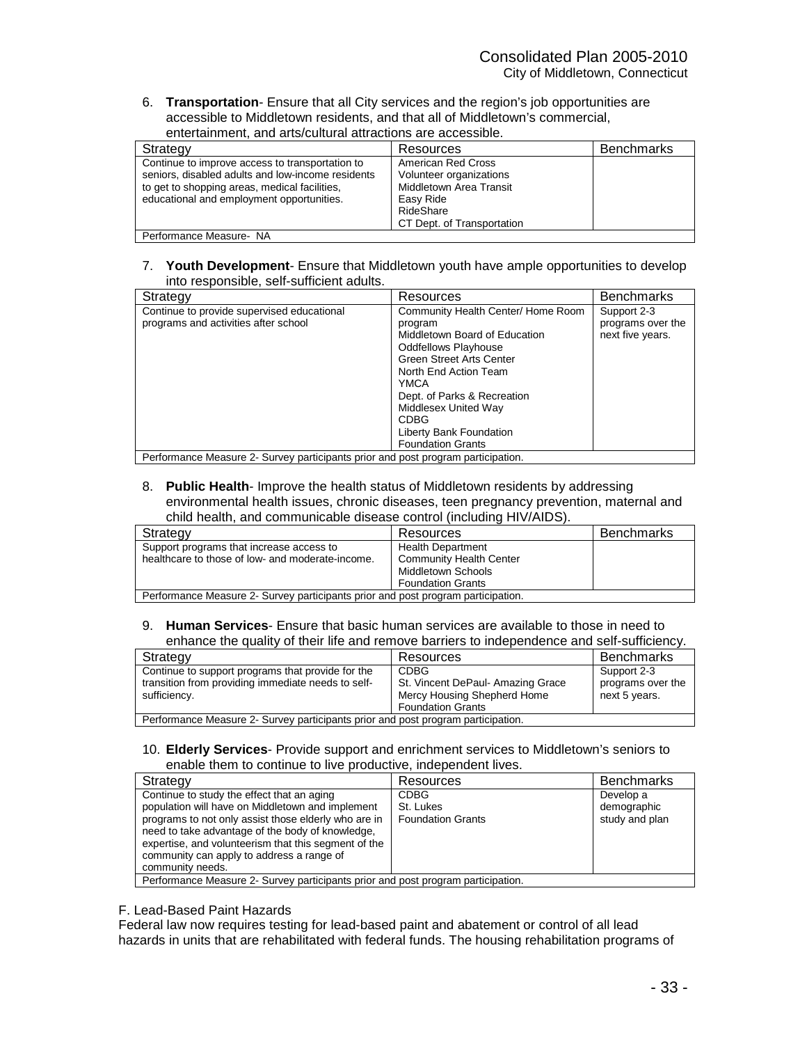6. **Transportation**- Ensure that all City services and the region's job opportunities are accessible to Middletown residents, and that all of Middletown's commercial, entertainment, and arts/cultural attractions are accessible.

| Strategy | Resources | Benchmarks |
|---|---|---|
| Continue to improve access to transportation to seniors, disabled adults and low-income residents to get to shopping areas, medical facilities, educational and employment opportunities. | American Red Cross<br>Volunteer organizations<br>Middletown Area Transit<br>Easy Ride<br>RideShare<br>CT Dept. of Transportation | |
| Performance Measure- NA | | |

7. **Youth Development**- Ensure that Middletown youth have ample opportunities to develop into responsible, self-sufficient adults.

| Strategy | Resources | Benchmarks |
|---|---|---|
| Continue to provide supervised educational programs and activities after school | Community Health Center/ Home Room program<br>Middletown Board of Education<br>Oddfellows Playhouse<br>Green Street Arts Center<br>North End Action Team<br>YMCA<br>Dept. of Parks & Recreation<br>Middlesex United Way<br>CDBG<br>Liberty Bank Foundation<br>Foundation Grants | Support 2-3 programs over the next five years. |
| Performance Measure 2- Survey participants prior and post program participation. | | |

8. **Public Health**- Improve the health status of Middletown residents by addressing environmental health issues, chronic diseases, teen pregnancy prevention, maternal and child health, and communicable disease control (including HIV/AIDS).

| Strategy | Resources | Benchmarks |
|---|---|---|
| Support programs that increase access to healthcare to those of low- and moderate-income. | Health Department<br>Community Health Center<br>Middletown Schools<br>Foundation Grants | |
| Performance Measure 2- Survey participants prior and post program participation. | | |

9. **Human Services**- Ensure that basic human services are available to those in need to enhance the quality of their life and remove barriers to independence and self-sufficiency.

| Strategy | Resources | Benchmarks |
|---|---|---|
| Continue to support programs that provide for the transition from providing immediate needs to self-sufficiency. | CDBG<br>St. Vincent DePaul- Amazing Grace<br>Mercy Housing Shepherd Home<br>Foundation Grants | Support 2-3 programs over the next 5 years. |
| Performance Measure 2- Survey participants prior and post program participation. | | |

10. **Elderly Services**- Provide support and enrichment services to Middletown's seniors to enable them to continue to live productive, independent lives.

| Strategy | Resources | Benchmarks |
|---|---|---|
| Continue to study the effect that an aging population will have on Middletown and implement programs to not only assist those elderly who are in need to take advantage of the body of knowledge, expertise, and volunteerism that this segment of the community can apply to address a range of community needs. | CDBG<br>St. Lukes<br>Foundation Grants | Develop a demographic study and plan |
| Performance Measure 2- Survey participants prior and post program participation. | | |

F. Lead-Based Paint Hazards

Federal law now requires testing for lead-based paint and abatement or control of all lead hazards in units that are rehabilitated with federal funds. The housing rehabilitation programs of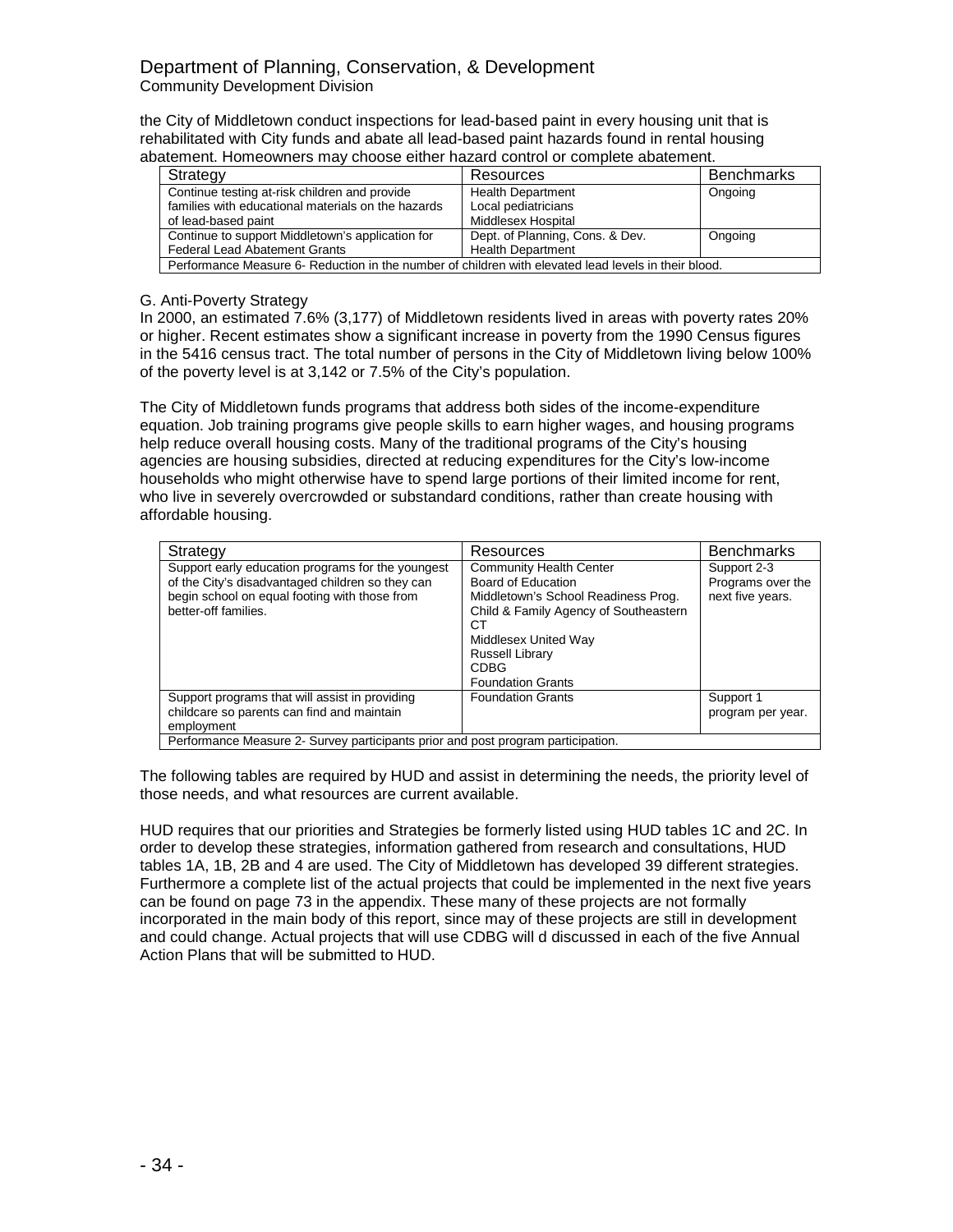the City of Middletown conduct inspections for lead-based paint in every housing unit that is rehabilitated with City funds and abate all lead-based paint hazards found in rental housing abatement. Homeowners may choose either hazard control or complete abatement.

| Strategy | Resources | Benchmarks |
|---|---|---|
| Continue testing at-risk children and provide families with educational materials on the hazards of lead-based paint | Health Department<br>Local pediatricians<br>Middlesex Hospital | Ongoing |
| Continue to support Middletown's application for Federal Lead Abatement Grants | Dept. of Planning, Cons. & Dev.<br>Health Department | Ongoing |
| Performance Measure 6- Reduction in the number of children with elevated lead levels in their blood. | | |

G. Anti-Poverty Strategy

In 2000, an estimated 7.6% (3,177) of Middletown residents lived in areas with poverty rates 20% or higher. Recent estimates show a significant increase in poverty from the 1990 Census figures in the 5416 census tract. The total number of persons in the City of Middletown living below 100% of the poverty level is at 3,142 or 7.5% of the City's population.

The City of Middletown funds programs that address both sides of the income-expenditure equation. Job training programs give people skills to earn higher wages, and housing programs help reduce overall housing costs. Many of the traditional programs of the City's housing agencies are housing subsidies, directed at reducing expenditures for the City's low-income households who might otherwise have to spend large portions of their limited income for rent, who live in severely overcrowded or substandard conditions, rather than create housing with affordable housing.

| Strategy | Resources | Benchmarks |
|---|---|---|
| Support early education programs for the youngest of the City's disadvantaged children so they can begin school on equal footing with those from better-off families. | Community Health Center<br>Board of Education<br>Middletown's School Readiness Prog.<br>Child & Family Agency of Southeastern CT<br>Middlesex United Way<br>Russell Library<br>CDBG<br>Foundation Grants | Support 2-3 Programs over the next five years. |
| Support programs that will assist in providing childcare so parents can find and maintain employment | Foundation Grants | Support 1 program per year. |
| Performance Measure 2- Survey participants prior and post program participation. | | |

The following tables are required by HUD and assist in determining the needs, the priority level of those needs, and what resources are current available.

HUD requires that our priorities and Strategies be formerly listed using HUD tables 1C and 2C. In order to develop these strategies, information gathered from research and consultations, HUD tables 1A, 1B, 2B and 4 are used. The City of Middletown has developed 39 different strategies. Furthermore a complete list of the actual projects that could be implemented in the next five years can be found on page 73 in the appendix. These many of these projects are not formally incorporated in the main body of this report, since may of these projects are still in development and could change. Actual projects that will use CDBG will d discussed in each of the five Annual Action Plans that will be submitted to HUD.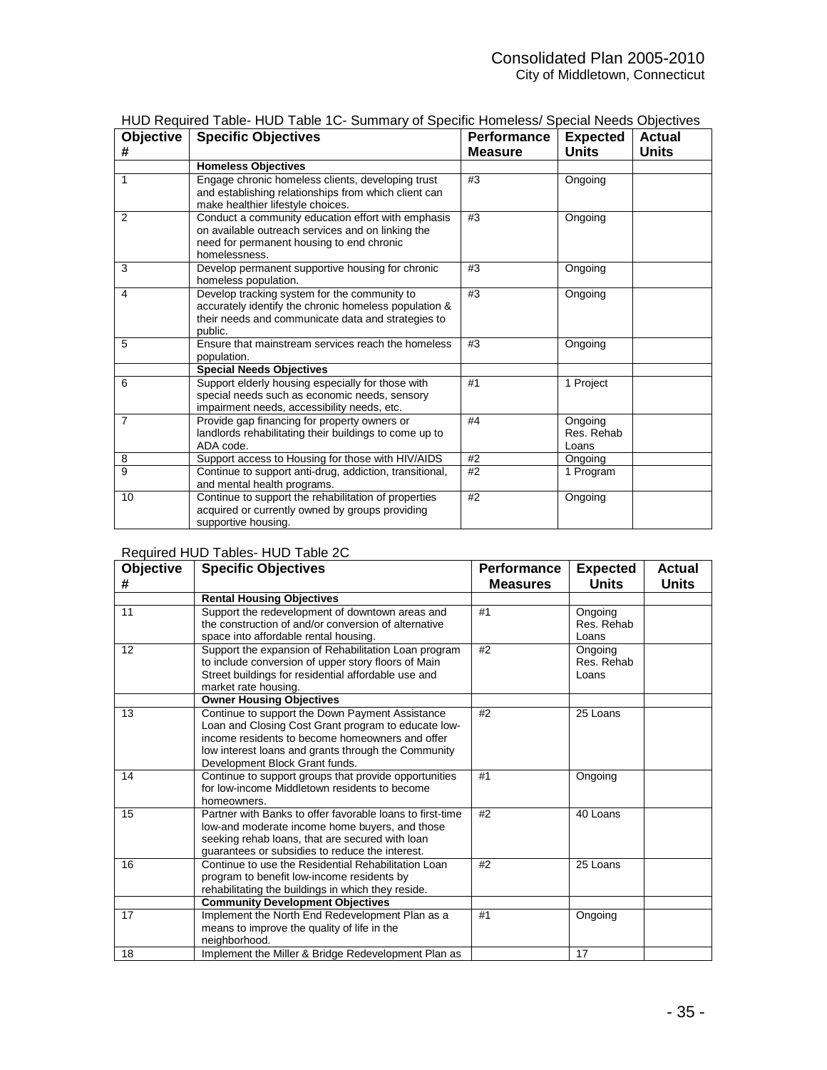HUD Required Table- HUD Table 1C- Summary of Specific Homeless/ Special Needs Objectives

| Objective # | Specific Objectives | Performance Measure | Expected Units | Actual Units |
|---|---|---|---|---|
| | **Homeless Objectives** | | | |
| 1 | Engage chronic homeless clients, developing trust and establishing relationships from which client can make healthier lifestyle choices. | #3 | Ongoing | |
| 2 | Conduct a community education effort with emphasis on available outreach services and on linking the need for permanent housing to end chronic homelessness. | #3 | Ongoing | |
| 3 | Develop permanent supportive housing for chronic homeless population. | #3 | Ongoing | |
| 4 | Develop tracking system for the community to accurately identify the chronic homeless population & their needs and communicate data and strategies to public. | #3 | Ongoing | |
| 5 | Ensure that mainstream services reach the homeless population. | #3 | Ongoing | |
| | **Special Needs Objectives** | | | |
| 6 | Support elderly housing especially for those with special needs such as economic needs, sensory impairment needs, accessibility needs, etc. | #1 | 1 Project | |
| 7 | Provide gap financing for property owners or landlords rehabilitating their buildings to come up to ADA code. | #4 | Ongoing Res. Rehab Loans | |
| 8 | Support access to Housing for those with HIV/AIDS | #2 | Ongoing | |
| 9 | Continue to support anti-drug, addiction, transitional, and mental health programs. | #2 | 1 Program | |
| 10 | Continue to support the rehabilitation of properties acquired or currently owned by groups providing supportive housing. | #2 | Ongoing | |

Required HUD Tables- HUD Table 2C

| Objective # | Specific Objectives | Performance Measures | Expected Units | Actual Units |
|---|---|---|---|---|
| | **Rental Housing Objectives** | | | |
| 11 | Support the redevelopment of downtown areas and the construction of and/or conversion of alternative space into affordable rental housing. | #1 | Ongoing Res. Rehab Loans | |
| 12 | Support the expansion of Rehabilitation Loan program to include conversion of upper story floors of Main Street buildings for residential affordable use and market rate housing. | #2 | Ongoing Res. Rehab Loans | |
| | **Owner Housing Objectives** | | | |
| 13 | Continue to support the Down Payment Assistance Loan and Closing Cost Grant program to educate low-income residents to become homeowners and offer low interest loans and grants through the Community Development Block Grant funds. | #2 | 25 Loans | |
| 14 | Continue to support groups that provide opportunities for low-income Middletown residents to become homeowners. | #1 | Ongoing | |
| 15 | Partner with Banks to offer favorable loans to first-time low-and moderate income home buyers, and those seeking rehab loans, that are secured with loan guarantees or subsidies to reduce the interest. | #2 | 40 Loans | |
| 16 | Continue to use the Residential Rehabilitation Loan program to benefit low-income residents by rehabilitating the buildings in which they reside. | #2 | 25 Loans | |
| | **Community Development Objectives** | | | |
| 17 | Implement the North End Redevelopment Plan as a means to improve the quality of life in the neighborhood. | #1 | Ongoing | |
| 18 | Implement the Miller & Bridge Redevelopment Plan as | | 17 | |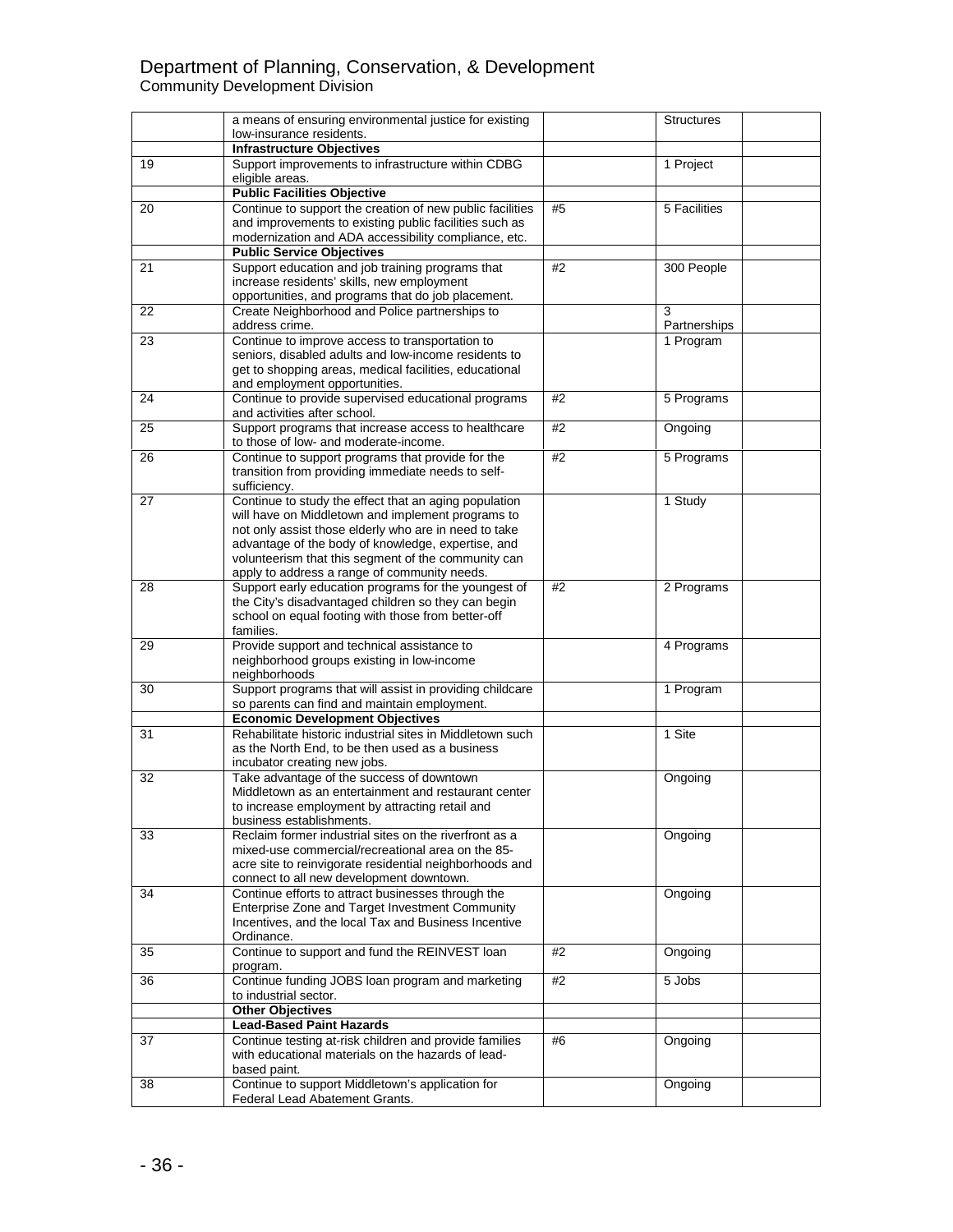# Department of Planning, Conservation, & Development

## Community Development Division

| | | | | |
|---|---|---|---|---|
| | a means of ensuring environmental justice for existing low-insurance residents. | | Structures | |
| | **Infrastructure Objectives** | | | |
| 19 | Support improvements to infrastructure within CDBG eligible areas. | | 1 Project | |
| | **Public Facilities Objective** | | | |
| 20 | Continue to support the creation of new public facilities and improvements to existing public facilities such as modernization and ADA accessibility compliance, etc. | #5 | 5 Facilities | |
| | **Public Service Objectives** | | | |
| 21 | Support education and job training programs that increase residents' skills, new employment opportunities, and programs that do job placement. | #2 | 300 People | |
| 22 | Create Neighborhood and Police partnerships to address crime. | | 3 Partnerships | |
| 23 | Continue to improve access to transportation to seniors, disabled adults and low-income residents to get to shopping areas, medical facilities, educational and employment opportunities. | | 1 Program | |
| 24 | Continue to provide supervised educational programs and activities after school. | #2 | 5 Programs | |
| 25 | Support programs that increase access to healthcare to those of low- and moderate-income. | #2 | Ongoing | |
| 26 | Continue to support programs that provide for the transition from providing immediate needs to self-sufficiency. | #2 | 5 Programs | |
| 27 | Continue to study the effect that an aging population will have on Middletown and implement programs to not only assist those elderly who are in need to take advantage of the body of knowledge, expertise, and volunteerism that this segment of the community can apply to address a range of community needs. | | 1 Study | |
| 28 | Support early education programs for the youngest of the City's disadvantaged children so they can begin school on equal footing with those from better-off families. | #2 | 2 Programs | |
| 29 | Provide support and technical assistance to neighborhood groups existing in low-income neighborhoods | | 4 Programs | |
| 30 | Support programs that will assist in providing childcare so parents can find and maintain employment. | | 1 Program | |
| | **Economic Development Objectives** | | | |
| 31 | Rehabilitate historic industrial sites in Middletown such as the North End, to be then used as a business incubator creating new jobs. | | 1 Site | |
| 32 | Take advantage of the success of downtown Middletown as an entertainment and restaurant center to increase employment by attracting retail and business establishments. | | Ongoing | |
| 33 | Reclaim former industrial sites on the riverfront as a mixed-use commercial/recreational area on the 85-acre site to reinvigorate residential neighborhoods and connect to all new development downtown. | | Ongoing | |
| 34 | Continue efforts to attract businesses through the Enterprise Zone and Target Investment Community Incentives, and the local Tax and Business Incentive Ordinance. | | Ongoing | |
| 35 | Continue to support and fund the REINVEST loan program. | #2 | Ongoing | |
| 36 | Continue funding JOBS loan program and marketing to industrial sector. | #2 | 5 Jobs | |
| | **Other Objectives** | | | |
| | **Lead-Based Paint Hazards** | | | |
| 37 | Continue testing at-risk children and provide families with educational materials on the hazards of lead-based paint. | #6 | Ongoing | |
| 38 | Continue to support Middletown's application for Federal Lead Abatement Grants. | | Ongoing | |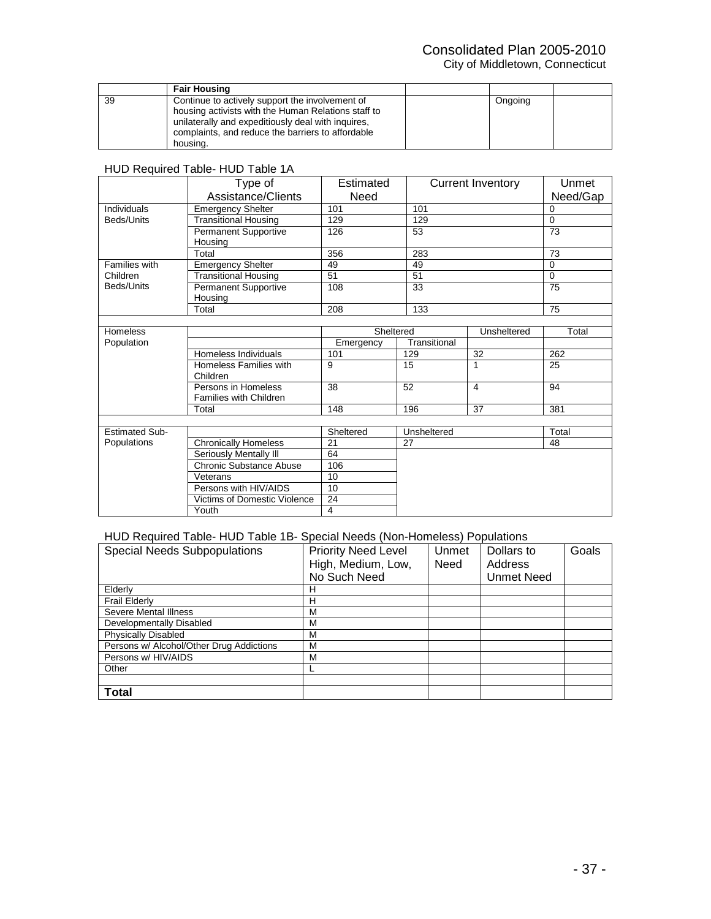| | **Fair Housing** | | | |
|---|---|---|---|---|
| 39 | Continue to actively support the involvement of housing activists with the Human Relations staff to unilaterally and expeditiously deal with inquires, complaints, and reduce the barriers to affordable housing. | | Ongoing | |

HUD Required Table- HUD Table 1A

| | Type of Assistance/Clients | Estimated Need | Current Inventory | | Unmet Need/Gap |
|---|---|---|---|---|---|
| Individuals Beds/Units | Emergency Shelter | 101 | 101 | | 0 |
| | Transitional Housing | 129 | 129 | | 0 |
| | Permanent Supportive Housing | 126 | 53 | | 73 |
| | Total | 356 | 283 | | 73 |
| Families with Children Beds/Units | Emergency Shelter | 49 | 49 | | 0 |
| | Transitional Housing | 51 | 51 | | 0 |
| | Permanent Supportive Housing | 108 | 33 | | 75 |
| | Total | 208 | 133 | | 75 |
| | | | | | |
| Homeless Population | | Sheltered | | Unsheltered | Total |
| | | Emergency | Transitional | | |
| | Homeless Individuals | 101 | 129 | 32 | 262 |
| | Homeless Families with Children | 9 | 15 | 1 | 25 |
| | Persons in Homeless Families with Children | 38 | 52 | 4 | 94 |
| | Total | 148 | 196 | 37 | 381 |
| | | | | | |
| Estimated Sub-Populations | | Sheltered | Unsheltered | | Total |
| | Chronically Homeless | 21 | 27 | | 48 |
| | Seriously Mentally Ill | 64 | | | |
| | Chronic Substance Abuse | 106 | | | |
| | Veterans | 10 | | | |
| | Persons with HIV/AIDS | 10 | | | |
| | Victims of Domestic Violence | 24 | | | |
| | Youth | 4 | | | |

HUD Required Table- HUD Table 1B- Special Needs (Non-Homeless) Populations

| Special Needs Subpopulations | Priority Need Level High, Medium, Low, No Such Need | Unmet Need | Dollars to Address Unmet Need | Goals |
|---|---|---|---|---|
| Elderly | H | | | |
| Frail Elderly | H | | | |
| Severe Mental Illness | M | | | |
| Developmentally Disabled | M | | | |
| Physically Disabled | M | | | |
| Persons w/ Alcohol/Other Drug Addictions | M | | | |
| Persons w/ HIV/AIDS | M | | | |
| Other | L | | | |
| | | | | |
| **Total** | | | | |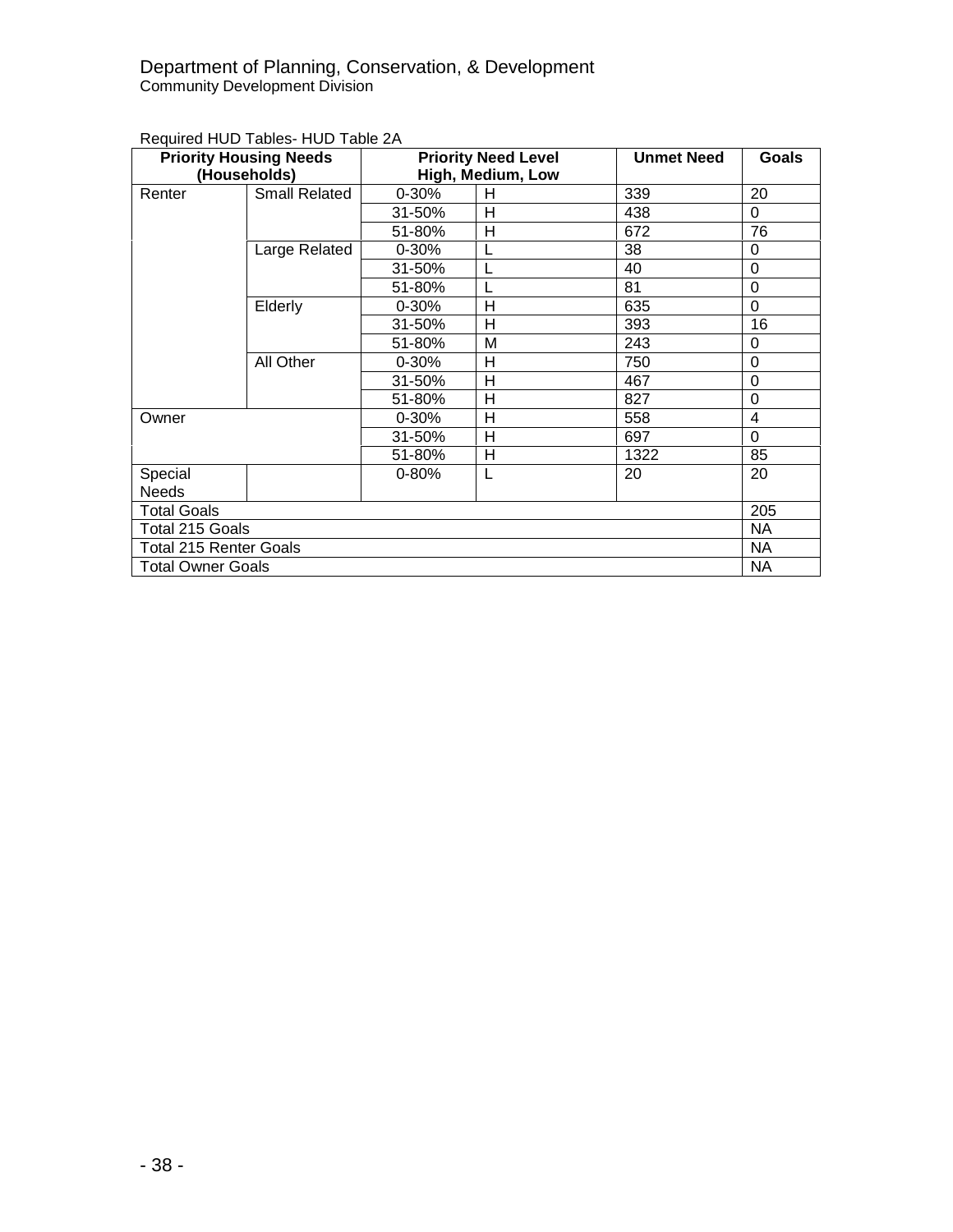Department of Planning, Conservation, & Development
Community Development Division

Required HUD Tables- HUD Table 2A

| Priority Housing Needs (Households) | | Priority Need Level High, Medium, Low | | Unmet Need | Goals |
|---|---|---|---|---|---|
| Renter | Small Related | 0-30% | H | 339 | 20 |
| | | 31-50% | H | 438 | 0 |
| | | 51-80% | H | 672 | 76 |
| | Large Related | 0-30% | L | 38 | 0 |
| | | 31-50% | L | 40 | 0 |
| | | 51-80% | L | 81 | 0 |
| | Elderly | 0-30% | H | 635 | 0 |
| | | 31-50% | H | 393 | 16 |
| | | 51-80% | M | 243 | 0 |
| | All Other | 0-30% | H | 750 | 0 |
| | | 31-50% | H | 467 | 0 |
| | | 51-80% | H | 827 | 0 |
| Owner | | 0-30% | H | 558 | 4 |
| | | 31-50% | H | 697 | 0 |
| | | 51-80% | H | 1322 | 85 |
| Special Needs | | 0-80% | L | 20 | 20 |
| Total Goals | | | | | 205 |
| Total 215 Goals | | | | | NA |
| Total 215 Renter Goals | | | | | NA |
| Total Owner Goals | | | | | NA |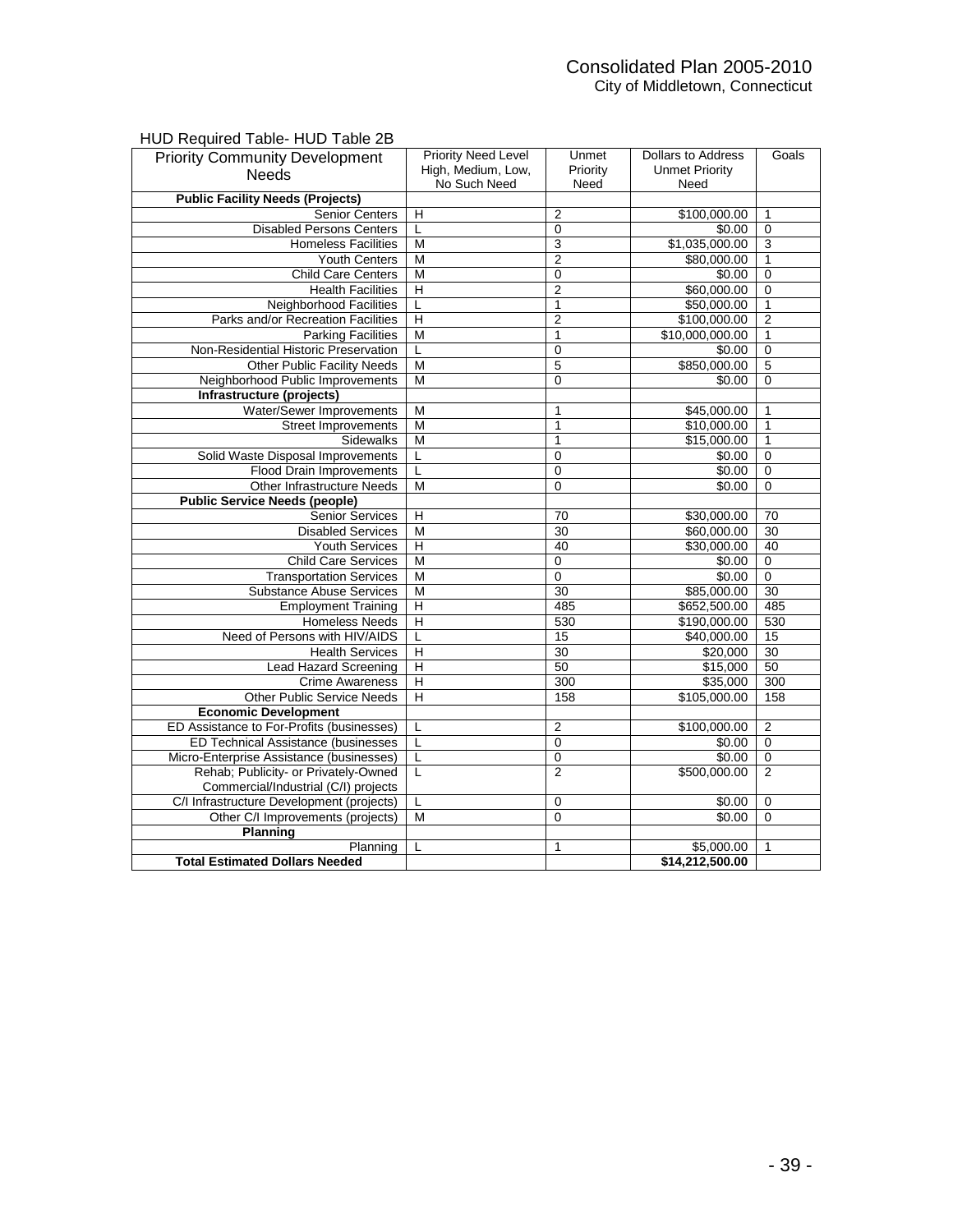HUD Required Table- HUD Table 2B

| Priority Community Development Needs | Priority Need Level High, Medium, Low, No Such Need | Unmet Priority Need | Dollars to Address Unmet Priority Need | Goals |
|---|---|---|---|---|
| **Public Facility Needs (Projects)** | | | | |
| Senior Centers | H | 2 | $100,000.00 | 1 |
| Disabled Persons Centers | L | 0 | $0.00 | 0 |
| Homeless Facilities | M | 3 | $1,035,000.00 | 3 |
| Youth Centers | M | 2 | $80,000.00 | 1 |
| Child Care Centers | M | 0 | $0.00 | 0 |
| Health Facilities | H | 2 | $60,000.00 | 0 |
| Neighborhood Facilities | L | 1 | $50,000.00 | 1 |
| Parks and/or Recreation Facilities | H | 2 | $100,000.00 | 2 |
| Parking Facilities | M | 1 | $10,000,000.00 | 1 |
| Non-Residential Historic Preservation | L | 0 | $0.00 | 0 |
| Other Public Facility Needs | M | 5 | $850,000.00 | 5 |
| Neighborhood Public Improvements | M | 0 | $0.00 | 0 |
| **Infrastructure (projects)** | | | | |
| Water/Sewer Improvements | M | 1 | $45,000.00 | 1 |
| Street Improvements | M | 1 | $10,000.00 | 1 |
| Sidewalks | M | 1 | $15,000.00 | 1 |
| Solid Waste Disposal Improvements | L | 0 | $0.00 | 0 |
| Flood Drain Improvements | L | 0 | $0.00 | 0 |
| Other Infrastructure Needs | M | 0 | $0.00 | 0 |
| **Public Service Needs (people)** | | | | |
| Senior Services | H | 70 | $30,000.00 | 70 |
| Disabled Services | M | 30 | $60,000.00 | 30 |
| Youth Services | H | 40 | $30,000.00 | 40 |
| Child Care Services | M | 0 | $0.00 | 0 |
| Transportation Services | M | 0 | $0.00 | 0 |
| Substance Abuse Services | M | 30 | $85,000.00 | 30 |
| Employment Training | H | 485 | $652,500.00 | 485 |
| Homeless Needs | H | 530 | $190,000.00 | 530 |
| Need of Persons with HIV/AIDS | L | 15 | $40,000.00 | 15 |
| Health Services | H | 30 | $20,000 | 30 |
| Lead Hazard Screening | H | 50 | $15,000 | 50 |
| Crime Awareness | H | 300 | $35,000 | 300 |
| Other Public Service Needs | H | 158 | $105,000.00 | 158 |
| **Economic Development** | | | | |
| ED Assistance to For-Profits (businesses) | L | 2 | $100,000.00 | 2 |
| ED Technical Assistance (businesses | L | 0 | $0.00 | 0 |
| Micro-Enterprise Assistance (businesses) | L | 0 | $0.00 | 0 |
| Rehab; Publicity- or Privately-Owned Commercial/Industrial (C/I) projects | L | 2 | $500,000.00 | 2 |
| C/I Infrastructure Development (projects) | L | 0 | $0.00 | 0 |
| Other C/I Improvements (projects) | M | 0 | $0.00 | 0 |
| **Planning** | | | | |
| Planning | L | 1 | $5,000.00 | 1 |
| **Total Estimated Dollars Needed** | | | **$14,212,500.00** | |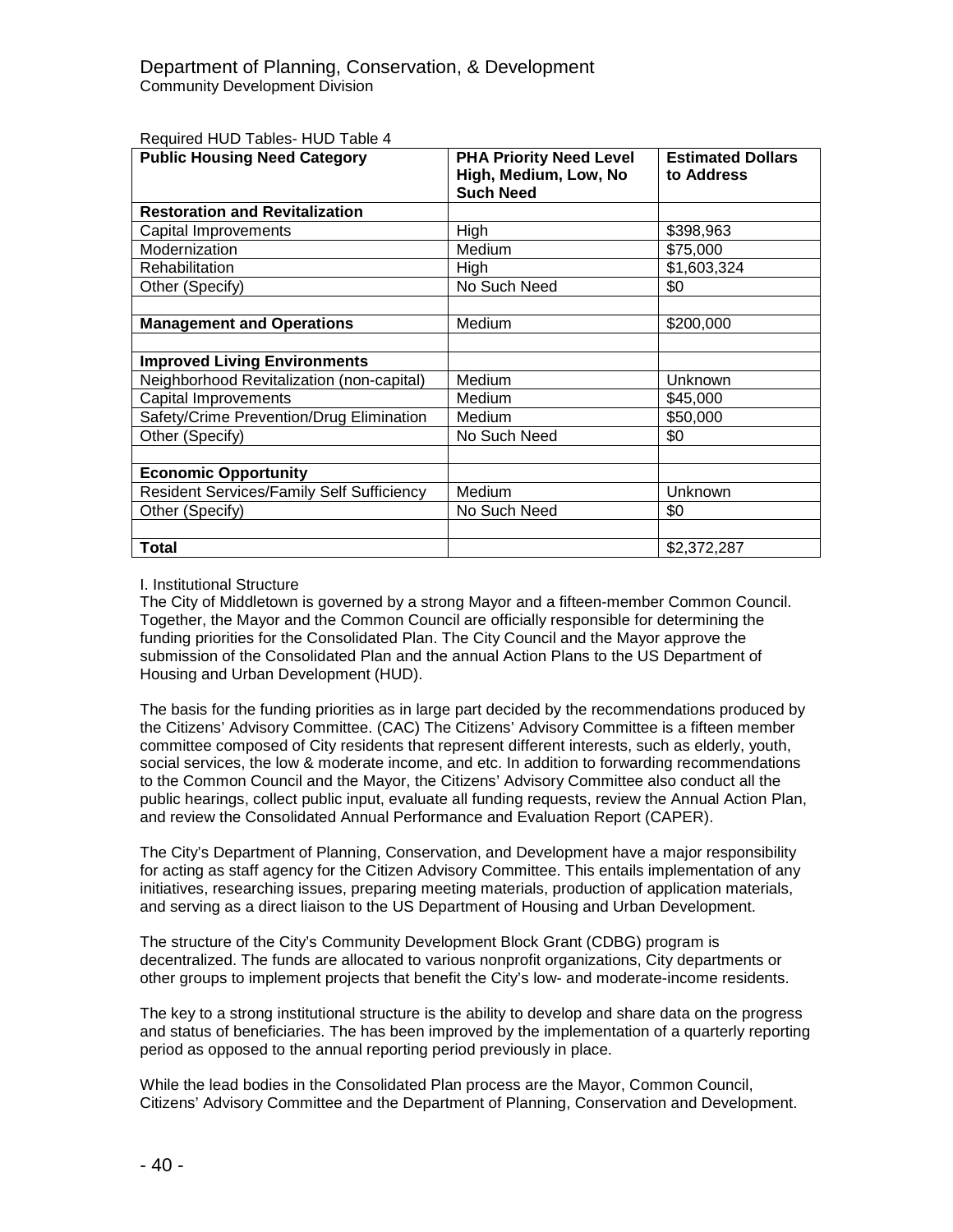# Department of Planning, Conservation, & Development

Community Development Division

Required HUD Tables- HUD Table 4

| Public Housing Need Category | PHA Priority Need Level High, Medium, Low, No Such Need | Estimated Dollars to Address |
|---|---|---|
| **Restoration and Revitalization** | | |
| Capital Improvements | High | $398,963 |
| Modernization | Medium | $75,000 |
| Rehabilitation | High | $1,603,324 |
| Other (Specify) | No Such Need | $0 |
| | | |
| **Management and Operations** | Medium | $200,000 |
| | | |
| **Improved Living Environments** | | |
| Neighborhood Revitalization (non-capital) | Medium | Unknown |
| Capital Improvements | Medium | $45,000 |
| Safety/Crime Prevention/Drug Elimination | Medium | $50,000 |
| Other (Specify) | No Such Need | $0 |
| | | |
| **Economic Opportunity** | | |
| Resident Services/Family Self Sufficiency | Medium | Unknown |
| Other (Specify) | No Such Need | $0 |
| | | |
| **Total** | | $2,372,287 |

I. Institutional Structure

The City of Middletown is governed by a strong Mayor and a fifteen-member Common Council. Together, the Mayor and the Common Council are officially responsible for determining the funding priorities for the Consolidated Plan. The City Council and the Mayor approve the submission of the Consolidated Plan and the annual Action Plans to the US Department of Housing and Urban Development (HUD).

The basis for the funding priorities as in large part decided by the recommendations produced by the Citizens' Advisory Committee. (CAC) The Citizens' Advisory Committee is a fifteen member committee composed of City residents that represent different interests, such as elderly, youth, social services, the low & moderate income, and etc. In addition to forwarding recommendations to the Common Council and the Mayor, the Citizens' Advisory Committee also conduct all the public hearings, collect public input, evaluate all funding requests, review the Annual Action Plan, and review the Consolidated Annual Performance and Evaluation Report (CAPER).

The City's Department of Planning, Conservation, and Development have a major responsibility for acting as staff agency for the Citizen Advisory Committee. This entails implementation of any initiatives, researching issues, preparing meeting materials, production of application materials, and serving as a direct liaison to the US Department of Housing and Urban Development.

The structure of the City's Community Development Block Grant (CDBG) program is decentralized. The funds are allocated to various nonprofit organizations, City departments or other groups to implement projects that benefit the City's low- and moderate-income residents.

The key to a strong institutional structure is the ability to develop and share data on the progress and status of beneficiaries. The has been improved by the implementation of a quarterly reporting period as opposed to the annual reporting period previously in place.

While the lead bodies in the Consolidated Plan process are the Mayor, Common Council, Citizens' Advisory Committee and the Department of Planning, Conservation and Development.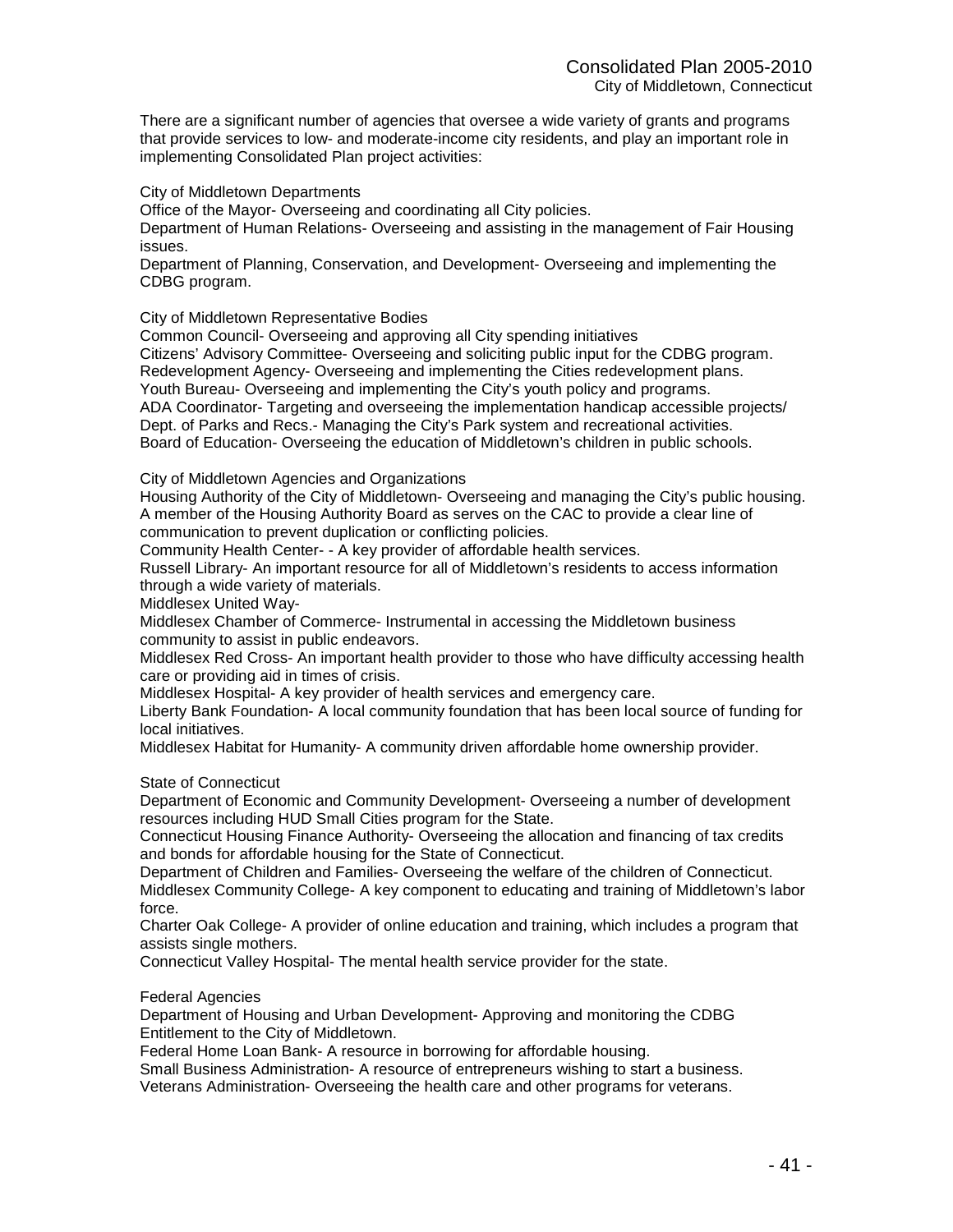There are a significant number of agencies that oversee a wide variety of grants and programs that provide services to low- and moderate-income city residents, and play an important role in implementing Consolidated Plan project activities:

City of Middletown Departments
Office of the Mayor- Overseeing and coordinating all City policies.
Department of Human Relations- Overseeing and assisting in the management of Fair Housing issues.
Department of Planning, Conservation, and Development- Overseeing and implementing the CDBG program.

City of Middletown Representative Bodies
Common Council- Overseeing and approving all City spending initiatives
Citizens' Advisory Committee- Overseeing and soliciting public input for the CDBG program.
Redevelopment Agency- Overseeing and implementing the Cities redevelopment plans.
Youth Bureau- Overseeing and implementing the City's youth policy and programs.
ADA Coordinator- Targeting and overseeing the implementation handicap accessible projects/
Dept. of Parks and Recs.- Managing the City's Park system and recreational activities.
Board of Education- Overseeing the education of Middletown's children in public schools.

City of Middletown Agencies and Organizations
Housing Authority of the City of Middletown- Overseeing and managing the City's public housing. A member of the Housing Authority Board as serves on the CAC to provide a clear line of communication to prevent duplication or conflicting policies.
Community Health Center- - A key provider of affordable health services.
Russell Library- An important resource for all of Middletown's residents to access information through a wide variety of materials.
Middlesex United Way-
Middlesex Chamber of Commerce- Instrumental in accessing the Middletown business community to assist in public endeavors.
Middlesex Red Cross- An important health provider to those who have difficulty accessing health care or providing aid in times of crisis.
Middlesex Hospital- A key provider of health services and emergency care.
Liberty Bank Foundation- A local community foundation that has been local source of funding for local initiatives.
Middlesex Habitat for Humanity- A community driven affordable home ownership provider.

State of Connecticut
Department of Economic and Community Development- Overseeing a number of development resources including HUD Small Cities program for the State.
Connecticut Housing Finance Authority- Overseeing the allocation and financing of tax credits and bonds for affordable housing for the State of Connecticut.
Department of Children and Families- Overseeing the welfare of the children of Connecticut.
Middlesex Community College- A key component to educating and training of Middletown's labor force.
Charter Oak College- A provider of online education and training, which includes a program that assists single mothers.
Connecticut Valley Hospital- The mental health service provider for the state.

Federal Agencies
Department of Housing and Urban Development- Approving and monitoring the CDBG Entitlement to the City of Middletown.
Federal Home Loan Bank- A resource in borrowing for affordable housing.
Small Business Administration- A resource of entrepreneurs wishing to start a business.
Veterans Administration- Overseeing the health care and other programs for veterans.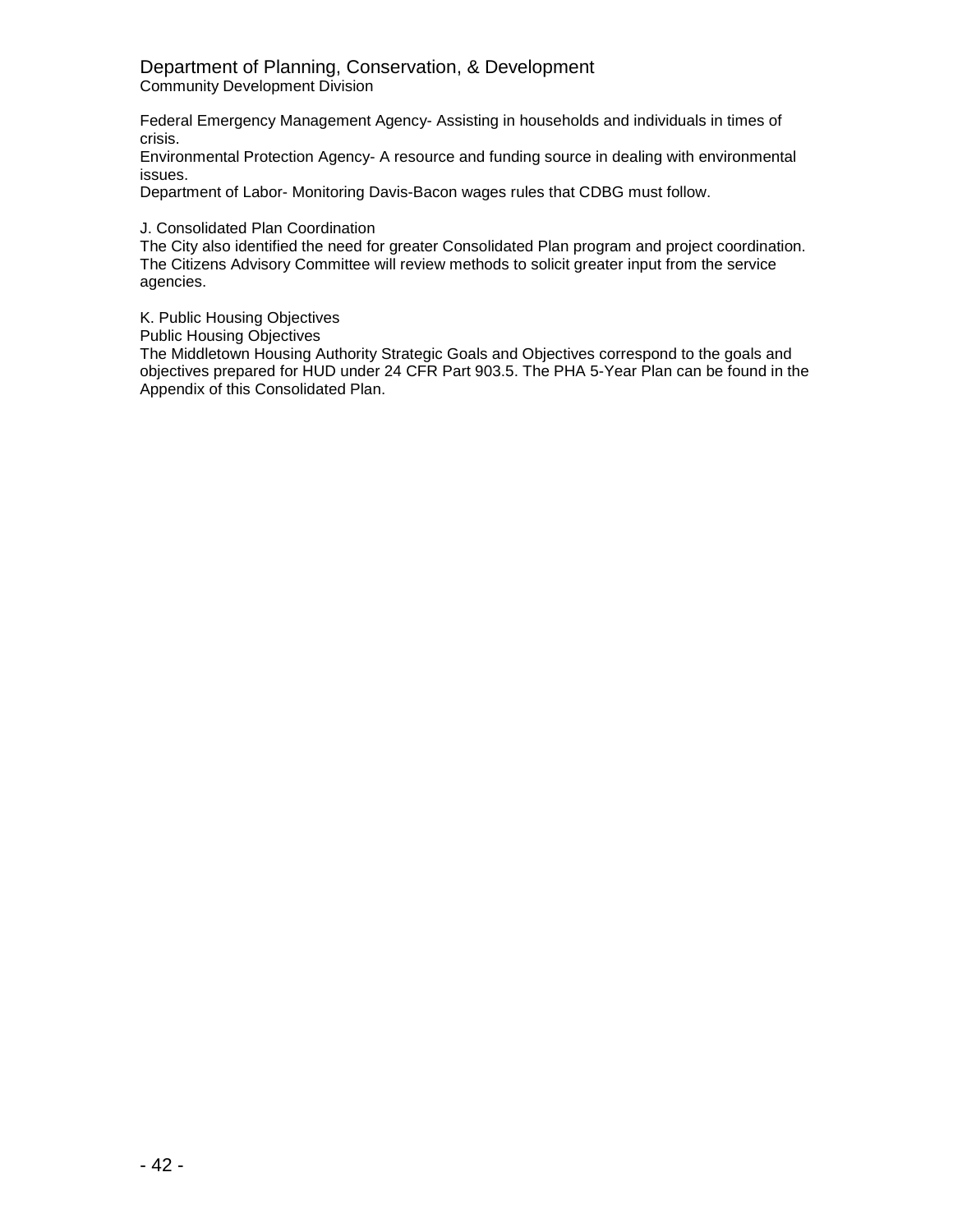Federal Emergency Management Agency- Assisting in households and individuals in times of crisis.
Environmental Protection Agency- A resource and funding source in dealing with environmental issues.
Department of Labor- Monitoring Davis-Bacon wages rules that CDBG must follow.

J. Consolidated Plan Coordination
The City also identified the need for greater Consolidated Plan program and project coordination. The Citizens Advisory Committee will review methods to solicit greater input from the service agencies.

K. Public Housing Objectives
Public Housing Objectives
The Middletown Housing Authority Strategic Goals and Objectives correspond to the goals and objectives prepared for HUD under 24 CFR Part 903.5. The PHA 5-Year Plan can be found in the Appendix of this Consolidated Plan.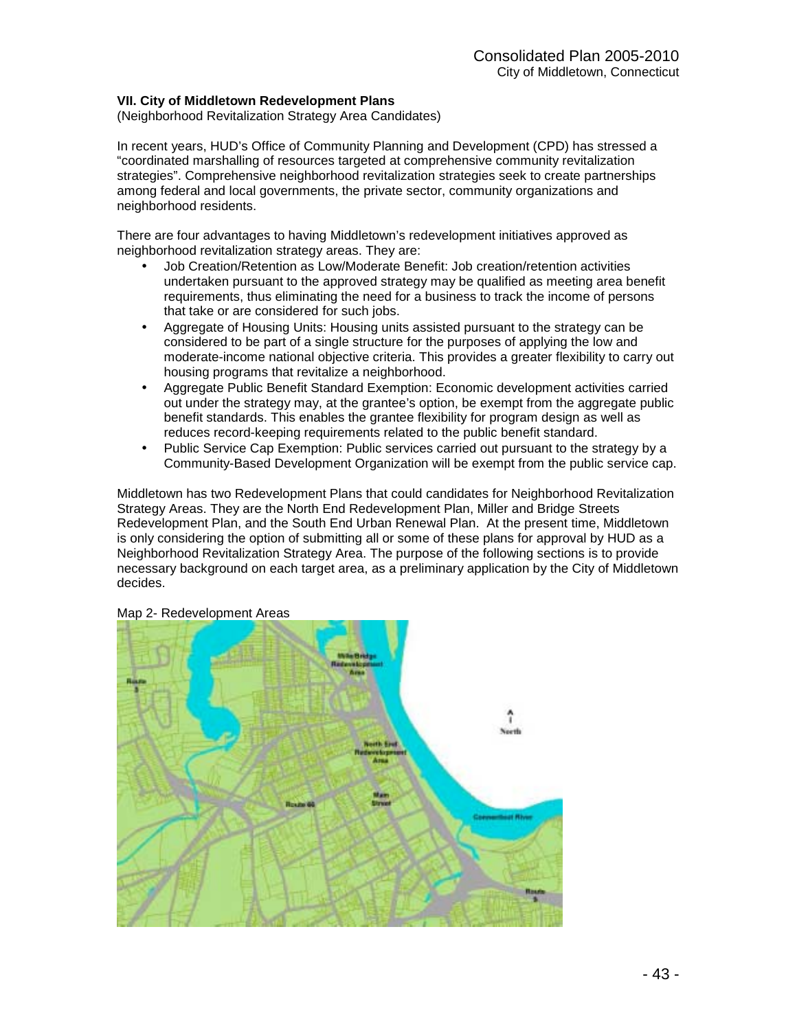## VII. City of Middletown Redevelopment Plans

(Neighborhood Revitalization Strategy Area Candidates)

In recent years, HUD's Office of Community Planning and Development (CPD) has stressed a "coordinated marshalling of resources targeted at comprehensive community revitalization strategies". Comprehensive neighborhood revitalization strategies seek to create partnerships among federal and local governments, the private sector, community organizations and neighborhood residents.

There are four advantages to having Middletown's redevelopment initiatives approved as neighborhood revitalization strategy areas. They are:

- Job Creation/Retention as Low/Moderate Benefit: Job creation/retention activities undertaken pursuant to the approved strategy may be qualified as meeting area benefit requirements, thus eliminating the need for a business to track the income of persons that take or are considered for such jobs.
- Aggregate of Housing Units: Housing units assisted pursuant to the strategy can be considered to be part of a single structure for the purposes of applying the low and moderate-income national objective criteria. This provides a greater flexibility to carry out housing programs that revitalize a neighborhood.
- Aggregate Public Benefit Standard Exemption: Economic development activities carried out under the strategy may, at the grantee's option, be exempt from the aggregate public benefit standards. This enables the grantee flexibility for program design as well as reduces record-keeping requirements related to the public benefit standard.
- Public Service Cap Exemption: Public services carried out pursuant to the strategy by a Community-Based Development Organization will be exempt from the public service cap.

Middletown has two Redevelopment Plans that could candidates for Neighborhood Revitalization Strategy Areas. They are the North End Redevelopment Plan, Miller and Bridge Streets Redevelopment Plan, and the South End Urban Renewal Plan. At the present time, Middletown is only considering the option of submitting all or some of these plans for approval by HUD as a Neighborhood Revitalization Strategy Area. The purpose of the following sections is to provide necessary background on each target area, as a preliminary application by the City of Middletown decides.

Map 2- Redevelopment Areas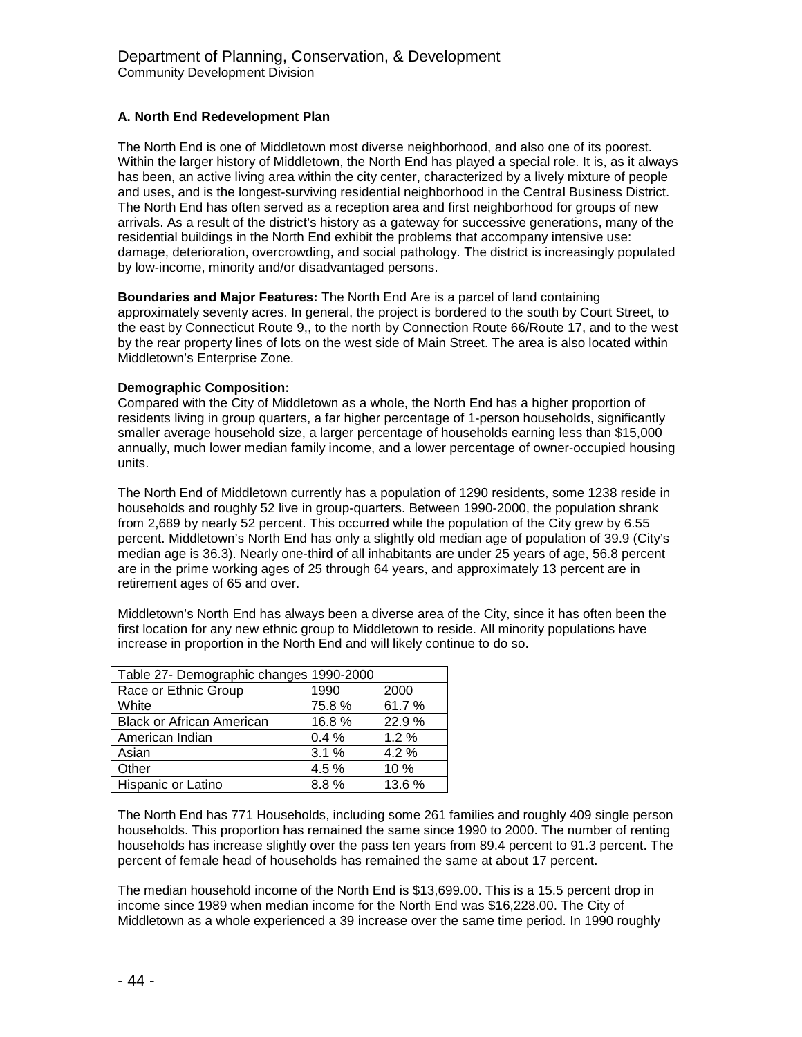Department of Planning, Conservation, & Development
Community Development Division

### A. North End Redevelopment Plan

The North End is one of Middletown most diverse neighborhood, and also one of its poorest. Within the larger history of Middletown, the North End has played a special role. It is, as it always has been, an active living area within the city center, characterized by a lively mixture of people and uses, and is the longest-surviving residential neighborhood in the Central Business District. The North End has often served as a reception area and first neighborhood for groups of new arrivals. As a result of the district's history as a gateway for successive generations, many of the residential buildings in the North End exhibit the problems that accompany intensive use: damage, deterioration, overcrowding, and social pathology. The district is increasingly populated by low-income, minority and/or disadvantaged persons.

**Boundaries and Major Features:** The North End Are is a parcel of land containing approximately seventy acres. In general, the project is bordered to the south by Court Street, to the east by Connecticut Route 9,, to the north by Connection Route 66/Route 17, and to the west by the rear property lines of lots on the west side of Main Street. The area is also located within Middletown's Enterprise Zone.

**Demographic Composition:**
Compared with the City of Middletown as a whole, the North End has a higher proportion of residents living in group quarters, a far higher percentage of 1-person households, significantly smaller average household size, a larger percentage of households earning less than $15,000 annually, much lower median family income, and a lower percentage of owner-occupied housing units.

The North End of Middletown currently has a population of 1290 residents, some 1238 reside in households and roughly 52 live in group-quarters. Between 1990-2000, the population shrank from 2,689 by nearly 52 percent. This occurred while the population of the City grew by 6.55 percent. Middletown's North End has only a slightly old median age of population of 39.9 (City's median age is 36.3). Nearly one-third of all inhabitants are under 25 years of age, 56.8 percent are in the prime working ages of 25 through 64 years, and approximately 13 percent are in retirement ages of 65 and over.

Middletown's North End has always been a diverse area of the City, since it has often been the first location for any new ethnic group to Middletown to reside. All minority populations have increase in proportion in the North End and will likely continue to do so.

| Table 27- Demographic changes 1990-2000 | | |
|---|---|---|
| Race or Ethnic Group | 1990 | 2000 |
| White | 75.8 % | 61.7 % |
| Black or African American | 16.8 % | 22.9 % |
| American Indian | 0.4 % | 1.2 % |
| Asian | 3.1 % | 4.2 % |
| Other | 4.5 % | 10 % |
| Hispanic or Latino | 8.8 % | 13.6 % |

The North End has 771 Households, including some 261 families and roughly 409 single person households. This proportion has remained the same since 1990 to 2000. The number of renting households has increase slightly over the pass ten years from 89.4 percent to 91.3 percent. The percent of female head of households has remained the same at about 17 percent.

The median household income of the North End is $13,699.00. This is a 15.5 percent drop in income since 1989 when median income for the North End was $16,228.00. The City of Middletown as a whole experienced a 39 increase over the same time period. In 1990 roughly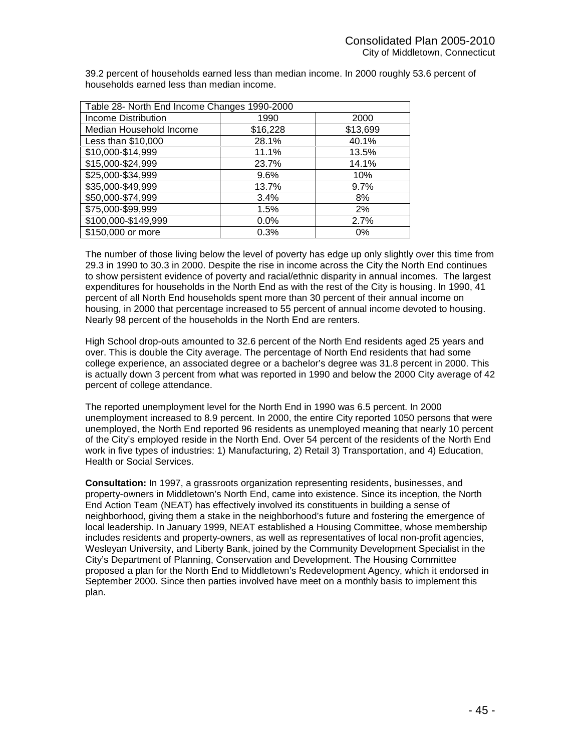39.2 percent of households earned less than median income. In 2000 roughly 53.6 percent of households earned less than median income.

| Table 28- North End Income Changes 1990-2000 | | |
|---|---|---|
| Income Distribution | 1990 | 2000 |
| Median Household Income | $16,228 | $13,699 |
| Less than $10,000 | 28.1% | 40.1% |
| $10,000-$14,999 | 11.1% | 13.5% |
| $15,000-$24,999 | 23.7% | 14.1% |
| $25,000-$34,999 | 9.6% | 10% |
| $35,000-$49,999 | 13.7% | 9.7% |
| $50,000-$74,999 | 3.4% | 8% |
| $75,000-$99,999 | 1.5% | 2% |
| $100,000-$149,999 | 0.0% | 2.7% |
| $150,000 or more | 0.3% | 0% |

The number of those living below the level of poverty has edge up only slightly over this time from 29.3 in 1990 to 30.3 in 2000. Despite the rise in income across the City the North End continues to show persistent evidence of poverty and racial/ethnic disparity in annual incomes. The largest expenditures for households in the North End as with the rest of the City is housing. In 1990, 41 percent of all North End households spent more than 30 percent of their annual income on housing, in 2000 that percentage increased to 55 percent of annual income devoted to housing. Nearly 98 percent of the households in the North End are renters.

High School drop-outs amounted to 32.6 percent of the North End residents aged 25 years and over. This is double the City average. The percentage of North End residents that had some college experience, an associated degree or a bachelor's degree was 31.8 percent in 2000. This is actually down 3 percent from what was reported in 1990 and below the 2000 City average of 42 percent of college attendance.

The reported unemployment level for the North End in 1990 was 6.5 percent. In 2000 unemployment increased to 8.9 percent. In 2000, the entire City reported 1050 persons that were unemployed, the North End reported 96 residents as unemployed meaning that nearly 10 percent of the City's employed reside in the North End. Over 54 percent of the residents of the North End work in five types of industries: 1) Manufacturing, 2) Retail 3) Transportation, and 4) Education, Health or Social Services.

**Consultation:** In 1997, a grassroots organization representing residents, businesses, and property-owners in Middletown's North End, came into existence. Since its inception, the North End Action Team (NEAT) has effectively involved its constituents in building a sense of neighborhood, giving them a stake in the neighborhood's future and fostering the emergence of local leadership. In January 1999, NEAT established a Housing Committee, whose membership includes residents and property-owners, as well as representatives of local non-profit agencies, Wesleyan University, and Liberty Bank, joined by the Community Development Specialist in the City's Department of Planning, Conservation and Development. The Housing Committee proposed a plan for the North End to Middletown's Redevelopment Agency, which it endorsed in September 2000. Since then parties involved have meet on a monthly basis to implement this plan.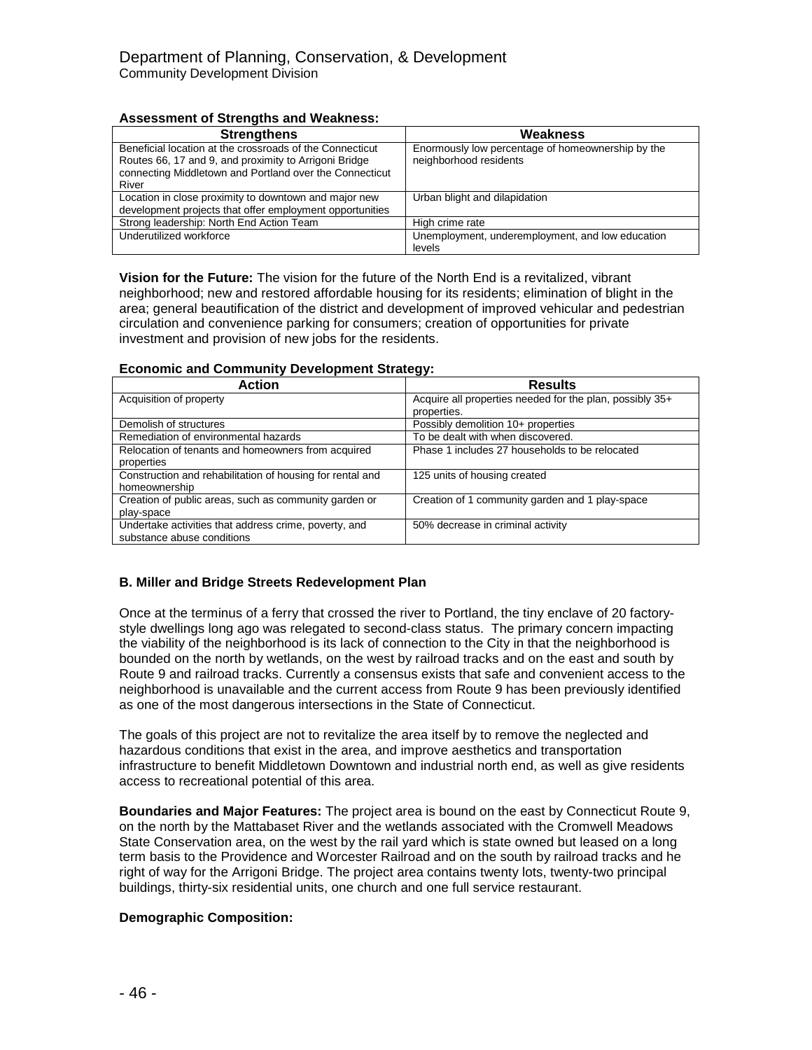# Department of Planning, Conservation, & Development
Community Development Division

**Assessment of Strengths and Weakness:**

| Strengthens | Weakness |
| --- | --- |
| Beneficial location at the crossroads of the Connecticut Routes 66, 17 and 9, and proximity to Arrigoni Bridge connecting Middletown and Portland over the Connecticut River | Enormously low percentage of homeownership by the neighborhood residents |
| Location in close proximity to downtown and major new development projects that offer employment opportunities | Urban blight and dilapidation |
| Strong leadership: North End Action Team | High crime rate |
| Underutilized workforce | Unemployment, underemployment, and low education levels |

**Vision for the Future:** The vision for the future of the North End is a revitalized, vibrant neighborhood; new and restored affordable housing for its residents; elimination of blight in the area; general beautification of the district and development of improved vehicular and pedestrian circulation and convenience parking for consumers; creation of opportunities for private investment and provision of new jobs for the residents.

**Economic and Community Development Strategy:**

| Action | Results |
| --- | --- |
| Acquisition of property | Acquire all properties needed for the plan, possibly 35+ properties. |
| Demolish of structures | Possibly demolition 10+ properties |
| Remediation of environmental hazards | To be dealt with when discovered. |
| Relocation of tenants and homeowners from acquired properties | Phase 1 includes 27 households to be relocated |
| Construction and rehabilitation of housing for rental and homeownership | 125 units of housing created |
| Creation of public areas, such as community garden or play-space | Creation of 1 community garden and 1 play-space |
| Undertake activities that address crime, poverty, and substance abuse conditions | 50% decrease in criminal activity |

### B. Miller and Bridge Streets Redevelopment Plan

Once at the terminus of a ferry that crossed the river to Portland, the tiny enclave of 20 factory-style dwellings long ago was relegated to second-class status. The primary concern impacting the viability of the neighborhood is its lack of connection to the City in that the neighborhood is bounded on the north by wetlands, on the west by railroad tracks and on the east and south by Route 9 and railroad tracks. Currently a consensus exists that safe and convenient access to the neighborhood is unavailable and the current access from Route 9 has been previously identified as one of the most dangerous intersections in the State of Connecticut.

The goals of this project are not to revitalize the area itself by to remove the neglected and hazardous conditions that exist in the area, and improve aesthetics and transportation infrastructure to benefit Middletown Downtown and industrial north end, as well as give residents access to recreational potential of this area.

**Boundaries and Major Features:** The project area is bound on the east by Connecticut Route 9, on the north by the Mattabaset River and the wetlands associated with the Cromwell Meadows State Conservation area, on the west by the rail yard which is state owned but leased on a long term basis to the Providence and Worcester Railroad and on the south by railroad tracks and he right of way for the Arrigoni Bridge. The project area contains twenty lots, twenty-two principal buildings, thirty-six residential units, one church and one full service restaurant.

**Demographic Composition:**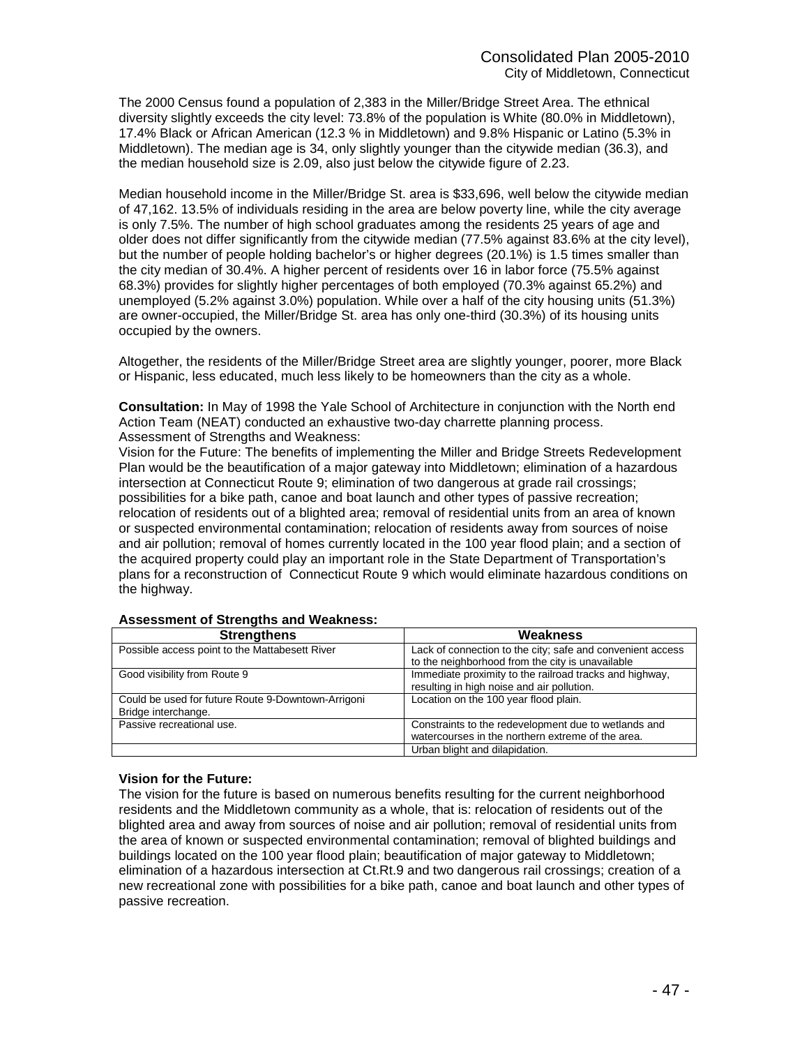The 2000 Census found a population of 2,383 in the Miller/Bridge Street Area. The ethnical diversity slightly exceeds the city level: 73.8% of the population is White (80.0% in Middletown), 17.4% Black or African American (12.3 % in Middletown) and 9.8% Hispanic or Latino (5.3% in Middletown). The median age is 34, only slightly younger than the citywide median (36.3), and the median household size is 2.09, also just below the citywide figure of 2.23.

Median household income in the Miller/Bridge St. area is $33,696, well below the citywide median of 47,162. 13.5% of individuals residing in the area are below poverty line, while the city average is only 7.5%. The number of high school graduates among the residents 25 years of age and older does not differ significantly from the citywide median (77.5% against 83.6% at the city level), but the number of people holding bachelor's or higher degrees (20.1%) is 1.5 times smaller than the city median of 30.4%. A higher percent of residents over 16 in labor force (75.5% against 68.3%) provides for slightly higher percentages of both employed (70.3% against 65.2%) and unemployed (5.2% against 3.0%) population. While over a half of the city housing units (51.3%) are owner-occupied, the Miller/Bridge St. area has only one-third (30.3%) of its housing units occupied by the owners.

Altogether, the residents of the Miller/Bridge Street area are slightly younger, poorer, more Black or Hispanic, less educated, much less likely to be homeowners than the city as a whole.

**Consultation:** In May of 1998 the Yale School of Architecture in conjunction with the North end Action Team (NEAT) conducted an exhaustive two-day charrette planning process.
Assessment of Strengths and Weakness:
Vision for the Future: The benefits of implementing the Miller and Bridge Streets Redevelopment Plan would be the beautification of a major gateway into Middletown; elimination of a hazardous intersection at Connecticut Route 9; elimination of two dangerous at grade rail crossings; possibilities for a bike path, canoe and boat launch and other types of passive recreation; relocation of residents out of a blighted area; removal of residential units from an area of known or suspected environmental contamination; relocation of residents away from sources of noise and air pollution; removal of homes currently located in the 100 year flood plain; and a section of the acquired property could play an important role in the State Department of Transportation's plans for a reconstruction of Connecticut Route 9 which would eliminate hazardous conditions on the highway.

**Assessment of Strengths and Weakness:**

| Strengthens | Weakness |
|---|---|
| Possible access point to the Mattabesett River | Lack of connection to the city; safe and convenient access to the neighborhood from the city is unavailable |
| Good visibility from Route 9 | Immediate proximity to the railroad tracks and highway, resulting in high noise and air pollution. |
| Could be used for future Route 9-Downtown-Arrigoni Bridge interchange. | Location on the 100 year flood plain. |
| Passive recreational use. | Constraints to the redevelopment due to wetlands and watercourses in the northern extreme of the area. |
| | Urban blight and dilapidation. |

**Vision for the Future:**
The vision for the future is based on numerous benefits resulting for the current neighborhood residents and the Middletown community as a whole, that is: relocation of residents out of the blighted area and away from sources of noise and air pollution; removal of residential units from the area of known or suspected environmental contamination; removal of blighted buildings and buildings located on the 100 year flood plain; beautification of major gateway to Middletown; elimination of a hazardous intersection at Ct.Rt.9 and two dangerous rail crossings; creation of a new recreational zone with possibilities for a bike path, canoe and boat launch and other types of passive recreation.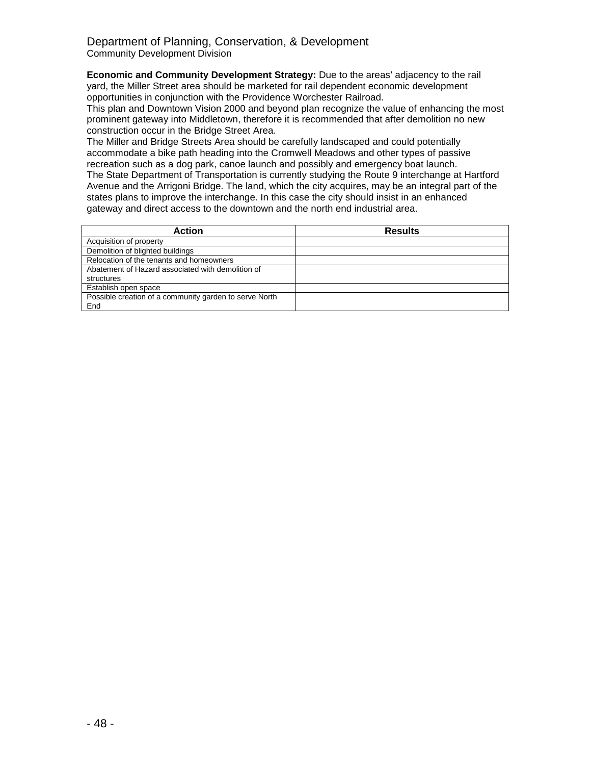Department of Planning, Conservation, & Development
Community Development Division

**Economic and Community Development Strategy:** Due to the areas' adjacency to the rail yard, the Miller Street area should be marketed for rail dependent economic development opportunities in conjunction with the Providence Worchester Railroad.
This plan and Downtown Vision 2000 and beyond plan recognize the value of enhancing the most prominent gateway into Middletown, therefore it is recommended that after demolition no new construction occur in the Bridge Street Area.
The Miller and Bridge Streets Area should be carefully landscaped and could potentially accommodate a bike path heading into the Cromwell Meadows and other types of passive recreation such as a dog park, canoe launch and possibly and emergency boat launch.
The State Department of Transportation is currently studying the Route 9 interchange at Hartford Avenue and the Arrigoni Bridge. The land, which the city acquires, may be an integral part of the states plans to improve the interchange. In this case the city should insist in an enhanced gateway and direct access to the downtown and the north end industrial area.

| Action | Results |
|---|---|
| Acquisition of property | |
| Demolition of blighted buildings | |
| Relocation of the tenants and homeowners | |
| Abatement of Hazard associated with demolition of structures | |
| Establish open space | |
| Possible creation of a community garden to serve North End | |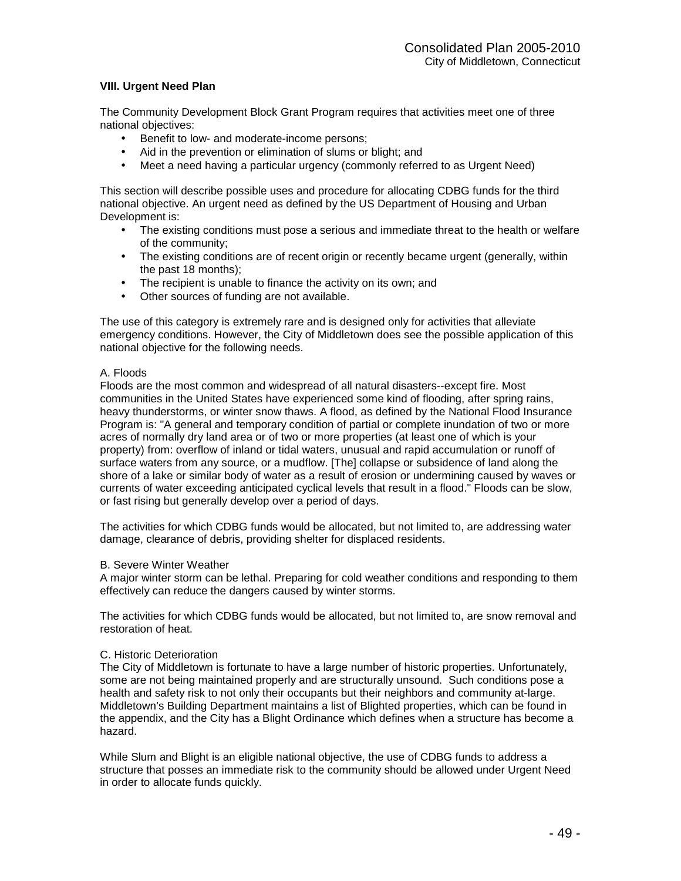### VIII. Urgent Need Plan

The Community Development Block Grant Program requires that activities meet one of three national objectives:

- Benefit to low- and moderate-income persons;
- Aid in the prevention or elimination of slums or blight; and
- Meet a need having a particular urgency (commonly referred to as Urgent Need)

This section will describe possible uses and procedure for allocating CDBG funds for the third national objective. An urgent need as defined by the US Department of Housing and Urban Development is:

- The existing conditions must pose a serious and immediate threat to the health or welfare of the community;
- The existing conditions are of recent origin or recently became urgent (generally, within the past 18 months);
- The recipient is unable to finance the activity on its own; and
- Other sources of funding are not available.

The use of this category is extremely rare and is designed only for activities that alleviate emergency conditions. However, the City of Middletown does see the possible application of this national objective for the following needs.

A. Floods
Floods are the most common and widespread of all natural disasters--except fire. Most communities in the United States have experienced some kind of flooding, after spring rains, heavy thunderstorms, or winter snow thaws. A flood, as defined by the National Flood Insurance Program is: "A general and temporary condition of partial or complete inundation of two or more acres of normally dry land area or of two or more properties (at least one of which is your property) from: overflow of inland or tidal waters, unusual and rapid accumulation or runoff of surface waters from any source, or a mudflow. [The] collapse or subsidence of land along the shore of a lake or similar body of water as a result of erosion or undermining caused by waves or currents of water exceeding anticipated cyclical levels that result in a flood." Floods can be slow, or fast rising but generally develop over a period of days.

The activities for which CDBG funds would be allocated, but not limited to, are addressing water damage, clearance of debris, providing shelter for displaced residents.

B. Severe Winter Weather
A major winter storm can be lethal. Preparing for cold weather conditions and responding to them effectively can reduce the dangers caused by winter storms.

The activities for which CDBG funds would be allocated, but not limited to, are snow removal and restoration of heat.

C. Historic Deterioration
The City of Middletown is fortunate to have a large number of historic properties. Unfortunately, some are not being maintained properly and are structurally unsound. Such conditions pose a health and safety risk to not only their occupants but their neighbors and community at-large. Middletown's Building Department maintains a list of Blighted properties, which can be found in the appendix, and the City has a Blight Ordinance which defines when a structure has become a hazard.

While Slum and Blight is an eligible national objective, the use of CDBG funds to address a structure that posses an immediate risk to the community should be allowed under Urgent Need in order to allocate funds quickly.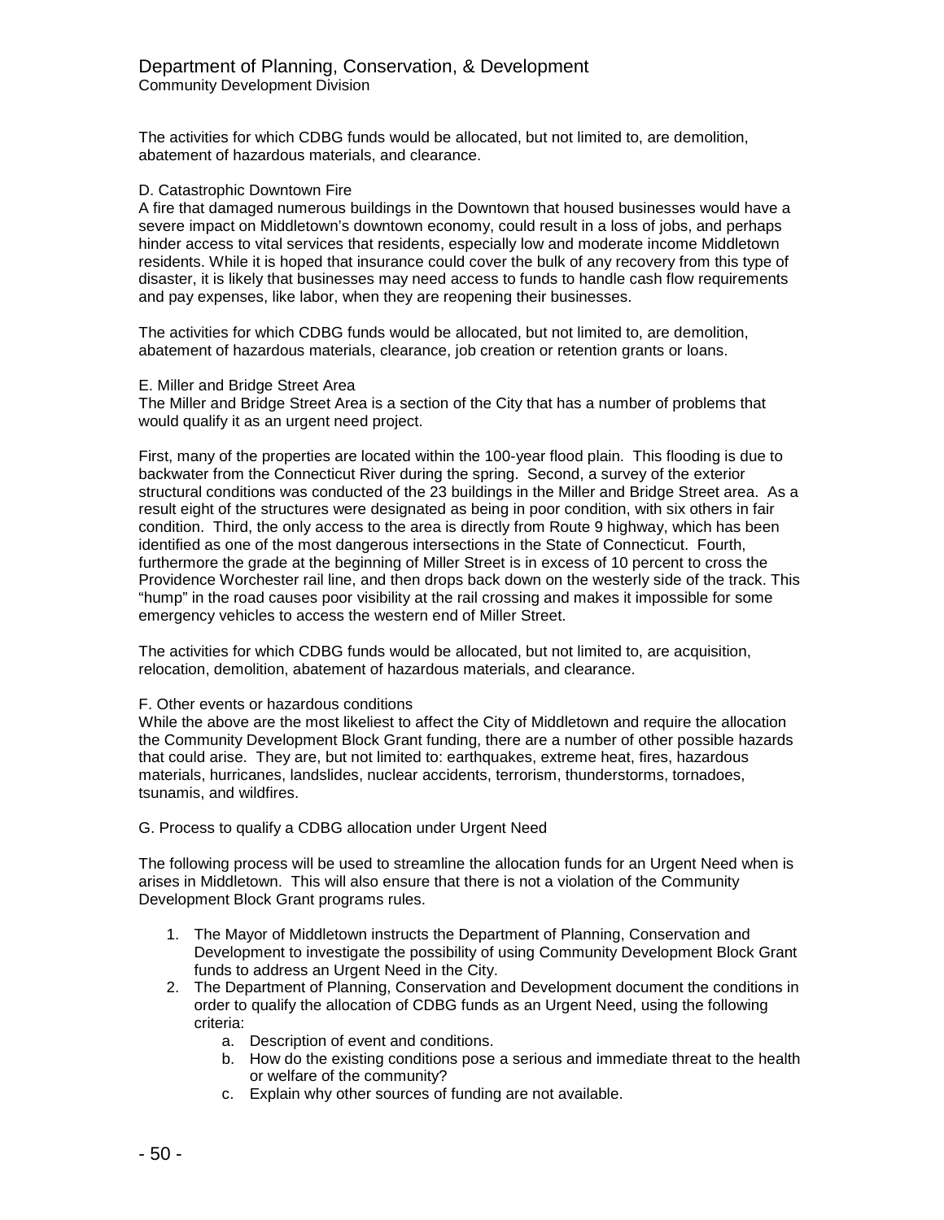The activities for which CDBG funds would be allocated, but not limited to, are demolition, abatement of hazardous materials, and clearance.

D. Catastrophic Downtown Fire

A fire that damaged numerous buildings in the Downtown that housed businesses would have a severe impact on Middletown's downtown economy, could result in a loss of jobs, and perhaps hinder access to vital services that residents, especially low and moderate income Middletown residents. While it is hoped that insurance could cover the bulk of any recovery from this type of disaster, it is likely that businesses may need access to funds to handle cash flow requirements and pay expenses, like labor, when they are reopening their businesses.

The activities for which CDBG funds would be allocated, but not limited to, are demolition, abatement of hazardous materials, clearance, job creation or retention grants or loans.

E. Miller and Bridge Street Area

The Miller and Bridge Street Area is a section of the City that has a number of problems that would qualify it as an urgent need project.

First, many of the properties are located within the 100-year flood plain. This flooding is due to backwater from the Connecticut River during the spring. Second, a survey of the exterior structural conditions was conducted of the 23 buildings in the Miller and Bridge Street area. As a result eight of the structures were designated as being in poor condition, with six others in fair condition. Third, the only access to the area is directly from Route 9 highway, which has been identified as one of the most dangerous intersections in the State of Connecticut. Fourth, furthermore the grade at the beginning of Miller Street is in excess of 10 percent to cross the Providence Worchester rail line, and then drops back down on the westerly side of the track. This "hump" in the road causes poor visibility at the rail crossing and makes it impossible for some emergency vehicles to access the western end of Miller Street.

The activities for which CDBG funds would be allocated, but not limited to, are acquisition, relocation, demolition, abatement of hazardous materials, and clearance.

F. Other events or hazardous conditions

While the above are the most likeliest to affect the City of Middletown and require the allocation the Community Development Block Grant funding, there are a number of other possible hazards that could arise. They are, but not limited to: earthquakes, extreme heat, fires, hazardous materials, hurricanes, landslides, nuclear accidents, terrorism, thunderstorms, tornadoes, tsunamis, and wildfires.

G. Process to qualify a CDBG allocation under Urgent Need

The following process will be used to streamline the allocation funds for an Urgent Need when is arises in Middletown. This will also ensure that there is not a violation of the Community Development Block Grant programs rules.

1. The Mayor of Middletown instructs the Department of Planning, Conservation and Development to investigate the possibility of using Community Development Block Grant funds to address an Urgent Need in the City.
2. The Department of Planning, Conservation and Development document the conditions in order to qualify the allocation of CDBG funds as an Urgent Need, using the following criteria:
    a. Description of event and conditions.
    b. How do the existing conditions pose a serious and immediate threat to the health or welfare of the community?
    c. Explain why other sources of funding are not available.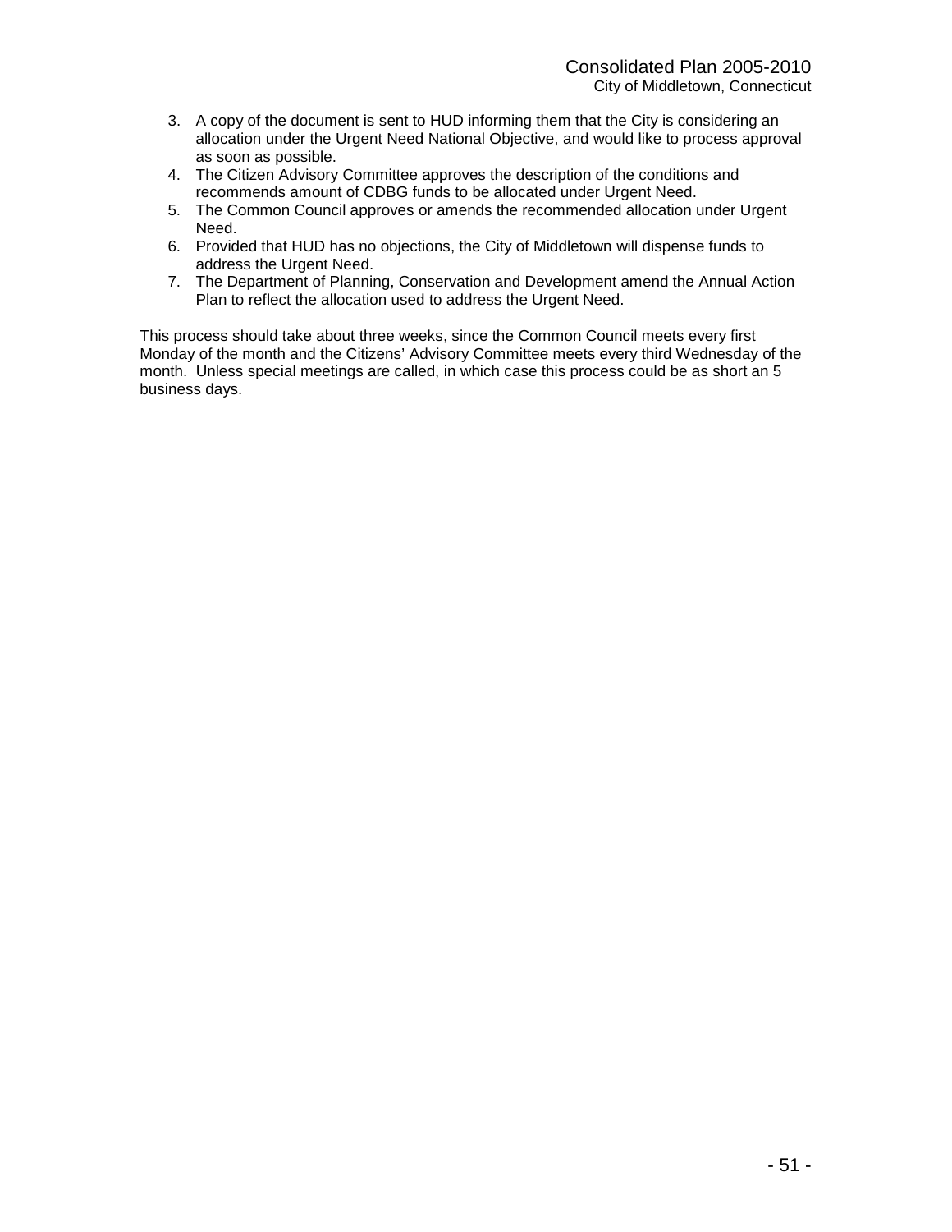3. A copy of the document is sent to HUD informing them that the City is considering an allocation under the Urgent Need National Objective, and would like to process approval as soon as possible.
4. The Citizen Advisory Committee approves the description of the conditions and recommends amount of CDBG funds to be allocated under Urgent Need.
5. The Common Council approves or amends the recommended allocation under Urgent Need.
6. Provided that HUD has no objections, the City of Middletown will dispense funds to address the Urgent Need.
7. The Department of Planning, Conservation and Development amend the Annual Action Plan to reflect the allocation used to address the Urgent Need.

This process should take about three weeks, since the Common Council meets every first Monday of the month and the Citizens' Advisory Committee meets every third Wednesday of the month. Unless special meetings are called, in which case this process could be as short an 5 business days.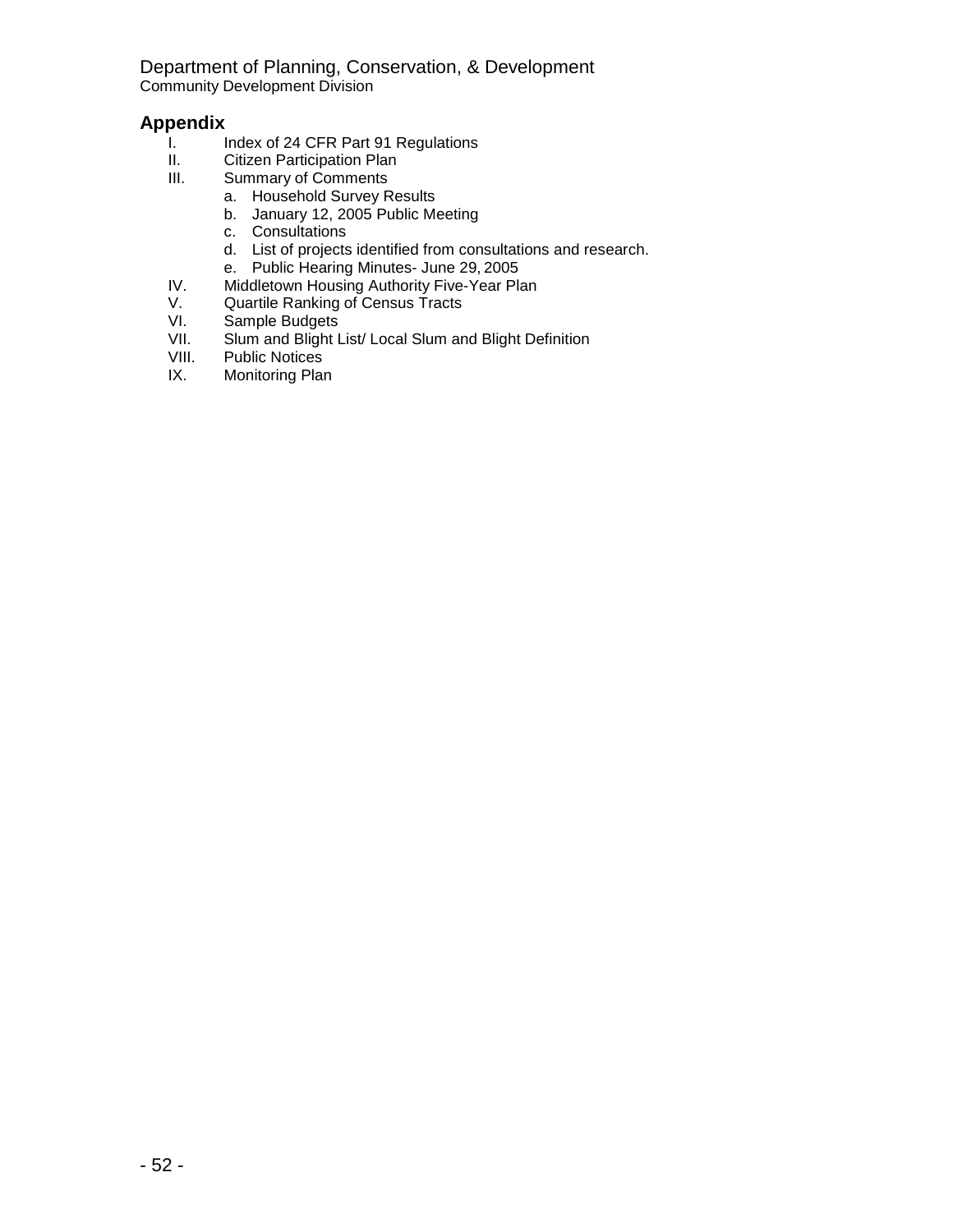## Appendix

I. Index of 24 CFR Part 91 Regulations

II. Citizen Participation Plan

III. Summary of Comments
   a. Household Survey Results
   b. January 12, 2005 Public Meeting
   c. Consultations
   d. List of projects identified from consultations and research.
   e. Public Hearing Minutes- June 29, 2005

IV. Middletown Housing Authority Five-Year Plan

V. Quartile Ranking of Census Tracts

VI. Sample Budgets

VII. Slum and Blight List/ Local Slum and Blight Definition

VIII. Public Notices

IX. Monitoring Plan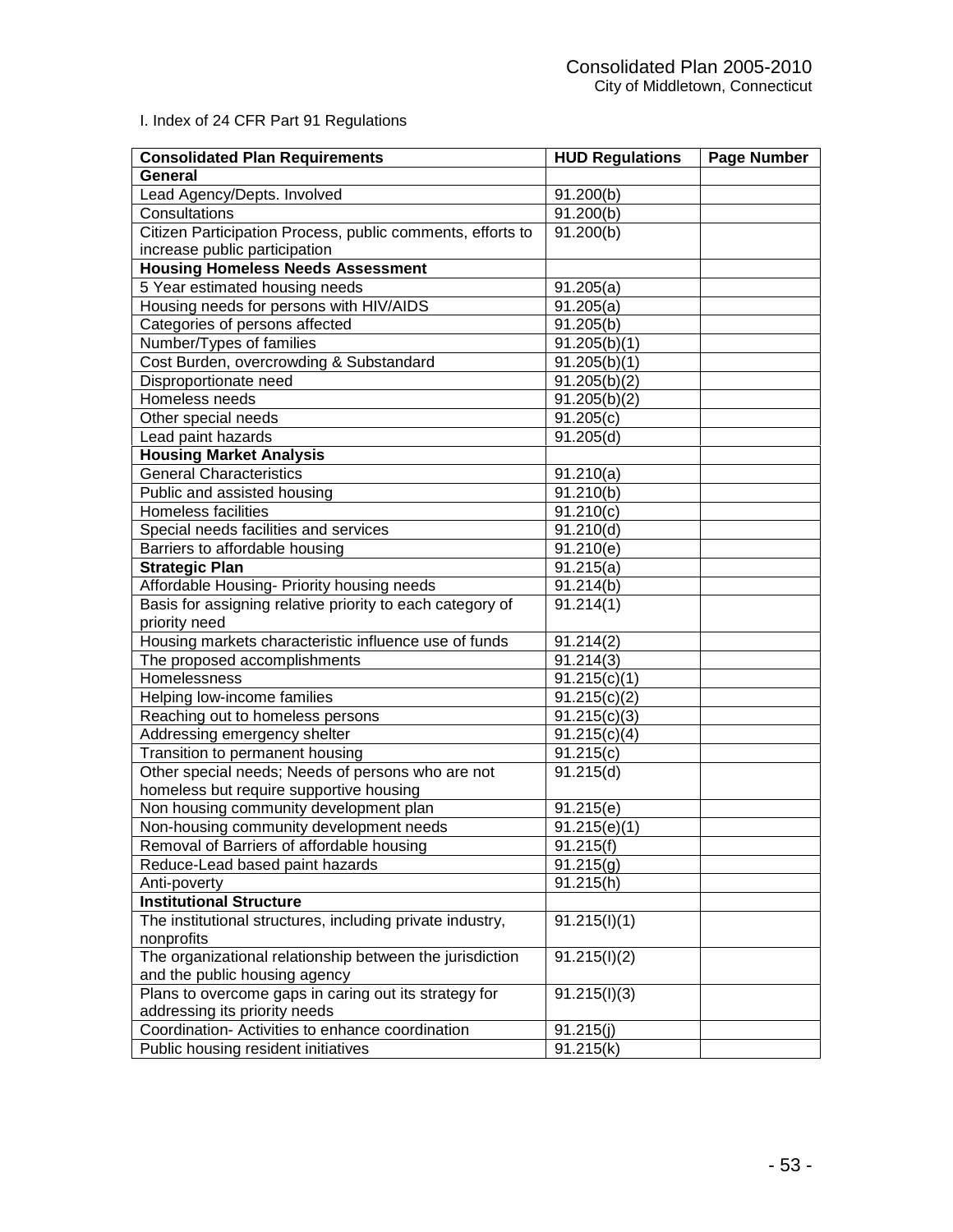I. Index of 24 CFR Part 91 Regulations

| Consolidated Plan Requirements | HUD Regulations | Page Number |
|---|---|---|
| **General** | | |
| Lead Agency/Depts. Involved | 91.200(b) | |
| Consultations | 91.200(b) | |
| Citizen Participation Process, public comments, efforts to increase public participation | 91.200(b) | |
| **Housing Homeless Needs Assessment** | | |
| 5 Year estimated housing needs | 91.205(a) | |
| Housing needs for persons with HIV/AIDS | 91.205(a) | |
| Categories of persons affected | 91.205(b) | |
| Number/Types of families | 91.205(b)(1) | |
| Cost Burden, overcrowding & Substandard | 91.205(b)(1) | |
| Disproportionate need | 91.205(b)(2) | |
| Homeless needs | 91.205(b)(2) | |
| Other special needs | 91.205(c) | |
| Lead paint hazards | 91.205(d) | |
| **Housing Market Analysis** | | |
| General Characteristics | 91.210(a) | |
| Public and assisted housing | 91.210(b) | |
| Homeless facilities | 91.210(c) | |
| Special needs facilities and services | 91.210(d) | |
| Barriers to affordable housing | 91.210(e) | |
| **Strategic Plan** | 91.215(a) | |
| Affordable Housing- Priority housing needs | 91.214(b) | |
| Basis for assigning relative priority to each category of priority need | 91.214(1) | |
| Housing markets characteristic influence use of funds | 91.214(2) | |
| The proposed accomplishments | 91.214(3) | |
| Homelessness | 91.215(c)(1) | |
| Helping low-income families | 91.215(c)(2) | |
| Reaching out to homeless persons | 91.215(c)(3) | |
| Addressing emergency shelter | 91.215(c)(4) | |
| Transition to permanent housing | 91.215(c) | |
| Other special needs; Needs of persons who are not homeless but require supportive housing | 91.215(d) | |
| Non housing community development plan | 91.215(e) | |
| Non-housing community development needs | 91.215(e)(1) | |
| Removal of Barriers of affordable housing | 91.215(f) | |
| Reduce-Lead based paint hazards | 91.215(g) | |
| Anti-poverty | 91.215(h) | |
| **Institutional Structure** | | |
| The institutional structures, including private industry, nonprofits | 91.215(I)(1) | |
| The organizational relationship between the jurisdiction and the public housing agency | 91.215(I)(2) | |
| Plans to overcome gaps in caring out its strategy for addressing its priority needs | 91.215(I)(3) | |
| Coordination- Activities to enhance coordination | 91.215(j) | |
| Public housing resident initiatives | 91.215(k) | |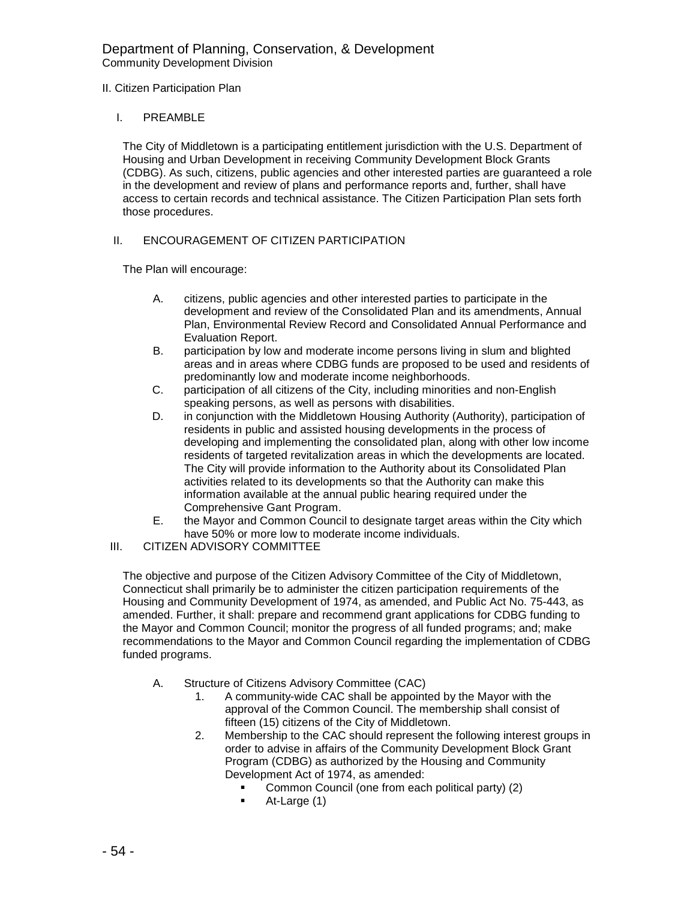Department of Planning, Conservation, & Development
Community Development Division

## II. Citizen Participation Plan

### I. PREAMBLE

The City of Middletown is a participating entitlement jurisdiction with the U.S. Department of Housing and Urban Development in receiving Community Development Block Grants (CDBG). As such, citizens, public agencies and other interested parties are guaranteed a role in the development and review of plans and performance reports and, further, shall have access to certain records and technical assistance. The Citizen Participation Plan sets forth those procedures.

### II. ENCOURAGEMENT OF CITIZEN PARTICIPATION

The Plan will encourage:

A. citizens, public agencies and other interested parties to participate in the development and review of the Consolidated Plan and its amendments, Annual Plan, Environmental Review Record and Consolidated Annual Performance and Evaluation Report.

B. participation by low and moderate income persons living in slum and blighted areas and in areas where CDBG funds are proposed to be used and residents of predominantly low and moderate income neighborhoods.

C. participation of all citizens of the City, including minorities and non-English speaking persons, as well as persons with disabilities.

D. in conjunction with the Middletown Housing Authority (Authority), participation of residents in public and assisted housing developments in the process of developing and implementing the consolidated plan, along with other low income residents of targeted revitalization areas in which the developments are located. The City will provide information to the Authority about its Consolidated Plan activities related to its developments so that the Authority can make this information available at the annual public hearing required under the Comprehensive Gant Program.

E. the Mayor and Common Council to designate target areas within the City which have 50% or more low to moderate income individuals.

### III. CITIZEN ADVISORY COMMITTEE

The objective and purpose of the Citizen Advisory Committee of the City of Middletown, Connecticut shall primarily be to administer the citizen participation requirements of the Housing and Community Development of 1974, as amended, and Public Act No. 75-443, as amended. Further, it shall: prepare and recommend grant applications for CDBG funding to the Mayor and Common Council; monitor the progress of all funded programs; and; make recommendations to the Mayor and Common Council regarding the implementation of CDBG funded programs.

A. Structure of Citizens Advisory Committee (CAC)

1. A community-wide CAC shall be appointed by the Mayor with the approval of the Common Council. The membership shall consist of fifteen (15) citizens of the City of Middletown.
2. Membership to the CAC should represent the following interest groups in order to advise in affairs of the Community Development Block Grant Program (CDBG) as authorized by the Housing and Community Development Act of 1974, as amended:
   - Common Council (one from each political party) (2)
   - At-Large (1)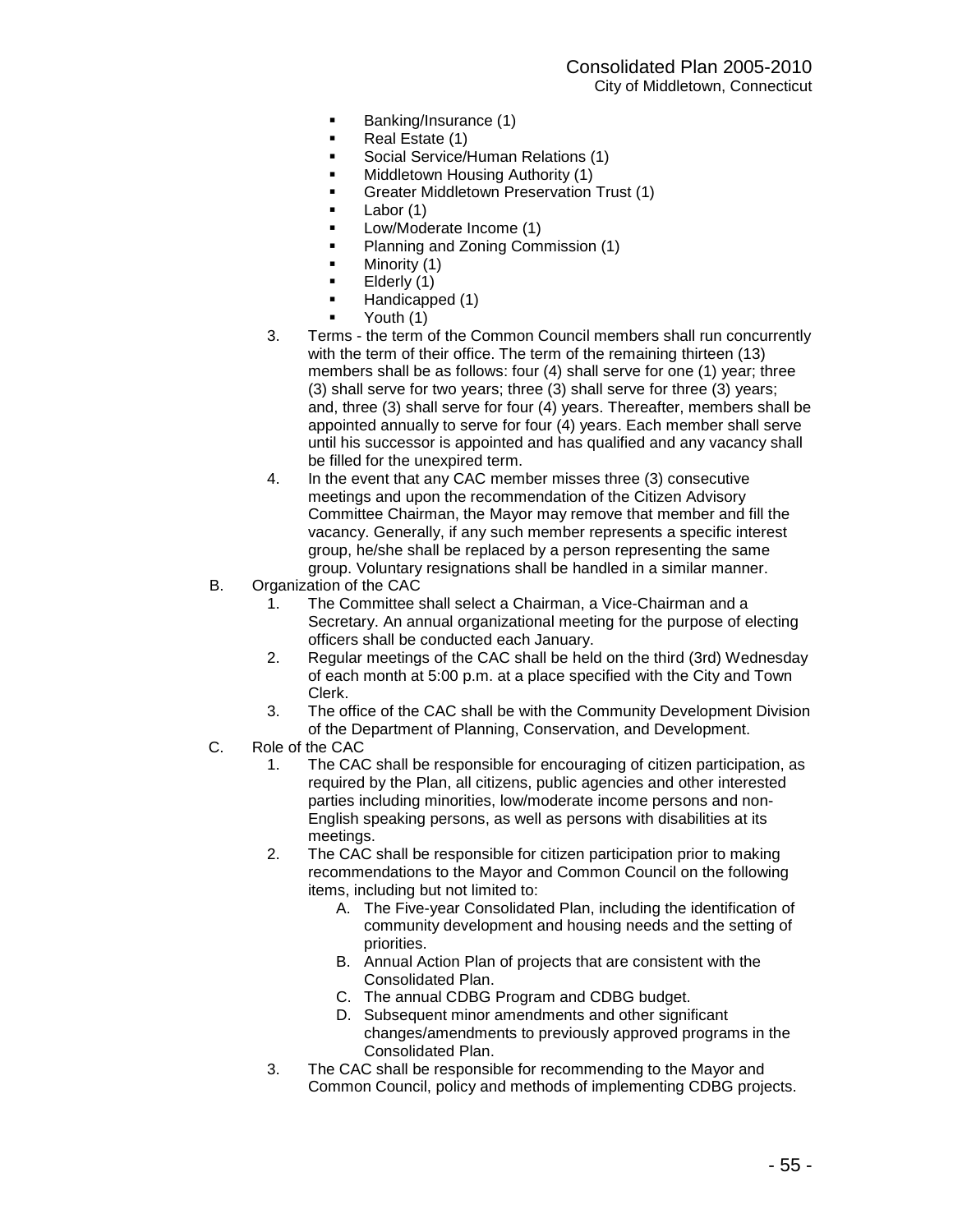- Banking/Insurance (1)
- Real Estate (1)
- Social Service/Human Relations (1)
- Middletown Housing Authority (1)
- Greater Middletown Preservation Trust (1)
- Labor (1)
- Low/Moderate Income (1)
- Planning and Zoning Commission (1)
- Minority (1)
- Elderly (1)
- Handicapped (1)
- Youth (1)

3. Terms - the term of the Common Council members shall run concurrently with the term of their office. The term of the remaining thirteen (13) members shall be as follows: four (4) shall serve for one (1) year; three (3) shall serve for two years; three (3) shall serve for three (3) years; and, three (3) shall serve for four (4) years. Thereafter, members shall be appointed annually to serve for four (4) years. Each member shall serve until his successor is appointed and has qualified and any vacancy shall be filled for the unexpired term.
4. In the event that any CAC member misses three (3) consecutive meetings and upon the recommendation of the Citizen Advisory Committee Chairman, the Mayor may remove that member and fill the vacancy. Generally, if any such member represents a specific interest group, he/she shall be replaced by a person representing the same group. Voluntary resignations shall be handled in a similar manner.

B. Organization of the CAC
   1. The Committee shall select a Chairman, a Vice-Chairman and a Secretary. An annual organizational meeting for the purpose of electing officers shall be conducted each January.
   2. Regular meetings of the CAC shall be held on the third (3rd) Wednesday of each month at 5:00 p.m. at a place specified with the City and Town Clerk.
   3. The office of the CAC shall be with the Community Development Division of the Department of Planning, Conservation, and Development.

C. Role of the CAC
   1. The CAC shall be responsible for encouraging of citizen participation, as required by the Plan, all citizens, public agencies and other interested parties including minorities, low/moderate income persons and non-English speaking persons, as well as persons with disabilities at its meetings.
   2. The CAC shall be responsible for citizen participation prior to making recommendations to the Mayor and Common Council on the following items, including but not limited to:
      A. The Five-year Consolidated Plan, including the identification of community development and housing needs and the setting of priorities.
      B. Annual Action Plan of projects that are consistent with the Consolidated Plan.
      C. The annual CDBG Program and CDBG budget.
      D. Subsequent minor amendments and other significant changes/amendments to previously approved programs in the Consolidated Plan.
   3. The CAC shall be responsible for recommending to the Mayor and Common Council, policy and methods of implementing CDBG projects.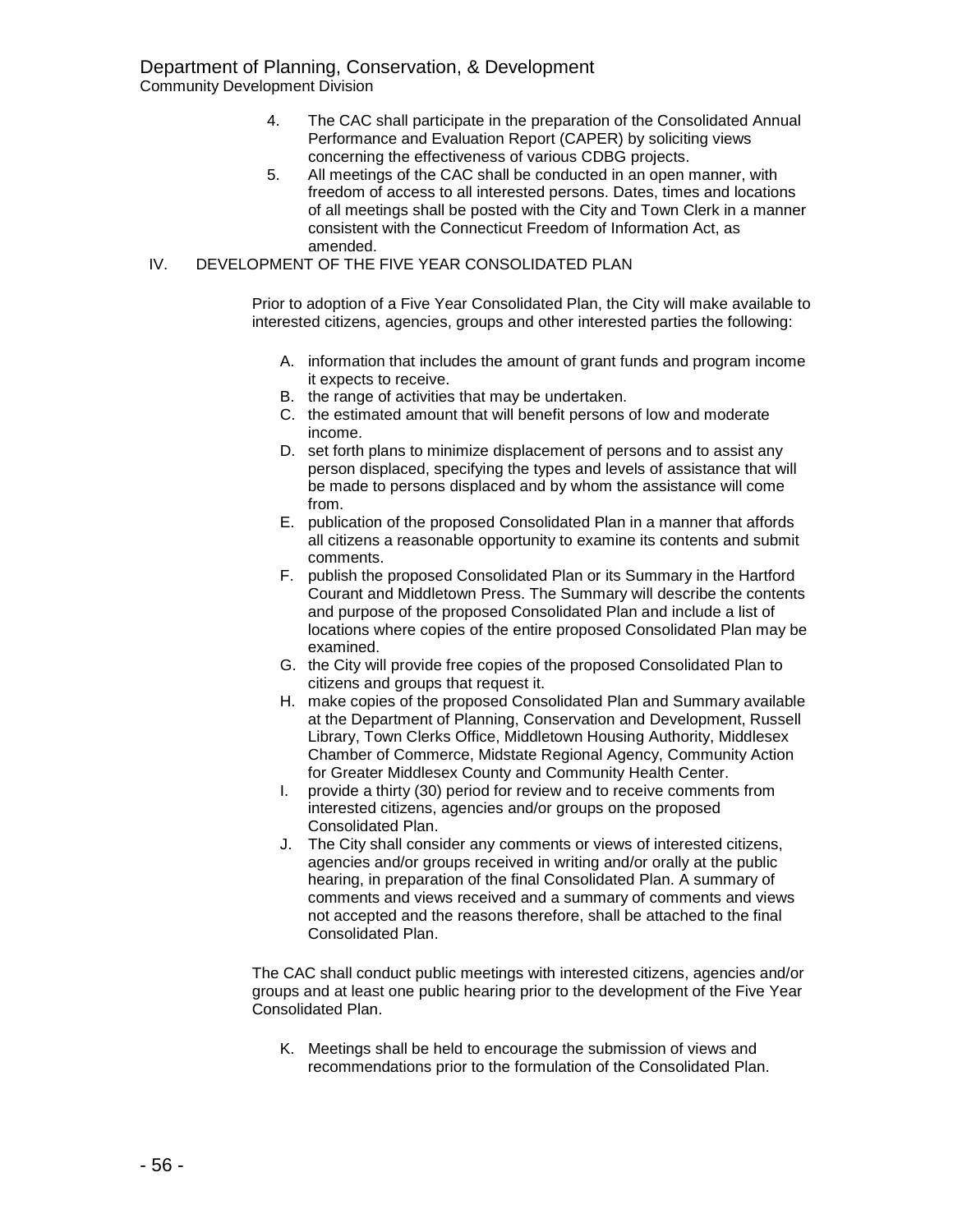4. The CAC shall participate in the preparation of the Consolidated Annual Performance and Evaluation Report (CAPER) by soliciting views concerning the effectiveness of various CDBG projects.
5. All meetings of the CAC shall be conducted in an open manner, with freedom of access to all interested persons. Dates, times and locations of all meetings shall be posted with the City and Town Clerk in a manner consistent with the Connecticut Freedom of Information Act, as amended.

## IV. DEVELOPMENT OF THE FIVE YEAR CONSOLIDATED PLAN

Prior to adoption of a Five Year Consolidated Plan, the City will make available to interested citizens, agencies, groups and other interested parties the following:

A. information that includes the amount of grant funds and program income it expects to receive.
B. the range of activities that may be undertaken.
C. the estimated amount that will benefit persons of low and moderate income.
D. set forth plans to minimize displacement of persons and to assist any person displaced, specifying the types and levels of assistance that will be made to persons displaced and by whom the assistance will come from.
E. publication of the proposed Consolidated Plan in a manner that affords all citizens a reasonable opportunity to examine its contents and submit comments.
F. publish the proposed Consolidated Plan or its Summary in the Hartford Courant and Middletown Press. The Summary will describe the contents and purpose of the proposed Consolidated Plan and include a list of locations where copies of the entire proposed Consolidated Plan may be examined.
G. the City will provide free copies of the proposed Consolidated Plan to citizens and groups that request it.
H. make copies of the proposed Consolidated Plan and Summary available at the Department of Planning, Conservation and Development, Russell Library, Town Clerks Office, Middletown Housing Authority, Middlesex Chamber of Commerce, Midstate Regional Agency, Community Action for Greater Middlesex County and Community Health Center.
I. provide a thirty (30) period for review and to receive comments from interested citizens, agencies and/or groups on the proposed Consolidated Plan.
J. The City shall consider any comments or views of interested citizens, agencies and/or groups received in writing and/or orally at the public hearing, in preparation of the final Consolidated Plan. A summary of comments and views received and a summary of comments and views not accepted and the reasons therefore, shall be attached to the final Consolidated Plan.

The CAC shall conduct public meetings with interested citizens, agencies and/or groups and at least one public hearing prior to the development of the Five Year Consolidated Plan.

K. Meetings shall be held to encourage the submission of views and recommendations prior to the formulation of the Consolidated Plan.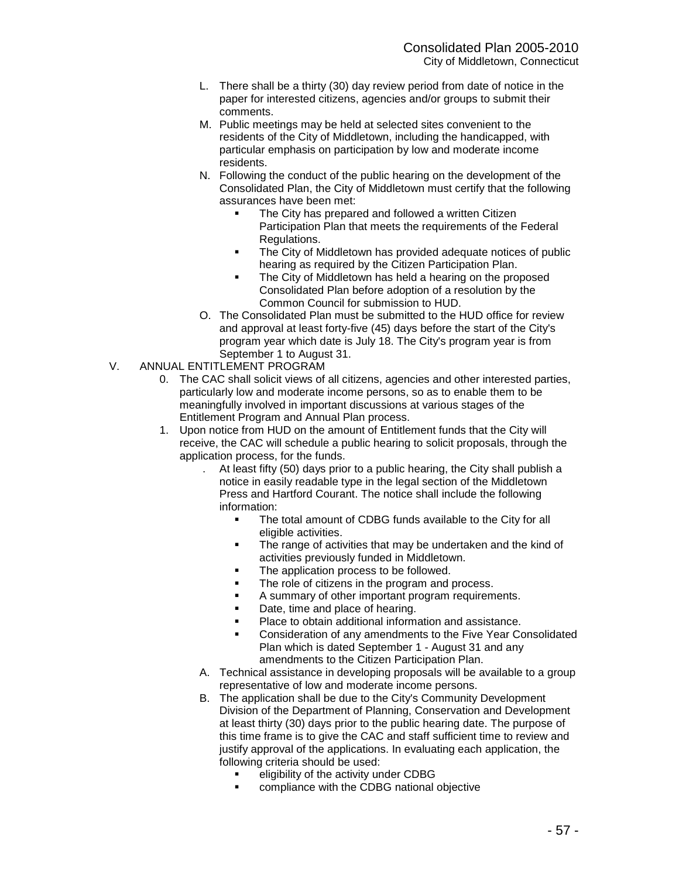L. There shall be a thirty (30) day review period from date of notice in the paper for interested citizens, agencies and/or groups to submit their comments.

M. Public meetings may be held at selected sites convenient to the residents of the City of Middletown, including the handicapped, with particular emphasis on participation by low and moderate income residents.

N. Following the conduct of the public hearing on the development of the Consolidated Plan, the City of Middletown must certify that the following assurances have been met:
   - The City has prepared and followed a written Citizen Participation Plan that meets the requirements of the Federal Regulations.
   - The City of Middletown has provided adequate notices of public hearing as required by the Citizen Participation Plan.
   - The City of Middletown has held a hearing on the proposed Consolidated Plan before adoption of a resolution by the Common Council for submission to HUD.

O. The Consolidated Plan must be submitted to the HUD office for review and approval at least forty-five (45) days before the start of the City's program year which date is July 18. The City's program year is from September 1 to August 31.

V. ANNUAL ENTITLEMENT PROGRAM

0. The CAC shall solicit views of all citizens, agencies and other interested parties, particularly low and moderate income persons, so as to enable them to be meaningfully involved in important discussions at various stages of the Entitlement Program and Annual Plan process.

1. Upon notice from HUD on the amount of Entitlement funds that the City will receive, the CAC will schedule a public hearing to solicit proposals, through the application process, for the funds.

   . At least fifty (50) days prior to a public hearing, the City shall publish a notice in easily readable type in the legal section of the Middletown Press and Hartford Courant. The notice shall include the following information:
      - The total amount of CDBG funds available to the City for all eligible activities.
      - The range of activities that may be undertaken and the kind of activities previously funded in Middletown.
      - The application process to be followed.
      - The role of citizens in the program and process.
      - A summary of other important program requirements.
      - Date, time and place of hearing.
      - Place to obtain additional information and assistance.
      - Consideration of any amendments to the Five Year Consolidated Plan which is dated September 1 - August 31 and any amendments to the Citizen Participation Plan.

A. Technical assistance in developing proposals will be available to a group representative of low and moderate income persons.

B. The application shall be due to the City's Community Development Division of the Department of Planning, Conservation and Development at least thirty (30) days prior to the public hearing date. The purpose of this time frame is to give the CAC and staff sufficient time to review and justify approval of the applications. In evaluating each application, the following criteria should be used:
   - eligibility of the activity under CDBG
   - compliance with the CDBG national objective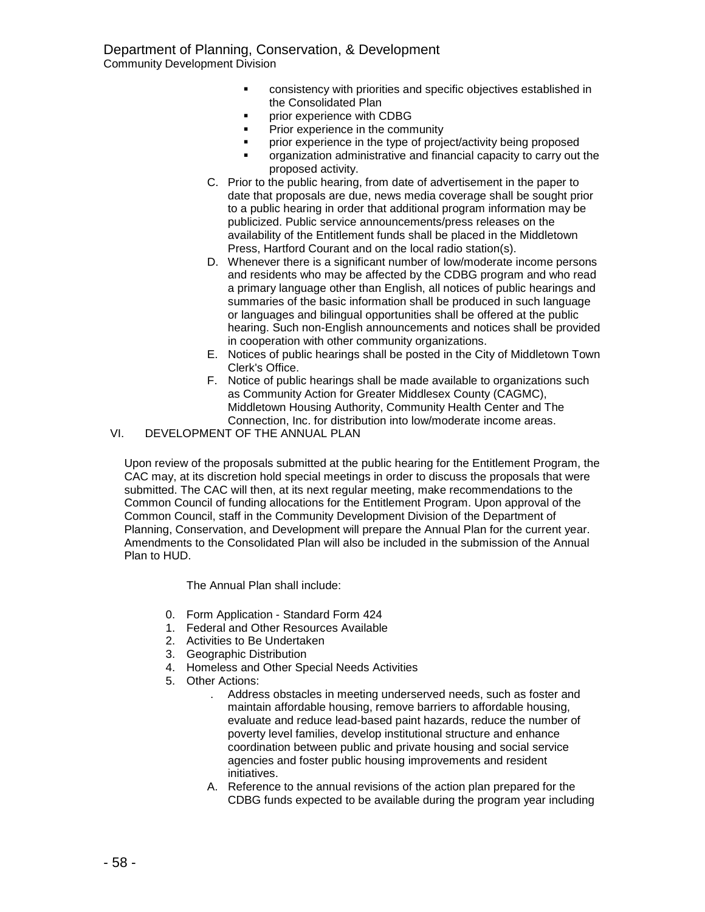- consistency with priorities and specific objectives established in the Consolidated Plan
- prior experience with CDBG
- Prior experience in the community
- prior experience in the type of project/activity being proposed
- organization administrative and financial capacity to carry out the proposed activity.

C. Prior to the public hearing, from date of advertisement in the paper to date that proposals are due, news media coverage shall be sought prior to a public hearing in order that additional program information may be publicized. Public service announcements/press releases on the availability of the Entitlement funds shall be placed in the Middletown Press, Hartford Courant and on the local radio station(s).

D. Whenever there is a significant number of low/moderate income persons and residents who may be affected by the CDBG program and who read a primary language other than English, all notices of public hearings and summaries of the basic information shall be produced in such language or languages and bilingual opportunities shall be offered at the public hearing. Such non-English announcements and notices shall be provided in cooperation with other community organizations.

E. Notices of public hearings shall be posted in the City of Middletown Town Clerk's Office.

F. Notice of public hearings shall be made available to organizations such as Community Action for Greater Middlesex County (CAGMC), Middletown Housing Authority, Community Health Center and The Connection, Inc. for distribution into low/moderate income areas.

## VI. DEVELOPMENT OF THE ANNUAL PLAN

Upon review of the proposals submitted at the public hearing for the Entitlement Program, the CAC may, at its discretion hold special meetings in order to discuss the proposals that were submitted. The CAC will then, at its next regular meeting, make recommendations to the Common Council of funding allocations for the Entitlement Program. Upon approval of the Common Council, staff in the Community Development Division of the Department of Planning, Conservation, and Development will prepare the Annual Plan for the current year. Amendments to the Consolidated Plan will also be included in the submission of the Annual Plan to HUD.

The Annual Plan shall include:

0. Form Application - Standard Form 424
1. Federal and Other Resources Available
2. Activities to Be Undertaken
3. Geographic Distribution
4. Homeless and Other Special Needs Activities
5. Other Actions:

   . Address obstacles in meeting underserved needs, such as foster and maintain affordable housing, remove barriers to affordable housing, evaluate and reduce lead-based paint hazards, reduce the number of poverty level families, develop institutional structure and enhance coordination between public and private housing and social service agencies and foster public housing improvements and resident initiatives.

   A. Reference to the annual revisions of the action plan prepared for the CDBG funds expected to be available during the program year including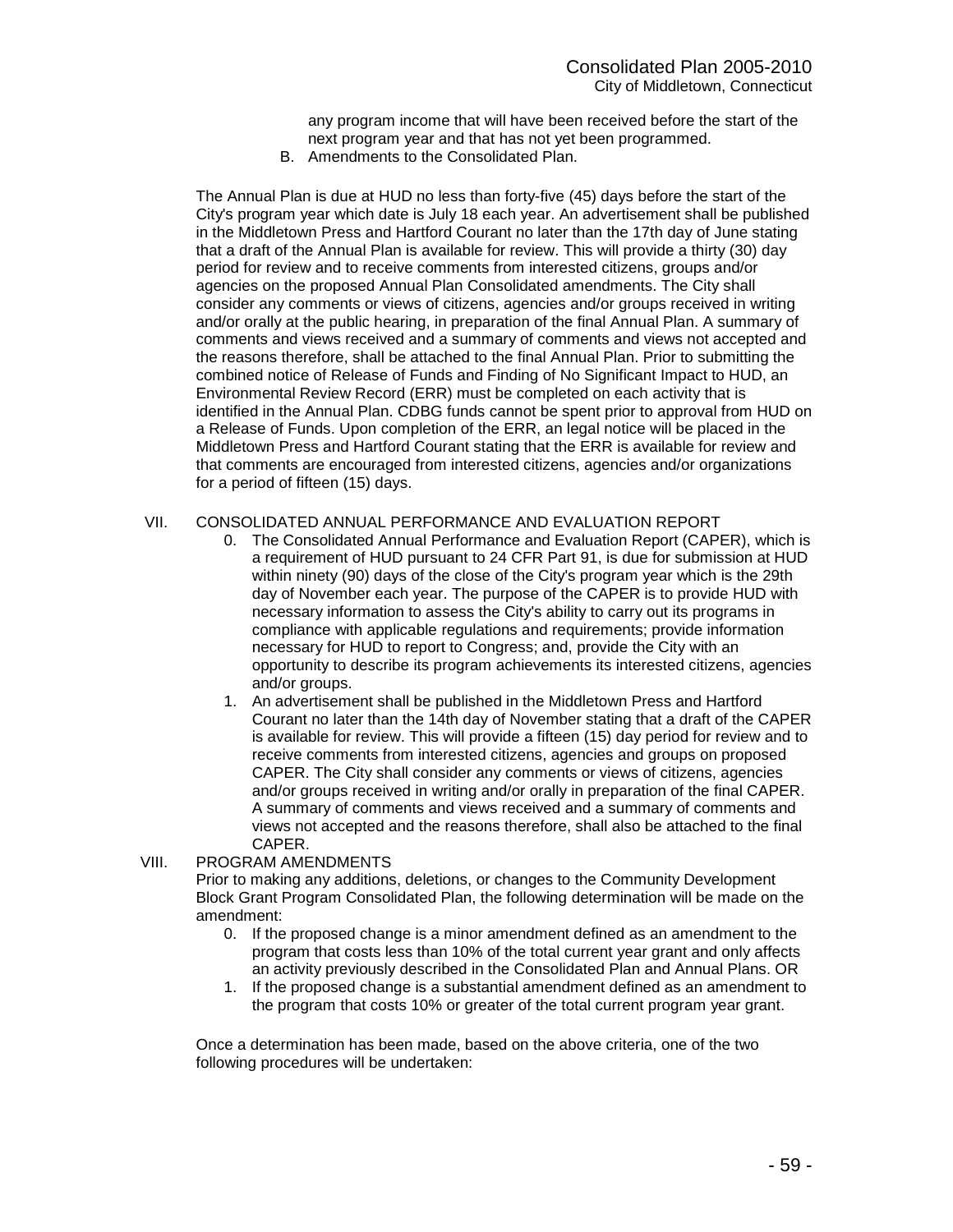any program income that will have been received before the start of the next program year and that has not yet been programmed.

B. Amendments to the Consolidated Plan.

The Annual Plan is due at HUD no less than forty-five (45) days before the start of the City's program year which date is July 18 each year. An advertisement shall be published in the Middletown Press and Hartford Courant no later than the 17th day of June stating that a draft of the Annual Plan is available for review. This will provide a thirty (30) day period for review and to receive comments from interested citizens, groups and/or agencies on the proposed Annual Plan Consolidated amendments. The City shall consider any comments or views of citizens, agencies and/or groups received in writing and/or orally at the public hearing, in preparation of the final Annual Plan. A summary of comments and views received and a summary of comments and views not accepted and the reasons therefore, shall be attached to the final Annual Plan. Prior to submitting the combined notice of Release of Funds and Finding of No Significant Impact to HUD, an Environmental Review Record (ERR) must be completed on each activity that is identified in the Annual Plan. CDBG funds cannot be spent prior to approval from HUD on a Release of Funds. Upon completion of the ERR, an legal notice will be placed in the Middletown Press and Hartford Courant stating that the ERR is available for review and that comments are encouraged from interested citizens, agencies and/or organizations for a period of fifteen (15) days.

VII. CONSOLIDATED ANNUAL PERFORMANCE AND EVALUATION REPORT

0. The Consolidated Annual Performance and Evaluation Report (CAPER), which is a requirement of HUD pursuant to 24 CFR Part 91, is due for submission at HUD within ninety (90) days of the close of the City's program year which is the 29th day of November each year. The purpose of the CAPER is to provide HUD with necessary information to assess the City's ability to carry out its programs in compliance with applicable regulations and requirements; provide information necessary for HUD to report to Congress; and, provide the City with an opportunity to describe its program achievements its interested citizens, agencies and/or groups.
1. An advertisement shall be published in the Middletown Press and Hartford Courant no later than the 14th day of November stating that a draft of the CAPER is available for review. This will provide a fifteen (15) day period for review and to receive comments from interested citizens, agencies and groups on proposed CAPER. The City shall consider any comments or views of citizens, agencies and/or groups received in writing and/or orally in preparation of the final CAPER. A summary of comments and views received and a summary of comments and views not accepted and the reasons therefore, shall also be attached to the final CAPER.

VIII. PROGRAM AMENDMENTS

Prior to making any additions, deletions, or changes to the Community Development Block Grant Program Consolidated Plan, the following determination will be made on the amendment:

0. If the proposed change is a minor amendment defined as an amendment to the program that costs less than 10% of the total current year grant and only affects an activity previously described in the Consolidated Plan and Annual Plans. OR
1. If the proposed change is a substantial amendment defined as an amendment to the program that costs 10% or greater of the total current program year grant.

Once a determination has been made, based on the above criteria, one of the two following procedures will be undertaken: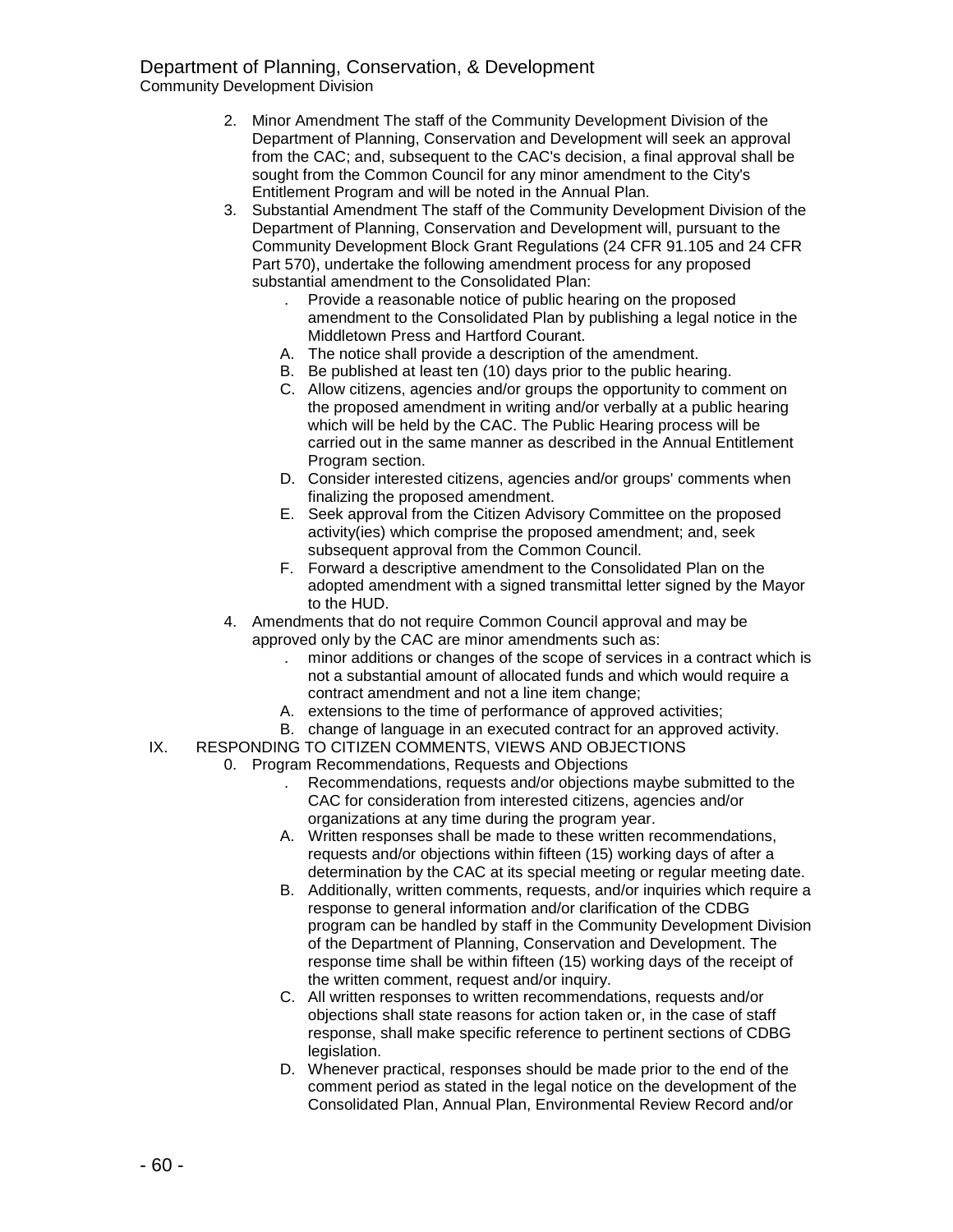2. Minor Amendment The staff of the Community Development Division of the Department of Planning, Conservation and Development will seek an approval from the CAC; and, subsequent to the CAC's decision, a final approval shall be sought from the Common Council for any minor amendment to the City's Entitlement Program and will be noted in the Annual Plan.
3. Substantial Amendment The staff of the Community Development Division of the Department of Planning, Conservation and Development will, pursuant to the Community Development Block Grant Regulations (24 CFR 91.105 and 24 CFR Part 570), undertake the following amendment process for any proposed substantial amendment to the Consolidated Plan:
   - . Provide a reasonable notice of public hearing on the proposed amendment to the Consolidated Plan by publishing a legal notice in the Middletown Press and Hartford Courant.
   - A. The notice shall provide a description of the amendment.
   - B. Be published at least ten (10) days prior to the public hearing.
   - C. Allow citizens, agencies and/or groups the opportunity to comment on the proposed amendment in writing and/or verbally at a public hearing which will be held by the CAC. The Public Hearing process will be carried out in the same manner as described in the Annual Entitlement Program section.
   - D. Consider interested citizens, agencies and/or groups' comments when finalizing the proposed amendment.
   - E. Seek approval from the Citizen Advisory Committee on the proposed activity(ies) which comprise the proposed amendment; and, seek subsequent approval from the Common Council.
   - F. Forward a descriptive amendment to the Consolidated Plan on the adopted amendment with a signed transmittal letter signed by the Mayor to the HUD.
4. Amendments that do not require Common Council approval and may be approved only by the CAC are minor amendments such as:
   - . minor additions or changes of the scope of services in a contract which is not a substantial amount of allocated funds and which would require a contract amendment and not a line item change;
   - A. extensions to the time of performance of approved activities;
   - B. change of language in an executed contract for an approved activity.

IX. RESPONDING TO CITIZEN COMMENTS, VIEWS AND OBJECTIONS

0. Program Recommendations, Requests and Objections
   - . Recommendations, requests and/or objections maybe submitted to the CAC for consideration from interested citizens, agencies and/or organizations at any time during the program year.
   - A. Written responses shall be made to these written recommendations, requests and/or objections within fifteen (15) working days of after a determination by the CAC at its special meeting or regular meeting date.
   - B. Additionally, written comments, requests, and/or inquiries which require a response to general information and/or clarification of the CDBG program can be handled by staff in the Community Development Division of the Department of Planning, Conservation and Development. The response time shall be within fifteen (15) working days of the receipt of the written comment, request and/or inquiry.
   - C. All written responses to written recommendations, requests and/or objections shall state reasons for action taken or, in the case of staff response, shall make specific reference to pertinent sections of CDBG legislation.
   - D. Whenever practical, responses should be made prior to the end of the comment period as stated in the legal notice on the development of the Consolidated Plan, Annual Plan, Environmental Review Record and/or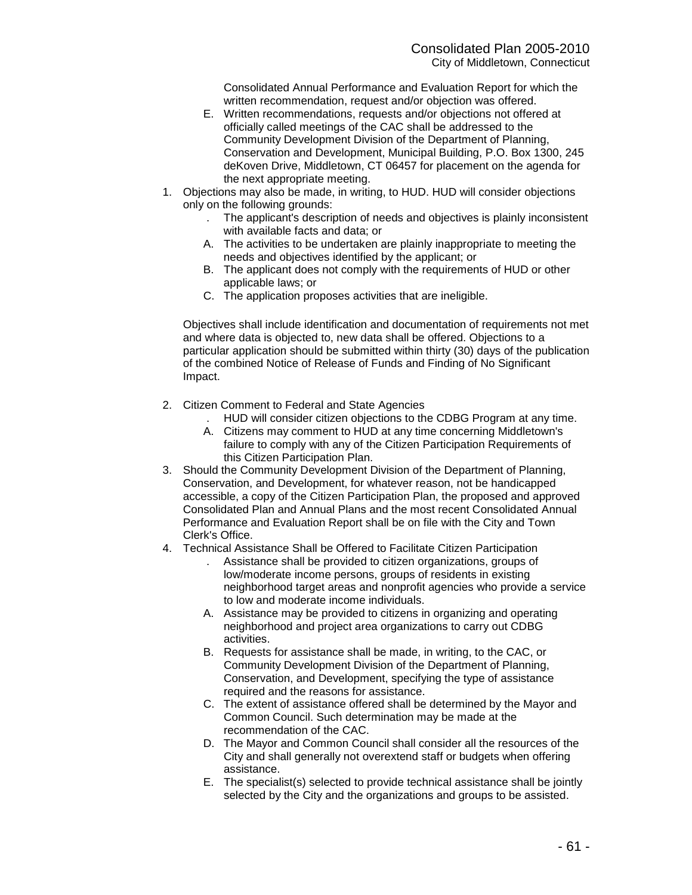Consolidated Annual Performance and Evaluation Report for which the written recommendation, request and/or objection was offered.

E. Written recommendations, requests and/or objections not offered at officially called meetings of the CAC shall be addressed to the Community Development Division of the Department of Planning, Conservation and Development, Municipal Building, P.O. Box 1300, 245 deKoven Drive, Middletown, CT 06457 for placement on the agenda for the next appropriate meeting.

1. Objections may also be made, in writing, to HUD. HUD will consider objections only on the following grounds:
   . The applicant's description of needs and objectives is plainly inconsistent with available facts and data; or
   A. The activities to be undertaken are plainly inappropriate to meeting the needs and objectives identified by the applicant; or
   B. The applicant does not comply with the requirements of HUD or other applicable laws; or
   C. The application proposes activities that are ineligible.

   Objectives shall include identification and documentation of requirements not met and where data is objected to, new data shall be offered. Objections to a particular application should be submitted within thirty (30) days of the publication of the combined Notice of Release of Funds and Finding of No Significant Impact.

2. Citizen Comment to Federal and State Agencies
   . HUD will consider citizen objections to the CDBG Program at any time.
   A. Citizens may comment to HUD at any time concerning Middletown's failure to comply with any of the Citizen Participation Requirements of this Citizen Participation Plan.
3. Should the Community Development Division of the Department of Planning, Conservation, and Development, for whatever reason, not be handicapped accessible, a copy of the Citizen Participation Plan, the proposed and approved Consolidated Plan and Annual Plans and the most recent Consolidated Annual Performance and Evaluation Report shall be on file with the City and Town Clerk's Office.
4. Technical Assistance Shall be Offered to Facilitate Citizen Participation
   . Assistance shall be provided to citizen organizations, groups of low/moderate income persons, groups of residents in existing neighborhood target areas and nonprofit agencies who provide a service to low and moderate income individuals.
   A. Assistance may be provided to citizens in organizing and operating neighborhood and project area organizations to carry out CDBG activities.
   B. Requests for assistance shall be made, in writing, to the CAC, or Community Development Division of the Department of Planning, Conservation, and Development, specifying the type of assistance required and the reasons for assistance.
   C. The extent of assistance offered shall be determined by the Mayor and Common Council. Such determination may be made at the recommendation of the CAC.
   D. The Mayor and Common Council shall consider all the resources of the City and shall generally not overextend staff or budgets when offering assistance.
   E. The specialist(s) selected to provide technical assistance shall be jointly selected by the City and the organizations and groups to be assisted.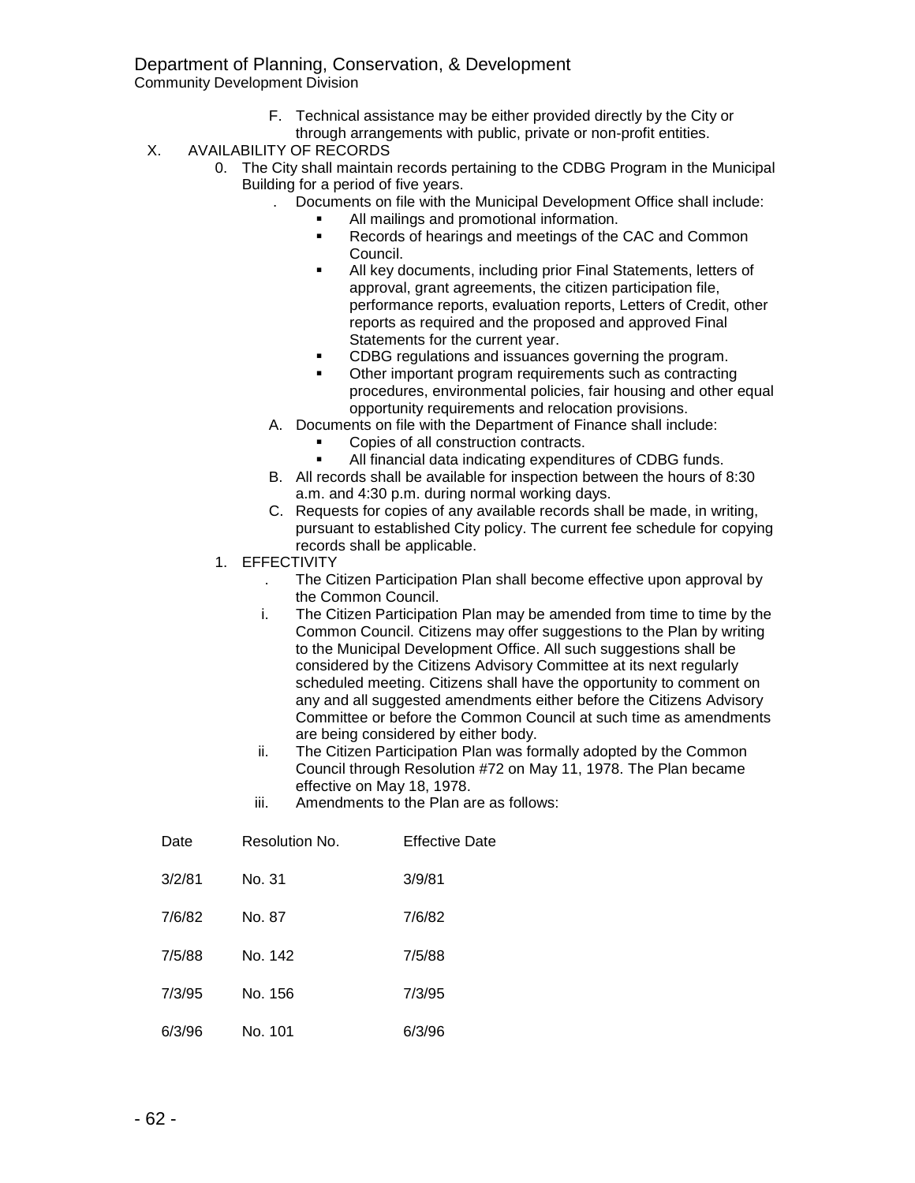Department of Planning, Conservation, & Development
Community Development Division

F. Technical assistance may be either provided directly by the City or through arrangements with public, private or non-profit entities.

X. AVAILABILITY OF RECORDS

0. The City shall maintain records pertaining to the CDBG Program in the Municipal Building for a period of five years.
   . Documents on file with the Municipal Development Office shall include:
      - All mailings and promotional information.
      - Records of hearings and meetings of the CAC and Common Council.
      - All key documents, including prior Final Statements, letters of approval, grant agreements, the citizen participation file, performance reports, evaluation reports, Letters of Credit, other reports as required and the proposed and approved Final Statements for the current year.
      - CDBG regulations and issuances governing the program.
      - Other important program requirements such as contracting procedures, environmental policies, fair housing and other equal opportunity requirements and relocation provisions.

   A. Documents on file with the Department of Finance shall include:
      - Copies of all construction contracts.
      - All financial data indicating expenditures of CDBG funds.

   B. All records shall be available for inspection between the hours of 8:30 a.m. and 4:30 p.m. during normal working days.

   C. Requests for copies of any available records shall be made, in writing, pursuant to established City policy. The current fee schedule for copying records shall be applicable.

1. EFFECTIVITY
   . The Citizen Participation Plan shall become effective upon approval by the Common Council.

   i. The Citizen Participation Plan may be amended from time to time by the Common Council. Citizens may offer suggestions to the Plan by writing to the Municipal Development Office. All such suggestions shall be considered by the Citizens Advisory Committee at its next regularly scheduled meeting. Citizens shall have the opportunity to comment on any and all suggested amendments either before the Citizens Advisory Committee or before the Common Council at such time as amendments are being considered by either body.

   ii. The Citizen Participation Plan was formally adopted by the Common Council through Resolution #72 on May 11, 1978. The Plan became effective on May 18, 1978.

   iii. Amendments to the Plan are as follows:

| Date | Resolution No. | Effective Date |
|---|---|---|
| 3/2/81 | No. 31 | 3/9/81 |
| 7/6/82 | No. 87 | 7/6/82 |
| 7/5/88 | No. 142 | 7/5/88 |
| 7/3/95 | No. 156 | 7/3/95 |
| 6/3/96 | No. 101 | 6/3/96 |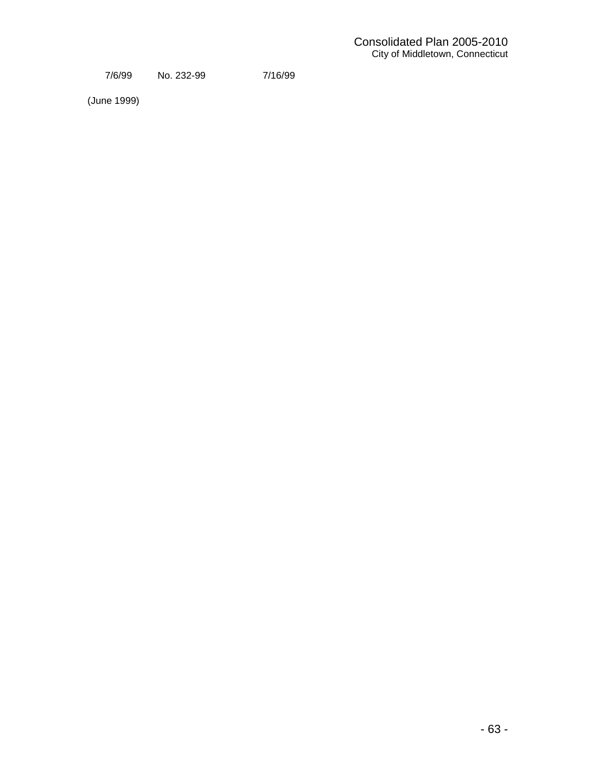| 7/6/99 | No. 232-99 | 7/16/99 |
|---|---|---|

(June 1999)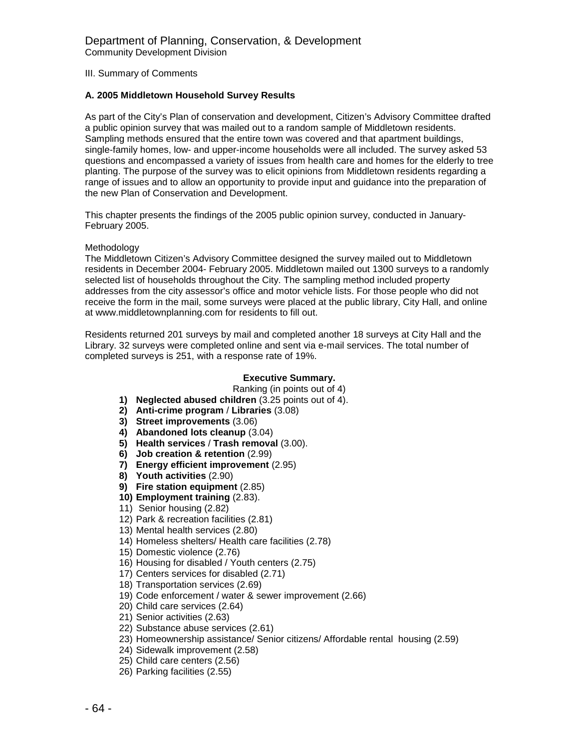Department of Planning, Conservation, & Development
Community Development Division

III. Summary of Comments

### A. 2005 Middletown Household Survey Results

As part of the City's Plan of conservation and development, Citizen's Advisory Committee drafted a public opinion survey that was mailed out to a random sample of Middletown residents. Sampling methods ensured that the entire town was covered and that apartment buildings, single-family homes, low- and upper-income households were all included. The survey asked 53 questions and encompassed a variety of issues from health care and homes for the elderly to tree planting. The purpose of the survey was to elicit opinions from Middletown residents regarding a range of issues and to allow an opportunity to provide input and guidance into the preparation of the new Plan of Conservation and Development.

This chapter presents the findings of the 2005 public opinion survey, conducted in January-February 2005.

Methodology
The Middletown Citizen's Advisory Committee designed the survey mailed out to Middletown residents in December 2004- February 2005. Middletown mailed out 1300 surveys to a randomly selected list of households throughout the City. The sampling method included property addresses from the city assessor's office and motor vehicle lists. For those people who did not receive the form in the mail, some surveys were placed at the public library, City Hall, and online at www.middletownplanning.com for residents to fill out.

Residents returned 201 surveys by mail and completed another 18 surveys at City Hall and the Library. 32 surveys were completed online and sent via e-mail services. The total number of completed surveys is 251, with a response rate of 19%.

**Executive Summary.**

Ranking (in points out of 4)

1) **Neglected abused children** (3.25 points out of 4).
2) **Anti-crime program** / **Libraries** (3.08)
3) **Street improvements** (3.06)
4) **Abandoned lots cleanup** (3.04)
5) **Health services** / **Trash removal** (3.00).
6) **Job creation & retention** (2.99)
7) **Energy efficient improvement** (2.95)
8) **Youth activities** (2.90)
9) **Fire station equipment** (2.85)
10) **Employment training** (2.83).
11) Senior housing (2.82)
12) Park & recreation facilities (2.81)
13) Mental health services (2.80)
14) Homeless shelters/ Health care facilities (2.78)
15) Domestic violence (2.76)
16) Housing for disabled / Youth centers (2.75)
17) Centers services for disabled (2.71)
18) Transportation services (2.69)
19) Code enforcement / water & sewer improvement (2.66)
20) Child care services (2.64)
21) Senior activities (2.63)
22) Substance abuse services (2.61)
23) Homeownership assistance/ Senior citizens/ Affordable rental housing (2.59)
24) Sidewalk improvement (2.58)
25) Child care centers (2.56)
26) Parking facilities (2.55)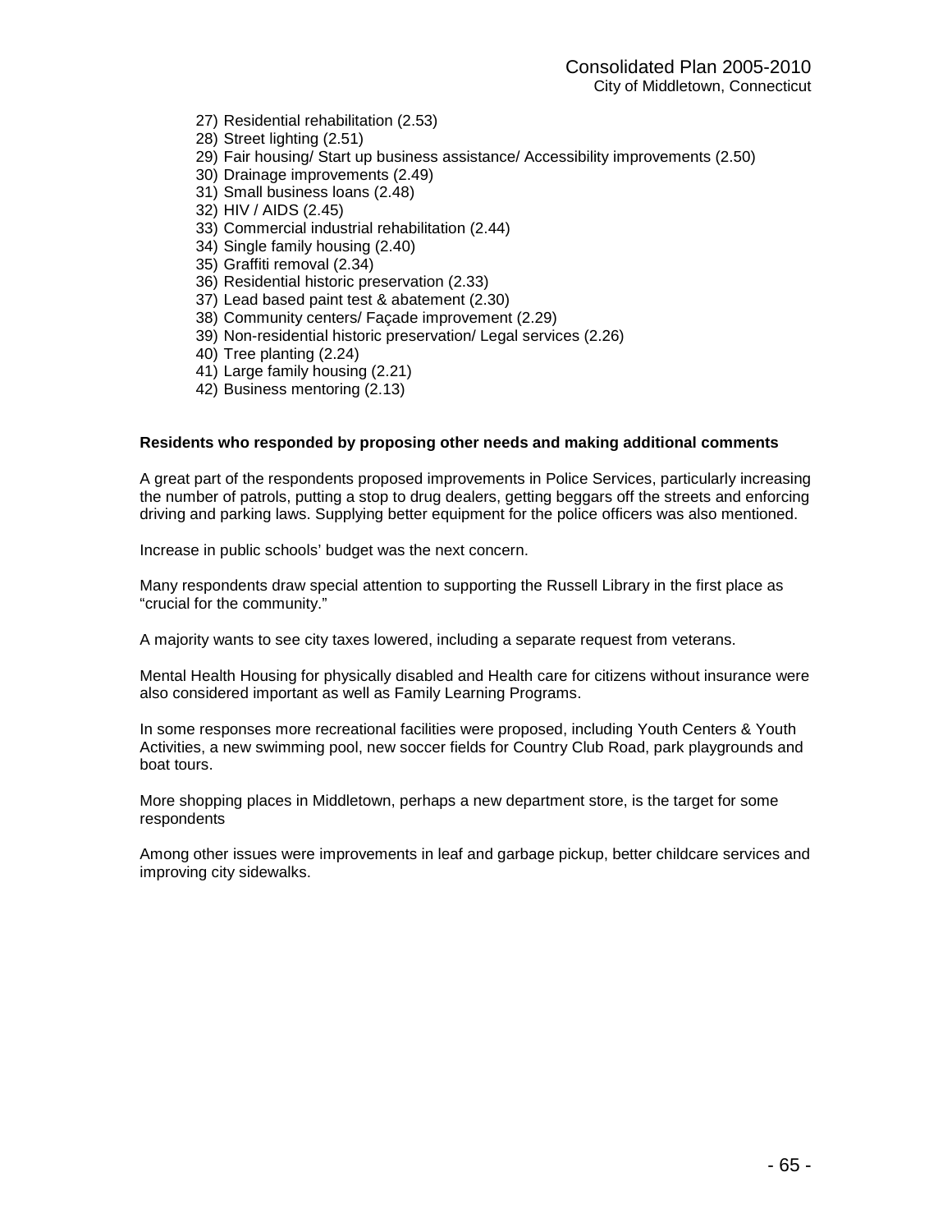27) Residential rehabilitation (2.53)
28) Street lighting (2.51)
29) Fair housing/ Start up business assistance/ Accessibility improvements (2.50)
30) Drainage improvements (2.49)
31) Small business loans (2.48)
32) HIV / AIDS (2.45)
33) Commercial industrial rehabilitation (2.44)
34) Single family housing (2.40)
35) Graffiti removal (2.34)
36) Residential historic preservation (2.33)
37) Lead based paint test & abatement (2.30)
38) Community centers/ Façade improvement (2.29)
39) Non-residential historic preservation/ Legal services (2.26)
40) Tree planting (2.24)
41) Large family housing (2.21)
42) Business mentoring (2.13)

**Residents who responded by proposing other needs and making additional comments**

A great part of the respondents proposed improvements in Police Services, particularly increasing the number of patrols, putting a stop to drug dealers, getting beggars off the streets and enforcing driving and parking laws. Supplying better equipment for the police officers was also mentioned.

Increase in public schools' budget was the next concern.

Many respondents draw special attention to supporting the Russell Library in the first place as "crucial for the community."

A majority wants to see city taxes lowered, including a separate request from veterans.

Mental Health Housing for physically disabled and Health care for citizens without insurance were also considered important as well as Family Learning Programs.

In some responses more recreational facilities were proposed, including Youth Centers & Youth Activities, a new swimming pool, new soccer fields for Country Club Road, park playgrounds and boat tours.

More shopping places in Middletown, perhaps a new department store, is the target for some respondents

Among other issues were improvements in leaf and garbage pickup, better childcare services and improving city sidewalks.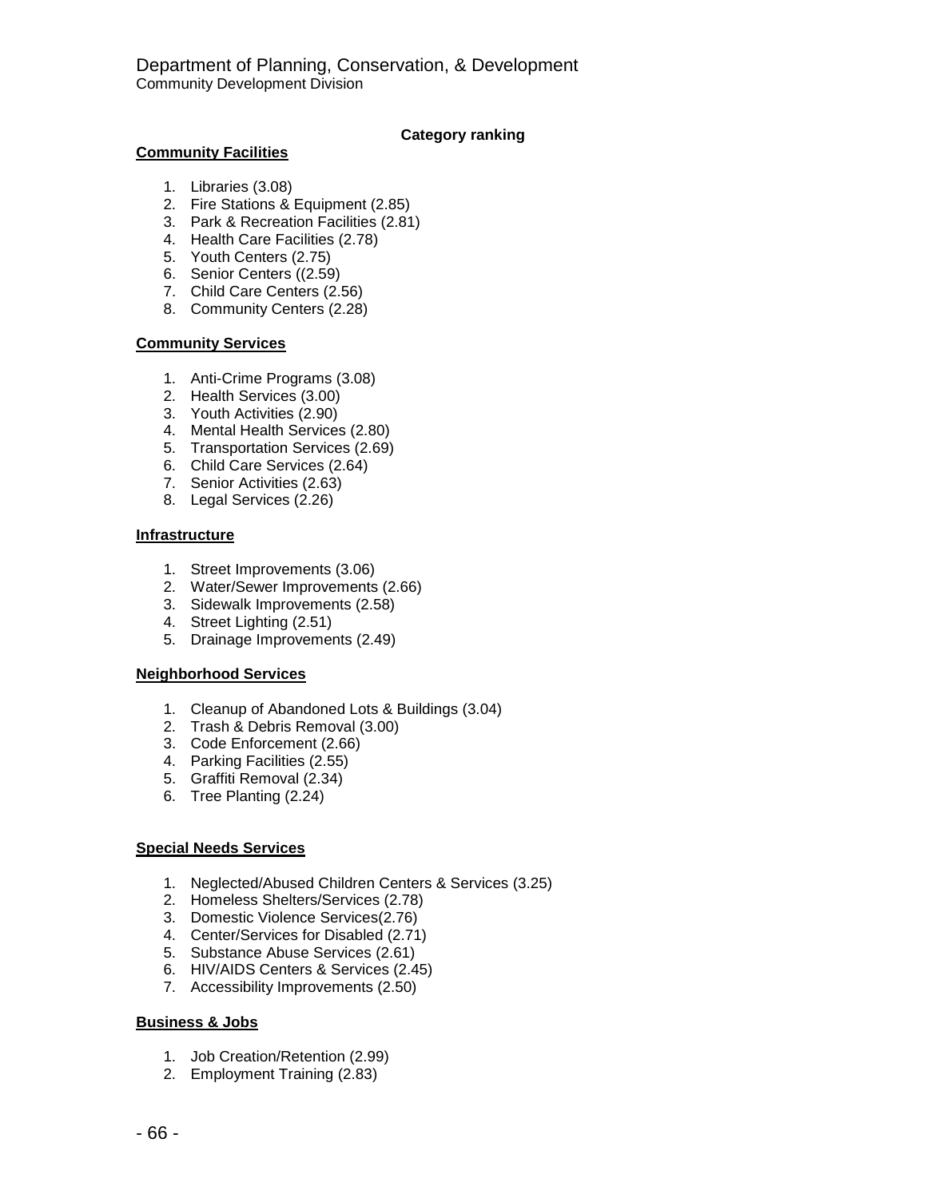Department of Planning, Conservation, & Development
Community Development Division

**Category ranking**

**Community Facilities**

1. Libraries (3.08)
2. Fire Stations & Equipment (2.85)
3. Park & Recreation Facilities (2.81)
4. Health Care Facilities (2.78)
5. Youth Centers (2.75)
6. Senior Centers ((2.59)
7. Child Care Centers (2.56)
8. Community Centers (2.28)

**Community Services**

1. Anti-Crime Programs (3.08)
2. Health Services (3.00)
3. Youth Activities (2.90)
4. Mental Health Services (2.80)
5. Transportation Services (2.69)
6. Child Care Services (2.64)
7. Senior Activities (2.63)
8. Legal Services (2.26)

**Infrastructure**

1. Street Improvements (3.06)
2. Water/Sewer Improvements (2.66)
3. Sidewalk Improvements (2.58)
4. Street Lighting (2.51)
5. Drainage Improvements (2.49)

**Neighborhood Services**

1. Cleanup of Abandoned Lots & Buildings (3.04)
2. Trash & Debris Removal (3.00)
3. Code Enforcement (2.66)
4. Parking Facilities (2.55)
5. Graffiti Removal (2.34)
6. Tree Planting (2.24)

**Special Needs Services**

1. Neglected/Abused Children Centers & Services (3.25)
2. Homeless Shelters/Services (2.78)
3. Domestic Violence Services(2.76)
4. Center/Services for Disabled (2.71)
5. Substance Abuse Services (2.61)
6. HIV/AIDS Centers & Services (2.45)
7. Accessibility Improvements (2.50)

**Business & Jobs**

1. Job Creation/Retention (2.99)
2. Employment Training (2.83)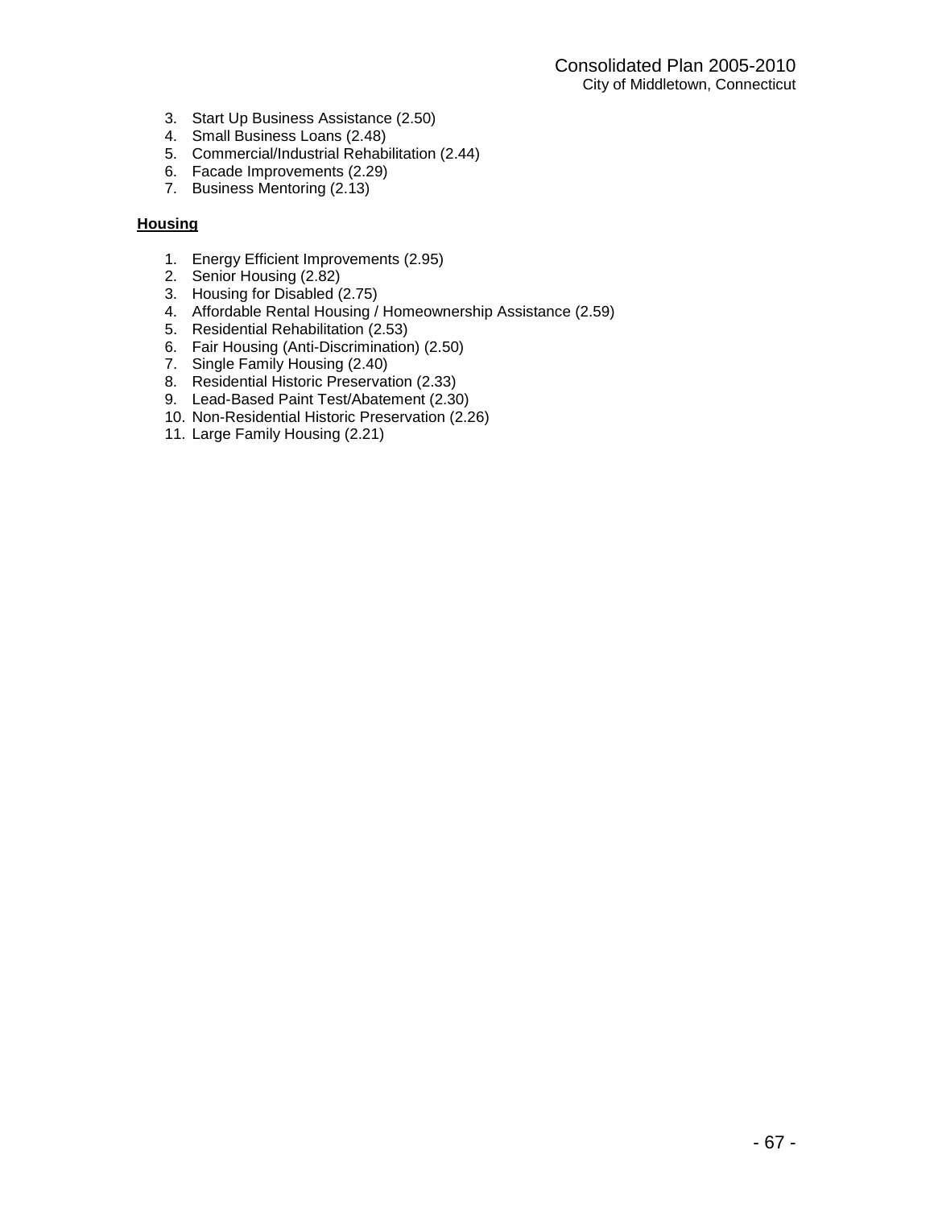3. Start Up Business Assistance (2.50)
4. Small Business Loans (2.48)
5. Commercial/Industrial Rehabilitation (2.44)
6. Facade Improvements (2.29)
7. Business Mentoring (2.13)

**Housing**

1. Energy Efficient Improvements (2.95)
2. Senior Housing (2.82)
3. Housing for Disabled (2.75)
4. Affordable Rental Housing / Homeownership Assistance (2.59)
5. Residential Rehabilitation (2.53)
6. Fair Housing (Anti-Discrimination) (2.50)
7. Single Family Housing (2.40)
8. Residential Historic Preservation (2.33)
9. Lead-Based Paint Test/Abatement (2.30)
10. Non-Residential Historic Preservation (2.26)
11. Large Family Housing (2.21)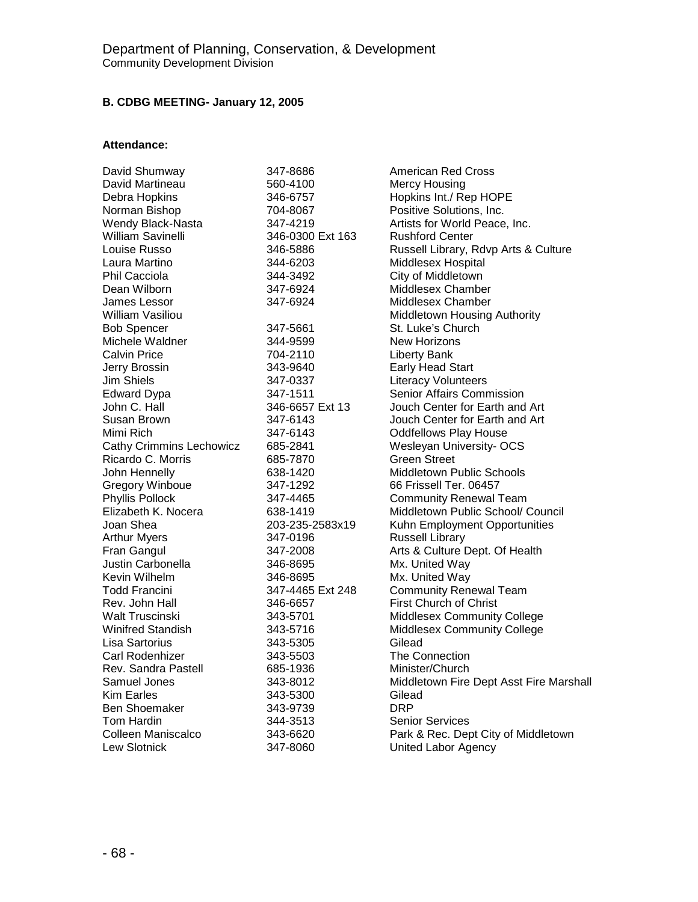Department of Planning, Conservation, & Development
Community Development Division

**B. CDBG MEETING- January 12, 2005**

**Attendance:**

| Name | Phone | Organization |
|---|---|---|
| David Shumway | 347-8686 | American Red Cross |
| David Martineau | 560-4100 | Mercy Housing |
| Debra Hopkins | 346-6757 | Hopkins Int./ Rep HOPE |
| Norman Bishop | 704-8067 | Positive Solutions, Inc. |
| Wendy Black-Nasta | 347-4219 | Artists for World Peace, Inc. |
| William Savinelli | 346-0300 Ext 163 | Rushford Center |
| Louise Russo | 346-5886 | Russell Library, Rdvp Arts & Culture |
| Laura Martino | 344-6203 | Middlesex Hospital |
| Phil Cacciola | 344-3492 | City of Middletown |
| Dean Wilborn | 347-6924 | Middlesex Chamber |
| James Lessor | 347-6924 | Middlesex Chamber |
| William Vasiliou | | Middletown Housing Authority |
| Bob Spencer | 347-5661 | St. Luke's Church |
| Michele Waldner | 344-9599 | New Horizons |
| Calvin Price | 704-2110 | Liberty Bank |
| Jerry Brossin | 343-9640 | Early Head Start |
| Jim Shiels | 347-0337 | Literacy Volunteers |
| Edward Dypa | 347-1511 | Senior Affairs Commission |
| John C. Hall | 346-6657 Ext 13 | Jouch Center for Earth and Art |
| Susan Brown | 347-6143 | Jouch Center for Earth and Art |
| Mimi Rich | 347-6143 | Oddfellows Play House |
| Cathy Crimmins Lechowicz | 685-2841 | Wesleyan University- OCS |
| Ricardo C. Morris | 685-7870 | Green Street |
| John Hennelly | 638-1420 | Middletown Public Schools |
| Gregory Winboue | 347-1292 | 66 Frissell Ter. 06457 |
| Phyllis Pollock | 347-4465 | Community Renewal Team |
| Elizabeth K. Nocera | 638-1419 | Middletown Public School/ Council |
| Joan Shea | 203-235-2583x19 | Kuhn Employment Opportunities |
| Arthur Myers | 347-0196 | Russell Library |
| Fran Gangul | 347-2008 | Arts & Culture Dept. Of Health |
| Justin Carbonella | 346-8695 | Mx. United Way |
| Kevin Wilhelm | 346-8695 | Mx. United Way |
| Todd Francini | 347-4465 Ext 248 | Community Renewal Team |
| Rev. John Hall | 346-6657 | First Church of Christ |
| Walt Truscinski | 343-5701 | Middlesex Community College |
| Winifred Standish | 343-5716 | Middlesex Community College |
| Lisa Sartorius | 343-5305 | Gilead |
| Carl Rodenhizer | 343-5503 | The Connection |
| Rev. Sandra Pastell | 685-1936 | Minister/Church |
| Samuel Jones | 343-8012 | Middletown Fire Dept Asst Fire Marshall |
| Kim Earles | 343-5300 | Gilead |
| Ben Shoemaker | 343-9739 | DRP |
| Tom Hardin | 344-3513 | Senior Services |
| Colleen Maniscalco | 343-6620 | Park & Rec. Dept City of Middletown |
| Lew Slotnick | 347-8060 | United Labor Agency |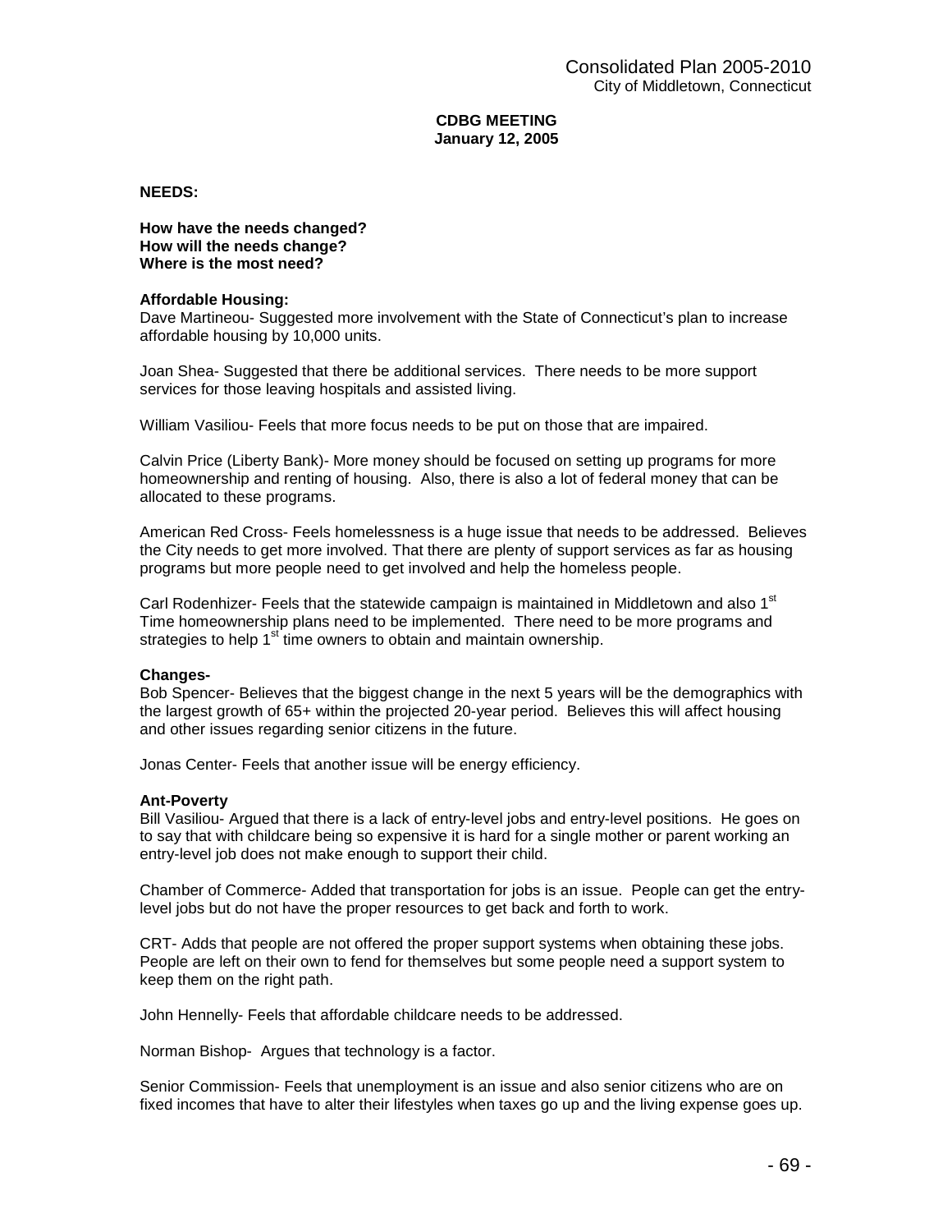**CDBG MEETING**
**January 12, 2005**

**NEEDS:**

**How have the needs changed?**
**How will the needs change?**
**Where is the most need?**

**Affordable Housing:**
Dave Martineou- Suggested more involvement with the State of Connecticut's plan to increase affordable housing by 10,000 units.

Joan Shea- Suggested that there be additional services. There needs to be more support services for those leaving hospitals and assisted living.

William Vasiliou- Feels that more focus needs to be put on those that are impaired.

Calvin Price (Liberty Bank)- More money should be focused on setting up programs for more homeownership and renting of housing. Also, there is also a lot of federal money that can be allocated to these programs.

American Red Cross- Feels homelessness is a huge issue that needs to be addressed. Believes the City needs to get more involved. That there are plenty of support services as far as housing programs but more people need to get involved and help the homeless people.

Carl Rodenhizer- Feels that the statewide campaign is maintained in Middletown and also 1st Time homeownership plans need to be implemented. There need to be more programs and strategies to help 1st time owners to obtain and maintain ownership.

**Changes-**
Bob Spencer- Believes that the biggest change in the next 5 years will be the demographics with the largest growth of 65+ within the projected 20-year period. Believes this will affect housing and other issues regarding senior citizens in the future.

Jonas Center- Feels that another issue will be energy efficiency.

**Ant-Poverty**
Bill Vasiliou- Argued that there is a lack of entry-level jobs and entry-level positions. He goes on to say that with childcare being so expensive it is hard for a single mother or parent working an entry-level job does not make enough to support their child.

Chamber of Commerce- Added that transportation for jobs is an issue. People can get the entry-level jobs but do not have the proper resources to get back and forth to work.

CRT- Adds that people are not offered the proper support systems when obtaining these jobs. People are left on their own to fend for themselves but some people need a support system to keep them on the right path.

John Hennelly- Feels that affordable childcare needs to be addressed.

Norman Bishop- Argues that technology is a factor.

Senior Commission- Feels that unemployment is an issue and also senior citizens who are on fixed incomes that have to alter their lifestyles when taxes go up and the living expense goes up.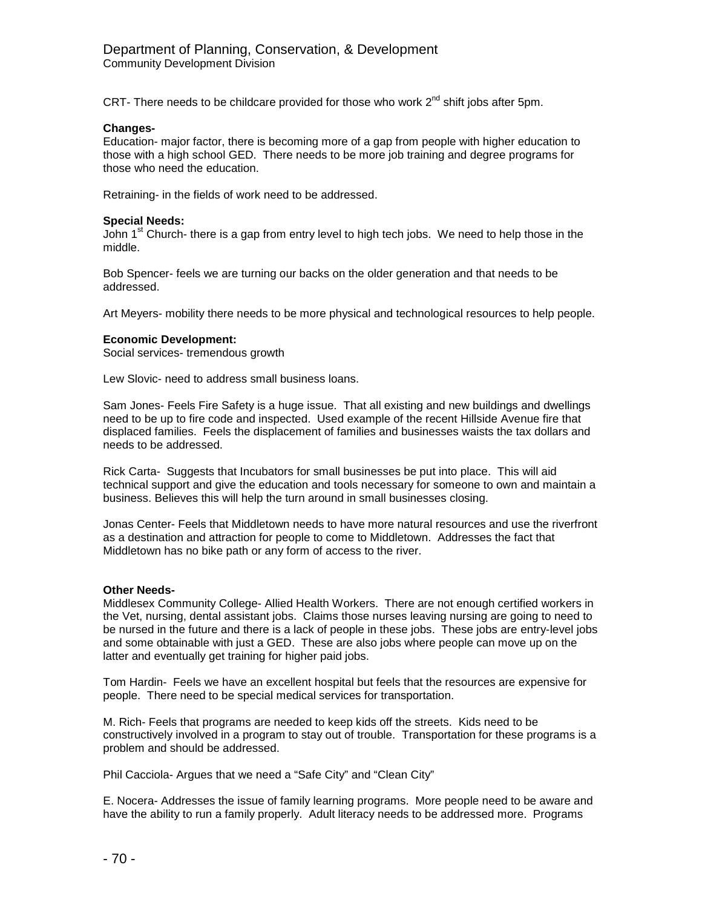CRT- There needs to be childcare provided for those who work 2nd shift jobs after 5pm.

**Changes-**
Education- major factor, there is becoming more of a gap from people with higher education to those with a high school GED. There needs to be more job training and degree programs for those who need the education.

Retraining- in the fields of work need to be addressed.

**Special Needs:**
John 1st Church- there is a gap from entry level to high tech jobs. We need to help those in the middle.

Bob Spencer- feels we are turning our backs on the older generation and that needs to be addressed.

Art Meyers- mobility there needs to be more physical and technological resources to help people.

**Economic Development:**
Social services- tremendous growth

Lew Slovic- need to address small business loans.

Sam Jones- Feels Fire Safety is a huge issue. That all existing and new buildings and dwellings need to be up to fire code and inspected. Used example of the recent Hillside Avenue fire that displaced families. Feels the displacement of families and businesses waists the tax dollars and needs to be addressed.

Rick Carta- Suggests that Incubators for small businesses be put into place. This will aid technical support and give the education and tools necessary for someone to own and maintain a business. Believes this will help the turn around in small businesses closing.

Jonas Center- Feels that Middletown needs to have more natural resources and use the riverfront as a destination and attraction for people to come to Middletown. Addresses the fact that Middletown has no bike path or any form of access to the river.

**Other Needs-**
Middlesex Community College- Allied Health Workers. There are not enough certified workers in the Vet, nursing, dental assistant jobs. Claims those nurses leaving nursing are going to need to be nursed in the future and there is a lack of people in these jobs. These jobs are entry-level jobs and some obtainable with just a GED. These are also jobs where people can move up on the latter and eventually get training for higher paid jobs.

Tom Hardin- Feels we have an excellent hospital but feels that the resources are expensive for people. There need to be special medical services for transportation.

M. Rich- Feels that programs are needed to keep kids off the streets. Kids need to be constructively involved in a program to stay out of trouble. Transportation for these programs is a problem and should be addressed.

Phil Cacciola- Argues that we need a "Safe City" and "Clean City"

E. Nocera- Addresses the issue of family learning programs. More people need to be aware and have the ability to run a family properly. Adult literacy needs to be addressed more. Programs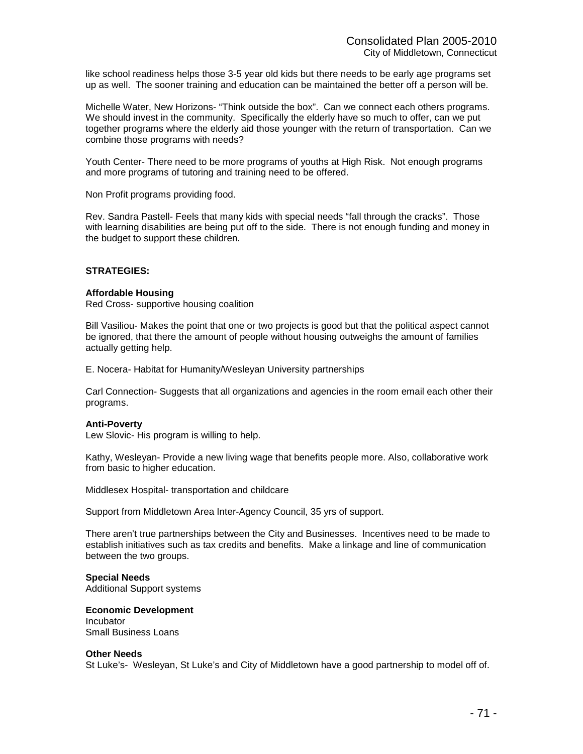like school readiness helps those 3-5 year old kids but there needs to be early age programs set up as well. The sooner training and education can be maintained the better off a person will be.

Michelle Water, New Horizons- "Think outside the box". Can we connect each others programs. We should invest in the community. Specifically the elderly have so much to offer, can we put together programs where the elderly aid those younger with the return of transportation. Can we combine those programs with needs?

Youth Center- There need to be more programs of youths at High Risk. Not enough programs and more programs of tutoring and training need to be offered.

Non Profit programs providing food.

Rev. Sandra Pastell- Feels that many kids with special needs "fall through the cracks". Those with learning disabilities are being put off to the side. There is not enough funding and money in the budget to support these children.

**STRATEGIES:**

**Affordable Housing**

Red Cross- supportive housing coalition

Bill Vasiliou- Makes the point that one or two projects is good but that the political aspect cannot be ignored, that there the amount of people without housing outweighs the amount of families actually getting help.

E. Nocera- Habitat for Humanity/Wesleyan University partnerships

Carl Connection- Suggests that all organizations and agencies in the room email each other their programs.

**Anti-Poverty**

Lew Slovic- His program is willing to help.

Kathy, Wesleyan- Provide a new living wage that benefits people more. Also, collaborative work from basic to higher education.

Middlesex Hospital- transportation and childcare

Support from Middletown Area Inter-Agency Council, 35 yrs of support.

There aren't true partnerships between the City and Businesses. Incentives need to be made to establish initiatives such as tax credits and benefits. Make a linkage and line of communication between the two groups.

**Special Needs**

Additional Support systems

**Economic Development**

Incubator
Small Business Loans

**Other Needs**

St Luke's- Wesleyan, St Luke's and City of Middletown have a good partnership to model off of.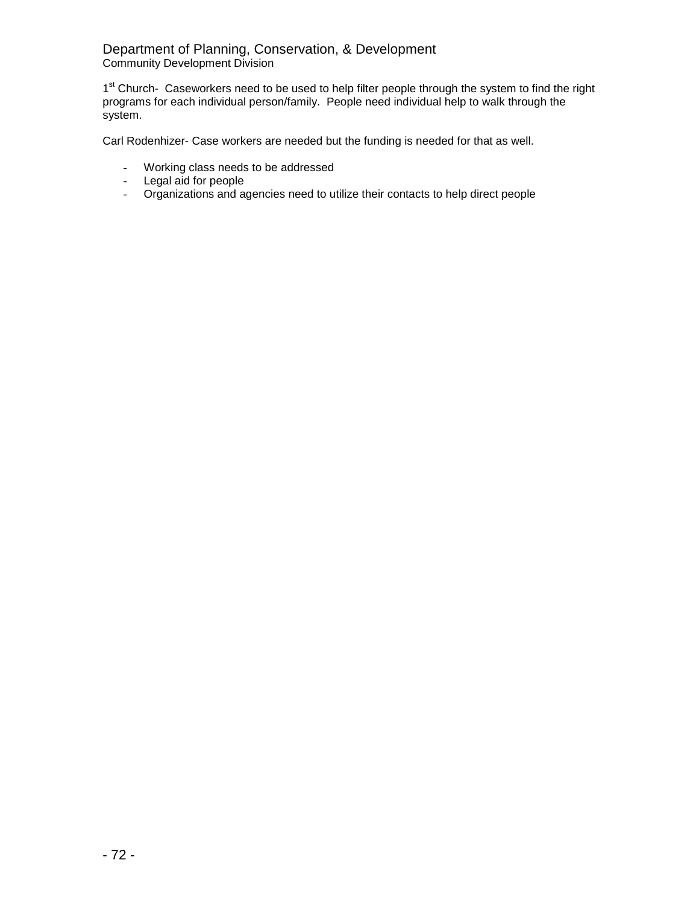1st Church- Caseworkers need to be used to help filter people through the system to find the right programs for each individual person/family. People need individual help to walk through the system.

Carl Rodenhizer- Case workers are needed but the funding is needed for that as well.

- Working class needs to be addressed
- Legal aid for people
- Organizations and agencies need to utilize their contacts to help direct people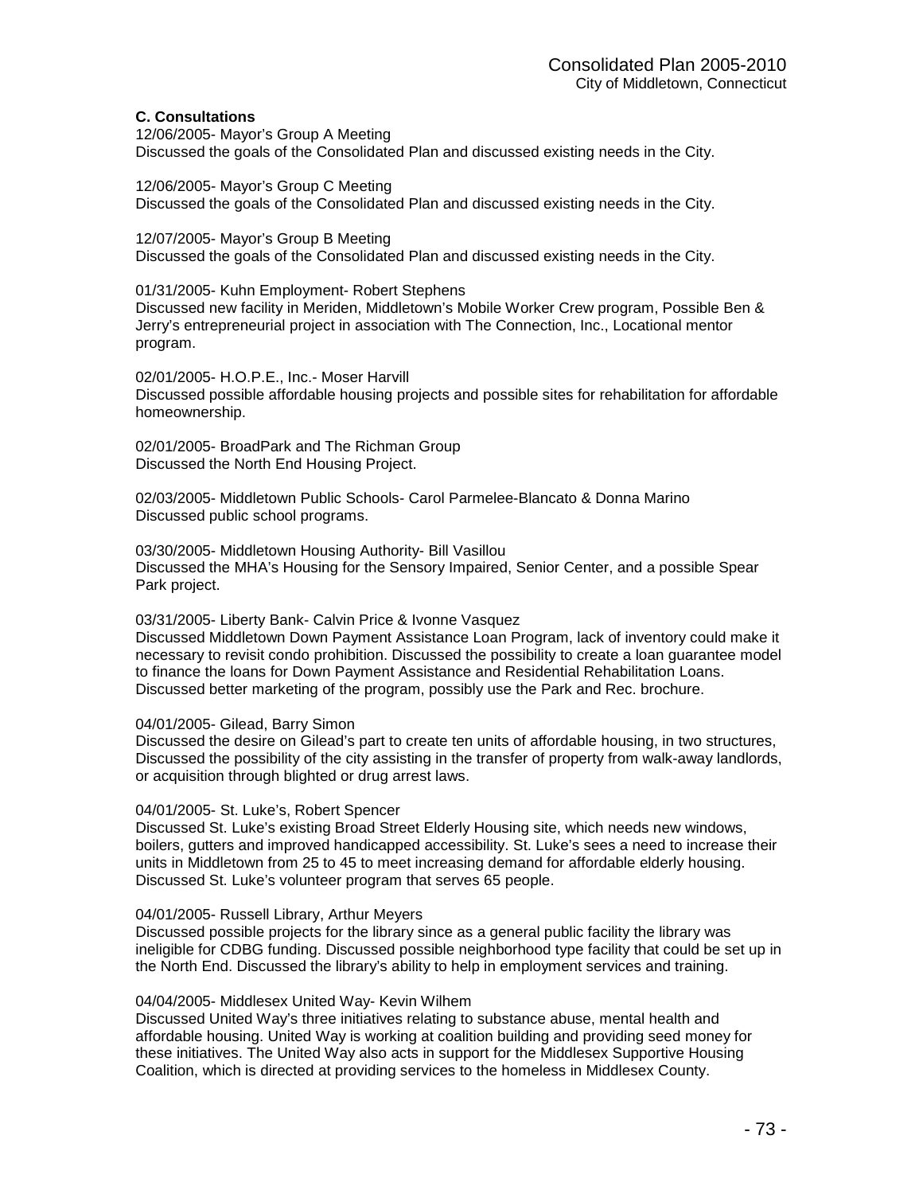**C. Consultations**

12/06/2005- Mayor's Group A Meeting
Discussed the goals of the Consolidated Plan and discussed existing needs in the City.

12/06/2005- Mayor's Group C Meeting
Discussed the goals of the Consolidated Plan and discussed existing needs in the City.

12/07/2005- Mayor's Group B Meeting
Discussed the goals of the Consolidated Plan and discussed existing needs in the City.

01/31/2005- Kuhn Employment- Robert Stephens
Discussed new facility in Meriden, Middletown's Mobile Worker Crew program, Possible Ben & Jerry's entrepreneurial project in association with The Connection, Inc., Locational mentor program.

02/01/2005- H.O.P.E., Inc.- Moser Harvill
Discussed possible affordable housing projects and possible sites for rehabilitation for affordable homeownership.

02/01/2005- BroadPark and The Richman Group
Discussed the North End Housing Project.

02/03/2005- Middletown Public Schools- Carol Parmelee-Blancato & Donna Marino
Discussed public school programs.

03/30/2005- Middletown Housing Authority- Bill Vasillou
Discussed the MHA's Housing for the Sensory Impaired, Senior Center, and a possible Spear Park project.

03/31/2005- Liberty Bank- Calvin Price & Ivonne Vasquez
Discussed Middletown Down Payment Assistance Loan Program, lack of inventory could make it necessary to revisit condo prohibition. Discussed the possibility to create a loan guarantee model to finance the loans for Down Payment Assistance and Residential Rehabilitation Loans. Discussed better marketing of the program, possibly use the Park and Rec. brochure.

04/01/2005- Gilead, Barry Simon
Discussed the desire on Gilead's part to create ten units of affordable housing, in two structures, Discussed the possibility of the city assisting in the transfer of property from walk-away landlords, or acquisition through blighted or drug arrest laws.

04/01/2005- St. Luke's, Robert Spencer
Discussed St. Luke's existing Broad Street Elderly Housing site, which needs new windows, boilers, gutters and improved handicapped accessibility. St. Luke's sees a need to increase their units in Middletown from 25 to 45 to meet increasing demand for affordable elderly housing. Discussed St. Luke's volunteer program that serves 65 people.

04/01/2005- Russell Library, Arthur Meyers
Discussed possible projects for the library since as a general public facility the library was ineligible for CDBG funding. Discussed possible neighborhood type facility that could be set up in the North End. Discussed the library's ability to help in employment services and training.

04/04/2005- Middlesex United Way- Kevin Wilhem
Discussed United Way's three initiatives relating to substance abuse, mental health and affordable housing. United Way is working at coalition building and providing seed money for these initiatives. The United Way also acts in support for the Middlesex Supportive Housing Coalition, which is directed at providing services to the homeless in Middlesex County.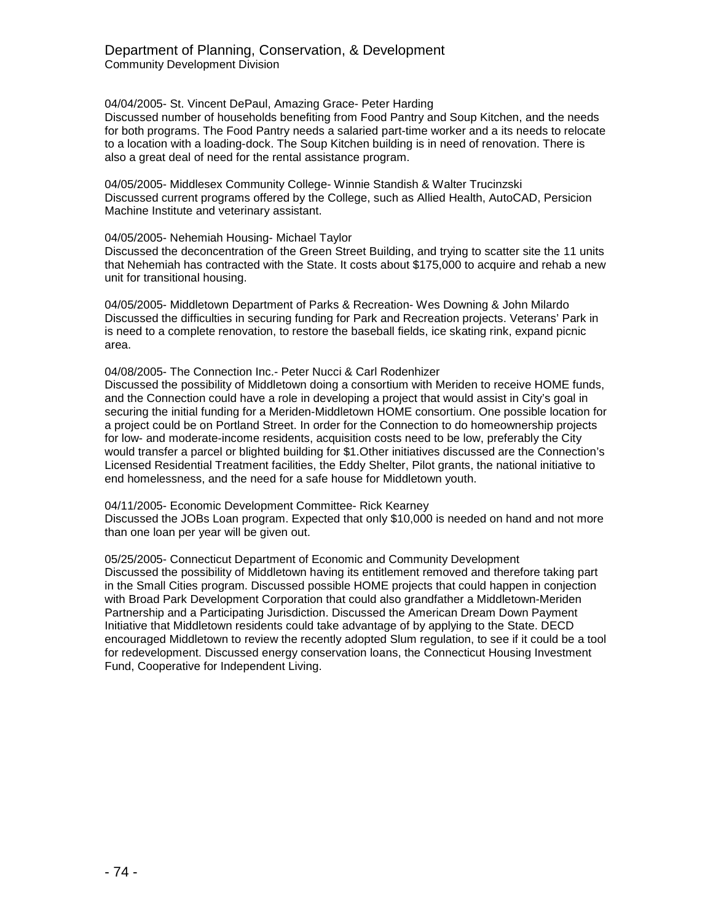04/04/2005- St. Vincent DePaul, Amazing Grace- Peter Harding
Discussed number of households benefiting from Food Pantry and Soup Kitchen, and the needs for both programs. The Food Pantry needs a salaried part-time worker and a its needs to relocate to a location with a loading-dock. The Soup Kitchen building is in need of renovation. There is also a great deal of need for the rental assistance program.

04/05/2005- Middlesex Community College- Winnie Standish & Walter Trucinzski
Discussed current programs offered by the College, such as Allied Health, AutoCAD, Persicion Machine Institute and veterinary assistant.

04/05/2005- Nehemiah Housing- Michael Taylor
Discussed the deconcentration of the Green Street Building, and trying to scatter site the 11 units that Nehemiah has contracted with the State. It costs about $175,000 to acquire and rehab a new unit for transitional housing.

04/05/2005- Middletown Department of Parks & Recreation- Wes Downing & John Milardo
Discussed the difficulties in securing funding for Park and Recreation projects. Veterans' Park in is need to a complete renovation, to restore the baseball fields, ice skating rink, expand picnic area.

04/08/2005- The Connection Inc.- Peter Nucci & Carl Rodenhizer
Discussed the possibility of Middletown doing a consortium with Meriden to receive HOME funds, and the Connection could have a role in developing a project that would assist in City's goal in securing the initial funding for a Meriden-Middletown HOME consortium. One possible location for a project could be on Portland Street. In order for the Connection to do homeownership projects for low- and moderate-income residents, acquisition costs need to be low, preferably the City would transfer a parcel or blighted building for $1.Other initiatives discussed are the Connection's Licensed Residential Treatment facilities, the Eddy Shelter, Pilot grants, the national initiative to end homelessness, and the need for a safe house for Middletown youth.

04/11/2005- Economic Development Committee- Rick Kearney
Discussed the JOBs Loan program. Expected that only $10,000 is needed on hand and not more than one loan per year will be given out.

05/25/2005- Connecticut Department of Economic and Community Development
Discussed the possibility of Middletown having its entitlement removed and therefore taking part in the Small Cities program. Discussed possible HOME projects that could happen in conjection with Broad Park Development Corporation that could also grandfather a Middletown-Meriden Partnership and a Participating Jurisdiction. Discussed the American Dream Down Payment Initiative that Middletown residents could take advantage of by applying to the State. DECD encouraged Middletown to review the recently adopted Slum regulation, to see if it could be a tool for redevelopment. Discussed energy conservation loans, the Connecticut Housing Investment Fund, Cooperative for Independent Living.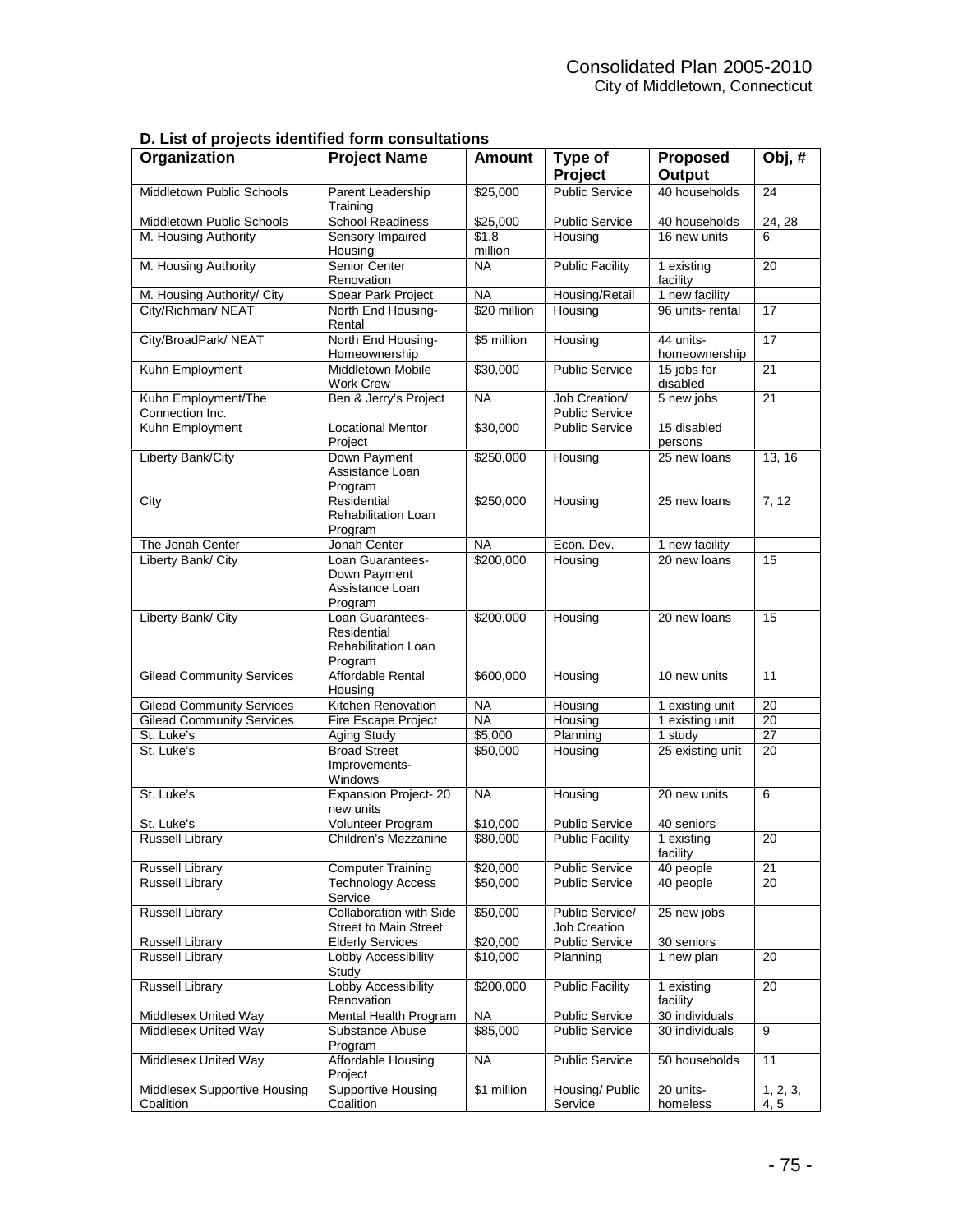### D. List of projects identified form consultations

| Organization | Project Name | Amount | Type of Project | Proposed Output | Obj, # |
|---|---|---|---|---|---|
| Middletown Public Schools | Parent Leadership Training | $25,000 | Public Service | 40 households | 24 |
| Middletown Public Schools | School Readiness | $25,000 | Public Service | 40 households | 24, 28 |
| M. Housing Authority | Sensory Impaired Housing | $1.8 million | Housing | 16 new units | 6 |
| M. Housing Authority | Senior Center Renovation | NA | Public Facility | 1 existing facility | 20 |
| M. Housing Authority/ City | Spear Park Project | NA | Housing/Retail | 1 new facility | |
| City/Richman/ NEAT | North End Housing-Rental | $20 million | Housing | 96 units- rental | 17 |
| City/BroadPark/ NEAT | North End Housing-Homeownership | $5 million | Housing | 44 units- homeownership | 17 |
| Kuhn Employment | Middletown Mobile Work Crew | $30,000 | Public Service | 15 jobs for disabled | 21 |
| Kuhn Employment/The Connection Inc. | Ben & Jerry's Project | NA | Job Creation/ Public Service | 5 new jobs | 21 |
| Kuhn Employment | Locational Mentor Project | $30,000 | Public Service | 15 disabled persons | |
| Liberty Bank/City | Down Payment Assistance Loan Program | $250,000 | Housing | 25 new loans | 13, 16 |
| City | Residential Rehabilitation Loan Program | $250,000 | Housing | 25 new loans | 7, 12 |
| The Jonah Center | Jonah Center | NA | Econ. Dev. | 1 new facility | |
| Liberty Bank/ City | Loan Guarantees- Down Payment Assistance Loan Program | $200,000 | Housing | 20 new loans | 15 |
| Liberty Bank/ City | Loan Guarantees- Residential Rehabilitation Loan Program | $200,000 | Housing | 20 new loans | 15 |
| Gilead Community Services | Affordable Rental Housing | $600,000 | Housing | 10 new units | 11 |
| Gilead Community Services | Kitchen Renovation | NA | Housing | 1 existing unit | 20 |
| Gilead Community Services | Fire Escape Project | NA | Housing | 1 existing unit | 20 |
| St. Luke's | Aging Study | $5,000 | Planning | 1 study | 27 |
| St. Luke's | Broad Street Improvements-Windows | $50,000 | Housing | 25 existing unit | 20 |
| St. Luke's | Expansion Project- 20 new units | NA | Housing | 20 new units | 6 |
| St. Luke's | Volunteer Program | $10,000 | Public Service | 40 seniors | |
| Russell Library | Children's Mezzanine | $80,000 | Public Facility | 1 existing facility | 20 |
| Russell Library | Computer Training | $20,000 | Public Service | 40 people | 21 |
| Russell Library | Technology Access Service | $50,000 | Public Service | 40 people | 20 |
| Russell Library | Collaboration with Side Street to Main Street | $50,000 | Public Service/ Job Creation | 25 new jobs | |
| Russell Library | Elderly Services | $20,000 | Public Service | 30 seniors | |
| Russell Library | Lobby Accessibility Study | $10,000 | Planning | 1 new plan | 20 |
| Russell Library | Lobby Accessibility Renovation | $200,000 | Public Facility | 1 existing facility | 20 |
| Middlesex United Way | Mental Health Program | NA | Public Service | 30 individuals | |
| Middlesex United Way | Substance Abuse Program | $85,000 | Public Service | 30 individuals | 9 |
| Middlesex United Way | Affordable Housing Project | NA | Public Service | 50 households | 11 |
| Middlesex Supportive Housing Coalition | Supportive Housing Coalition | $1 million | Housing/ Public Service | 20 units- homeless | 1, 2, 3, 4, 5 |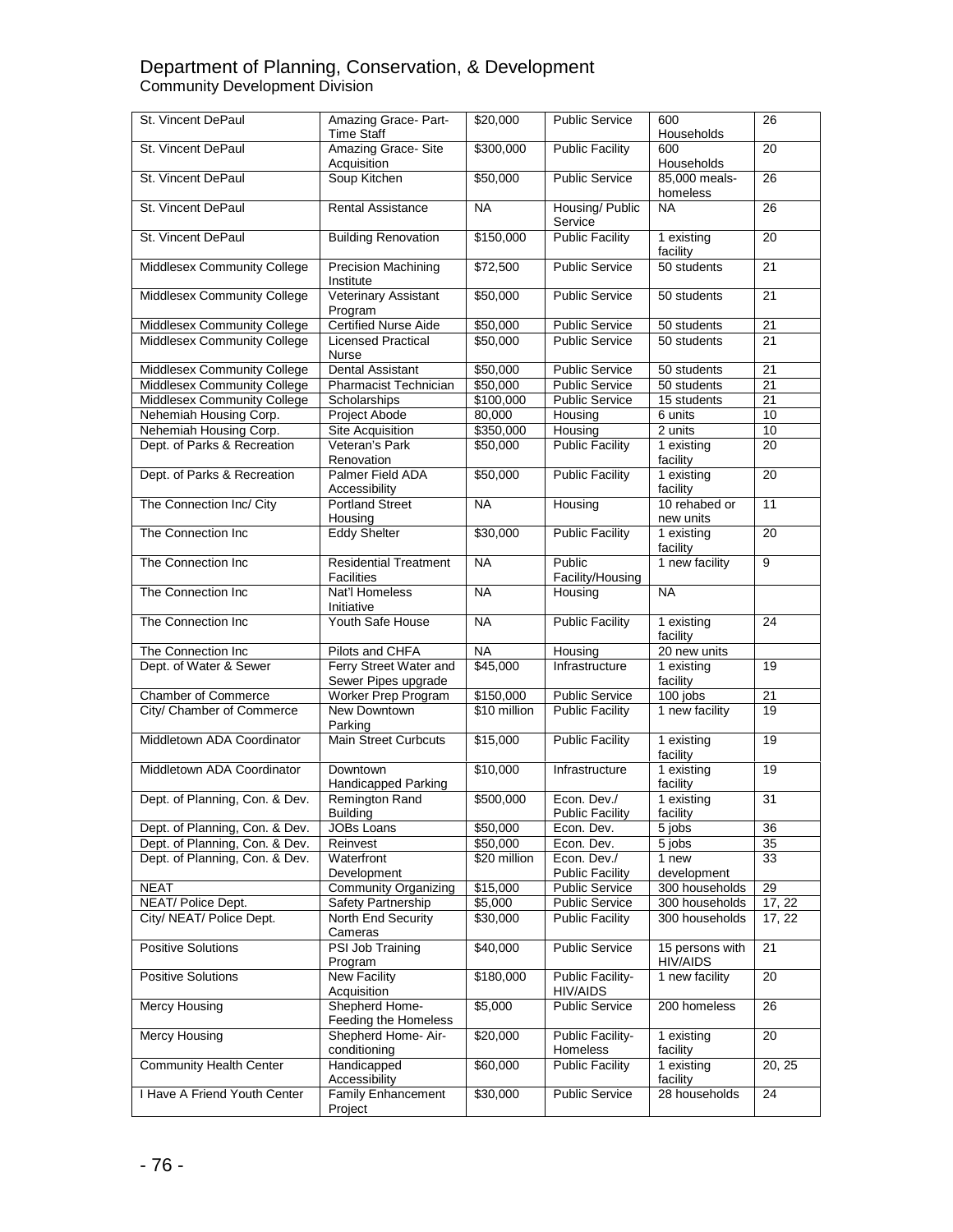# Department of Planning, Conservation, & Development

Community Development Division

| St. Vincent DePaul | Amazing Grace- Part-Time Staff | $20,000 | Public Service | 600 Households | 26 |
|---|---|---|---|---|---|
| St. Vincent DePaul | Amazing Grace- Site Acquisition | $300,000 | Public Facility | 600 Households | 20 |
| St. Vincent DePaul | Soup Kitchen | $50,000 | Public Service | 85,000 meals-homeless | 26 |
| St. Vincent DePaul | Rental Assistance | NA | Housing/ Public Service | NA | 26 |
| St. Vincent DePaul | Building Renovation | $150,000 | Public Facility | 1 existing facility | 20 |
| Middlesex Community College | Precision Machining Institute | $72,500 | Public Service | 50 students | 21 |
| Middlesex Community College | Veterinary Assistant Program | $50,000 | Public Service | 50 students | 21 |
| Middlesex Community College | Certified Nurse Aide | $50,000 | Public Service | 50 students | 21 |
| Middlesex Community College | Licensed Practical Nurse | $50,000 | Public Service | 50 students | 21 |
| Middlesex Community College | Dental Assistant | $50,000 | Public Service | 50 students | 21 |
| Middlesex Community College | Pharmacist Technician | $50,000 | Public Service | 50 students | 21 |
| Middlesex Community College | Scholarships | $100,000 | Public Service | 15 students | 21 |
| Nehemiah Housing Corp. | Project Abode | 80,000 | Housing | 6 units | 10 |
| Nehemiah Housing Corp. | Site Acquisition | $350,000 | Housing | 2 units | 10 |
| Dept. of Parks & Recreation | Veteran's Park Renovation | $50,000 | Public Facility | 1 existing facility | 20 |
| Dept. of Parks & Recreation | Palmer Field ADA Accessibility | $50,000 | Public Facility | 1 existing facility | 20 |
| The Connection Inc/ City | Portland Street Housing | NA | Housing | 10 rehabed or new units | 11 |
| The Connection Inc | Eddy Shelter | $30,000 | Public Facility | 1 existing facility | 20 |
| The Connection Inc | Residential Treatment Facilities | NA | Public Facility/Housing | 1 new facility | 9 |
| The Connection Inc | Nat'l Homeless Initiative | NA | Housing | NA | |
| The Connection Inc | Youth Safe House | NA | Public Facility | 1 existing facility | 24 |
| The Connection Inc | Pilots and CHFA | NA | Housing | 20 new units | |
| Dept. of Water & Sewer | Ferry Street Water and Sewer Pipes upgrade | $45,000 | Infrastructure | 1 existing facility | 19 |
| Chamber of Commerce | Worker Prep Program | $150,000 | Public Service | 100 jobs | 21 |
| City/ Chamber of Commerce | New Downtown Parking | $10 million | Public Facility | 1 new facility | 19 |
| Middletown ADA Coordinator | Main Street Curbcuts | $15,000 | Public Facility | 1 existing facility | 19 |
| Middletown ADA Coordinator | Downtown Handicapped Parking | $10,000 | Infrastructure | 1 existing facility | 19 |
| Dept. of Planning, Con. & Dev. | Remington Rand Building | $500,000 | Econ. Dev./ Public Facility | 1 existing facility | 31 |
| Dept. of Planning, Con. & Dev. | JOBs Loans | $50,000 | Econ. Dev. | 5 jobs | 36 |
| Dept. of Planning, Con. & Dev. | Reinvest | $50,000 | Econ. Dev. | 5 jobs | 35 |
| Dept. of Planning, Con. & Dev. | Waterfront Development | $20 million | Econ. Dev./ Public Facility | 1 new development | 33 |
| NEAT | Community Organizing | $15,000 | Public Service | 300 households | 29 |
| NEAT/ Police Dept. | Safety Partnership | $5,000 | Public Service | 300 households | 17, 22 |
| City/ NEAT/ Police Dept. | North End Security Cameras | $30,000 | Public Facility | 300 households | 17, 22 |
| Positive Solutions | PSI Job Training Program | $40,000 | Public Service | 15 persons with HIV/AIDS | 21 |
| Positive Solutions | New Facility Acquisition | $180,000 | Public Facility-HIV/AIDS | 1 new facility | 20 |
| Mercy Housing | Shepherd Home-Feeding the Homeless | $5,000 | Public Service | 200 homeless | 26 |
| Mercy Housing | Shepherd Home- Air-conditioning | $20,000 | Public Facility-Homeless | 1 existing facility | 20 |
| Community Health Center | Handicapped Accessibility | $60,000 | Public Facility | 1 existing facility | 20, 25 |
| I Have A Friend Youth Center | Family Enhancement Project | $30,000 | Public Service | 28 households | 24 |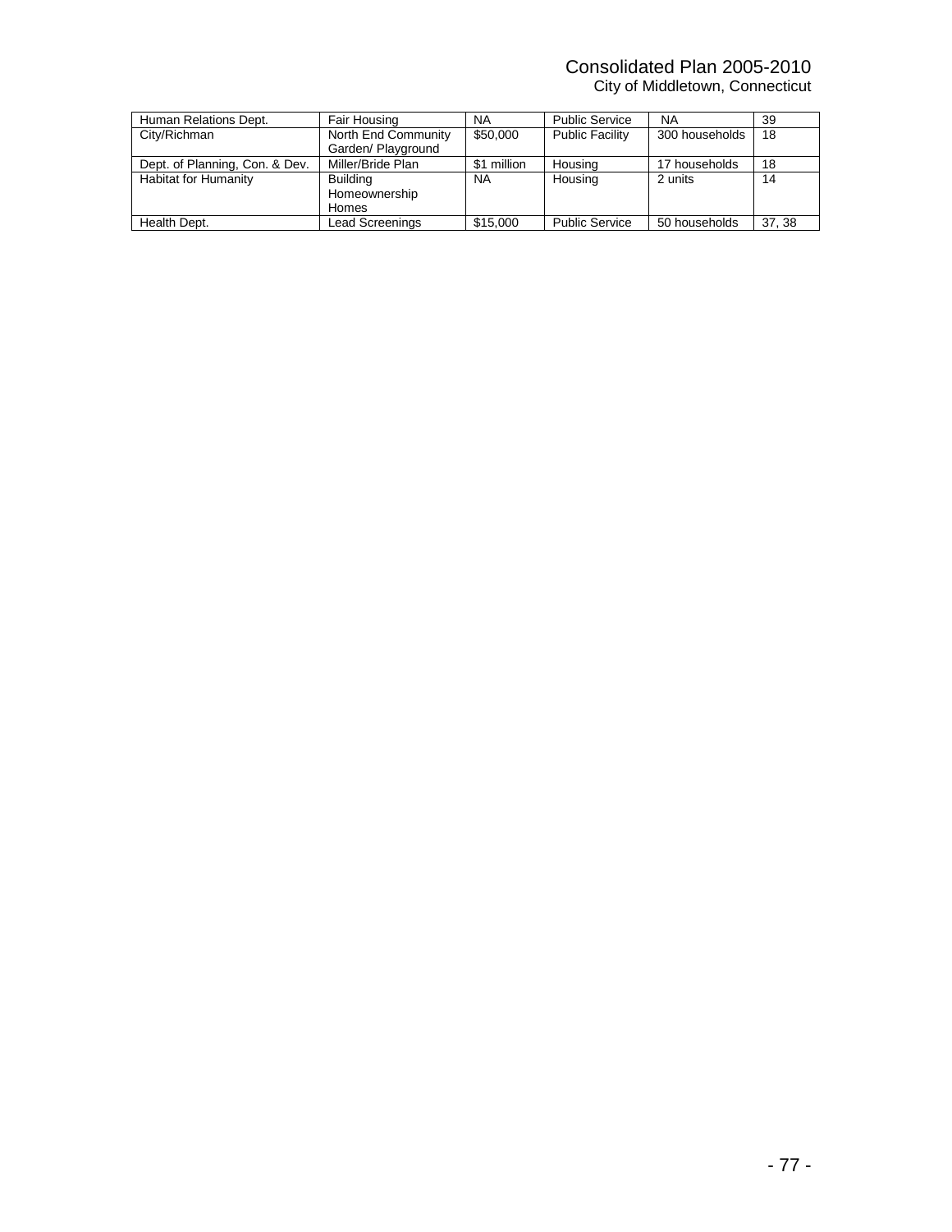| Human Relations Dept. | Fair Housing | NA | Public Service | NA | 39 |
|---|---|---|---|---|---|
| City/Richman | North End Community Garden/ Playground | $50,000 | Public Facility | 300 households | 18 |
| Dept. of Planning, Con. & Dev. | Miller/Bride Plan | $1 million | Housing | 17 households | 18 |
| Habitat for Humanity | Building Homeownership Homes | NA | Housing | 2 units | 14 |
| Health Dept. | Lead Screenings | $15,000 | Public Service | 50 households | 37, 38 |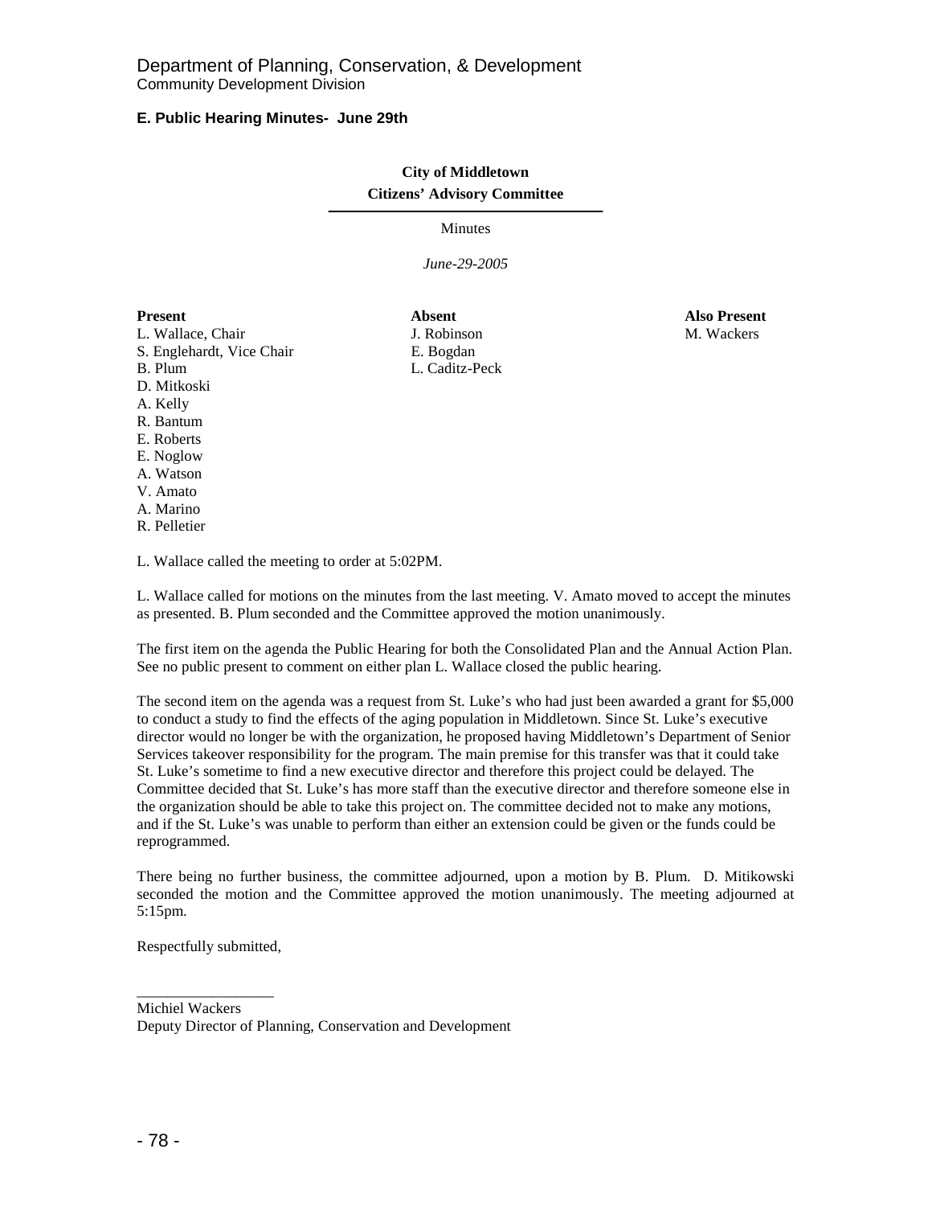Department of Planning, Conservation, & Development
Community Development Division

**E. Public Hearing Minutes- June 29th**

**City of Middletown**
**Citizens' Advisory Committee**

Minutes

*June-29-2005*

| **Present** | **Absent** | **Also Present** |
|---|---|---|
| L. Wallace, Chair | J. Robinson | M. Wackers |
| S. Englehardt, Vice Chair | E. Bogdan | |
| B. Plum | L. Caditz-Peck | |
| D. Mitkoski | | |
| A. Kelly | | |
| R. Bantum | | |
| E. Roberts | | |
| E. Noglow | | |
| A. Watson | | |
| V. Amato | | |
| A. Marino | | |
| R. Pelletier | | |

L. Wallace called the meeting to order at 5:02PM.

L. Wallace called for motions on the minutes from the last meeting. V. Amato moved to accept the minutes as presented. B. Plum seconded and the Committee approved the motion unanimously.

The first item on the agenda the Public Hearing for both the Consolidated Plan and the Annual Action Plan. See no public present to comment on either plan L. Wallace closed the public hearing.

The second item on the agenda was a request from St. Luke's who had just been awarded a grant for $5,000 to conduct a study to find the effects of the aging population in Middletown. Since St. Luke's executive director would no longer be with the organization, he proposed having Middletown's Department of Senior Services takeover responsibility for the program. The main premise for this transfer was that it could take St. Luke's sometime to find a new executive director and therefore this project could be delayed. The Committee decided that St. Luke's has more staff than the executive director and therefore someone else in the organization should be able to take this project on. The committee decided not to make any motions, and if the St. Luke's was unable to perform than either an extension could be given or the funds could be reprogrammed.

There being no further business, the committee adjourned, upon a motion by B. Plum. D. Mitikowski seconded the motion and the Committee approved the motion unanimously. The meeting adjourned at 5:15pm.

Respectfully submitted,

\_\_\_\_\_\_\_\_\_\_\_\_\_\_\_\_\_\_

Michiel Wackers
Deputy Director of Planning, Conservation and Development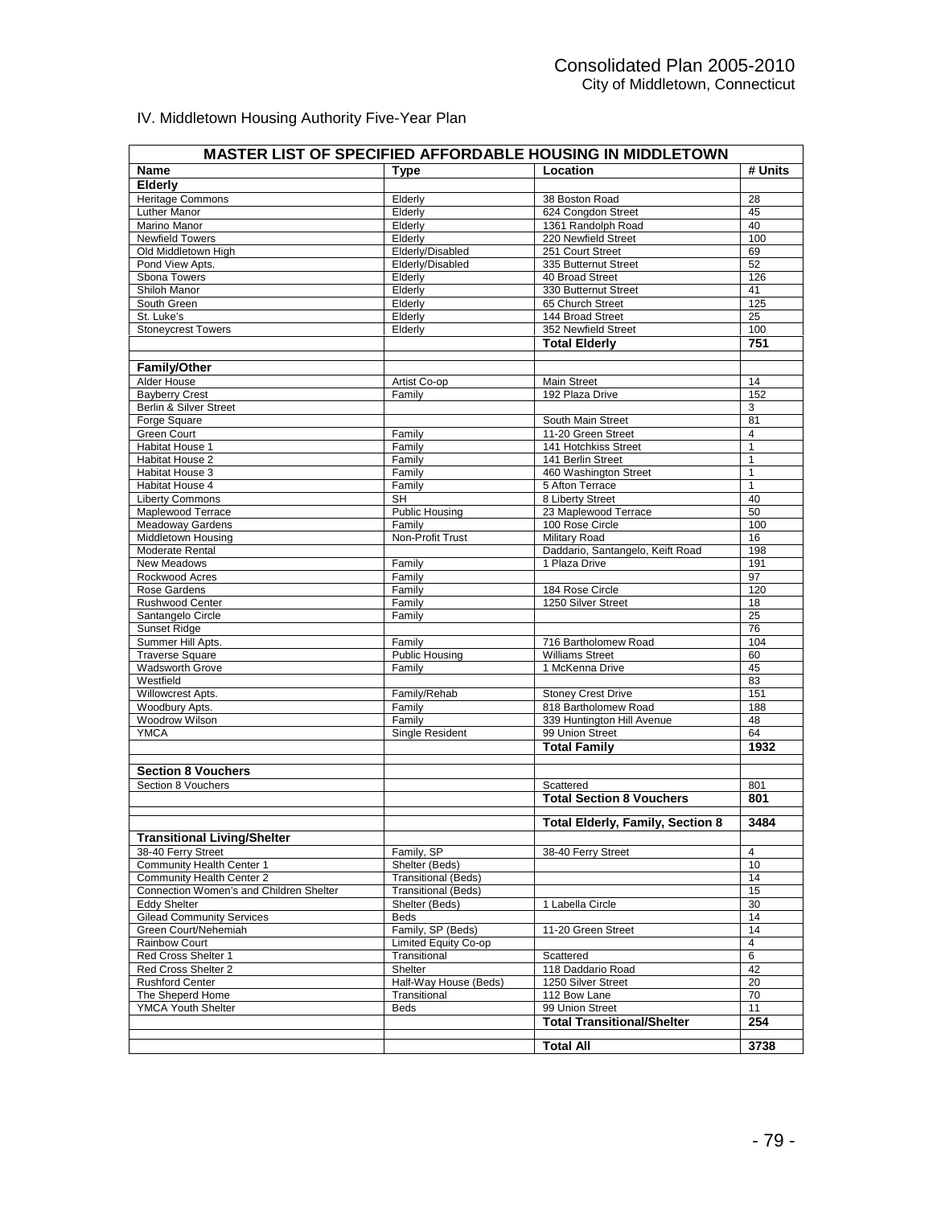## IV. Middletown Housing Authority Five-Year Plan

| MASTER LIST OF SPECIFIED AFFORDABLE HOUSING IN MIDDLETOWN | | | |
|---|---|---|---|
| **Name** | **Type** | **Location** | **# Units** |
| **Elderly** | | | |
| Heritage Commons | Elderly | 38 Boston Road | 28 |
| Luther Manor | Elderly | 624 Congdon Street | 45 |
| Marino Manor | Elderly | 1361 Randolph Road | 40 |
| Newfield Towers | Elderly | 220 Newfield Street | 100 |
| Old Middletown High | Elderly/Disabled | 251 Court Street | 69 |
| Pond View Apts. | Elderly/Disabled | 335 Butternut Street | 52 |
| Sbona Towers | Elderly | 40 Broad Street | 126 |
| Shiloh Manor | Elderly | 330 Butternut Street | 41 |
| South Green | Elderly | 65 Church Street | 125 |
| St. Luke's | Elderly | 144 Broad Street | 25 |
| Stoneycrest Towers | Elderly | 352 Newfield Street | 100 |
| | | **Total Elderly** | **751** |
| | | | |
| **Family/Other** | | | |
| Alder House | Artist Co-op | Main Street | 14 |
| Bayberry Crest | Family | 192 Plaza Drive | 152 |
| Berlin & Silver Street | | | 3 |
| Forge Square | | South Main Street | 81 |
| Green Court | Family | 11-20 Green Street | 4 |
| Habitat House 1 | Family | 141 Hotchkiss Street | 1 |
| Habitat House 2 | Family | 141 Berlin Street | 1 |
| Habitat House 3 | Family | 460 Washington Street | 1 |
| Habitat House 4 | Family | 5 Afton Terrace | 1 |
| Liberty Commons | SH | 8 Liberty Street | 40 |
| Maplewood Terrace | Public Housing | 23 Maplewood Terrace | 50 |
| Meadoway Gardens | Family | 100 Rose Circle | 100 |
| Middletown Housing | Non-Profit Trust | Military Road | 16 |
| Moderate Rental | | Daddario, Santangelo, Keift Road | 198 |
| New Meadows | Family | 1 Plaza Drive | 191 |
| Rockwood Acres | Family | | 97 |
| Rose Gardens | Family | 184 Rose Circle | 120 |
| Rushwood Center | Family | 1250 Silver Street | 18 |
| Santangelo Circle | Family | | 25 |
| Sunset Ridge | | | 76 |
| Summer Hill Apts. | Family | 716 Bartholomew Road | 104 |
| Traverse Square | Public Housing | Williams Street | 60 |
| Wadsworth Grove | Family | 1 McKenna Drive | 45 |
| Westfield | | | 83 |
| Willowcrest Apts. | Family/Rehab | Stoney Crest Drive | 151 |
| Woodbury Apts. | Family | 818 Bartholomew Road | 188 |
| Woodrow Wilson | Family | 339 Huntington Hill Avenue | 48 |
| YMCA | Single Resident | 99 Union Street | 64 |
| | | **Total Family** | **1932** |
| | | | |
| **Section 8 Vouchers** | | | |
| Section 8 Vouchers | | Scattered | 801 |
| | | **Total Section 8 Vouchers** | **801** |
| | | | |
| | | **Total Elderly, Family, Section 8** | **3484** |
| **Transitional Living/Shelter** | | | |
| 38-40 Ferry Street | Family, SP | 38-40 Ferry Street | 4 |
| Community Health Center 1 | Shelter (Beds) | | 10 |
| Community Health Center 2 | Transitional (Beds) | | 14 |
| Connection Women's and Children Shelter | Transitional (Beds) | | 15 |
| Eddy Shelter | Shelter (Beds) | 1 Labella Circle | 30 |
| Gilead Community Services | Beds | | 14 |
| Green Court/Nehemiah | Family, SP (Beds) | 11-20 Green Street | 14 |
| Rainbow Court | Limited Equity Co-op | | 4 |
| Red Cross Shelter 1 | Transitional | Scattered | 6 |
| Red Cross Shelter 2 | Shelter | 118 Daddario Road | 42 |
| Rushford Center | Half-Way House (Beds) | 1250 Silver Street | 20 |
| The Sheperd Home | Transitional | 112 Bow Lane | 70 |
| YMCA Youth Shelter | Beds | 99 Union Street | 11 |
| | | **Total Transitional/Shelter** | **254** |
| | | | |
| | | **Total All** | **3738** |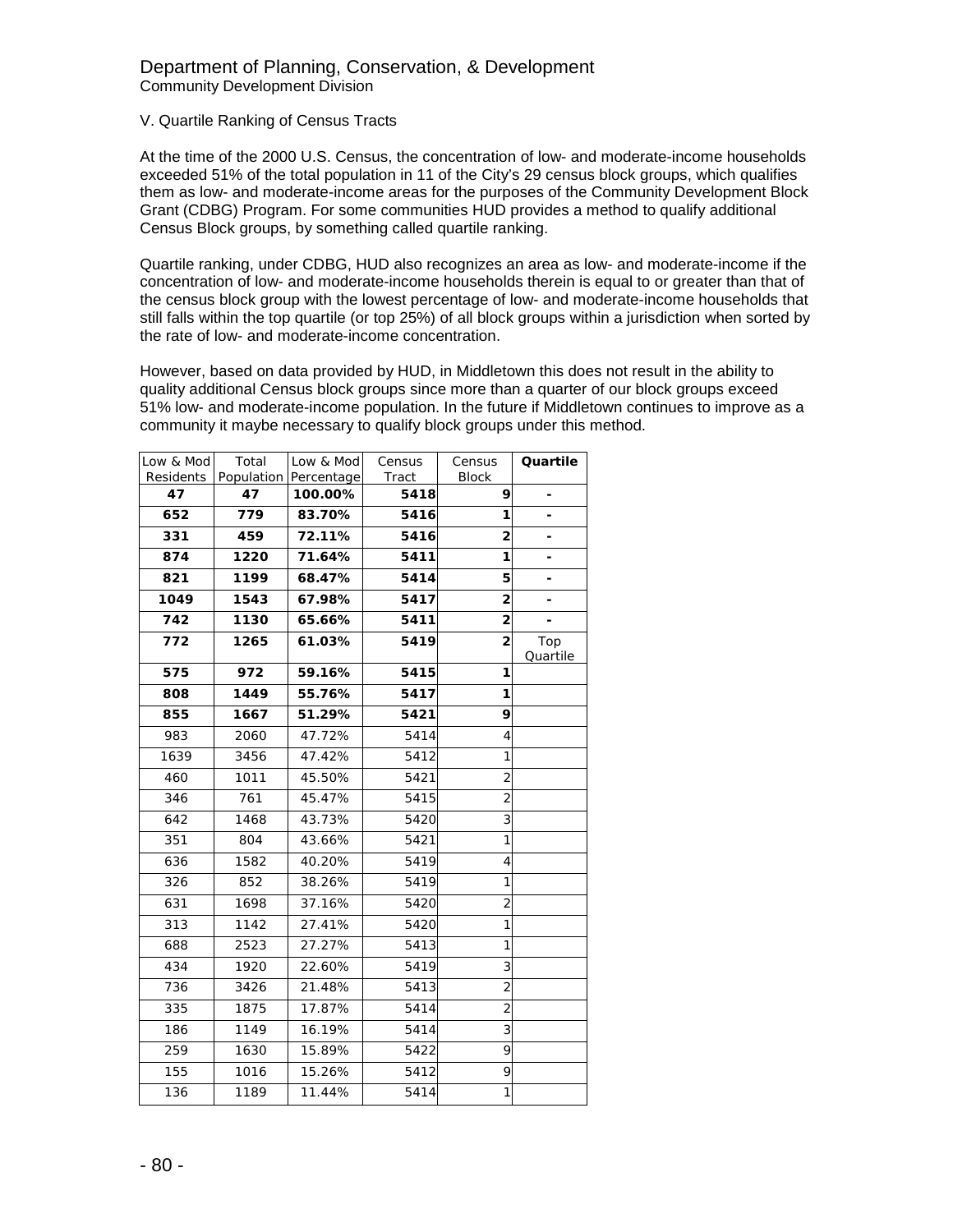Department of Planning, Conservation, & Development
Community Development Division

V. Quartile Ranking of Census Tracts

At the time of the 2000 U.S. Census, the concentration of low- and moderate-income households exceeded 51% of the total population in 11 of the City's 29 census block groups, which qualifies them as low- and moderate-income areas for the purposes of the Community Development Block Grant (CDBG) Program. For some communities HUD provides a method to qualify additional Census Block groups, by something called quartile ranking.

Quartile ranking, under CDBG, HUD also recognizes an area as low- and moderate-income if the concentration of low- and moderate-income households therein is equal to or greater than that of the census block group with the lowest percentage of low- and moderate-income households that still falls within the top quartile (or top 25%) of all block groups within a jurisdiction when sorted by the rate of low- and moderate-income concentration.

However, based on data provided by HUD, in Middletown this does not result in the ability to quality additional Census block groups since more than a quarter of our block groups exceed 51% low- and moderate-income population. In the future if Middletown continues to improve as a community it maybe necessary to qualify block groups under this method.

| Low & Mod Residents | Total Population | Low & Mod Percentage | Census Tract | Census Block | **Quartile** |
|---|---|---|---|---|---|
| **47** | **47** | **100.00%** | **5418** | **9** | - |
| **652** | **779** | **83.70%** | **5416** | **1** | - |
| **331** | **459** | **72.11%** | **5416** | **2** | - |
| **874** | **1220** | **71.64%** | **5411** | **1** | - |
| **821** | **1199** | **68.47%** | **5414** | **5** | - |
| **1049** | **1543** | **67.98%** | **5417** | **2** | - |
| **742** | **1130** | **65.66%** | **5411** | **2** | - |
| **772** | **1265** | **61.03%** | **5419** | **2** | Top Quartile |
| **575** | **972** | **59.16%** | **5415** | **1** | |
| **808** | **1449** | **55.76%** | **5417** | **1** | |
| **855** | **1667** | **51.29%** | **5421** | **9** | |
| 983 | 2060 | 47.72% | 5414 | 4 | |
| 1639 | 3456 | 47.42% | 5412 | 1 | |
| 460 | 1011 | 45.50% | 5421 | 2 | |
| 346 | 761 | 45.47% | 5415 | 2 | |
| 642 | 1468 | 43.73% | 5420 | 3 | |
| 351 | 804 | 43.66% | 5421 | 1 | |
| 636 | 1582 | 40.20% | 5419 | 4 | |
| 326 | 852 | 38.26% | 5419 | 1 | |
| 631 | 1698 | 37.16% | 5420 | 2 | |
| 313 | 1142 | 27.41% | 5420 | 1 | |
| 688 | 2523 | 27.27% | 5413 | 1 | |
| 434 | 1920 | 22.60% | 5419 | 3 | |
| 736 | 3426 | 21.48% | 5413 | 2 | |
| 335 | 1875 | 17.87% | 5414 | 2 | |
| 186 | 1149 | 16.19% | 5414 | 3 | |
| 259 | 1630 | 15.89% | 5422 | 9 | |
| 155 | 1016 | 15.26% | 5412 | 9 | |
| 136 | 1189 | 11.44% | 5414 | 1 | |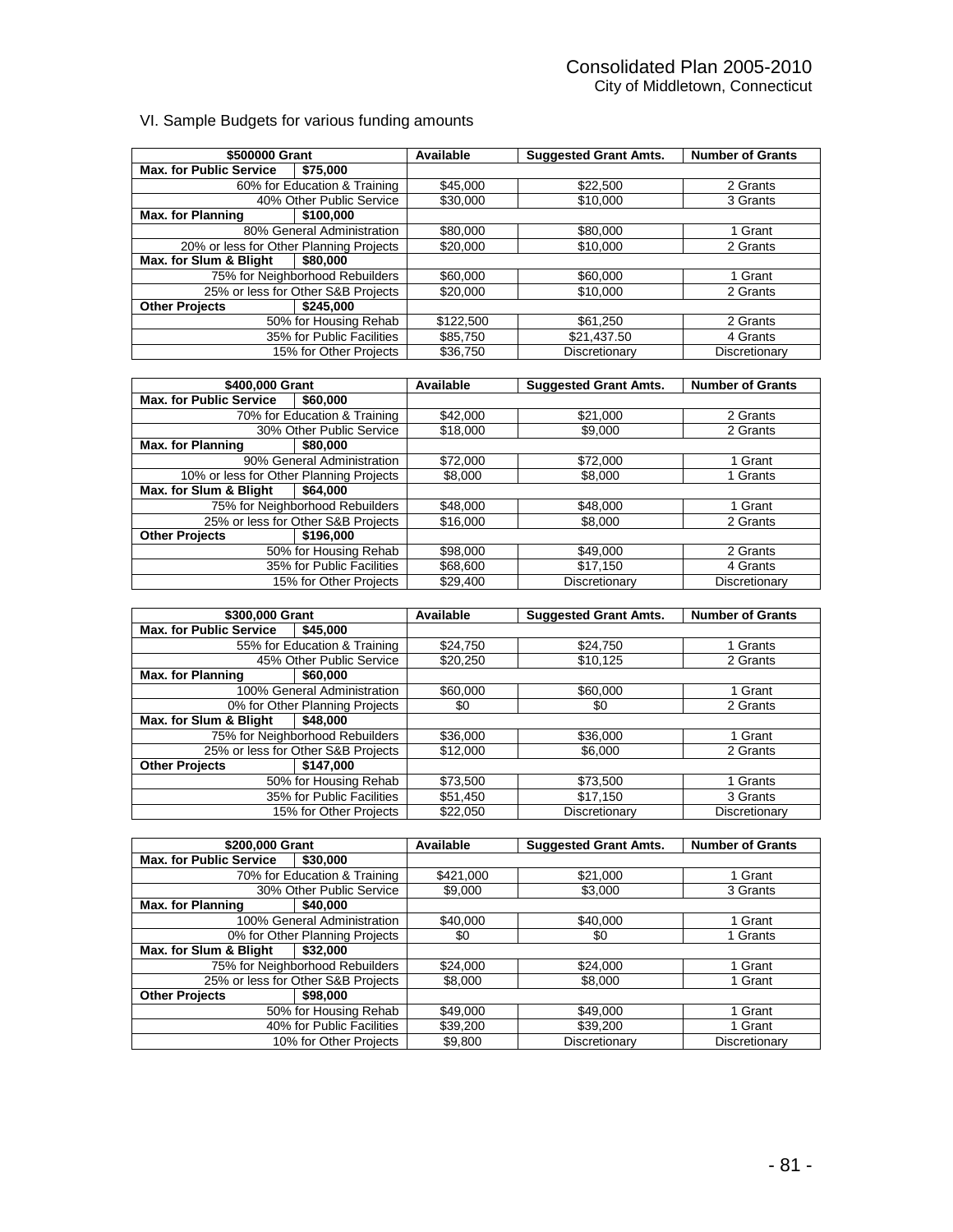VI. Sample Budgets for various funding amounts

| $500000 Grant | | Available | Suggested Grant Amts. | Number of Grants |
|---|---|---|---|---|
| **Max. for Public Service** | **$75,000** | | | |
| 60% for Education & Training | | $45,000 | $22,500 | 2 Grants |
| 40% Other Public Service | | $30,000 | $10,000 | 3 Grants |
| **Max. for Planning** | **$100,000** | | | |
| 80% General Administration | | $80,000 | $80,000 | 1 Grant |
| 20% or less for Other Planning Projects | | $20,000 | $10,000 | 2 Grants |
| **Max. for Slum & Blight** | **$80,000** | | | |
| 75% for Neighborhood Rebuilders | | $60,000 | $60,000 | 1 Grant |
| 25% or less for Other S&B Projects | | $20,000 | $10,000 | 2 Grants |
| **Other Projects** | **$245,000** | | | |
| 50% for Housing Rehab | | $122,500 | $61,250 | 2 Grants |
| 35% for Public Facilities | | $85,750 | $21,437.50 | 4 Grants |
| 15% for Other Projects | | $36,750 | Discretionary | Discretionary |

| $400,000 Grant | | Available | Suggested Grant Amts. | Number of Grants |
|---|---|---|---|---|
| **Max. for Public Service** | **$60,000** | | | |
| 70% for Education & Training | | $42,000 | $21,000 | 2 Grants |
| 30% Other Public Service | | $18,000 | $9,000 | 2 Grants |
| **Max. for Planning** | **$80,000** | | | |
| 90% General Administration | | $72,000 | $72,000 | 1 Grant |
| 10% or less for Other Planning Projects | | $8,000 | $8,000 | 1 Grants |
| **Max. for Slum & Blight** | **$64,000** | | | |
| 75% for Neighborhood Rebuilders | | $48,000 | $48,000 | 1 Grant |
| 25% or less for Other S&B Projects | | $16,000 | $8,000 | 2 Grants |
| **Other Projects** | **$196,000** | | | |
| 50% for Housing Rehab | | $98,000 | $49,000 | 2 Grants |
| 35% for Public Facilities | | $68,600 | $17,150 | 4 Grants |
| 15% for Other Projects | | $29,400 | Discretionary | Discretionary |

| $300,000 Grant | | Available | Suggested Grant Amts. | Number of Grants |
|---|---|---|---|---|
| **Max. for Public Service** | **$45,000** | | | |
| 55% for Education & Training | | $24,750 | $24,750 | 1 Grants |
| 45% Other Public Service | | $20,250 | $10,125 | 2 Grants |
| **Max. for Planning** | **$60,000** | | | |
| 100% General Administration | | $60,000 | $60,000 | 1 Grant |
| 0% for Other Planning Projects | | $0 | $0 | 2 Grants |
| **Max. for Slum & Blight** | **$48,000** | | | |
| 75% for Neighborhood Rebuilders | | $36,000 | $36,000 | 1 Grant |
| 25% or less for Other S&B Projects | | $12,000 | $6,000 | 2 Grants |
| **Other Projects** | **$147,000** | | | |
| 50% for Housing Rehab | | $73,500 | $73,500 | 1 Grants |
| 35% for Public Facilities | | $51,450 | $17,150 | 3 Grants |
| 15% for Other Projects | | $22,050 | Discretionary | Discretionary |

| $200,000 Grant | | Available | Suggested Grant Amts. | Number of Grants |
|---|---|---|---|---|
| **Max. for Public Service** | **$30,000** | | | |
| 70% for Education & Training | | $421,000 | $21,000 | 1 Grant |
| 30% Other Public Service | | $9,000 | $3,000 | 3 Grants |
| **Max. for Planning** | **$40,000** | | | |
| 100% General Administration | | $40,000 | $40,000 | 1 Grant |
| 0% for Other Planning Projects | | $0 | $0 | 1 Grants |
| **Max. for Slum & Blight** | **$32,000** | | | |
| 75% for Neighborhood Rebuilders | | $24,000 | $24,000 | 1 Grant |
| 25% or less for Other S&B Projects | | $8,000 | $8,000 | 1 Grant |
| **Other Projects** | **$98,000** | | | |
| 50% for Housing Rehab | | $49,000 | $49,000 | 1 Grant |
| 40% for Public Facilities | | $39,200 | $39,200 | 1 Grant |
| 10% for Other Projects | | $9,800 | Discretionary | Discretionary |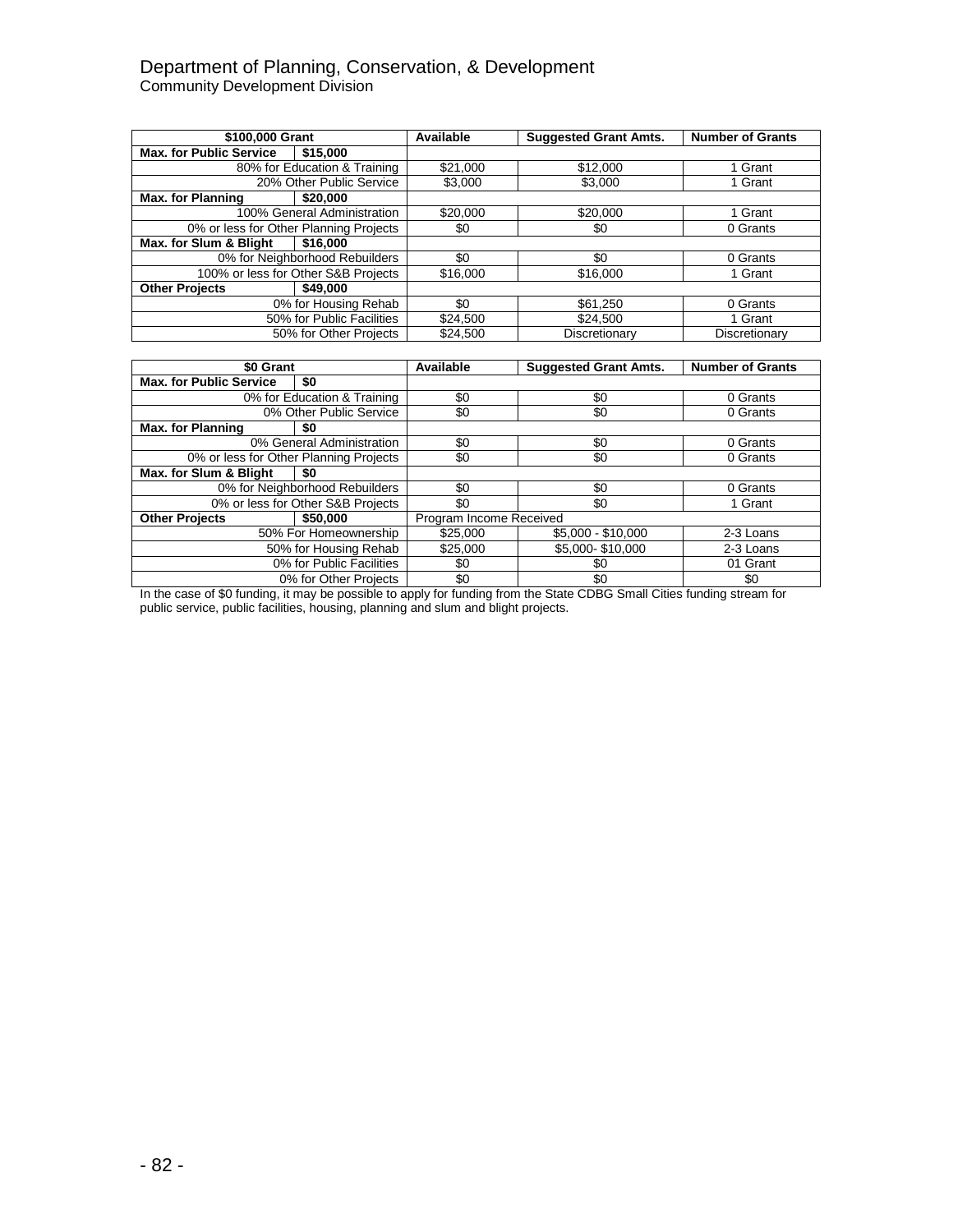# Department of Planning, Conservation, & Development

## Community Development Division

| $100,000 Grant | | Available | Suggested Grant Amts. | Number of Grants |
|---|---|---|---|---|
| **Max. for Public Service** | **$15,000** | | | |
| 80% for Education & Training | | $21,000 | $12,000 | 1 Grant |
| 20% Other Public Service | | $3,000 | $3,000 | 1 Grant |
| **Max. for Planning** | **$20,000** | | | |
| 100% General Administration | | $20,000 | $20,000 | 1 Grant |
| 0% or less for Other Planning Projects | | $0 | $0 | 0 Grants |
| **Max. for Slum & Blight** | **$16,000** | | | |
| 0% for Neighborhood Rebuilders | | $0 | $0 | 0 Grants |
| 100% or less for Other S&B Projects | | $16,000 | $16,000 | 1 Grant |
| **Other Projects** | **$49,000** | | | |
| 0% for Housing Rehab | | $0 | $61,250 | 0 Grants |
| 50% for Public Facilities | | $24,500 | $24,500 | 1 Grant |
| 50% for Other Projects | | $24,500 | Discretionary | Discretionary |

| $0 Grant | | Available | Suggested Grant Amts. | Number of Grants |
|---|---|---|---|---|
| **Max. for Public Service** | **$0** | | | |
| 0% for Education & Training | | $0 | $0 | 0 Grants |
| 0% Other Public Service | | $0 | $0 | 0 Grants |
| **Max. for Planning** | **$0** | | | |
| 0% General Administration | | $0 | $0 | 0 Grants |
| 0% or less for Other Planning Projects | | $0 | $0 | 0 Grants |
| **Max. for Slum & Blight** | **$0** | | | |
| 0% for Neighborhood Rebuilders | | $0 | $0 | 0 Grants |
| 0% or less for Other S&B Projects | | $0 | $0 | 1 Grant |
| **Other Projects** | **$50,000** | Program Income Received | | |
| 50% For Homeownership | | $25,000 | $5,000 - $10,000 | 2-3 Loans |
| 50% for Housing Rehab | | $25,000 | $5,000- $10,000 | 2-3 Loans |
| 0% for Public Facilities | | $0 | $0 | 01 Grant |
| 0% for Other Projects | | $0 | $0 | $0 |

In the case of $0 funding, it may be possible to apply for funding from the State CDBG Small Cities funding stream for public service, public facilities, housing, planning and slum and blight projects.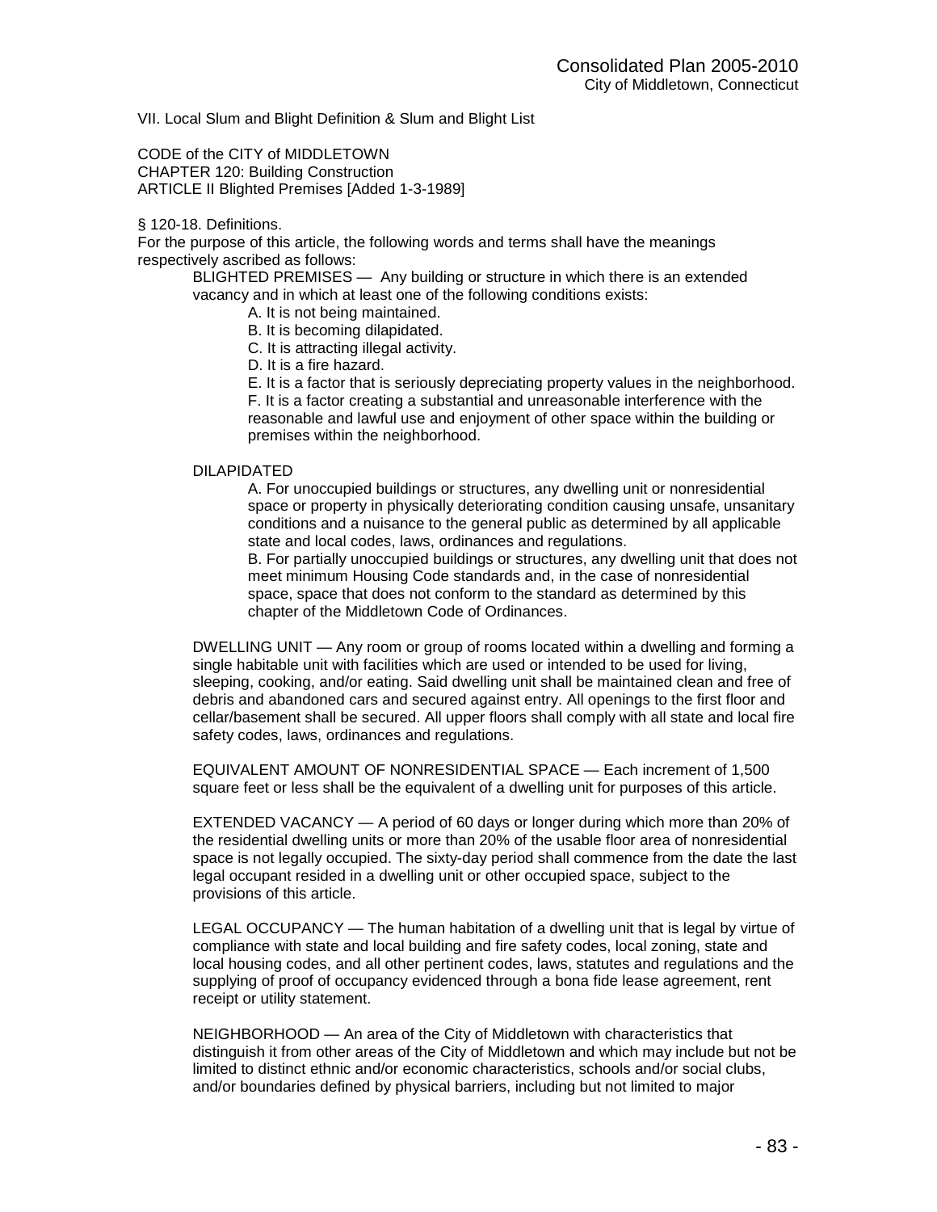## VII. Local Slum and Blight Definition & Slum and Blight List

CODE of the CITY of MIDDLETOWN
CHAPTER 120: Building Construction
ARTICLE II Blighted Premises [Added 1-3-1989]

§ 120-18. Definitions.

For the purpose of this article, the following words and terms shall have the meanings respectively ascribed as follows:

BLIGHTED PREMISES — Any building or structure in which there is an extended vacancy and in which at least one of the following conditions exists:

A. It is not being maintained.
B. It is becoming dilapidated.
C. It is attracting illegal activity.
D. It is a fire hazard.
E. It is a factor that is seriously depreciating property values in the neighborhood.
F. It is a factor creating a substantial and unreasonable interference with the reasonable and lawful use and enjoyment of other space within the building or premises within the neighborhood.

DILAPIDATED

A. For unoccupied buildings or structures, any dwelling unit or nonresidential space or property in physically deteriorating condition causing unsafe, unsanitary conditions and a nuisance to the general public as determined by all applicable state and local codes, laws, ordinances and regulations.
B. For partially unoccupied buildings or structures, any dwelling unit that does not meet minimum Housing Code standards and, in the case of nonresidential space, space that does not conform to the standard as determined by this chapter of the Middletown Code of Ordinances.

DWELLING UNIT — Any room or group of rooms located within a dwelling and forming a single habitable unit with facilities which are used or intended to be used for living, sleeping, cooking, and/or eating. Said dwelling unit shall be maintained clean and free of debris and abandoned cars and secured against entry. All openings to the first floor and cellar/basement shall be secured. All upper floors shall comply with all state and local fire safety codes, laws, ordinances and regulations.

EQUIVALENT AMOUNT OF NONRESIDENTIAL SPACE — Each increment of 1,500 square feet or less shall be the equivalent of a dwelling unit for purposes of this article.

EXTENDED VACANCY — A period of 60 days or longer during which more than 20% of the residential dwelling units or more than 20% of the usable floor area of nonresidential space is not legally occupied. The sixty-day period shall commence from the date the last legal occupant resided in a dwelling unit or other occupied space, subject to the provisions of this article.

LEGAL OCCUPANCY — The human habitation of a dwelling unit that is legal by virtue of compliance with state and local building and fire safety codes, local zoning, state and local housing codes, and all other pertinent codes, laws, statutes and regulations and the supplying of proof of occupancy evidenced through a bona fide lease agreement, rent receipt or utility statement.

NEIGHBORHOOD — An area of the City of Middletown with characteristics that distinguish it from other areas of the City of Middletown and which may include but not be limited to distinct ethnic and/or economic characteristics, schools and/or social clubs, and/or boundaries defined by physical barriers, including but not limited to major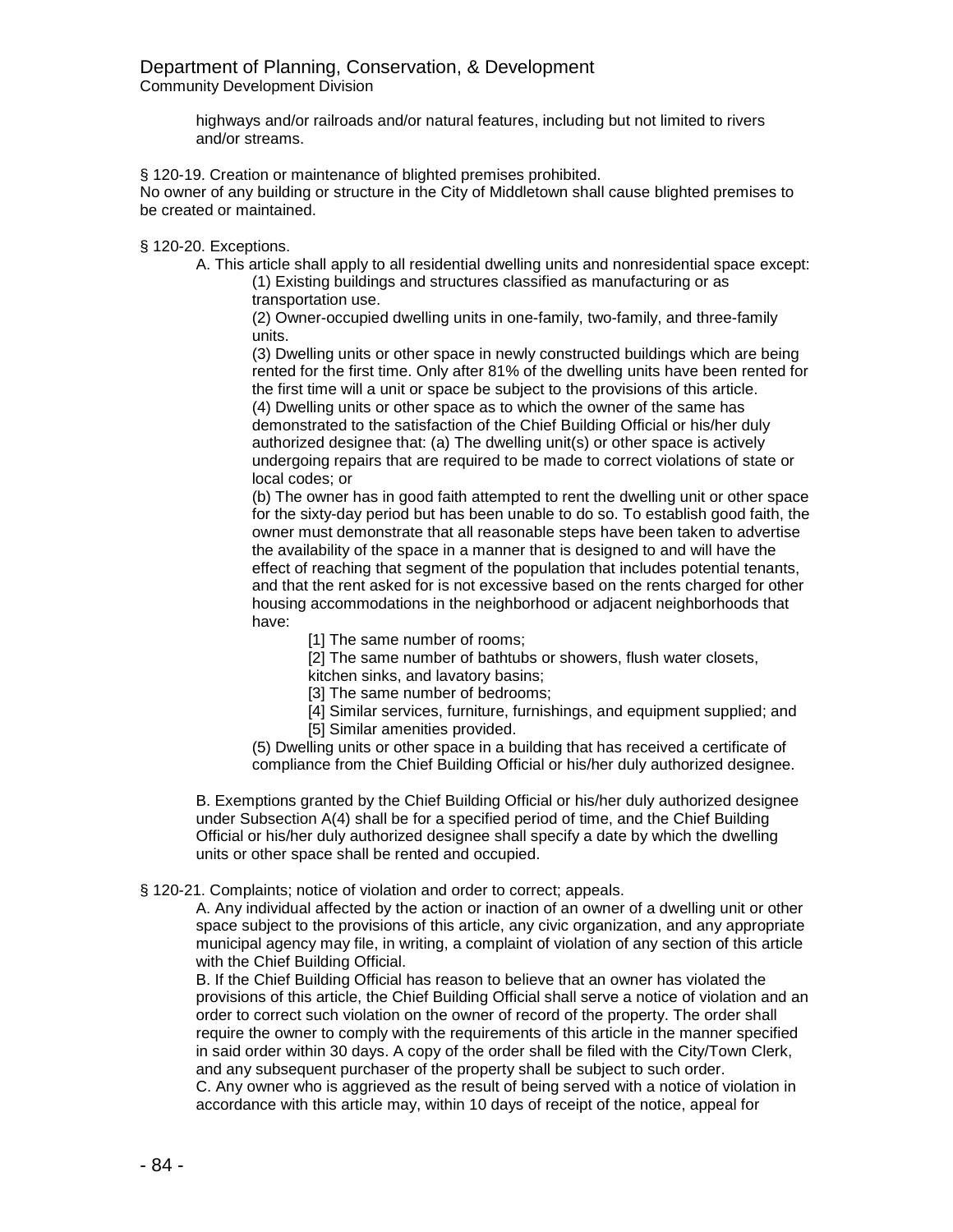highways and/or railroads and/or natural features, including but not limited to rivers and/or streams.

§ 120-19. Creation or maintenance of blighted premises prohibited.
No owner of any building or structure in the City of Middletown shall cause blighted premises to be created or maintained.

§ 120-20. Exceptions.

A. This article shall apply to all residential dwelling units and nonresidential space except:

(1) Existing buildings and structures classified as manufacturing or as transportation use.

(2) Owner-occupied dwelling units in one-family, two-family, and three-family units.

(3) Dwelling units or other space in newly constructed buildings which are being rented for the first time. Only after 81% of the dwelling units have been rented for the first time will a unit or space be subject to the provisions of this article.

(4) Dwelling units or other space as to which the owner of the same has demonstrated to the satisfaction of the Chief Building Official or his/her duly authorized designee that: (a) The dwelling unit(s) or other space is actively undergoing repairs that are required to be made to correct violations of state or local codes; or

(b) The owner has in good faith attempted to rent the dwelling unit or other space for the sixty-day period but has been unable to do so. To establish good faith, the owner must demonstrate that all reasonable steps have been taken to advertise the availability of the space in a manner that is designed to and will have the effect of reaching that segment of the population that includes potential tenants, and that the rent asked for is not excessive based on the rents charged for other housing accommodations in the neighborhood or adjacent neighborhoods that have:

[1] The same number of rooms;

[2] The same number of bathtubs or showers, flush water closets, kitchen sinks, and lavatory basins;

[3] The same number of bedrooms;

[4] Similar services, furniture, furnishings, and equipment supplied; and

[5] Similar amenities provided.

(5) Dwelling units or other space in a building that has received a certificate of compliance from the Chief Building Official or his/her duly authorized designee.

B. Exemptions granted by the Chief Building Official or his/her duly authorized designee under Subsection A(4) shall be for a specified period of time, and the Chief Building Official or his/her duly authorized designee shall specify a date by which the dwelling units or other space shall be rented and occupied.

§ 120-21. Complaints; notice of violation and order to correct; appeals.

A. Any individual affected by the action or inaction of an owner of a dwelling unit or other space subject to the provisions of this article, any civic organization, and any appropriate municipal agency may file, in writing, a complaint of violation of any section of this article with the Chief Building Official.

B. If the Chief Building Official has reason to believe that an owner has violated the provisions of this article, the Chief Building Official shall serve a notice of violation and an order to correct such violation on the owner of record of the property. The order shall require the owner to comply with the requirements of this article in the manner specified in said order within 30 days. A copy of the order shall be filed with the City/Town Clerk, and any subsequent purchaser of the property shall be subject to such order.

C. Any owner who is aggrieved as the result of being served with a notice of violation in accordance with this article may, within 10 days of receipt of the notice, appeal for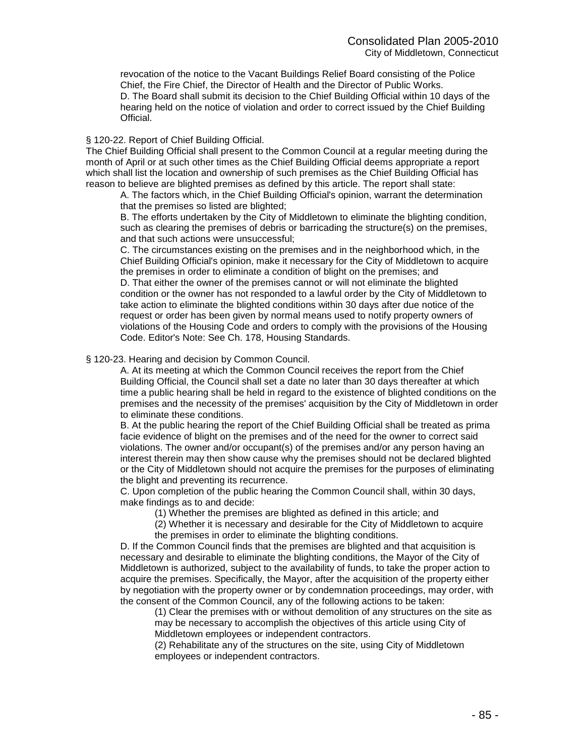revocation of the notice to the Vacant Buildings Relief Board consisting of the Police Chief, the Fire Chief, the Director of Health and the Director of Public Works.

D. The Board shall submit its decision to the Chief Building Official within 10 days of the hearing held on the notice of violation and order to correct issued by the Chief Building Official.

§ 120-22. Report of Chief Building Official.

The Chief Building Official shall present to the Common Council at a regular meeting during the month of April or at such other times as the Chief Building Official deems appropriate a report which shall list the location and ownership of such premises as the Chief Building Official has reason to believe are blighted premises as defined by this article. The report shall state:

A. The factors which, in the Chief Building Official's opinion, warrant the determination that the premises so listed are blighted;

B. The efforts undertaken by the City of Middletown to eliminate the blighting condition, such as clearing the premises of debris or barricading the structure(s) on the premises, and that such actions were unsuccessful;

C. The circumstances existing on the premises and in the neighborhood which, in the Chief Building Official's opinion, make it necessary for the City of Middletown to acquire the premises in order to eliminate a condition of blight on the premises; and

D. That either the owner of the premises cannot or will not eliminate the blighted condition or the owner has not responded to a lawful order by the City of Middletown to take action to eliminate the blighted conditions within 30 days after due notice of the request or order has been given by normal means used to notify property owners of violations of the Housing Code and orders to comply with the provisions of the Housing Code. Editor's Note: See Ch. 178, Housing Standards.

§ 120-23. Hearing and decision by Common Council.

A. At its meeting at which the Common Council receives the report from the Chief Building Official, the Council shall set a date no later than 30 days thereafter at which time a public hearing shall be held in regard to the existence of blighted conditions on the premises and the necessity of the premises' acquisition by the City of Middletown in order to eliminate these conditions.

B. At the public hearing the report of the Chief Building Official shall be treated as prima facie evidence of blight on the premises and of the need for the owner to correct said violations. The owner and/or occupant(s) of the premises and/or any person having an interest therein may then show cause why the premises should not be declared blighted or the City of Middletown should not acquire the premises for the purposes of eliminating the blight and preventing its recurrence.

C. Upon completion of the public hearing the Common Council shall, within 30 days, make findings as to and decide:

(1) Whether the premises are blighted as defined in this article; and

(2) Whether it is necessary and desirable for the City of Middletown to acquire the premises in order to eliminate the blighting conditions.

D. If the Common Council finds that the premises are blighted and that acquisition is necessary and desirable to eliminate the blighting conditions, the Mayor of the City of Middletown is authorized, subject to the availability of funds, to take the proper action to acquire the premises. Specifically, the Mayor, after the acquisition of the property either by negotiation with the property owner or by condemnation proceedings, may order, with the consent of the Common Council, any of the following actions to be taken:

(1) Clear the premises with or without demolition of any structures on the site as may be necessary to accomplish the objectives of this article using City of Middletown employees or independent contractors.

(2) Rehabilitate any of the structures on the site, using City of Middletown employees or independent contractors.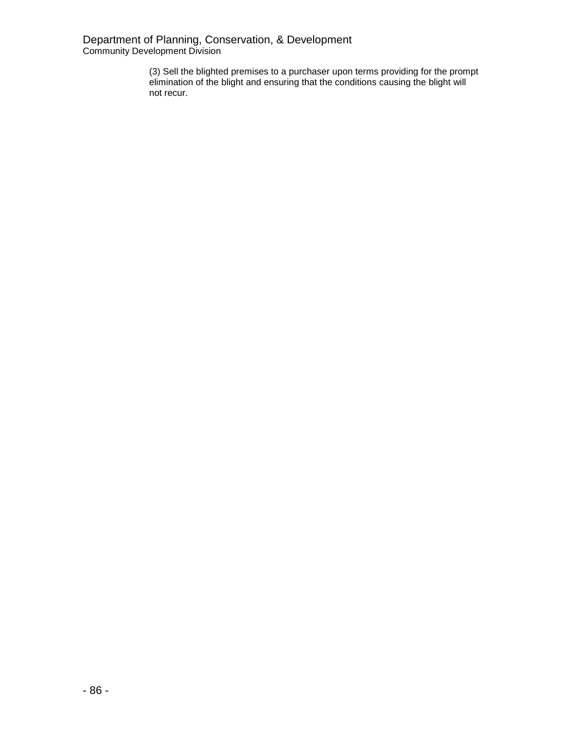(3) Sell the blighted premises to a purchaser upon terms providing for the prompt elimination of the blight and ensuring that the conditions causing the blight will not recur.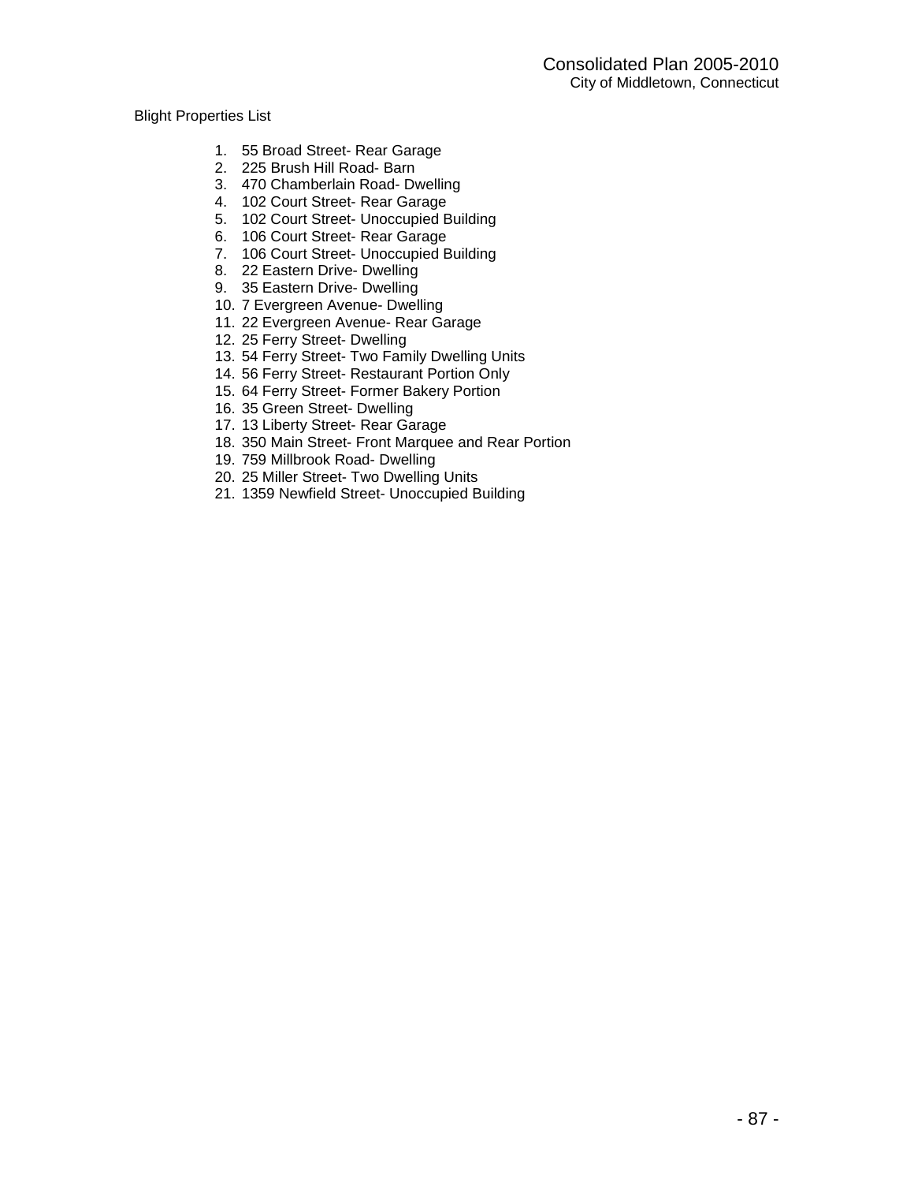Blight Properties List

1. 55 Broad Street- Rear Garage
2. 225 Brush Hill Road- Barn
3. 470 Chamberlain Road- Dwelling
4. 102 Court Street- Rear Garage
5. 102 Court Street- Unoccupied Building
6. 106 Court Street- Rear Garage
7. 106 Court Street- Unoccupied Building
8. 22 Eastern Drive- Dwelling
9. 35 Eastern Drive- Dwelling
10. 7 Evergreen Avenue- Dwelling
11. 22 Evergreen Avenue- Rear Garage
12. 25 Ferry Street- Dwelling
13. 54 Ferry Street- Two Family Dwelling Units
14. 56 Ferry Street- Restaurant Portion Only
15. 64 Ferry Street- Former Bakery Portion
16. 35 Green Street- Dwelling
17. 13 Liberty Street- Rear Garage
18. 350 Main Street- Front Marquee and Rear Portion
19. 759 Millbrook Road- Dwelling
20. 25 Miller Street- Two Dwelling Units
21. 1359 Newfield Street- Unoccupied Building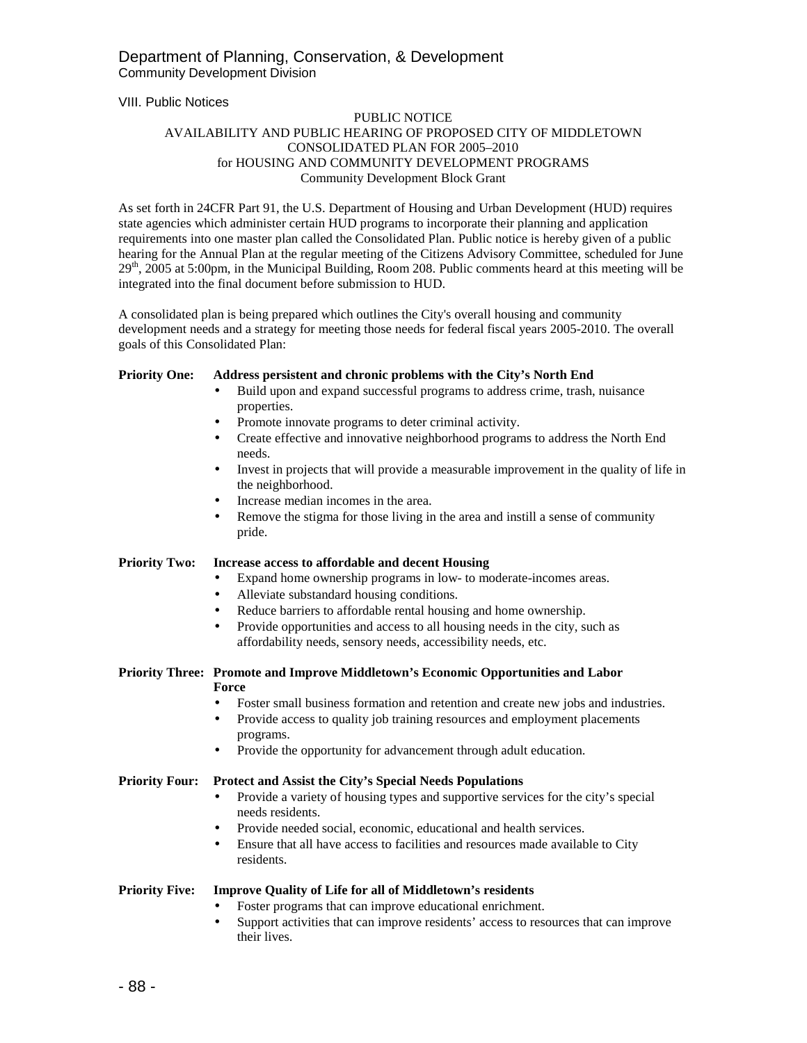VIII. Public Notices

PUBLIC NOTICE
AVAILABILITY AND PUBLIC HEARING OF PROPOSED CITY OF MIDDLETOWN CONSOLIDATED PLAN FOR 2005–2010
for HOUSING AND COMMUNITY DEVELOPMENT PROGRAMS
Community Development Block Grant

As set forth in 24CFR Part 91, the U.S. Department of Housing and Urban Development (HUD) requires state agencies which administer certain HUD programs to incorporate their planning and application requirements into one master plan called the Consolidated Plan. Public notice is hereby given of a public hearing for the Annual Plan at the regular meeting of the Citizens Advisory Committee, scheduled for June 29th, 2005 at 5:00pm, in the Municipal Building, Room 208. Public comments heard at this meeting will be integrated into the final document before submission to HUD.

A consolidated plan is being prepared which outlines the City's overall housing and community development needs and a strategy for meeting those needs for federal fiscal years 2005-2010. The overall goals of this Consolidated Plan:

**Priority One: Address persistent and chronic problems with the City's North End**

- Build upon and expand successful programs to address crime, trash, nuisance properties.
- Promote innovate programs to deter criminal activity.
- Create effective and innovative neighborhood programs to address the North End needs.
- Invest in projects that will provide a measurable improvement in the quality of life in the neighborhood.
- Increase median incomes in the area.
- Remove the stigma for those living in the area and instill a sense of community pride.

**Priority Two: Increase access to affordable and decent Housing**

- Expand home ownership programs in low- to moderate-incomes areas.
- Alleviate substandard housing conditions.
- Reduce barriers to affordable rental housing and home ownership.
- Provide opportunities and access to all housing needs in the city, such as affordability needs, sensory needs, accessibility needs, etc.

**Priority Three: Promote and Improve Middletown's Economic Opportunities and Labor Force**

- Foster small business formation and retention and create new jobs and industries.
- Provide access to quality job training resources and employment placements programs.
- Provide the opportunity for advancement through adult education.

**Priority Four: Protect and Assist the City's Special Needs Populations**

- Provide a variety of housing types and supportive services for the city's special needs residents.
- Provide needed social, economic, educational and health services.
- Ensure that all have access to facilities and resources made available to City residents.

**Priority Five: Improve Quality of Life for all of Middletown's residents**

- Foster programs that can improve educational enrichment.
- Support activities that can improve residents' access to resources that can improve their lives.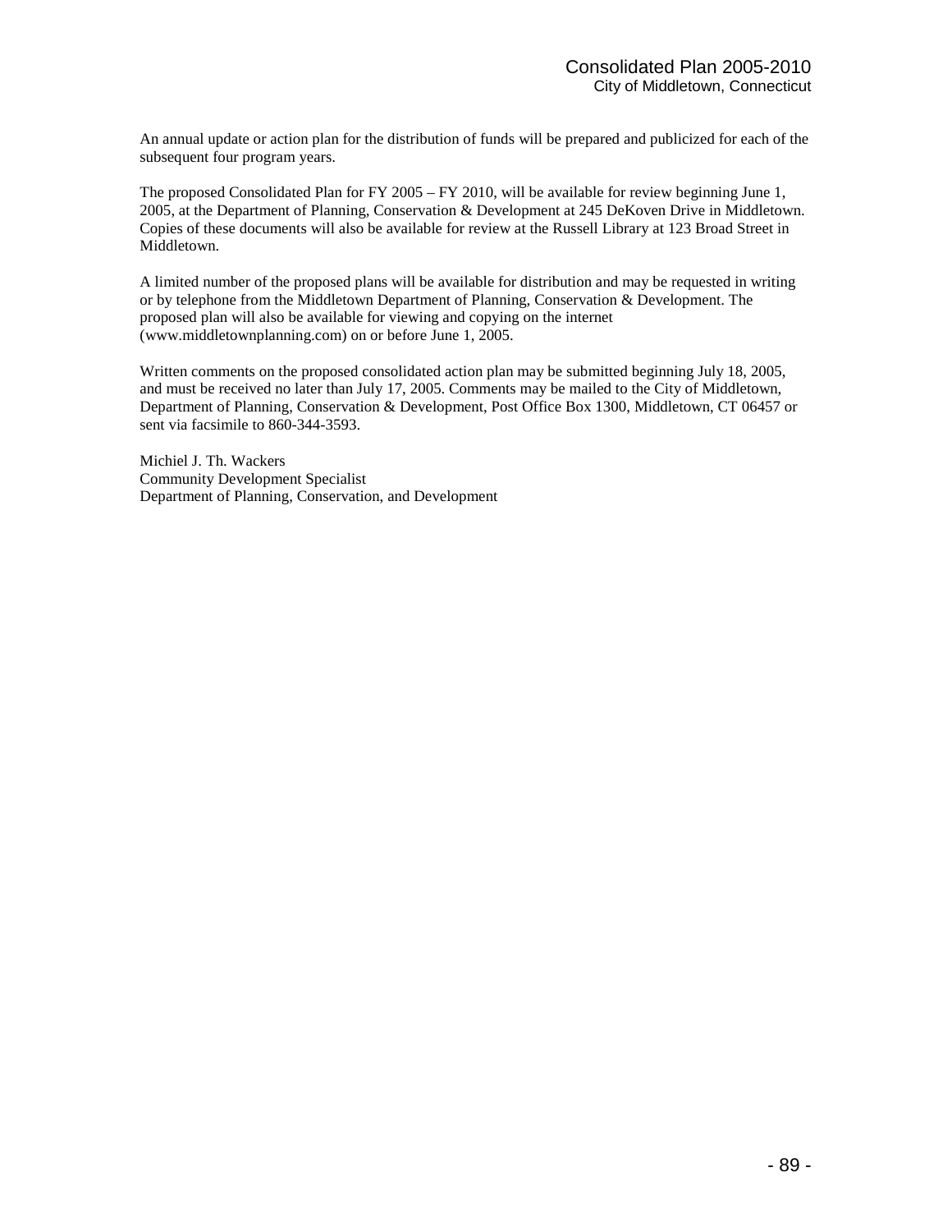An annual update or action plan for the distribution of funds will be prepared and publicized for each of the subsequent four program years.

The proposed Consolidated Plan for FY 2005 – FY 2010, will be available for review beginning June 1, 2005, at the Department of Planning, Conservation & Development at 245 DeKoven Drive in Middletown. Copies of these documents will also be available for review at the Russell Library at 123 Broad Street in Middletown.

A limited number of the proposed plans will be available for distribution and may be requested in writing or by telephone from the Middletown Department of Planning, Conservation & Development. The proposed plan will also be available for viewing and copying on the internet (www.middletownplanning.com) on or before June 1, 2005.

Written comments on the proposed consolidated action plan may be submitted beginning July 18, 2005, and must be received no later than July 17, 2005. Comments may be mailed to the City of Middletown, Department of Planning, Conservation & Development, Post Office Box 1300, Middletown, CT 06457 or sent via facsimile to 860-344-3593.

Michiel J. Th. Wackers
Community Development Specialist
Department of Planning, Conservation, and Development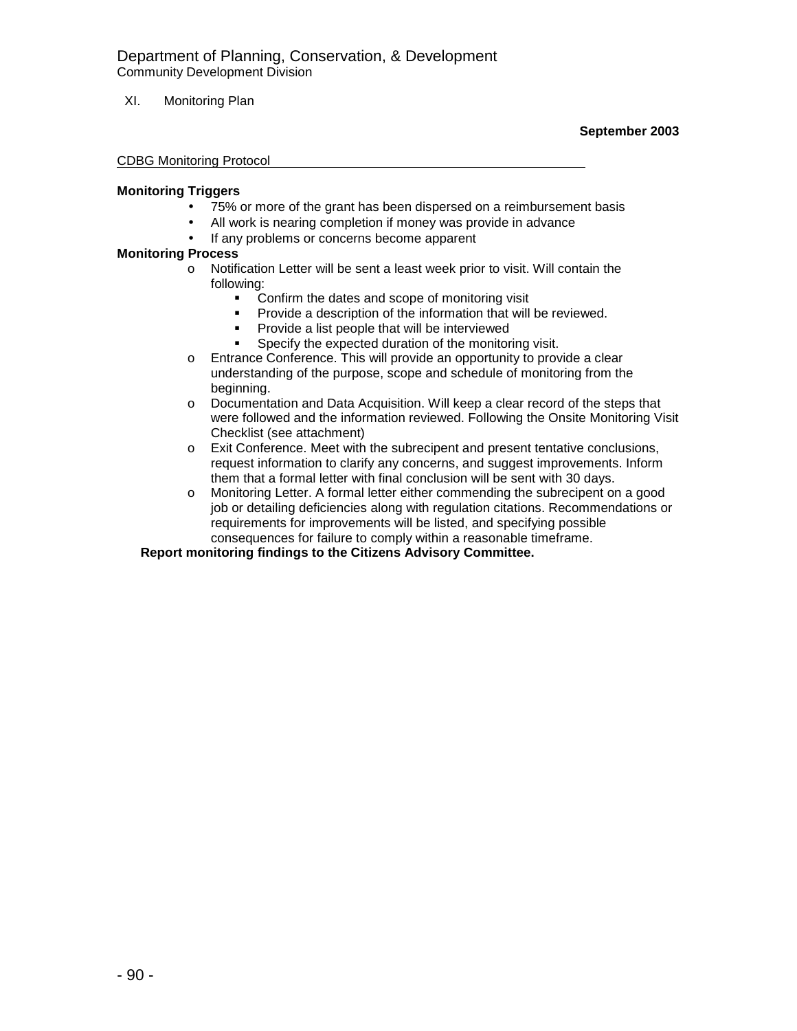Department of Planning, Conservation, & Development
Community Development Division

XI. Monitoring Plan

**September 2003**

CDBG Monitoring Protocol

**Monitoring Triggers**

- 75% or more of the grant has been dispersed on a reimbursement basis
- All work is nearing completion if money was provide in advance
- If any problems or concerns become apparent

**Monitoring Process**

- Notification Letter will be sent a least week prior to visit. Will contain the following:
  - Confirm the dates and scope of monitoring visit
  - Provide a description of the information that will be reviewed.
  - Provide a list people that will be interviewed
  - Specify the expected duration of the monitoring visit.
- Entrance Conference. This will provide an opportunity to provide a clear understanding of the purpose, scope and schedule of monitoring from the beginning.
- Documentation and Data Acquisition. Will keep a clear record of the steps that were followed and the information reviewed. Following the Onsite Monitoring Visit Checklist (see attachment)
- Exit Conference. Meet with the subrecipent and present tentative conclusions, request information to clarify any concerns, and suggest improvements. Inform them that a formal letter with final conclusion will be sent with 30 days.
- Monitoring Letter. A formal letter either commending the subrecipent on a good job or detailing deficiencies along with regulation citations. Recommendations or requirements for improvements will be listed, and specifying possible consequences for failure to comply within a reasonable timeframe.

**Report monitoring findings to the Citizens Advisory Committee.**